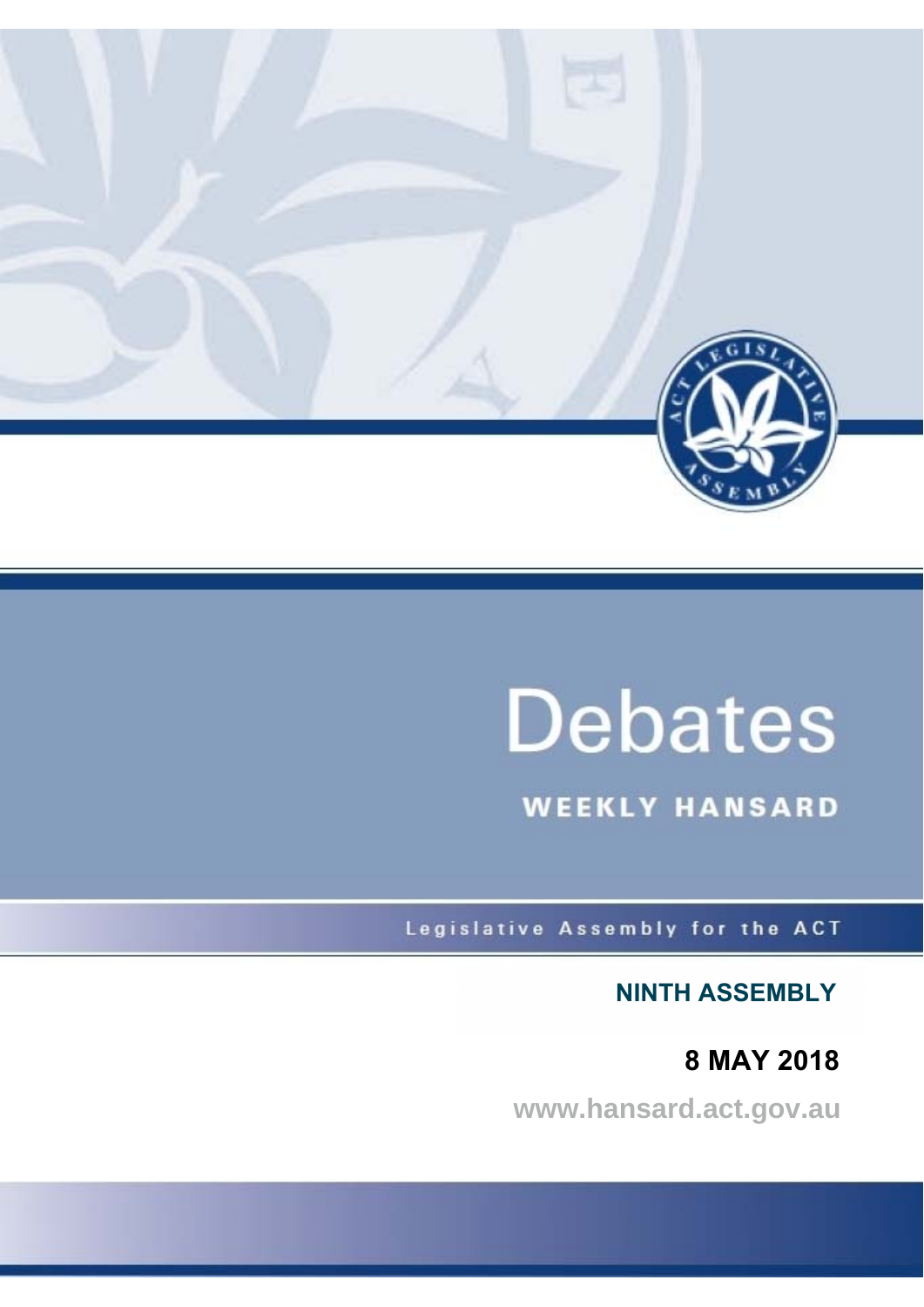# Debates

## WEEKLY HANSARD

Legislative Assembly for the ACT

**NINTH ASSEMBLY**

**8 MAY 2018**

www.hansard.act.gov.au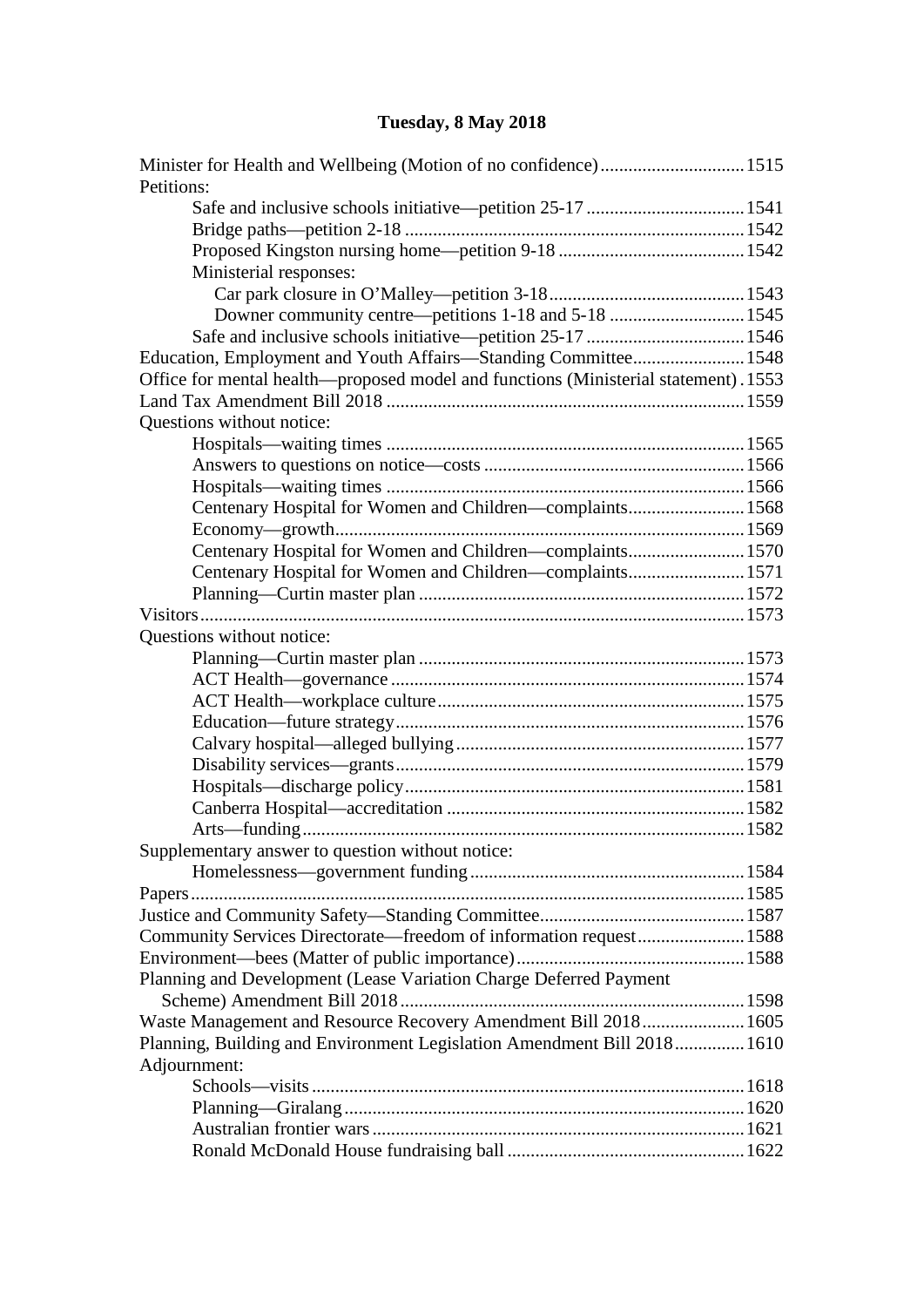## Tuesday, 8 May 2018

Minister for Health and Wellbeing (Motion of no confidence) ... 1515

Petitions:

- Safe and inclusive schools initiative—petition 25-17 ... 1541
- Bridge paths—petition 2-18 ... 1542
- Proposed Kingston nursing home—petition 9-18 ... 1542
- Ministerial responses:
  - Car park closure in O'Malley—petition 3-18 ... 1543
  - Downer community centre—petitions 1-18 and 5-18 ... 1545
- Safe and inclusive schools initiative—petition 25-17 ... 1546

Education, Employment and Youth Affairs—Standing Committee ... 1548

Office for mental health—proposed model and functions (Ministerial statement) ... 1553

Land Tax Amendment Bill 2018 ... 1559

Questions without notice:

- Hospitals—waiting times ... 1565
- Answers to questions on notice—costs ... 1566
- Hospitals—waiting times ... 1566
- Centenary Hospital for Women and Children—complaints ... 1568
- Economy—growth ... 1569
- Centenary Hospital for Women and Children—complaints ... 1570
- Centenary Hospital for Women and Children—complaints ... 1571
- Planning—Curtin master plan ... 1572

Visitors ... 1573

Questions without notice:

- Planning—Curtin master plan ... 1573
- ACT Health—governance ... 1574
- ACT Health—workplace culture ... 1575
- Education—future strategy ... 1576
- Calvary hospital—alleged bullying ... 1577
- Disability services—grants ... 1579
- Hospitals—discharge policy ... 1581
- Canberra Hospital—accreditation ... 1582
- Arts—funding ... 1582

Supplementary answer to question without notice:

- Homelessness—government funding ... 1584

Papers ... 1585

Justice and Community Safety—Standing Committee ... 1587

Community Services Directorate—freedom of information request ... 1588

Environment—bees (Matter of public importance) ... 1588

Planning and Development (Lease Variation Charge Deferred Payment Scheme) Amendment Bill 2018 ... 1598

Waste Management and Resource Recovery Amendment Bill 2018 ... 1605

Planning, Building and Environment Legislation Amendment Bill 2018 ... 1610

Adjournment:

- Schools—visits ... 1618
- Planning—Giralang ... 1620
- Australian frontier wars ... 1621
- Ronald McDonald House fundraising ball ... 1622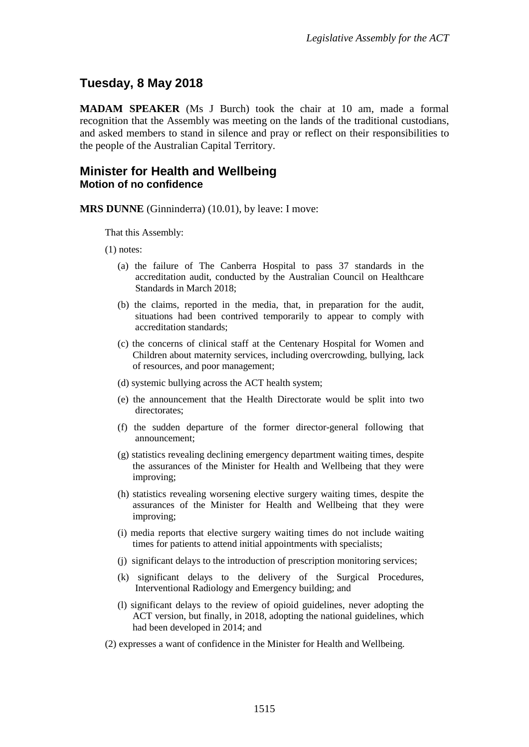## Tuesday, 8 May 2018

**MADAM SPEAKER** (Ms J Burch) took the chair at 10 am, made a formal recognition that the Assembly was meeting on the lands of the traditional custodians, and asked members to stand in silence and pray or reflect on their responsibilities to the people of the Australian Capital Territory.

## Minister for Health and Wellbeing
### Motion of no confidence

**MRS DUNNE** (Ginninderra) (10.01), by leave: I move:

That this Assembly:

(1) notes:

(a) the failure of The Canberra Hospital to pass 37 standards in the accreditation audit, conducted by the Australian Council on Healthcare Standards in March 2018;

(b) the claims, reported in the media, that, in preparation for the audit, situations had been contrived temporarily to appear to comply with accreditation standards;

(c) the concerns of clinical staff at the Centenary Hospital for Women and Children about maternity services, including overcrowding, bullying, lack of resources, and poor management;

(d) systemic bullying across the ACT health system;

(e) the announcement that the Health Directorate would be split into two directorates;

(f) the sudden departure of the former director-general following that announcement;

(g) statistics revealing declining emergency department waiting times, despite the assurances of the Minister for Health and Wellbeing that they were improving;

(h) statistics revealing worsening elective surgery waiting times, despite the assurances of the Minister for Health and Wellbeing that they were improving;

(i) media reports that elective surgery waiting times do not include waiting times for patients to attend initial appointments with specialists;

(j) significant delays to the introduction of prescription monitoring services;

(k) significant delays to the delivery of the Surgical Procedures, Interventional Radiology and Emergency building; and

(l) significant delays to the review of opioid guidelines, never adopting the ACT version, but finally, in 2018, adopting the national guidelines, which had been developed in 2014; and

(2) expresses a want of confidence in the Minister for Health and Wellbeing.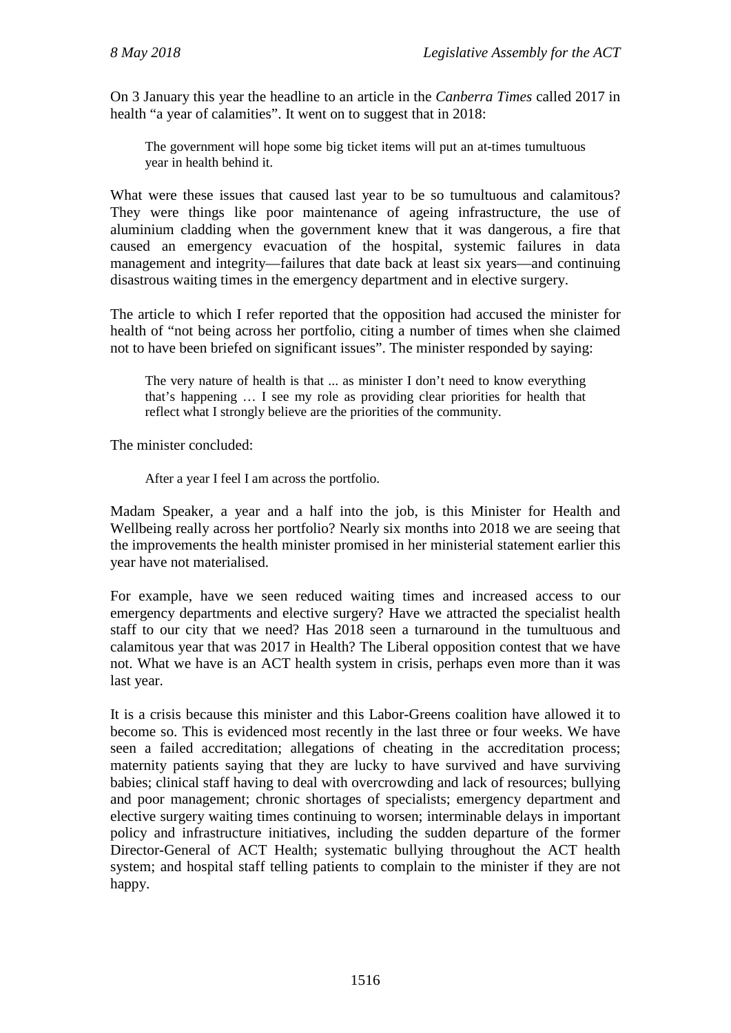On 3 January this year the headline to an article in the *Canberra Times* called 2017 in health "a year of calamities". It went on to suggest that in 2018:

> The government will hope some big ticket items will put an at-times tumultuous year in health behind it.

What were these issues that caused last year to be so tumultuous and calamitous? They were things like poor maintenance of ageing infrastructure, the use of aluminium cladding when the government knew that it was dangerous, a fire that caused an emergency evacuation of the hospital, systemic failures in data management and integrity—failures that date back at least six years—and continuing disastrous waiting times in the emergency department and in elective surgery.

The article to which I refer reported that the opposition had accused the minister for health of "not being across her portfolio, citing a number of times when she claimed not to have been briefed on significant issues". The minister responded by saying:

> The very nature of health is that ... as minister I don't need to know everything that's happening … I see my role as providing clear priorities for health that reflect what I strongly believe are the priorities of the community.

The minister concluded:

> After a year I feel I am across the portfolio.

Madam Speaker, a year and a half into the job, is this Minister for Health and Wellbeing really across her portfolio? Nearly six months into 2018 we are seeing that the improvements the health minister promised in her ministerial statement earlier this year have not materialised.

For example, have we seen reduced waiting times and increased access to our emergency departments and elective surgery? Have we attracted the specialist health staff to our city that we need? Has 2018 seen a turnaround in the tumultuous and calamitous year that was 2017 in Health? The Liberal opposition contest that we have not. What we have is an ACT health system in crisis, perhaps even more than it was last year.

It is a crisis because this minister and this Labor-Greens coalition have allowed it to become so. This is evidenced most recently in the last three or four weeks. We have seen a failed accreditation; allegations of cheating in the accreditation process; maternity patients saying that they are lucky to have survived and have surviving babies; clinical staff having to deal with overcrowding and lack of resources; bullying and poor management; chronic shortages of specialists; emergency department and elective surgery waiting times continuing to worsen; interminable delays in important policy and infrastructure initiatives, including the sudden departure of the former Director-General of ACT Health; systematic bullying throughout the ACT health system; and hospital staff telling patients to complain to the minister if they are not happy.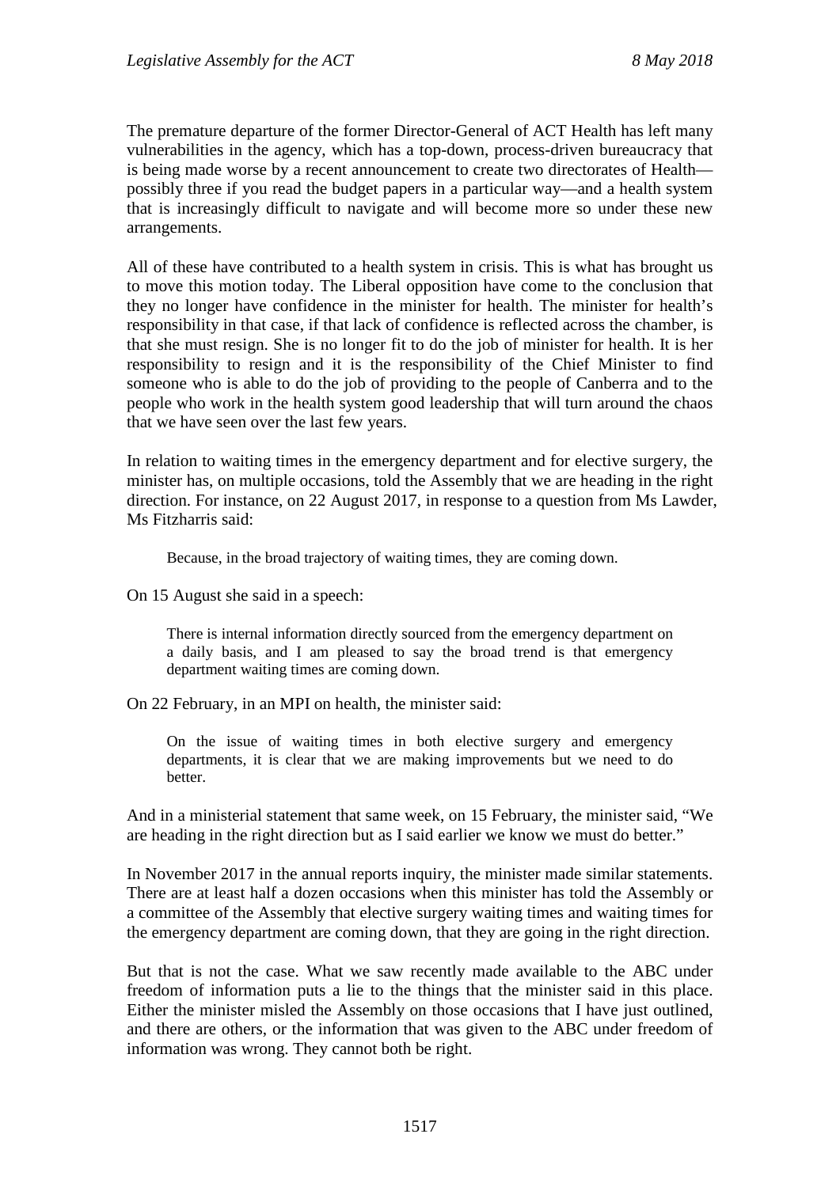The premature departure of the former Director-General of ACT Health has left many vulnerabilities in the agency, which has a top-down, process-driven bureaucracy that is being made worse by a recent announcement to create two directorates of Health—possibly three if you read the budget papers in a particular way—and a health system that is increasingly difficult to navigate and will become more so under these new arrangements.

All of these have contributed to a health system in crisis. This is what has brought us to move this motion today. The Liberal opposition have come to the conclusion that they no longer have confidence in the minister for health. The minister for health's responsibility in that case, if that lack of confidence is reflected across the chamber, is that she must resign. She is no longer fit to do the job of minister for health. It is her responsibility to resign and it is the responsibility of the Chief Minister to find someone who is able to do the job of providing to the people of Canberra and to the people who work in the health system good leadership that will turn around the chaos that we have seen over the last few years.

In relation to waiting times in the emergency department and for elective surgery, the minister has, on multiple occasions, told the Assembly that we are heading in the right direction. For instance, on 22 August 2017, in response to a question from Ms Lawder, Ms Fitzharris said:

> Because, in the broad trajectory of waiting times, they are coming down.

On 15 August she said in a speech:

> There is internal information directly sourced from the emergency department on a daily basis, and I am pleased to say the broad trend is that emergency department waiting times are coming down.

On 22 February, in an MPI on health, the minister said:

> On the issue of waiting times in both elective surgery and emergency departments, it is clear that we are making improvements but we need to do better.

And in a ministerial statement that same week, on 15 February, the minister said, "We are heading in the right direction but as I said earlier we know we must do better."

In November 2017 in the annual reports inquiry, the minister made similar statements. There are at least half a dozen occasions when this minister has told the Assembly or a committee of the Assembly that elective surgery waiting times and waiting times for the emergency department are coming down, that they are going in the right direction.

But that is not the case. What we saw recently made available to the ABC under freedom of information puts a lie to the things that the minister said in this place. Either the minister misled the Assembly on those occasions that I have just outlined, and there are others, or the information that was given to the ABC under freedom of information was wrong. They cannot both be right.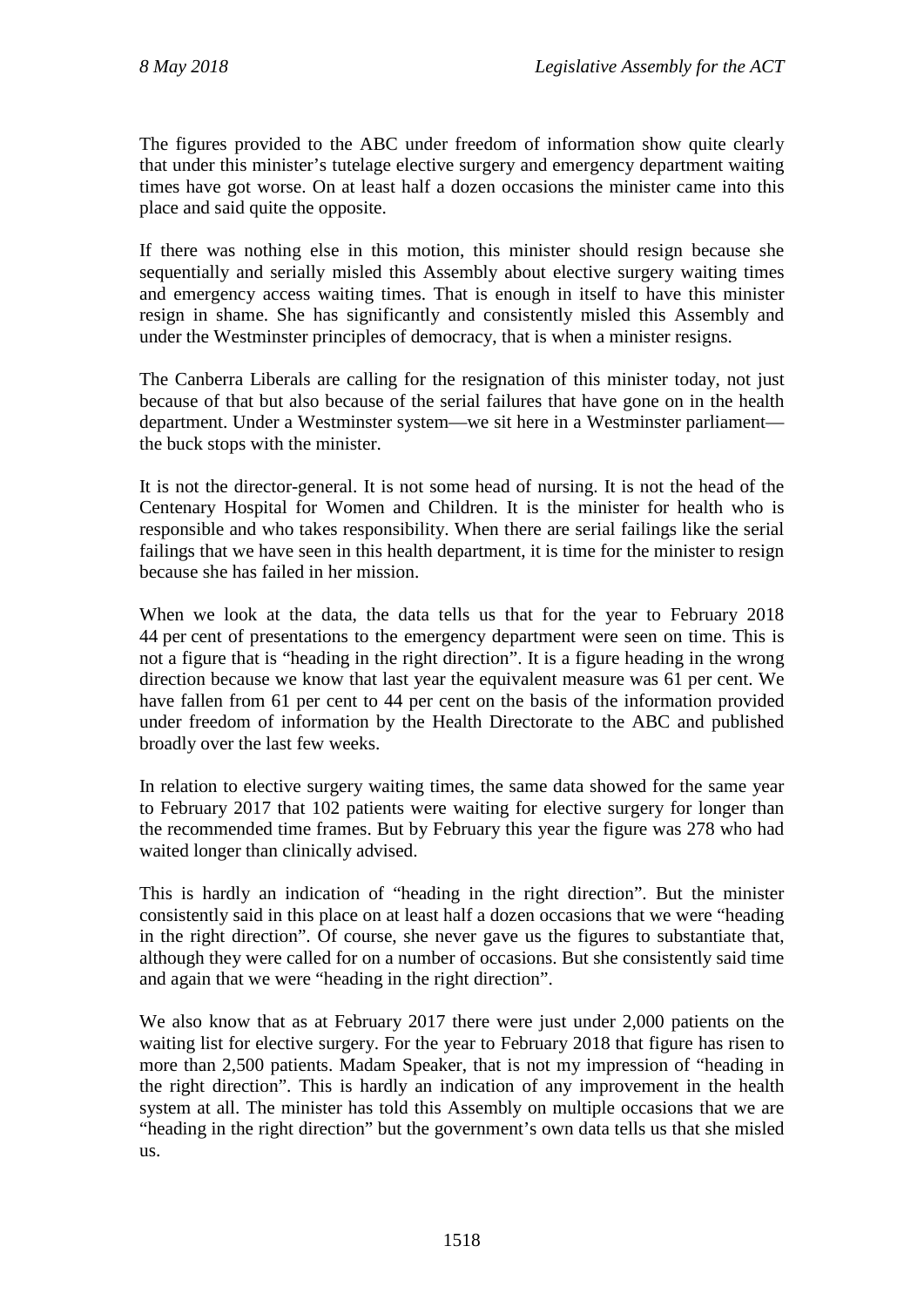The figures provided to the ABC under freedom of information show quite clearly that under this minister's tutelage elective surgery and emergency department waiting times have got worse. On at least half a dozen occasions the minister came into this place and said quite the opposite.

If there was nothing else in this motion, this minister should resign because she sequentially and serially misled this Assembly about elective surgery waiting times and emergency access waiting times. That is enough in itself to have this minister resign in shame. She has significantly and consistently misled this Assembly and under the Westminster principles of democracy, that is when a minister resigns.

The Canberra Liberals are calling for the resignation of this minister today, not just because of that but also because of the serial failures that have gone on in the health department. Under a Westminster system—we sit here in a Westminster parliament—the buck stops with the minister.

It is not the director-general. It is not some head of nursing. It is not the head of the Centenary Hospital for Women and Children. It is the minister for health who is responsible and who takes responsibility. When there are serial failings like the serial failings that we have seen in this health department, it is time for the minister to resign because she has failed in her mission.

When we look at the data, the data tells us that for the year to February 2018 44 per cent of presentations to the emergency department were seen on time. This is not a figure that is "heading in the right direction". It is a figure heading in the wrong direction because we know that last year the equivalent measure was 61 per cent. We have fallen from 61 per cent to 44 per cent on the basis of the information provided under freedom of information by the Health Directorate to the ABC and published broadly over the last few weeks.

In relation to elective surgery waiting times, the same data showed for the same year to February 2017 that 102 patients were waiting for elective surgery for longer than the recommended time frames. But by February this year the figure was 278 who had waited longer than clinically advised.

This is hardly an indication of "heading in the right direction". But the minister consistently said in this place on at least half a dozen occasions that we were "heading in the right direction". Of course, she never gave us the figures to substantiate that, although they were called for on a number of occasions. But she consistently said time and again that we were "heading in the right direction".

We also know that as at February 2017 there were just under 2,000 patients on the waiting list for elective surgery. For the year to February 2018 that figure has risen to more than 2,500 patients. Madam Speaker, that is not my impression of "heading in the right direction". This is hardly an indication of any improvement in the health system at all. The minister has told this Assembly on multiple occasions that we are "heading in the right direction" but the government's own data tells us that she misled us.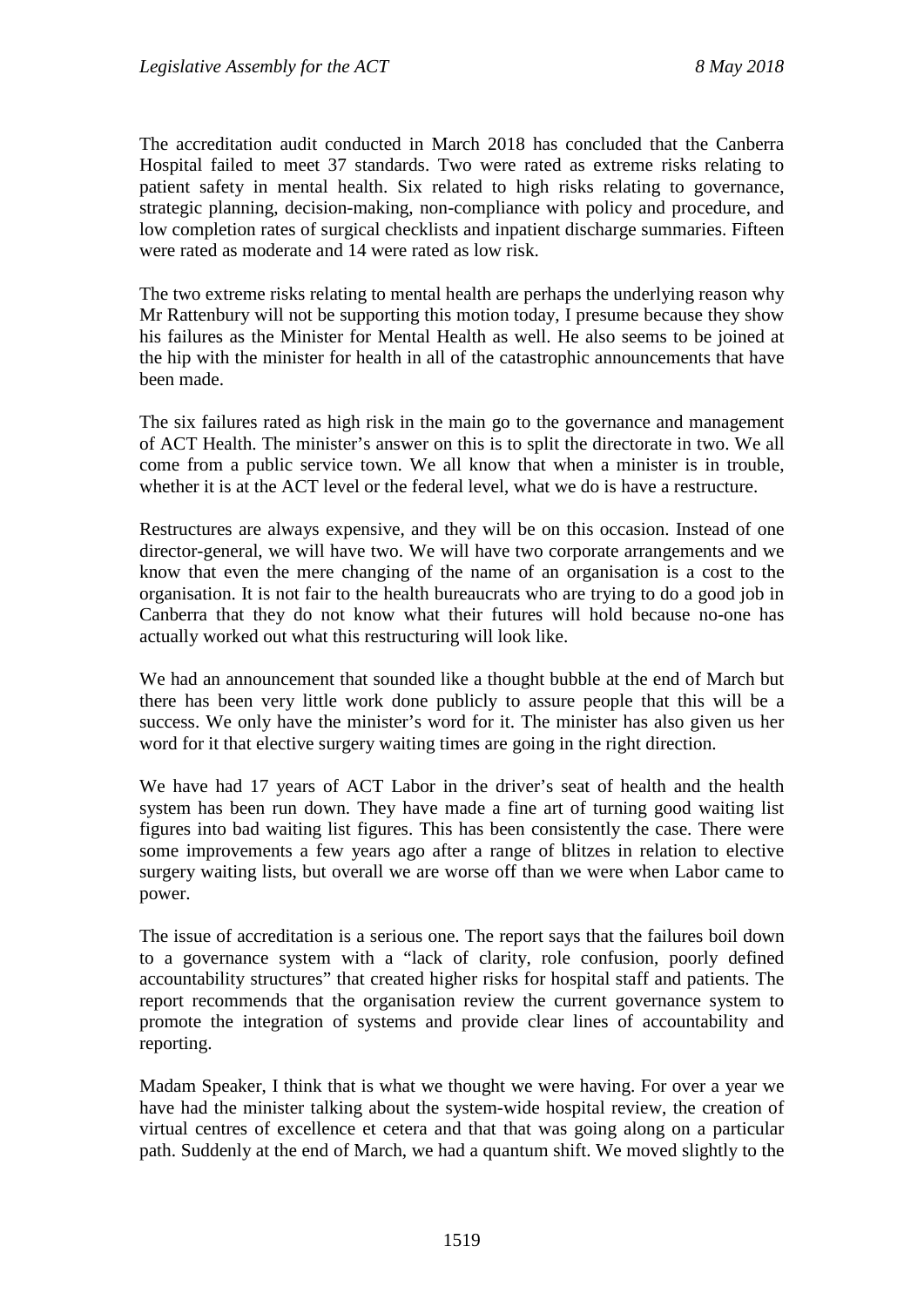The accreditation audit conducted in March 2018 has concluded that the Canberra Hospital failed to meet 37 standards. Two were rated as extreme risks relating to patient safety in mental health. Six related to high risks relating to governance, strategic planning, decision-making, non-compliance with policy and procedure, and low completion rates of surgical checklists and inpatient discharge summaries. Fifteen were rated as moderate and 14 were rated as low risk.

The two extreme risks relating to mental health are perhaps the underlying reason why Mr Rattenbury will not be supporting this motion today, I presume because they show his failures as the Minister for Mental Health as well. He also seems to be joined at the hip with the minister for health in all of the catastrophic announcements that have been made.

The six failures rated as high risk in the main go to the governance and management of ACT Health. The minister's answer on this is to split the directorate in two. We all come from a public service town. We all know that when a minister is in trouble, whether it is at the ACT level or the federal level, what we do is have a restructure.

Restructures are always expensive, and they will be on this occasion. Instead of one director-general, we will have two. We will have two corporate arrangements and we know that even the mere changing of the name of an organisation is a cost to the organisation. It is not fair to the health bureaucrats who are trying to do a good job in Canberra that they do not know what their futures will hold because no-one has actually worked out what this restructuring will look like.

We had an announcement that sounded like a thought bubble at the end of March but there has been very little work done publicly to assure people that this will be a success. We only have the minister's word for it. The minister has also given us her word for it that elective surgery waiting times are going in the right direction.

We have had 17 years of ACT Labor in the driver's seat of health and the health system has been run down. They have made a fine art of turning good waiting list figures into bad waiting list figures. This has been consistently the case. There were some improvements a few years ago after a range of blitzes in relation to elective surgery waiting lists, but overall we are worse off than we were when Labor came to power.

The issue of accreditation is a serious one. The report says that the failures boil down to a governance system with a "lack of clarity, role confusion, poorly defined accountability structures" that created higher risks for hospital staff and patients. The report recommends that the organisation review the current governance system to promote the integration of systems and provide clear lines of accountability and reporting.

Madam Speaker, I think that is what we thought we were having. For over a year we have had the minister talking about the system-wide hospital review, the creation of virtual centres of excellence et cetera and that that was going along on a particular path. Suddenly at the end of March, we had a quantum shift. We moved slightly to the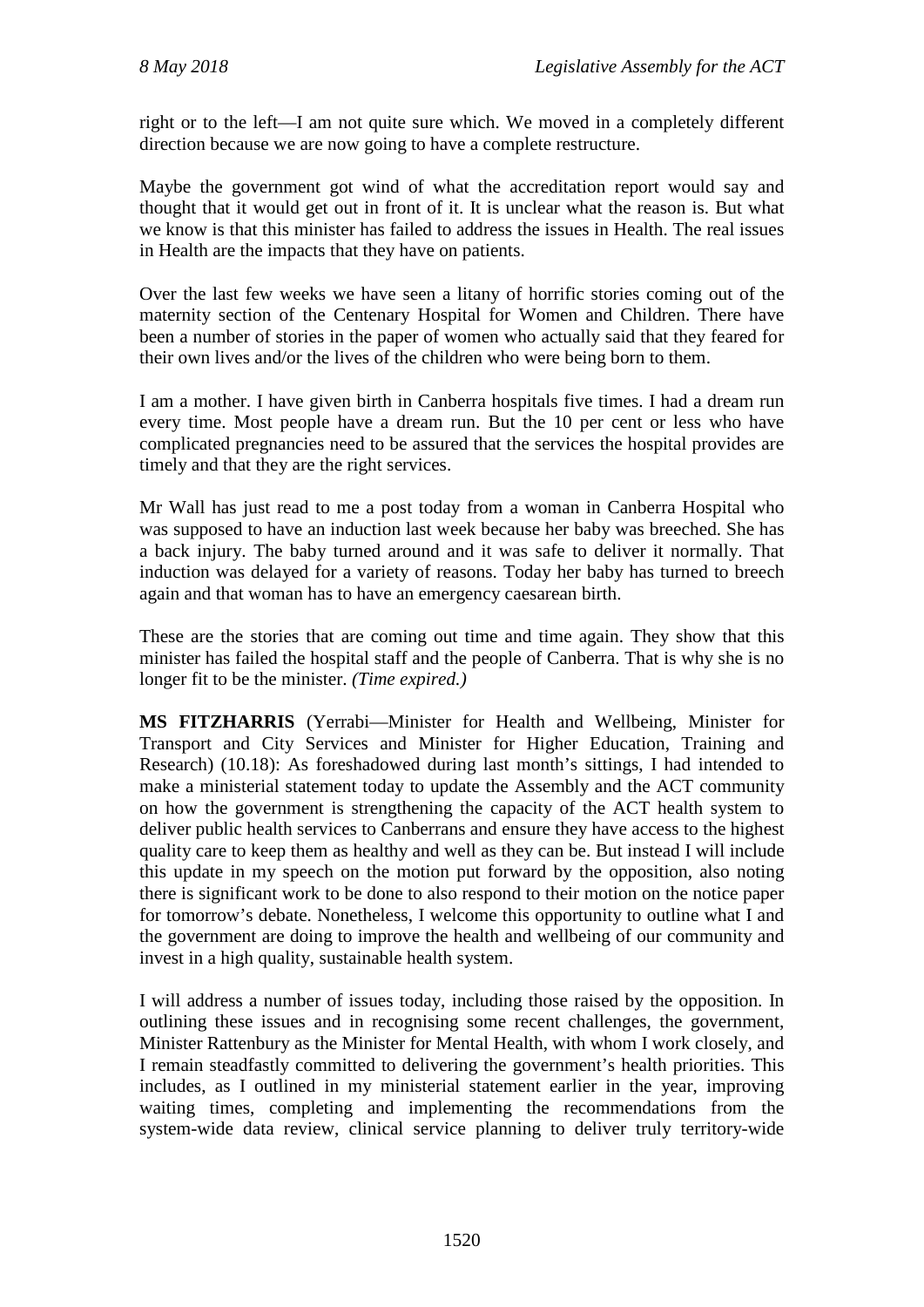right or to the left—I am not quite sure which. We moved in a completely different direction because we are now going to have a complete restructure.

Maybe the government got wind of what the accreditation report would say and thought that it would get out in front of it. It is unclear what the reason is. But what we know is that this minister has failed to address the issues in Health. The real issues in Health are the impacts that they have on patients.

Over the last few weeks we have seen a litany of horrific stories coming out of the maternity section of the Centenary Hospital for Women and Children. There have been a number of stories in the paper of women who actually said that they feared for their own lives and/or the lives of the children who were being born to them.

I am a mother. I have given birth in Canberra hospitals five times. I had a dream run every time. Most people have a dream run. But the 10 per cent or less who have complicated pregnancies need to be assured that the services the hospital provides are timely and that they are the right services.

Mr Wall has just read to me a post today from a woman in Canberra Hospital who was supposed to have an induction last week because her baby was breeched. She has a back injury. The baby turned around and it was safe to deliver it normally. That induction was delayed for a variety of reasons. Today her baby has turned to breech again and that woman has to have an emergency caesarean birth.

These are the stories that are coming out time and time again. They show that this minister has failed the hospital staff and the people of Canberra. That is why she is no longer fit to be the minister. *(Time expired.)*

**MS FITZHARRIS** (Yerrabi—Minister for Health and Wellbeing, Minister for Transport and City Services and Minister for Higher Education, Training and Research) (10.18): As foreshadowed during last month's sittings, I had intended to make a ministerial statement today to update the Assembly and the ACT community on how the government is strengthening the capacity of the ACT health system to deliver public health services to Canberrans and ensure they have access to the highest quality care to keep them as healthy and well as they can be. But instead I will include this update in my speech on the motion put forward by the opposition, also noting there is significant work to be done to also respond to their motion on the notice paper for tomorrow's debate. Nonetheless, I welcome this opportunity to outline what I and the government are doing to improve the health and wellbeing of our community and invest in a high quality, sustainable health system.

I will address a number of issues today, including those raised by the opposition. In outlining these issues and in recognising some recent challenges, the government, Minister Rattenbury as the Minister for Mental Health, with whom I work closely, and I remain steadfastly committed to delivering the government's health priorities. This includes, as I outlined in my ministerial statement earlier in the year, improving waiting times, completing and implementing the recommendations from the system-wide data review, clinical service planning to deliver truly territory-wide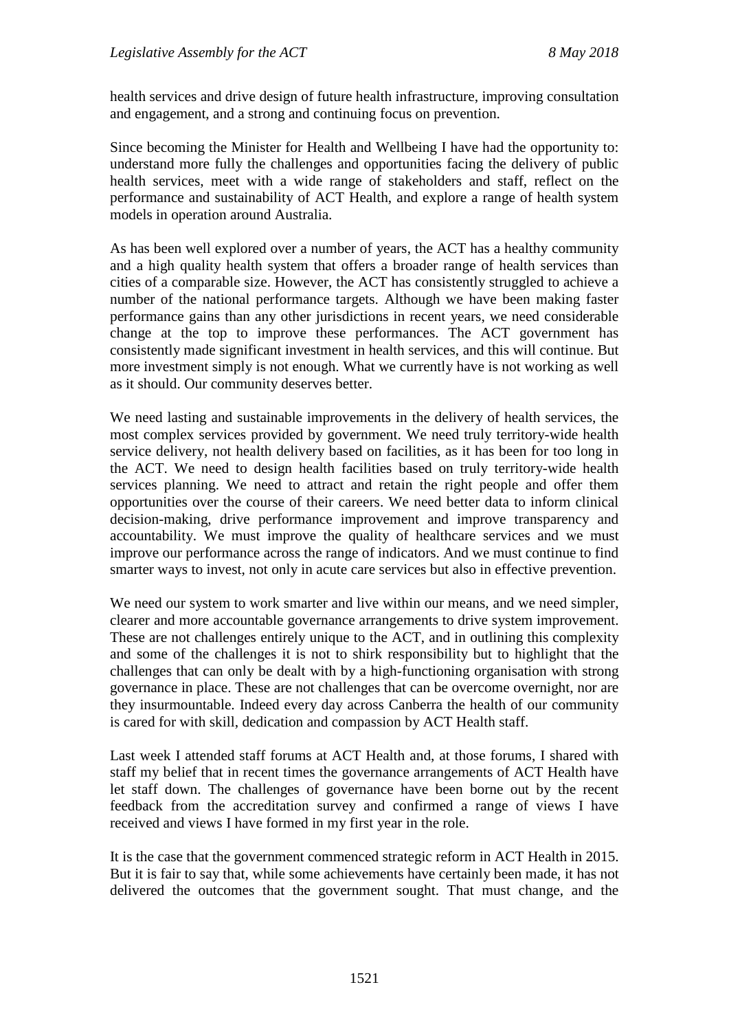health services and drive design of future health infrastructure, improving consultation and engagement, and a strong and continuing focus on prevention.

Since becoming the Minister for Health and Wellbeing I have had the opportunity to: understand more fully the challenges and opportunities facing the delivery of public health services, meet with a wide range of stakeholders and staff, reflect on the performance and sustainability of ACT Health, and explore a range of health system models in operation around Australia.

As has been well explored over a number of years, the ACT has a healthy community and a high quality health system that offers a broader range of health services than cities of a comparable size. However, the ACT has consistently struggled to achieve a number of the national performance targets. Although we have been making faster performance gains than any other jurisdictions in recent years, we need considerable change at the top to improve these performances. The ACT government has consistently made significant investment in health services, and this will continue. But more investment simply is not enough. What we currently have is not working as well as it should. Our community deserves better.

We need lasting and sustainable improvements in the delivery of health services, the most complex services provided by government. We need truly territory-wide health service delivery, not health delivery based on facilities, as it has been for too long in the ACT. We need to design health facilities based on truly territory-wide health services planning. We need to attract and retain the right people and offer them opportunities over the course of their careers. We need better data to inform clinical decision-making, drive performance improvement and improve transparency and accountability. We must improve the quality of healthcare services and we must improve our performance across the range of indicators. And we must continue to find smarter ways to invest, not only in acute care services but also in effective prevention.

We need our system to work smarter and live within our means, and we need simpler, clearer and more accountable governance arrangements to drive system improvement. These are not challenges entirely unique to the ACT, and in outlining this complexity and some of the challenges it is not to shirk responsibility but to highlight that the challenges that can only be dealt with by a high-functioning organisation with strong governance in place. These are not challenges that can be overcome overnight, nor are they insurmountable. Indeed every day across Canberra the health of our community is cared for with skill, dedication and compassion by ACT Health staff.

Last week I attended staff forums at ACT Health and, at those forums, I shared with staff my belief that in recent times the governance arrangements of ACT Health have let staff down. The challenges of governance have been borne out by the recent feedback from the accreditation survey and confirmed a range of views I have received and views I have formed in my first year in the role.

It is the case that the government commenced strategic reform in ACT Health in 2015. But it is fair to say that, while some achievements have certainly been made, it has not delivered the outcomes that the government sought. That must change, and the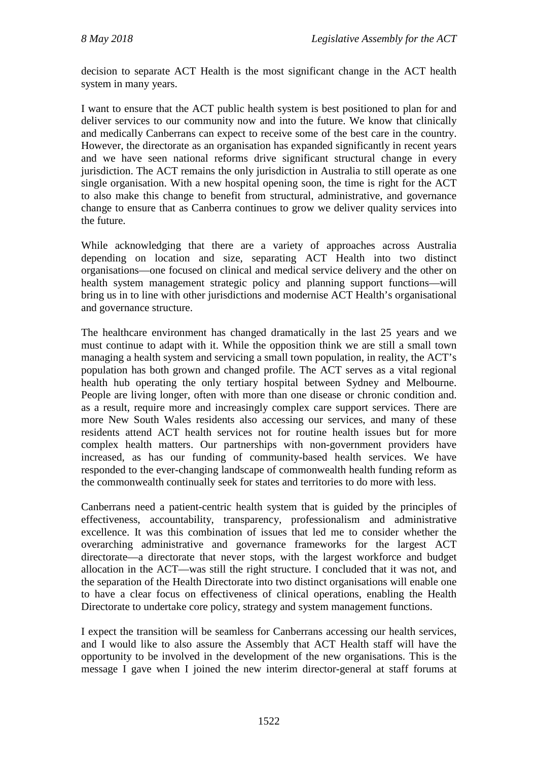decision to separate ACT Health is the most significant change in the ACT health system in many years.

I want to ensure that the ACT public health system is best positioned to plan for and deliver services to our community now and into the future. We know that clinically and medically Canberrans can expect to receive some of the best care in the country. However, the directorate as an organisation has expanded significantly in recent years and we have seen national reforms drive significant structural change in every jurisdiction. The ACT remains the only jurisdiction in Australia to still operate as one single organisation. With a new hospital opening soon, the time is right for the ACT to also make this change to benefit from structural, administrative, and governance change to ensure that as Canberra continues to grow we deliver quality services into the future.

While acknowledging that there are a variety of approaches across Australia depending on location and size, separating ACT Health into two distinct organisations—one focused on clinical and medical service delivery and the other on health system management strategic policy and planning support functions—will bring us in to line with other jurisdictions and modernise ACT Health's organisational and governance structure.

The healthcare environment has changed dramatically in the last 25 years and we must continue to adapt with it. While the opposition think we are still a small town managing a health system and servicing a small town population, in reality, the ACT's population has both grown and changed profile. The ACT serves as a vital regional health hub operating the only tertiary hospital between Sydney and Melbourne. People are living longer, often with more than one disease or chronic condition and. as a result, require more and increasingly complex care support services. There are more New South Wales residents also accessing our services, and many of these residents attend ACT health services not for routine health issues but for more complex health matters. Our partnerships with non-government providers have increased, as has our funding of community-based health services. We have responded to the ever-changing landscape of commonwealth health funding reform as the commonwealth continually seek for states and territories to do more with less.

Canberrans need a patient-centric health system that is guided by the principles of effectiveness, accountability, transparency, professionalism and administrative excellence. It was this combination of issues that led me to consider whether the overarching administrative and governance frameworks for the largest ACT directorate—a directorate that never stops, with the largest workforce and budget allocation in the ACT—was still the right structure. I concluded that it was not, and the separation of the Health Directorate into two distinct organisations will enable one to have a clear focus on effectiveness of clinical operations, enabling the Health Directorate to undertake core policy, strategy and system management functions.

I expect the transition will be seamless for Canberrans accessing our health services, and I would like to also assure the Assembly that ACT Health staff will have the opportunity to be involved in the development of the new organisations. This is the message I gave when I joined the new interim director-general at staff forums at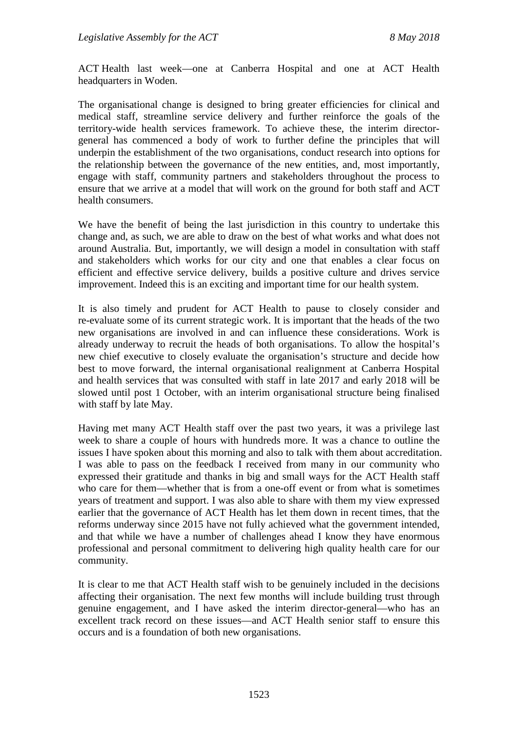ACT Health last week—one at Canberra Hospital and one at ACT Health headquarters in Woden.

The organisational change is designed to bring greater efficiencies for clinical and medical staff, streamline service delivery and further reinforce the goals of the territory-wide health services framework. To achieve these, the interim director-general has commenced a body of work to further define the principles that will underpin the establishment of the two organisations, conduct research into options for the relationship between the governance of the new entities, and, most importantly, engage with staff, community partners and stakeholders throughout the process to ensure that we arrive at a model that will work on the ground for both staff and ACT health consumers.

We have the benefit of being the last jurisdiction in this country to undertake this change and, as such, we are able to draw on the best of what works and what does not around Australia. But, importantly, we will design a model in consultation with staff and stakeholders which works for our city and one that enables a clear focus on efficient and effective service delivery, builds a positive culture and drives service improvement. Indeed this is an exciting and important time for our health system.

It is also timely and prudent for ACT Health to pause to closely consider and re-evaluate some of its current strategic work. It is important that the heads of the two new organisations are involved in and can influence these considerations. Work is already underway to recruit the heads of both organisations. To allow the hospital's new chief executive to closely evaluate the organisation's structure and decide how best to move forward, the internal organisational realignment at Canberra Hospital and health services that was consulted with staff in late 2017 and early 2018 will be slowed until post 1 October, with an interim organisational structure being finalised with staff by late May.

Having met many ACT Health staff over the past two years, it was a privilege last week to share a couple of hours with hundreds more. It was a chance to outline the issues I have spoken about this morning and also to talk with them about accreditation. I was able to pass on the feedback I received from many in our community who expressed their gratitude and thanks in big and small ways for the ACT Health staff who care for them—whether that is from a one-off event or from what is sometimes years of treatment and support. I was also able to share with them my view expressed earlier that the governance of ACT Health has let them down in recent times, that the reforms underway since 2015 have not fully achieved what the government intended, and that while we have a number of challenges ahead I know they have enormous professional and personal commitment to delivering high quality health care for our community.

It is clear to me that ACT Health staff wish to be genuinely included in the decisions affecting their organisation. The next few months will include building trust through genuine engagement, and I have asked the interim director-general—who has an excellent track record on these issues—and ACT Health senior staff to ensure this occurs and is a foundation of both new organisations.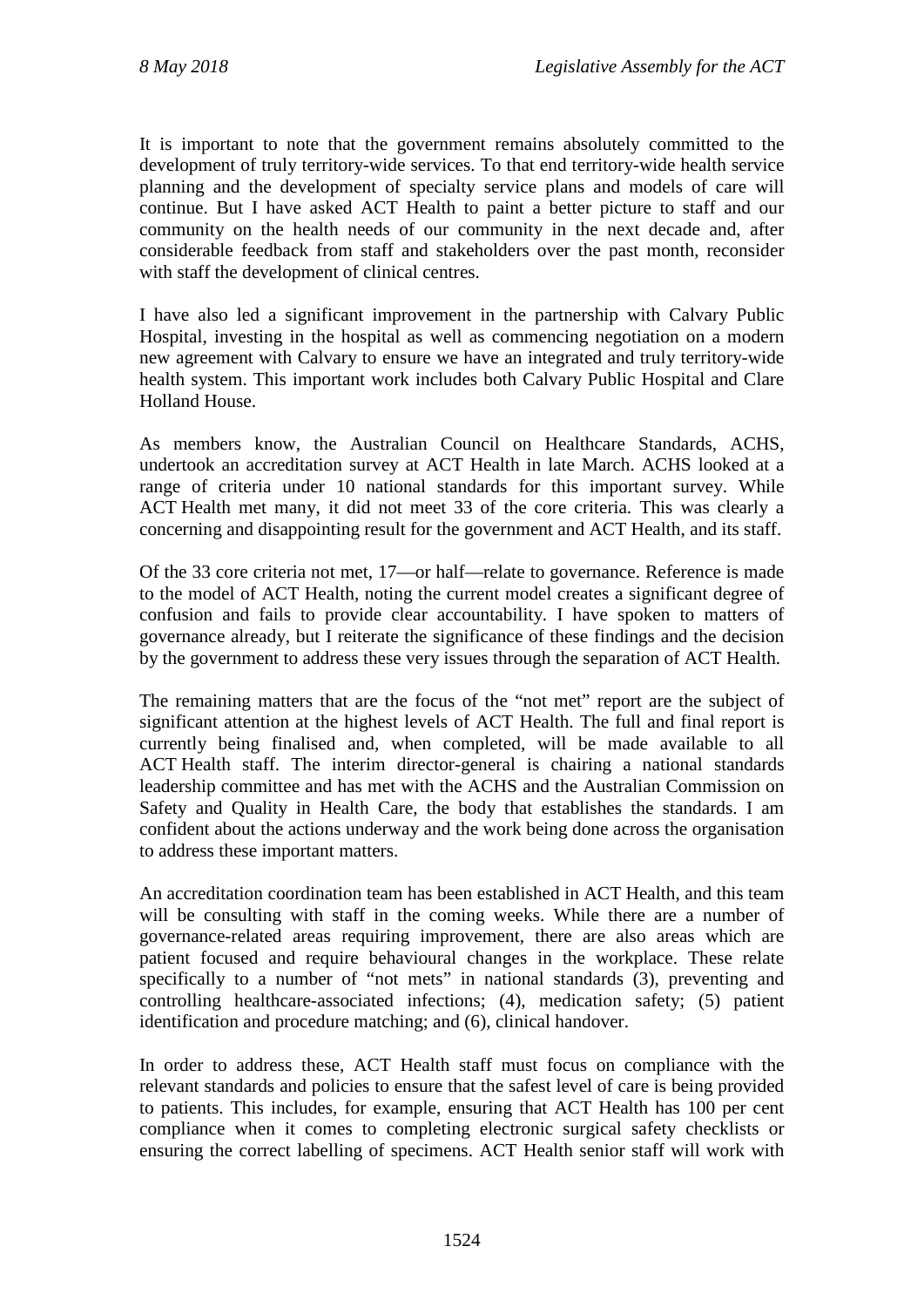It is important to note that the government remains absolutely committed to the development of truly territory-wide services. To that end territory-wide health service planning and the development of specialty service plans and models of care will continue. But I have asked ACT Health to paint a better picture to staff and our community on the health needs of our community in the next decade and, after considerable feedback from staff and stakeholders over the past month, reconsider with staff the development of clinical centres.

I have also led a significant improvement in the partnership with Calvary Public Hospital, investing in the hospital as well as commencing negotiation on a modern new agreement with Calvary to ensure we have an integrated and truly territory-wide health system. This important work includes both Calvary Public Hospital and Clare Holland House.

As members know, the Australian Council on Healthcare Standards, ACHS, undertook an accreditation survey at ACT Health in late March. ACHS looked at a range of criteria under 10 national standards for this important survey. While ACT Health met many, it did not meet 33 of the core criteria. This was clearly a concerning and disappointing result for the government and ACT Health, and its staff.

Of the 33 core criteria not met, 17—or half—relate to governance. Reference is made to the model of ACT Health, noting the current model creates a significant degree of confusion and fails to provide clear accountability. I have spoken to matters of governance already, but I reiterate the significance of these findings and the decision by the government to address these very issues through the separation of ACT Health.

The remaining matters that are the focus of the "not met" report are the subject of significant attention at the highest levels of ACT Health. The full and final report is currently being finalised and, when completed, will be made available to all ACT Health staff. The interim director-general is chairing a national standards leadership committee and has met with the ACHS and the Australian Commission on Safety and Quality in Health Care, the body that establishes the standards. I am confident about the actions underway and the work being done across the organisation to address these important matters.

An accreditation coordination team has been established in ACT Health, and this team will be consulting with staff in the coming weeks. While there are a number of governance-related areas requiring improvement, there are also areas which are patient focused and require behavioural changes in the workplace. These relate specifically to a number of "not mets" in national standards (3), preventing and controlling healthcare-associated infections; (4), medication safety; (5) patient identification and procedure matching; and (6), clinical handover.

In order to address these, ACT Health staff must focus on compliance with the relevant standards and policies to ensure that the safest level of care is being provided to patients. This includes, for example, ensuring that ACT Health has 100 per cent compliance when it comes to completing electronic surgical safety checklists or ensuring the correct labelling of specimens. ACT Health senior staff will work with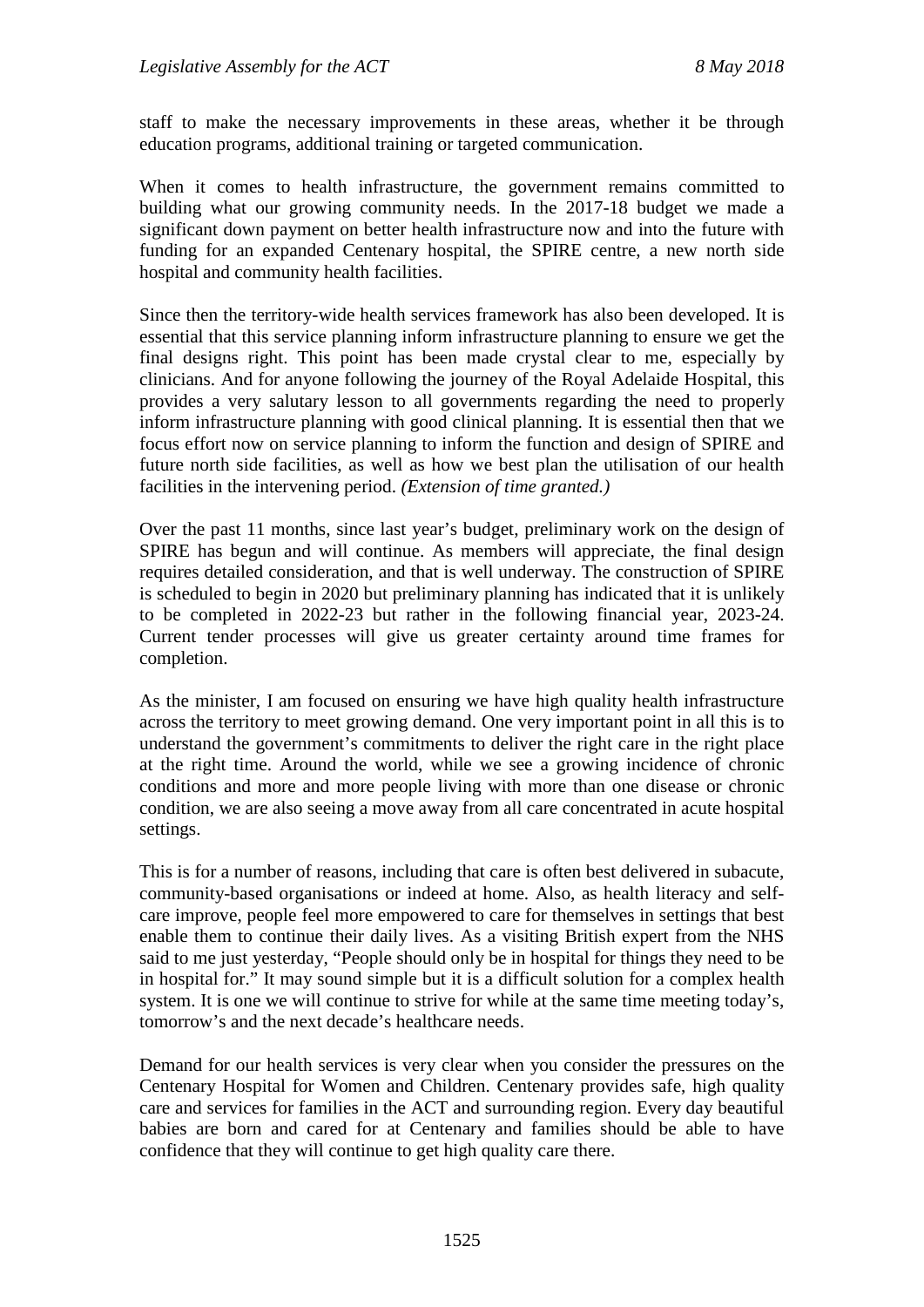staff to make the necessary improvements in these areas, whether it be through education programs, additional training or targeted communication.

When it comes to health infrastructure, the government remains committed to building what our growing community needs. In the 2017-18 budget we made a significant down payment on better health infrastructure now and into the future with funding for an expanded Centenary hospital, the SPIRE centre, a new north side hospital and community health facilities.

Since then the territory-wide health services framework has also been developed. It is essential that this service planning inform infrastructure planning to ensure we get the final designs right. This point has been made crystal clear to me, especially by clinicians. And for anyone following the journey of the Royal Adelaide Hospital, this provides a very salutary lesson to all governments regarding the need to properly inform infrastructure planning with good clinical planning. It is essential then that we focus effort now on service planning to inform the function and design of SPIRE and future north side facilities, as well as how we best plan the utilisation of our health facilities in the intervening period. *(Extension of time granted.)*

Over the past 11 months, since last year's budget, preliminary work on the design of SPIRE has begun and will continue. As members will appreciate, the final design requires detailed consideration, and that is well underway. The construction of SPIRE is scheduled to begin in 2020 but preliminary planning has indicated that it is unlikely to be completed in 2022-23 but rather in the following financial year, 2023-24. Current tender processes will give us greater certainty around time frames for completion.

As the minister, I am focused on ensuring we have high quality health infrastructure across the territory to meet growing demand. One very important point in all this is to understand the government's commitments to deliver the right care in the right place at the right time. Around the world, while we see a growing incidence of chronic conditions and more and more people living with more than one disease or chronic condition, we are also seeing a move away from all care concentrated in acute hospital settings.

This is for a number of reasons, including that care is often best delivered in subacute, community-based organisations or indeed at home. Also, as health literacy and self-care improve, people feel more empowered to care for themselves in settings that best enable them to continue their daily lives. As a visiting British expert from the NHS said to me just yesterday, "People should only be in hospital for things they need to be in hospital for." It may sound simple but it is a difficult solution for a complex health system. It is one we will continue to strive for while at the same time meeting today's, tomorrow's and the next decade's healthcare needs.

Demand for our health services is very clear when you consider the pressures on the Centenary Hospital for Women and Children. Centenary provides safe, high quality care and services for families in the ACT and surrounding region. Every day beautiful babies are born and cared for at Centenary and families should be able to have confidence that they will continue to get high quality care there.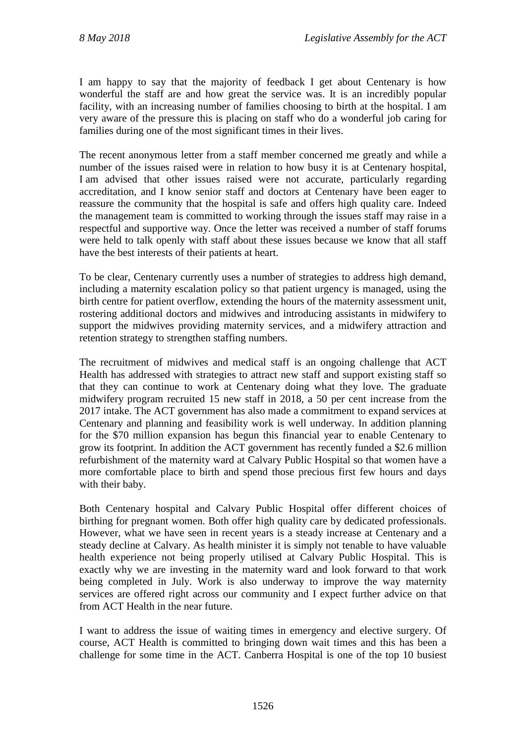I am happy to say that the majority of feedback I get about Centenary is how wonderful the staff are and how great the service was. It is an incredibly popular facility, with an increasing number of families choosing to birth at the hospital. I am very aware of the pressure this is placing on staff who do a wonderful job caring for families during one of the most significant times in their lives.

The recent anonymous letter from a staff member concerned me greatly and while a number of the issues raised were in relation to how busy it is at Centenary hospital, I am advised that other issues raised were not accurate, particularly regarding accreditation, and I know senior staff and doctors at Centenary have been eager to reassure the community that the hospital is safe and offers high quality care. Indeed the management team is committed to working through the issues staff may raise in a respectful and supportive way. Once the letter was received a number of staff forums were held to talk openly with staff about these issues because we know that all staff have the best interests of their patients at heart.

To be clear, Centenary currently uses a number of strategies to address high demand, including a maternity escalation policy so that patient urgency is managed, using the birth centre for patient overflow, extending the hours of the maternity assessment unit, rostering additional doctors and midwives and introducing assistants in midwifery to support the midwives providing maternity services, and a midwifery attraction and retention strategy to strengthen staffing numbers.

The recruitment of midwives and medical staff is an ongoing challenge that ACT Health has addressed with strategies to attract new staff and support existing staff so that they can continue to work at Centenary doing what they love. The graduate midwifery program recruited 15 new staff in 2018, a 50 per cent increase from the 2017 intake. The ACT government has also made a commitment to expand services at Centenary and planning and feasibility work is well underway. In addition planning for the $70 million expansion has begun this financial year to enable Centenary to grow its footprint. In addition the ACT government has recently funded a $2.6 million refurbishment of the maternity ward at Calvary Public Hospital so that women have a more comfortable place to birth and spend those precious first few hours and days with their baby.

Both Centenary hospital and Calvary Public Hospital offer different choices of birthing for pregnant women. Both offer high quality care by dedicated professionals. However, what we have seen in recent years is a steady increase at Centenary and a steady decline at Calvary. As health minister it is simply not tenable to have valuable health experience not being properly utilised at Calvary Public Hospital. This is exactly why we are investing in the maternity ward and look forward to that work being completed in July. Work is also underway to improve the way maternity services are offered right across our community and I expect further advice on that from ACT Health in the near future.

I want to address the issue of waiting times in emergency and elective surgery. Of course, ACT Health is committed to bringing down wait times and this has been a challenge for some time in the ACT. Canberra Hospital is one of the top 10 busiest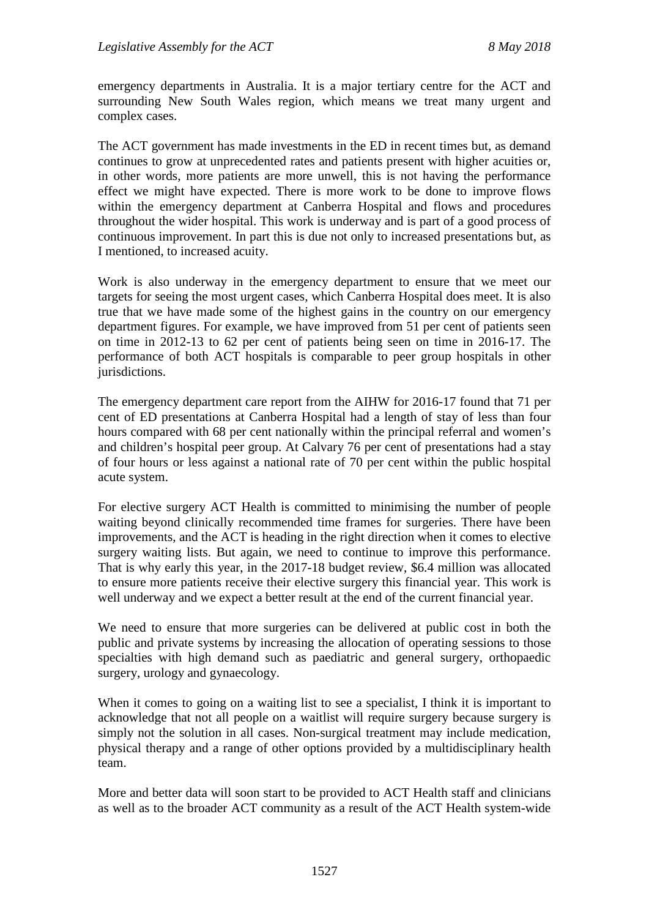emergency departments in Australia. It is a major tertiary centre for the ACT and surrounding New South Wales region, which means we treat many urgent and complex cases.

The ACT government has made investments in the ED in recent times but, as demand continues to grow at unprecedented rates and patients present with higher acuities or, in other words, more patients are more unwell, this is not having the performance effect we might have expected. There is more work to be done to improve flows within the emergency department at Canberra Hospital and flows and procedures throughout the wider hospital. This work is underway and is part of a good process of continuous improvement. In part this is due not only to increased presentations but, as I mentioned, to increased acuity.

Work is also underway in the emergency department to ensure that we meet our targets for seeing the most urgent cases, which Canberra Hospital does meet. It is also true that we have made some of the highest gains in the country on our emergency department figures. For example, we have improved from 51 per cent of patients seen on time in 2012-13 to 62 per cent of patients being seen on time in 2016-17. The performance of both ACT hospitals is comparable to peer group hospitals in other jurisdictions.

The emergency department care report from the AIHW for 2016-17 found that 71 per cent of ED presentations at Canberra Hospital had a length of stay of less than four hours compared with 68 per cent nationally within the principal referral and women's and children's hospital peer group. At Calvary 76 per cent of presentations had a stay of four hours or less against a national rate of 70 per cent within the public hospital acute system.

For elective surgery ACT Health is committed to minimising the number of people waiting beyond clinically recommended time frames for surgeries. There have been improvements, and the ACT is heading in the right direction when it comes to elective surgery waiting lists. But again, we need to continue to improve this performance. That is why early this year, in the 2017-18 budget review, $6.4 million was allocated to ensure more patients receive their elective surgery this financial year. This work is well underway and we expect a better result at the end of the current financial year.

We need to ensure that more surgeries can be delivered at public cost in both the public and private systems by increasing the allocation of operating sessions to those specialties with high demand such as paediatric and general surgery, orthopaedic surgery, urology and gynaecology.

When it comes to going on a waiting list to see a specialist, I think it is important to acknowledge that not all people on a waitlist will require surgery because surgery is simply not the solution in all cases. Non-surgical treatment may include medication, physical therapy and a range of other options provided by a multidisciplinary health team.

More and better data will soon start to be provided to ACT Health staff and clinicians as well as to the broader ACT community as a result of the ACT Health system-wide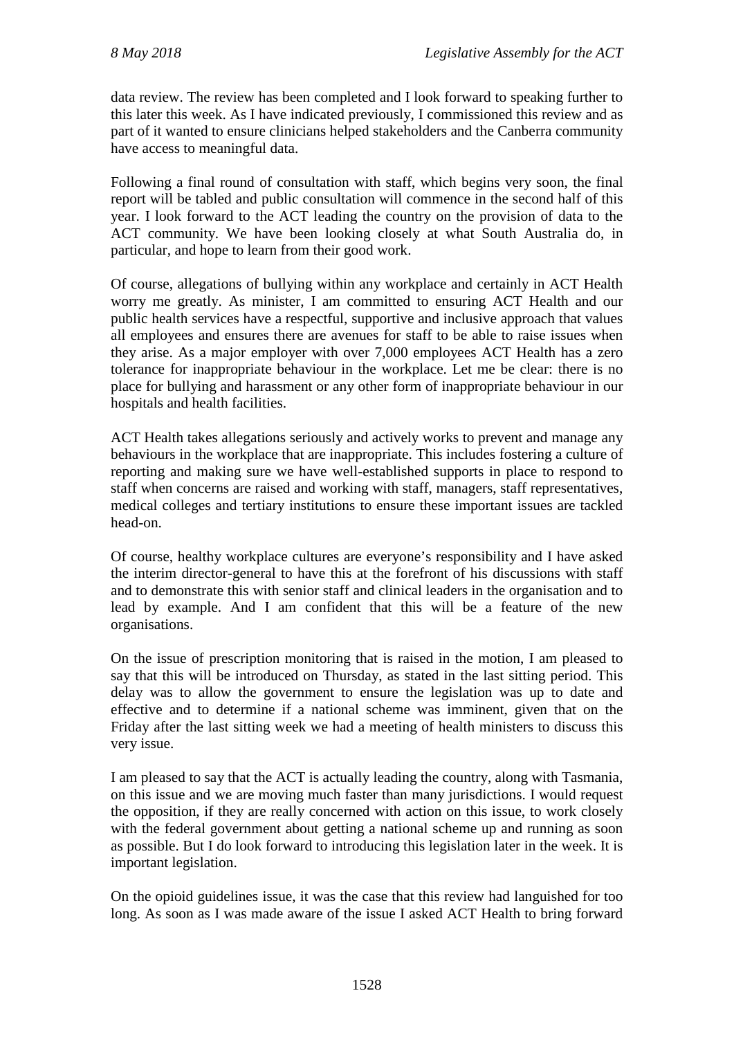data review. The review has been completed and I look forward to speaking further to this later this week. As I have indicated previously, I commissioned this review and as part of it wanted to ensure clinicians helped stakeholders and the Canberra community have access to meaningful data.

Following a final round of consultation with staff, which begins very soon, the final report will be tabled and public consultation will commence in the second half of this year. I look forward to the ACT leading the country on the provision of data to the ACT community. We have been looking closely at what South Australia do, in particular, and hope to learn from their good work.

Of course, allegations of bullying within any workplace and certainly in ACT Health worry me greatly. As minister, I am committed to ensuring ACT Health and our public health services have a respectful, supportive and inclusive approach that values all employees and ensures there are avenues for staff to be able to raise issues when they arise. As a major employer with over 7,000 employees ACT Health has a zero tolerance for inappropriate behaviour in the workplace. Let me be clear: there is no place for bullying and harassment or any other form of inappropriate behaviour in our hospitals and health facilities.

ACT Health takes allegations seriously and actively works to prevent and manage any behaviours in the workplace that are inappropriate. This includes fostering a culture of reporting and making sure we have well-established supports in place to respond to staff when concerns are raised and working with staff, managers, staff representatives, medical colleges and tertiary institutions to ensure these important issues are tackled head-on.

Of course, healthy workplace cultures are everyone's responsibility and I have asked the interim director-general to have this at the forefront of his discussions with staff and to demonstrate this with senior staff and clinical leaders in the organisation and to lead by example. And I am confident that this will be a feature of the new organisations.

On the issue of prescription monitoring that is raised in the motion, I am pleased to say that this will be introduced on Thursday, as stated in the last sitting period. This delay was to allow the government to ensure the legislation was up to date and effective and to determine if a national scheme was imminent, given that on the Friday after the last sitting week we had a meeting of health ministers to discuss this very issue.

I am pleased to say that the ACT is actually leading the country, along with Tasmania, on this issue and we are moving much faster than many jurisdictions. I would request the opposition, if they are really concerned with action on this issue, to work closely with the federal government about getting a national scheme up and running as soon as possible. But I do look forward to introducing this legislation later in the week. It is important legislation.

On the opioid guidelines issue, it was the case that this review had languished for too long. As soon as I was made aware of the issue I asked ACT Health to bring forward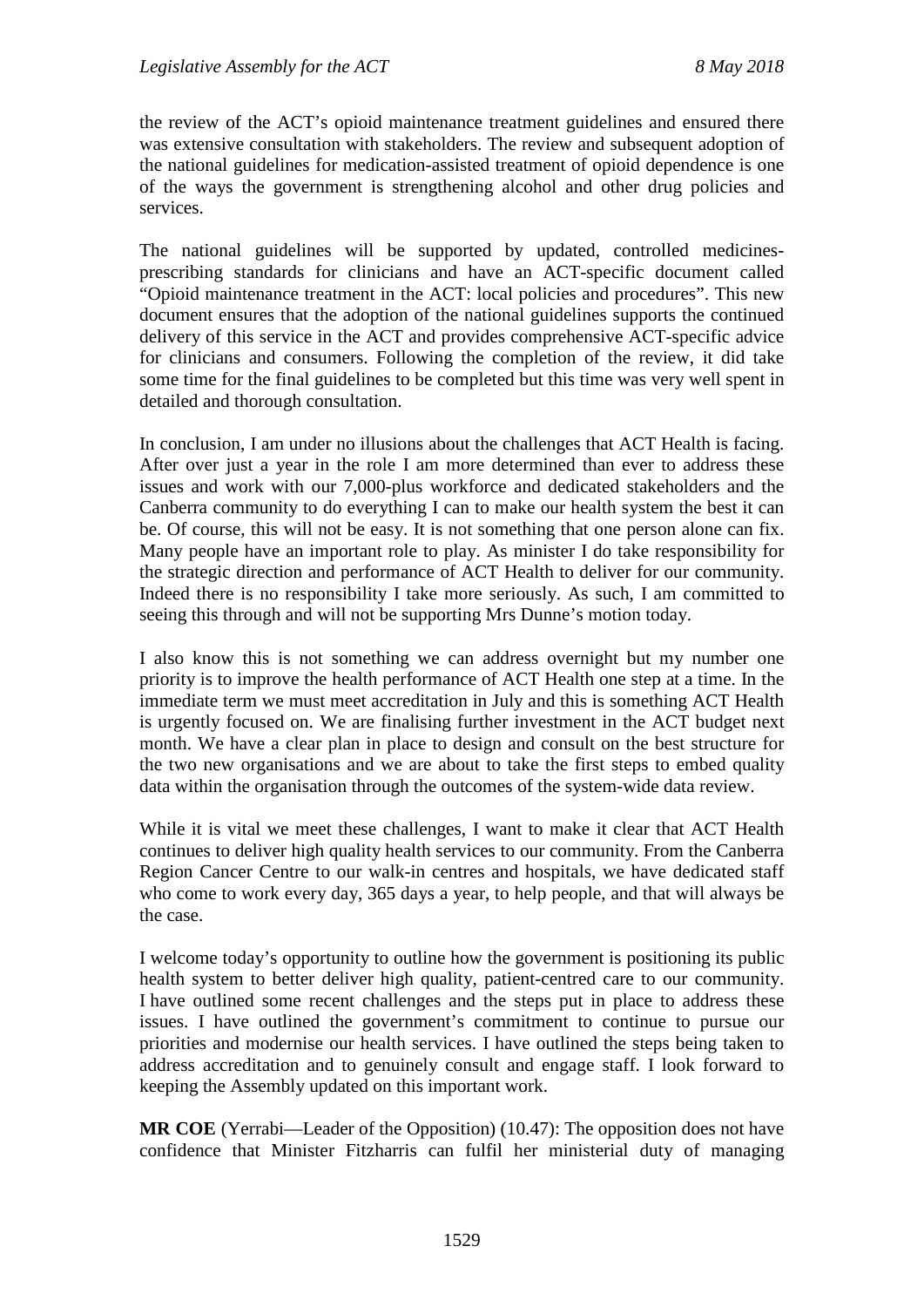the review of the ACT's opioid maintenance treatment guidelines and ensured there was extensive consultation with stakeholders. The review and subsequent adoption of the national guidelines for medication-assisted treatment of opioid dependence is one of the ways the government is strengthening alcohol and other drug policies and services.

The national guidelines will be supported by updated, controlled medicines-prescribing standards for clinicians and have an ACT-specific document called "Opioid maintenance treatment in the ACT: local policies and procedures". This new document ensures that the adoption of the national guidelines supports the continued delivery of this service in the ACT and provides comprehensive ACT-specific advice for clinicians and consumers. Following the completion of the review, it did take some time for the final guidelines to be completed but this time was very well spent in detailed and thorough consultation.

In conclusion, I am under no illusions about the challenges that ACT Health is facing. After over just a year in the role I am more determined than ever to address these issues and work with our 7,000-plus workforce and dedicated stakeholders and the Canberra community to do everything I can to make our health system the best it can be. Of course, this will not be easy. It is not something that one person alone can fix. Many people have an important role to play. As minister I do take responsibility for the strategic direction and performance of ACT Health to deliver for our community. Indeed there is no responsibility I take more seriously. As such, I am committed to seeing this through and will not be supporting Mrs Dunne's motion today.

I also know this is not something we can address overnight but my number one priority is to improve the health performance of ACT Health one step at a time. In the immediate term we must meet accreditation in July and this is something ACT Health is urgently focused on. We are finalising further investment in the ACT budget next month. We have a clear plan in place to design and consult on the best structure for the two new organisations and we are about to take the first steps to embed quality data within the organisation through the outcomes of the system-wide data review.

While it is vital we meet these challenges, I want to make it clear that ACT Health continues to deliver high quality health services to our community. From the Canberra Region Cancer Centre to our walk-in centres and hospitals, we have dedicated staff who come to work every day, 365 days a year, to help people, and that will always be the case.

I welcome today's opportunity to outline how the government is positioning its public health system to better deliver high quality, patient-centred care to our community. I have outlined some recent challenges and the steps put in place to address these issues. I have outlined the government's commitment to continue to pursue our priorities and modernise our health services. I have outlined the steps being taken to address accreditation and to genuinely consult and engage staff. I look forward to keeping the Assembly updated on this important work.

**MR COE** (Yerrabi—Leader of the Opposition) (10.47): The opposition does not have confidence that Minister Fitzharris can fulfil her ministerial duty of managing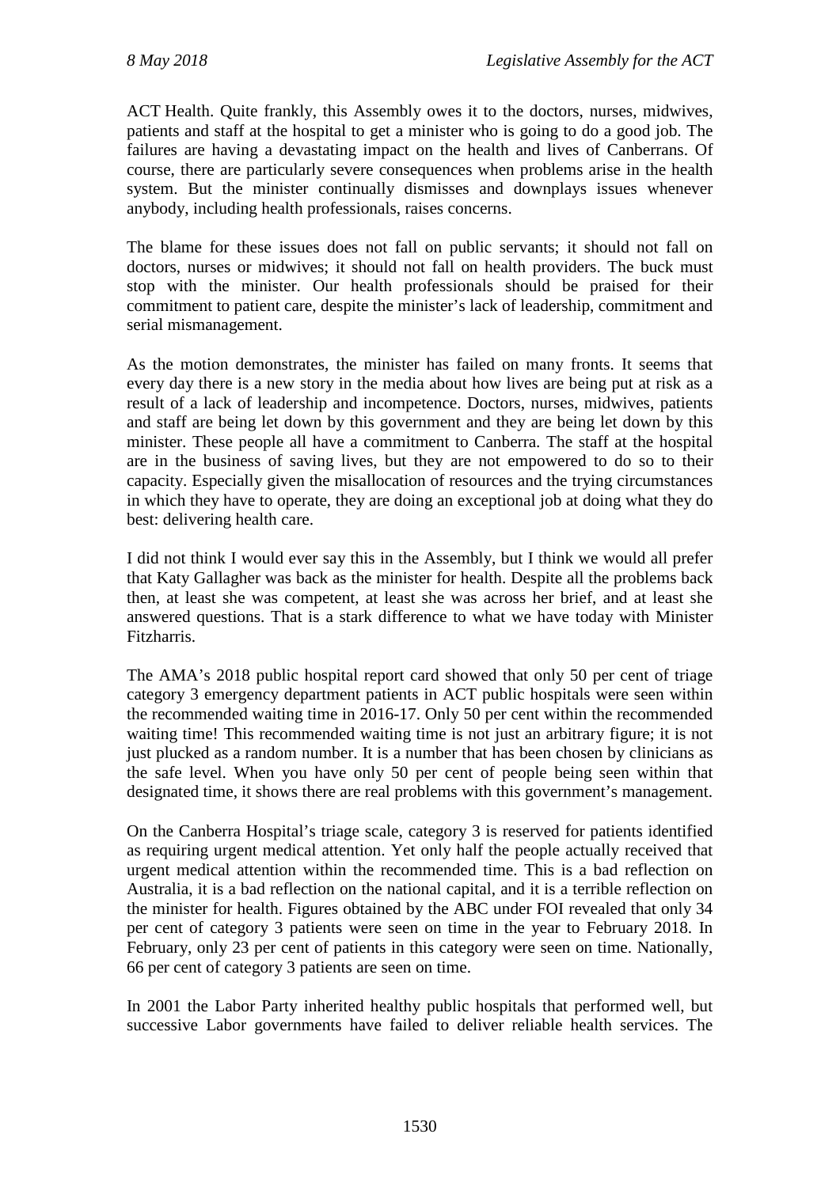ACT Health. Quite frankly, this Assembly owes it to the doctors, nurses, midwives, patients and staff at the hospital to get a minister who is going to do a good job. The failures are having a devastating impact on the health and lives of Canberrans. Of course, there are particularly severe consequences when problems arise in the health system. But the minister continually dismisses and downplays issues whenever anybody, including health professionals, raises concerns.

The blame for these issues does not fall on public servants; it should not fall on doctors, nurses or midwives; it should not fall on health providers. The buck must stop with the minister. Our health professionals should be praised for their commitment to patient care, despite the minister's lack of leadership, commitment and serial mismanagement.

As the motion demonstrates, the minister has failed on many fronts. It seems that every day there is a new story in the media about how lives are being put at risk as a result of a lack of leadership and incompetence. Doctors, nurses, midwives, patients and staff are being let down by this government and they are being let down by this minister. These people all have a commitment to Canberra. The staff at the hospital are in the business of saving lives, but they are not empowered to do so to their capacity. Especially given the misallocation of resources and the trying circumstances in which they have to operate, they are doing an exceptional job at doing what they do best: delivering health care.

I did not think I would ever say this in the Assembly, but I think we would all prefer that Katy Gallagher was back as the minister for health. Despite all the problems back then, at least she was competent, at least she was across her brief, and at least she answered questions. That is a stark difference to what we have today with Minister Fitzharris.

The AMA's 2018 public hospital report card showed that only 50 per cent of triage category 3 emergency department patients in ACT public hospitals were seen within the recommended waiting time in 2016-17. Only 50 per cent within the recommended waiting time! This recommended waiting time is not just an arbitrary figure; it is not just plucked as a random number. It is a number that has been chosen by clinicians as the safe level. When you have only 50 per cent of people being seen within that designated time, it shows there are real problems with this government's management.

On the Canberra Hospital's triage scale, category 3 is reserved for patients identified as requiring urgent medical attention. Yet only half the people actually received that urgent medical attention within the recommended time. This is a bad reflection on Australia, it is a bad reflection on the national capital, and it is a terrible reflection on the minister for health. Figures obtained by the ABC under FOI revealed that only 34 per cent of category 3 patients were seen on time in the year to February 2018. In February, only 23 per cent of patients in this category were seen on time. Nationally, 66 per cent of category 3 patients are seen on time.

In 2001 the Labor Party inherited healthy public hospitals that performed well, but successive Labor governments have failed to deliver reliable health services. The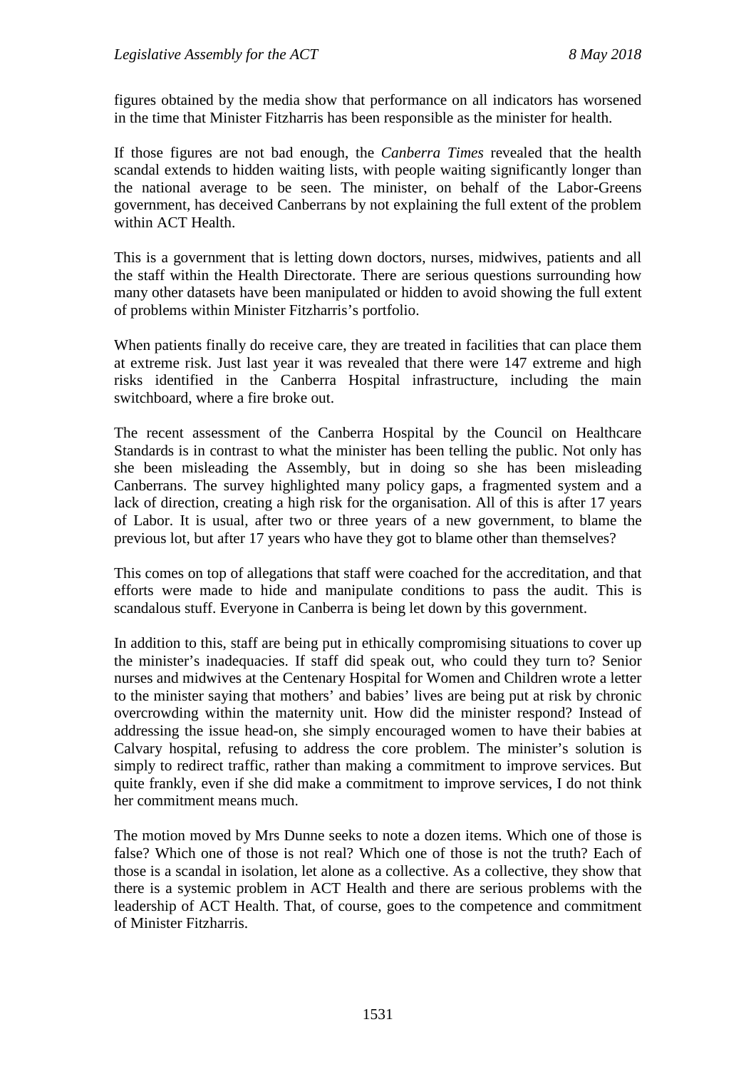figures obtained by the media show that performance on all indicators has worsened in the time that Minister Fitzharris has been responsible as the minister for health.

If those figures are not bad enough, the *Canberra Times* revealed that the health scandal extends to hidden waiting lists, with people waiting significantly longer than the national average to be seen. The minister, on behalf of the Labor-Greens government, has deceived Canberrans by not explaining the full extent of the problem within ACT Health.

This is a government that is letting down doctors, nurses, midwives, patients and all the staff within the Health Directorate. There are serious questions surrounding how many other datasets have been manipulated or hidden to avoid showing the full extent of problems within Minister Fitzharris's portfolio.

When patients finally do receive care, they are treated in facilities that can place them at extreme risk. Just last year it was revealed that there were 147 extreme and high risks identified in the Canberra Hospital infrastructure, including the main switchboard, where a fire broke out.

The recent assessment of the Canberra Hospital by the Council on Healthcare Standards is in contrast to what the minister has been telling the public. Not only has she been misleading the Assembly, but in doing so she has been misleading Canberrans. The survey highlighted many policy gaps, a fragmented system and a lack of direction, creating a high risk for the organisation. All of this is after 17 years of Labor. It is usual, after two or three years of a new government, to blame the previous lot, but after 17 years who have they got to blame other than themselves?

This comes on top of allegations that staff were coached for the accreditation, and that efforts were made to hide and manipulate conditions to pass the audit. This is scandalous stuff. Everyone in Canberra is being let down by this government.

In addition to this, staff are being put in ethically compromising situations to cover up the minister's inadequacies. If staff did speak out, who could they turn to? Senior nurses and midwives at the Centenary Hospital for Women and Children wrote a letter to the minister saying that mothers' and babies' lives are being put at risk by chronic overcrowding within the maternity unit. How did the minister respond? Instead of addressing the issue head-on, she simply encouraged women to have their babies at Calvary hospital, refusing to address the core problem. The minister's solution is simply to redirect traffic, rather than making a commitment to improve services. But quite frankly, even if she did make a commitment to improve services, I do not think her commitment means much.

The motion moved by Mrs Dunne seeks to note a dozen items. Which one of those is false? Which one of those is not real? Which one of those is not the truth? Each of those is a scandal in isolation, let alone as a collective. As a collective, they show that there is a systemic problem in ACT Health and there are serious problems with the leadership of ACT Health. That, of course, goes to the competence and commitment of Minister Fitzharris.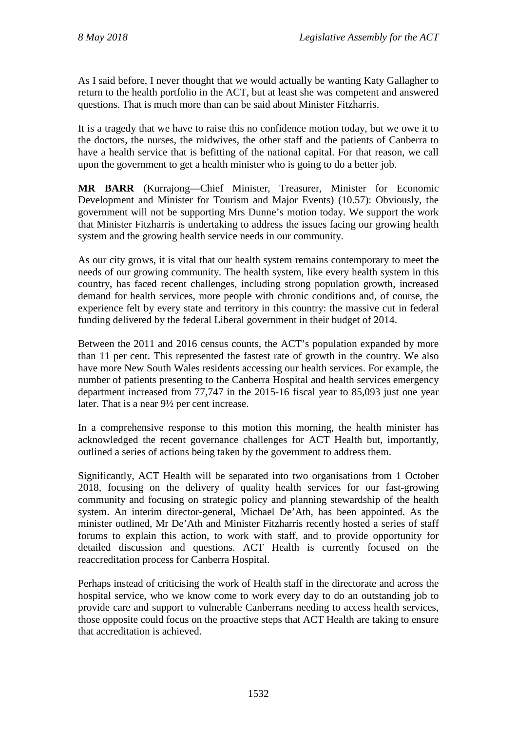As I said before, I never thought that we would actually be wanting Katy Gallagher to return to the health portfolio in the ACT, but at least she was competent and answered questions. That is much more than can be said about Minister Fitzharris.

It is a tragedy that we have to raise this no confidence motion today, but we owe it to the doctors, the nurses, the midwives, the other staff and the patients of Canberra to have a health service that is befitting of the national capital. For that reason, we call upon the government to get a health minister who is going to do a better job.

**MR BARR** (Kurrajong—Chief Minister, Treasurer, Minister for Economic Development and Minister for Tourism and Major Events) (10.57): Obviously, the government will not be supporting Mrs Dunne's motion today. We support the work that Minister Fitzharris is undertaking to address the issues facing our growing health system and the growing health service needs in our community.

As our city grows, it is vital that our health system remains contemporary to meet the needs of our growing community. The health system, like every health system in this country, has faced recent challenges, including strong population growth, increased demand for health services, more people with chronic conditions and, of course, the experience felt by every state and territory in this country: the massive cut in federal funding delivered by the federal Liberal government in their budget of 2014.

Between the 2011 and 2016 census counts, the ACT's population expanded by more than 11 per cent. This represented the fastest rate of growth in the country. We also have more New South Wales residents accessing our health services. For example, the number of patients presenting to the Canberra Hospital and health services emergency department increased from 77,747 in the 2015-16 fiscal year to 85,093 just one year later. That is a near 9½ per cent increase.

In a comprehensive response to this motion this morning, the health minister has acknowledged the recent governance challenges for ACT Health but, importantly, outlined a series of actions being taken by the government to address them.

Significantly, ACT Health will be separated into two organisations from 1 October 2018, focusing on the delivery of quality health services for our fast-growing community and focusing on strategic policy and planning stewardship of the health system. An interim director-general, Michael De'Ath, has been appointed. As the minister outlined, Mr De'Ath and Minister Fitzharris recently hosted a series of staff forums to explain this action, to work with staff, and to provide opportunity for detailed discussion and questions. ACT Health is currently focused on the reaccreditation process for Canberra Hospital.

Perhaps instead of criticising the work of Health staff in the directorate and across the hospital service, who we know come to work every day to do an outstanding job to provide care and support to vulnerable Canberrans needing to access health services, those opposite could focus on the proactive steps that ACT Health are taking to ensure that accreditation is achieved.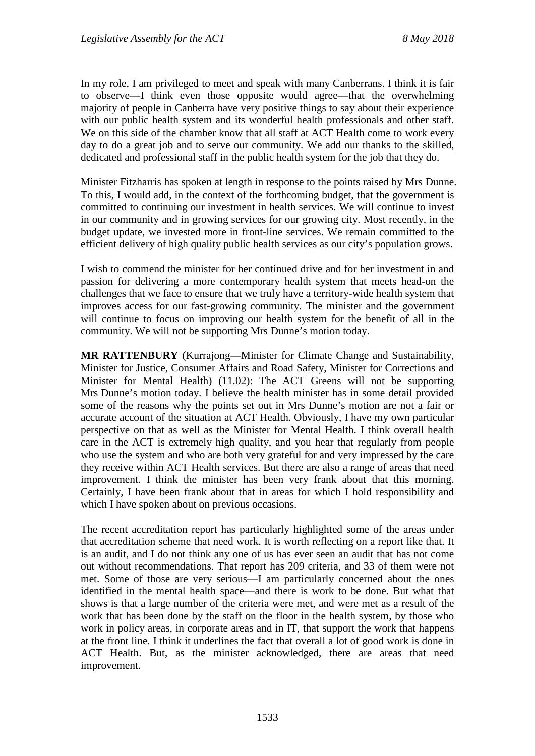In my role, I am privileged to meet and speak with many Canberrans. I think it is fair to observe—I think even those opposite would agree—that the overwhelming majority of people in Canberra have very positive things to say about their experience with our public health system and its wonderful health professionals and other staff. We on this side of the chamber know that all staff at ACT Health come to work every day to do a great job and to serve our community. We add our thanks to the skilled, dedicated and professional staff in the public health system for the job that they do.

Minister Fitzharris has spoken at length in response to the points raised by Mrs Dunne. To this, I would add, in the context of the forthcoming budget, that the government is committed to continuing our investment in health services. We will continue to invest in our community and in growing services for our growing city. Most recently, in the budget update, we invested more in front-line services. We remain committed to the efficient delivery of high quality public health services as our city's population grows.

I wish to commend the minister for her continued drive and for her investment in and passion for delivering a more contemporary health system that meets head-on the challenges that we face to ensure that we truly have a territory-wide health system that improves access for our fast-growing community. The minister and the government will continue to focus on improving our health system for the benefit of all in the community. We will not be supporting Mrs Dunne's motion today.

**MR RATTENBURY** (Kurrajong—Minister for Climate Change and Sustainability, Minister for Justice, Consumer Affairs and Road Safety, Minister for Corrections and Minister for Mental Health) (11.02): The ACT Greens will not be supporting Mrs Dunne's motion today. I believe the health minister has in some detail provided some of the reasons why the points set out in Mrs Dunne's motion are not a fair or accurate account of the situation at ACT Health. Obviously, I have my own particular perspective on that as well as the Minister for Mental Health. I think overall health care in the ACT is extremely high quality, and you hear that regularly from people who use the system and who are both very grateful for and very impressed by the care they receive within ACT Health services. But there are also a range of areas that need improvement. I think the minister has been very frank about that this morning. Certainly, I have been frank about that in areas for which I hold responsibility and which I have spoken about on previous occasions.

The recent accreditation report has particularly highlighted some of the areas under that accreditation scheme that need work. It is worth reflecting on a report like that. It is an audit, and I do not think any one of us has ever seen an audit that has not come out without recommendations. That report has 209 criteria, and 33 of them were not met. Some of those are very serious—I am particularly concerned about the ones identified in the mental health space—and there is work to be done. But what that shows is that a large number of the criteria were met, and were met as a result of the work that has been done by the staff on the floor in the health system, by those who work in policy areas, in corporate areas and in IT, that support the work that happens at the front line. I think it underlines the fact that overall a lot of good work is done in ACT Health. But, as the minister acknowledged, there are areas that need improvement.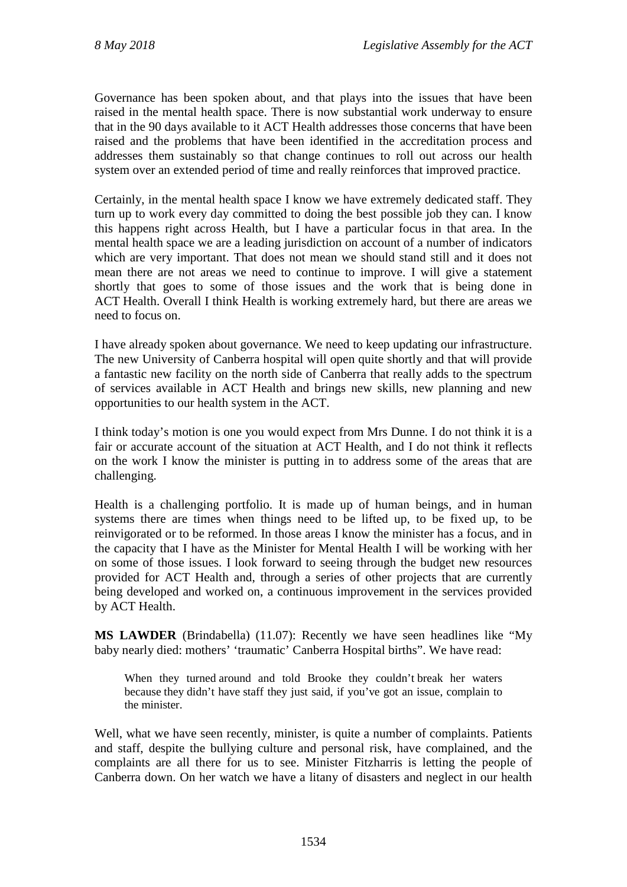Governance has been spoken about, and that plays into the issues that have been raised in the mental health space. There is now substantial work underway to ensure that in the 90 days available to it ACT Health addresses those concerns that have been raised and the problems that have been identified in the accreditation process and addresses them sustainably so that change continues to roll out across our health system over an extended period of time and really reinforces that improved practice.

Certainly, in the mental health space I know we have extremely dedicated staff. They turn up to work every day committed to doing the best possible job they can. I know this happens right across Health, but I have a particular focus in that area. In the mental health space we are a leading jurisdiction on account of a number of indicators which are very important. That does not mean we should stand still and it does not mean there are not areas we need to continue to improve. I will give a statement shortly that goes to some of those issues and the work that is being done in ACT Health. Overall I think Health is working extremely hard, but there are areas we need to focus on.

I have already spoken about governance. We need to keep updating our infrastructure. The new University of Canberra hospital will open quite shortly and that will provide a fantastic new facility on the north side of Canberra that really adds to the spectrum of services available in ACT Health and brings new skills, new planning and new opportunities to our health system in the ACT.

I think today's motion is one you would expect from Mrs Dunne. I do not think it is a fair or accurate account of the situation at ACT Health, and I do not think it reflects on the work I know the minister is putting in to address some of the areas that are challenging.

Health is a challenging portfolio. It is made up of human beings, and in human systems there are times when things need to be lifted up, to be fixed up, to be reinvigorated or to be reformed. In those areas I know the minister has a focus, and in the capacity that I have as the Minister for Mental Health I will be working with her on some of those issues. I look forward to seeing through the budget new resources provided for ACT Health and, through a series of other projects that are currently being developed and worked on, a continuous improvement in the services provided by ACT Health.

**MS LAWDER** (Brindabella) (11.07): Recently we have seen headlines like "My baby nearly died: mothers' 'traumatic' Canberra Hospital births". We have read:

> When they turned around and told Brooke they couldn't break her waters because they didn't have staff they just said, if you've got an issue, complain to the minister.

Well, what we have seen recently, minister, is quite a number of complaints. Patients and staff, despite the bullying culture and personal risk, have complained, and the complaints are all there for us to see. Minister Fitzharris is letting the people of Canberra down. On her watch we have a litany of disasters and neglect in our health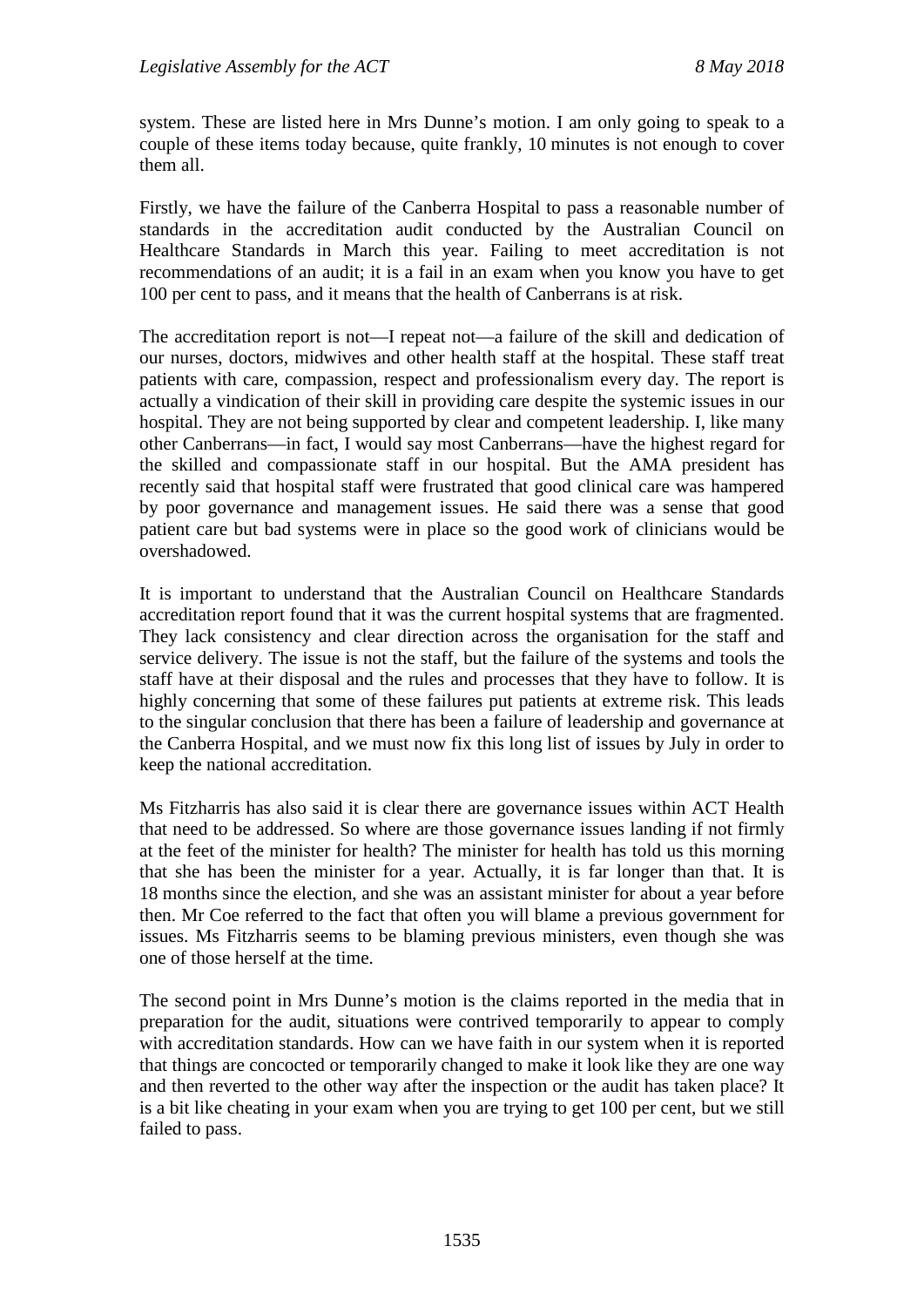system. These are listed here in Mrs Dunne's motion. I am only going to speak to a couple of these items today because, quite frankly, 10 minutes is not enough to cover them all.

Firstly, we have the failure of the Canberra Hospital to pass a reasonable number of standards in the accreditation audit conducted by the Australian Council on Healthcare Standards in March this year. Failing to meet accreditation is not recommendations of an audit; it is a fail in an exam when you know you have to get 100 per cent to pass, and it means that the health of Canberrans is at risk.

The accreditation report is not—I repeat not—a failure of the skill and dedication of our nurses, doctors, midwives and other health staff at the hospital. These staff treat patients with care, compassion, respect and professionalism every day. The report is actually a vindication of their skill in providing care despite the systemic issues in our hospital. They are not being supported by clear and competent leadership. I, like many other Canberrans—in fact, I would say most Canberrans—have the highest regard for the skilled and compassionate staff in our hospital. But the AMA president has recently said that hospital staff were frustrated that good clinical care was hampered by poor governance and management issues. He said there was a sense that good patient care but bad systems were in place so the good work of clinicians would be overshadowed.

It is important to understand that the Australian Council on Healthcare Standards accreditation report found that it was the current hospital systems that are fragmented. They lack consistency and clear direction across the organisation for the staff and service delivery. The issue is not the staff, but the failure of the systems and tools the staff have at their disposal and the rules and processes that they have to follow. It is highly concerning that some of these failures put patients at extreme risk. This leads to the singular conclusion that there has been a failure of leadership and governance at the Canberra Hospital, and we must now fix this long list of issues by July in order to keep the national accreditation.

Ms Fitzharris has also said it is clear there are governance issues within ACT Health that need to be addressed. So where are those governance issues landing if not firmly at the feet of the minister for health? The minister for health has told us this morning that she has been the minister for a year. Actually, it is far longer than that. It is 18 months since the election, and she was an assistant minister for about a year before then. Mr Coe referred to the fact that often you will blame a previous government for issues. Ms Fitzharris seems to be blaming previous ministers, even though she was one of those herself at the time.

The second point in Mrs Dunne's motion is the claims reported in the media that in preparation for the audit, situations were contrived temporarily to appear to comply with accreditation standards. How can we have faith in our system when it is reported that things are concocted or temporarily changed to make it look like they are one way and then reverted to the other way after the inspection or the audit has taken place? It is a bit like cheating in your exam when you are trying to get 100 per cent, but we still failed to pass.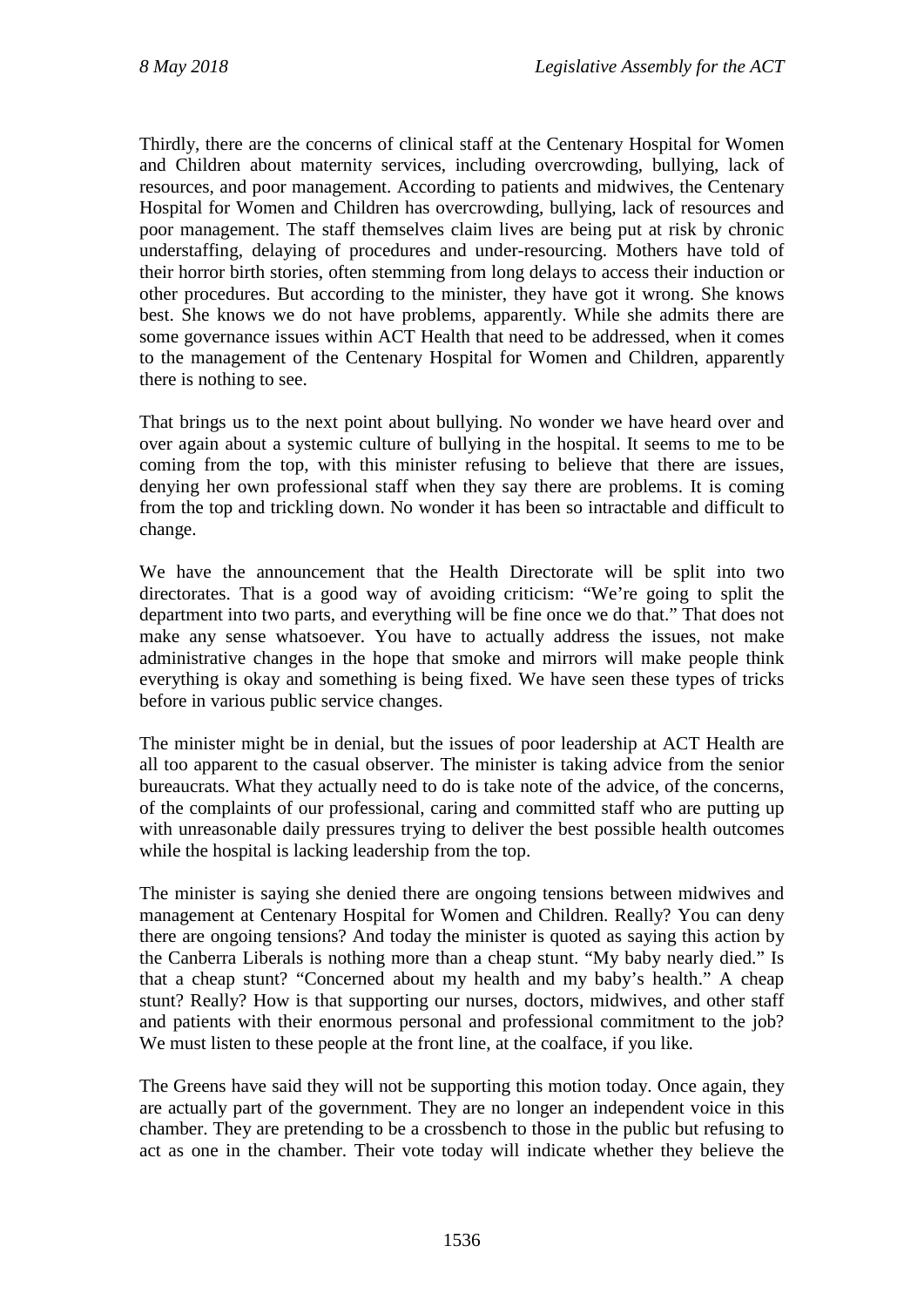Thirdly, there are the concerns of clinical staff at the Centenary Hospital for Women and Children about maternity services, including overcrowding, bullying, lack of resources, and poor management. According to patients and midwives, the Centenary Hospital for Women and Children has overcrowding, bullying, lack of resources and poor management. The staff themselves claim lives are being put at risk by chronic understaffing, delaying of procedures and under-resourcing. Mothers have told of their horror birth stories, often stemming from long delays to access their induction or other procedures. But according to the minister, they have got it wrong. She knows best. She knows we do not have problems, apparently. While she admits there are some governance issues within ACT Health that need to be addressed, when it comes to the management of the Centenary Hospital for Women and Children, apparently there is nothing to see.

That brings us to the next point about bullying. No wonder we have heard over and over again about a systemic culture of bullying in the hospital. It seems to me to be coming from the top, with this minister refusing to believe that there are issues, denying her own professional staff when they say there are problems. It is coming from the top and trickling down. No wonder it has been so intractable and difficult to change.

We have the announcement that the Health Directorate will be split into two directorates. That is a good way of avoiding criticism: "We're going to split the department into two parts, and everything will be fine once we do that." That does not make any sense whatsoever. You have to actually address the issues, not make administrative changes in the hope that smoke and mirrors will make people think everything is okay and something is being fixed. We have seen these types of tricks before in various public service changes.

The minister might be in denial, but the issues of poor leadership at ACT Health are all too apparent to the casual observer. The minister is taking advice from the senior bureaucrats. What they actually need to do is take note of the advice, of the concerns, of the complaints of our professional, caring and committed staff who are putting up with unreasonable daily pressures trying to deliver the best possible health outcomes while the hospital is lacking leadership from the top.

The minister is saying she denied there are ongoing tensions between midwives and management at Centenary Hospital for Women and Children. Really? You can deny there are ongoing tensions? And today the minister is quoted as saying this action by the Canberra Liberals is nothing more than a cheap stunt. "My baby nearly died." Is that a cheap stunt? "Concerned about my health and my baby's health." A cheap stunt? Really? How is that supporting our nurses, doctors, midwives, and other staff and patients with their enormous personal and professional commitment to the job? We must listen to these people at the front line, at the coalface, if you like.

The Greens have said they will not be supporting this motion today. Once again, they are actually part of the government. They are no longer an independent voice in this chamber. They are pretending to be a crossbench to those in the public but refusing to act as one in the chamber. Their vote today will indicate whether they believe the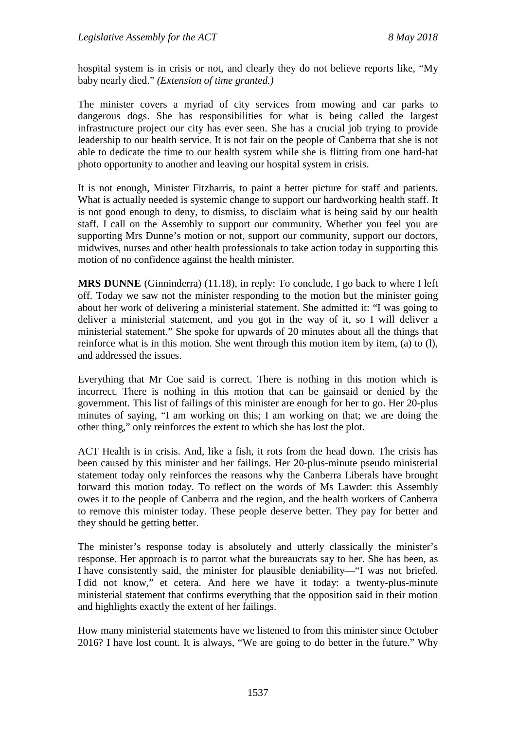hospital system is in crisis or not, and clearly they do not believe reports like, "My baby nearly died." *(Extension of time granted.)*

The minister covers a myriad of city services from mowing and car parks to dangerous dogs. She has responsibilities for what is being called the largest infrastructure project our city has ever seen. She has a crucial job trying to provide leadership to our health service. It is not fair on the people of Canberra that she is not able to dedicate the time to our health system while she is flitting from one hard-hat photo opportunity to another and leaving our hospital system in crisis.

It is not enough, Minister Fitzharris, to paint a better picture for staff and patients. What is actually needed is systemic change to support our hardworking health staff. It is not good enough to deny, to dismiss, to disclaim what is being said by our health staff. I call on the Assembly to support our community. Whether you feel you are supporting Mrs Dunne's motion or not, support our community, support our doctors, midwives, nurses and other health professionals to take action today in supporting this motion of no confidence against the health minister.

**MRS DUNNE** (Ginninderra) (11.18), in reply: To conclude, I go back to where I left off. Today we saw not the minister responding to the motion but the minister going about her work of delivering a ministerial statement. She admitted it: "I was going to deliver a ministerial statement, and you got in the way of it, so I will deliver a ministerial statement." She spoke for upwards of 20 minutes about all the things that reinforce what is in this motion. She went through this motion item by item, (a) to (l), and addressed the issues.

Everything that Mr Coe said is correct. There is nothing in this motion which is incorrect. There is nothing in this motion that can be gainsaid or denied by the government. This list of failings of this minister are enough for her to go. Her 20-plus minutes of saying, "I am working on this; I am working on that; we are doing the other thing," only reinforces the extent to which she has lost the plot.

ACT Health is in crisis. And, like a fish, it rots from the head down. The crisis has been caused by this minister and her failings. Her 20-plus-minute pseudo ministerial statement today only reinforces the reasons why the Canberra Liberals have brought forward this motion today. To reflect on the words of Ms Lawder: this Assembly owes it to the people of Canberra and the region, and the health workers of Canberra to remove this minister today. These people deserve better. They pay for better and they should be getting better.

The minister's response today is absolutely and utterly classically the minister's response. Her approach is to parrot what the bureaucrats say to her. She has been, as I have consistently said, the minister for plausible deniability—"I was not briefed. I did not know," et cetera. And here we have it today: a twenty-plus-minute ministerial statement that confirms everything that the opposition said in their motion and highlights exactly the extent of her failings.

How many ministerial statements have we listened to from this minister since October 2016? I have lost count. It is always, "We are going to do better in the future." Why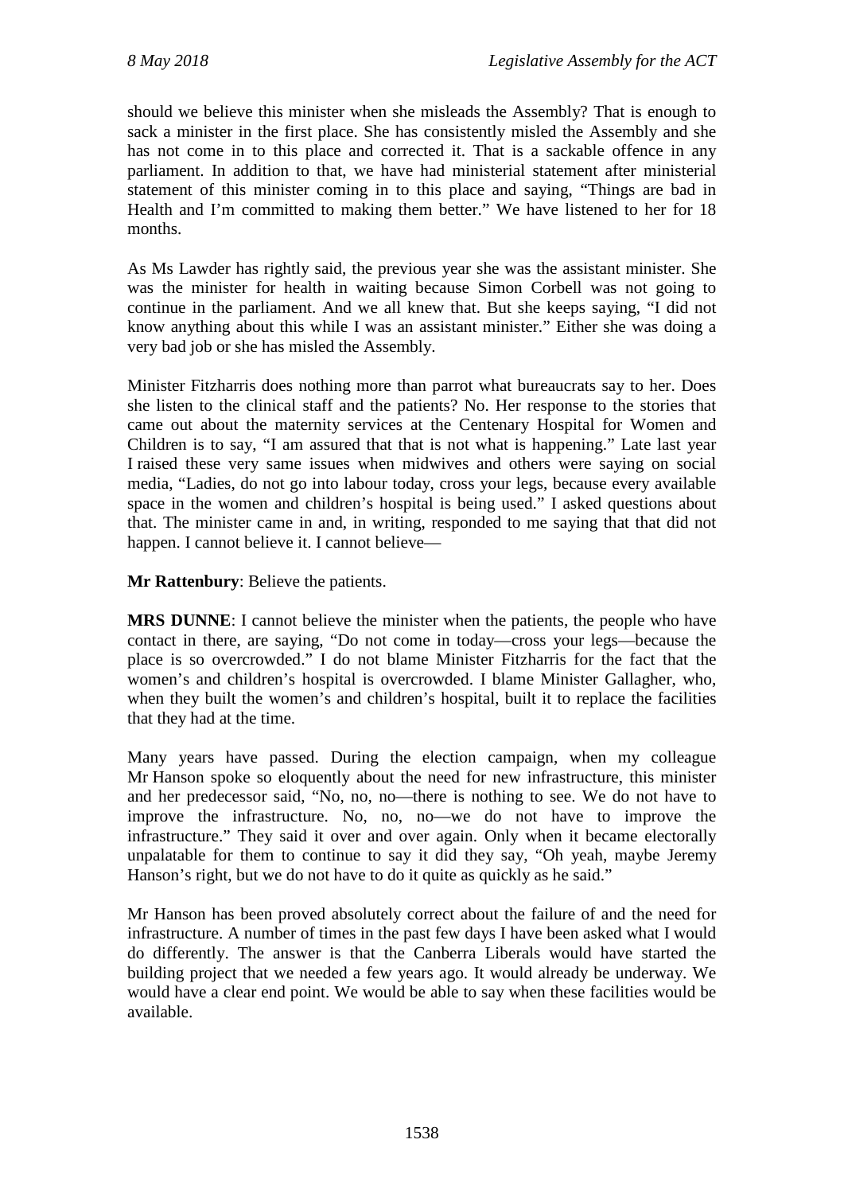should we believe this minister when she misleads the Assembly? That is enough to sack a minister in the first place. She has consistently misled the Assembly and she has not come in to this place and corrected it. That is a sackable offence in any parliament. In addition to that, we have had ministerial statement after ministerial statement of this minister coming in to this place and saying, "Things are bad in Health and I'm committed to making them better." We have listened to her for 18 months.

As Ms Lawder has rightly said, the previous year she was the assistant minister. She was the minister for health in waiting because Simon Corbell was not going to continue in the parliament. And we all knew that. But she keeps saying, "I did not know anything about this while I was an assistant minister." Either she was doing a very bad job or she has misled the Assembly.

Minister Fitzharris does nothing more than parrot what bureaucrats say to her. Does she listen to the clinical staff and the patients? No. Her response to the stories that came out about the maternity services at the Centenary Hospital for Women and Children is to say, "I am assured that that is not what is happening." Late last year I raised these very same issues when midwives and others were saying on social media, "Ladies, do not go into labour today, cross your legs, because every available space in the women and children's hospital is being used." I asked questions about that. The minister came in and, in writing, responded to me saying that that did not happen. I cannot believe it. I cannot believe—

**Mr Rattenbury**: Believe the patients.

**MRS DUNNE**: I cannot believe the minister when the patients, the people who have contact in there, are saying, "Do not come in today—cross your legs—because the place is so overcrowded." I do not blame Minister Fitzharris for the fact that the women's and children's hospital is overcrowded. I blame Minister Gallagher, who, when they built the women's and children's hospital, built it to replace the facilities that they had at the time.

Many years have passed. During the election campaign, when my colleague Mr Hanson spoke so eloquently about the need for new infrastructure, this minister and her predecessor said, "No, no, no—there is nothing to see. We do not have to improve the infrastructure. No, no, no—we do not have to improve the infrastructure." They said it over and over again. Only when it became electorally unpalatable for them to continue to say it did they say, "Oh yeah, maybe Jeremy Hanson's right, but we do not have to do it quite as quickly as he said."

Mr Hanson has been proved absolutely correct about the failure of and the need for infrastructure. A number of times in the past few days I have been asked what I would do differently. The answer is that the Canberra Liberals would have started the building project that we needed a few years ago. It would already be underway. We would have a clear end point. We would be able to say when these facilities would be available.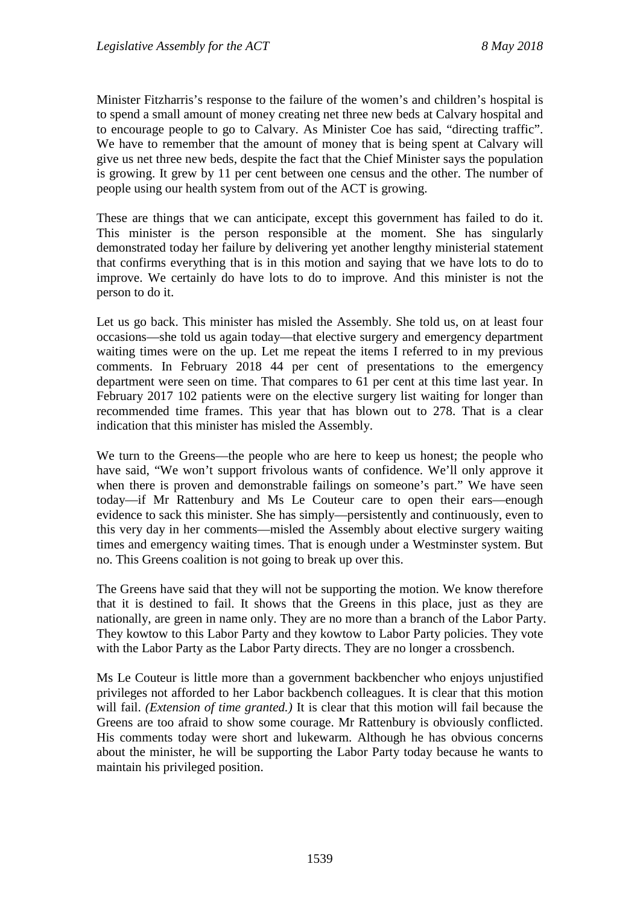Minister Fitzharris's response to the failure of the women's and children's hospital is to spend a small amount of money creating net three new beds at Calvary hospital and to encourage people to go to Calvary. As Minister Coe has said, "directing traffic". We have to remember that the amount of money that is being spent at Calvary will give us net three new beds, despite the fact that the Chief Minister says the population is growing. It grew by 11 per cent between one census and the other. The number of people using our health system from out of the ACT is growing.

These are things that we can anticipate, except this government has failed to do it. This minister is the person responsible at the moment. She has singularly demonstrated today her failure by delivering yet another lengthy ministerial statement that confirms everything that is in this motion and saying that we have lots to do to improve. We certainly do have lots to do to improve. And this minister is not the person to do it.

Let us go back. This minister has misled the Assembly. She told us, on at least four occasions—she told us again today—that elective surgery and emergency department waiting times were on the up. Let me repeat the items I referred to in my previous comments. In February 2018 44 per cent of presentations to the emergency department were seen on time. That compares to 61 per cent at this time last year. In February 2017 102 patients were on the elective surgery list waiting for longer than recommended time frames. This year that has blown out to 278. That is a clear indication that this minister has misled the Assembly.

We turn to the Greens—the people who are here to keep us honest; the people who have said, "We won't support frivolous wants of confidence. We'll only approve it when there is proven and demonstrable failings on someone's part." We have seen today—if Mr Rattenbury and Ms Le Couteur care to open their ears—enough evidence to sack this minister. She has simply—persistently and continuously, even to this very day in her comments—misled the Assembly about elective surgery waiting times and emergency waiting times. That is enough under a Westminster system. But no. This Greens coalition is not going to break up over this.

The Greens have said that they will not be supporting the motion. We know therefore that it is destined to fail. It shows that the Greens in this place, just as they are nationally, are green in name only. They are no more than a branch of the Labor Party. They kowtow to this Labor Party and they kowtow to Labor Party policies. They vote with the Labor Party as the Labor Party directs. They are no longer a crossbench.

Ms Le Couteur is little more than a government backbencher who enjoys unjustified privileges not afforded to her Labor backbench colleagues. It is clear that this motion will fail. *(Extension of time granted.)* It is clear that this motion will fail because the Greens are too afraid to show some courage. Mr Rattenbury is obviously conflicted. His comments today were short and lukewarm. Although he has obvious concerns about the minister, he will be supporting the Labor Party today because he wants to maintain his privileged position.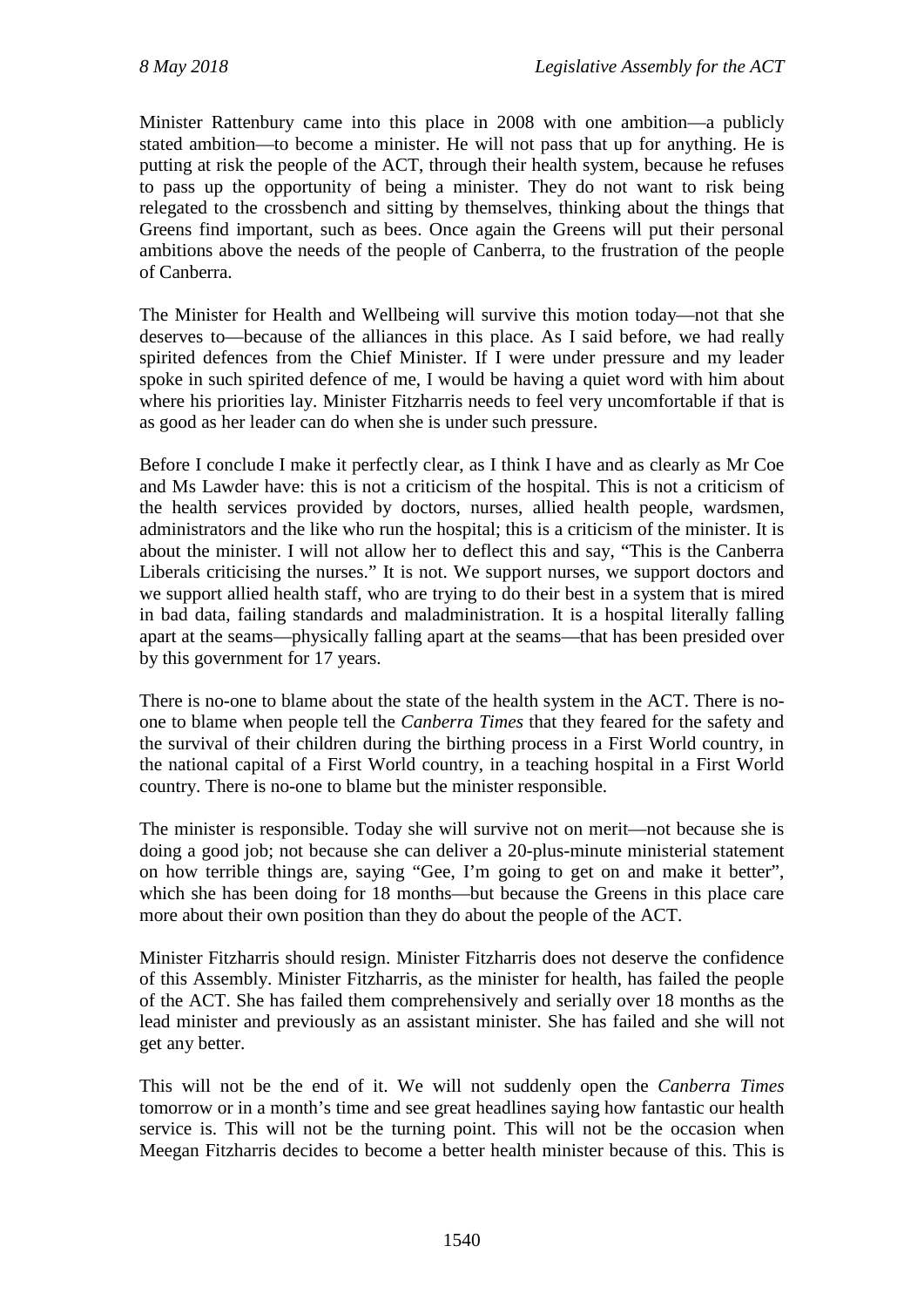Minister Rattenbury came into this place in 2008 with one ambition—a publicly stated ambition—to become a minister. He will not pass that up for anything. He is putting at risk the people of the ACT, through their health system, because he refuses to pass up the opportunity of being a minister. They do not want to risk being relegated to the crossbench and sitting by themselves, thinking about the things that Greens find important, such as bees. Once again the Greens will put their personal ambitions above the needs of the people of Canberra, to the frustration of the people of Canberra.

The Minister for Health and Wellbeing will survive this motion today—not that she deserves to—because of the alliances in this place. As I said before, we had really spirited defences from the Chief Minister. If I were under pressure and my leader spoke in such spirited defence of me, I would be having a quiet word with him about where his priorities lay. Minister Fitzharris needs to feel very uncomfortable if that is as good as her leader can do when she is under such pressure.

Before I conclude I make it perfectly clear, as I think I have and as clearly as Mr Coe and Ms Lawder have: this is not a criticism of the hospital. This is not a criticism of the health services provided by doctors, nurses, allied health people, wardsmen, administrators and the like who run the hospital; this is a criticism of the minister. It is about the minister. I will not allow her to deflect this and say, "This is the Canberra Liberals criticising the nurses." It is not. We support nurses, we support doctors and we support allied health staff, who are trying to do their best in a system that is mired in bad data, failing standards and maladministration. It is a hospital literally falling apart at the seams—physically falling apart at the seams—that has been presided over by this government for 17 years.

There is no-one to blame about the state of the health system in the ACT. There is no-one to blame when people tell the *Canberra Times* that they feared for the safety and the survival of their children during the birthing process in a First World country, in the national capital of a First World country, in a teaching hospital in a First World country. There is no-one to blame but the minister responsible.

The minister is responsible. Today she will survive not on merit—not because she is doing a good job; not because she can deliver a 20-plus-minute ministerial statement on how terrible things are, saying "Gee, I'm going to get on and make it better", which she has been doing for 18 months—but because the Greens in this place care more about their own position than they do about the people of the ACT.

Minister Fitzharris should resign. Minister Fitzharris does not deserve the confidence of this Assembly. Minister Fitzharris, as the minister for health, has failed the people of the ACT. She has failed them comprehensively and serially over 18 months as the lead minister and previously as an assistant minister. She has failed and she will not get any better.

This will not be the end of it. We will not suddenly open the *Canberra Times* tomorrow or in a month's time and see great headlines saying how fantastic our health service is. This will not be the turning point. This will not be the occasion when Meegan Fitzharris decides to become a better health minister because of this. This is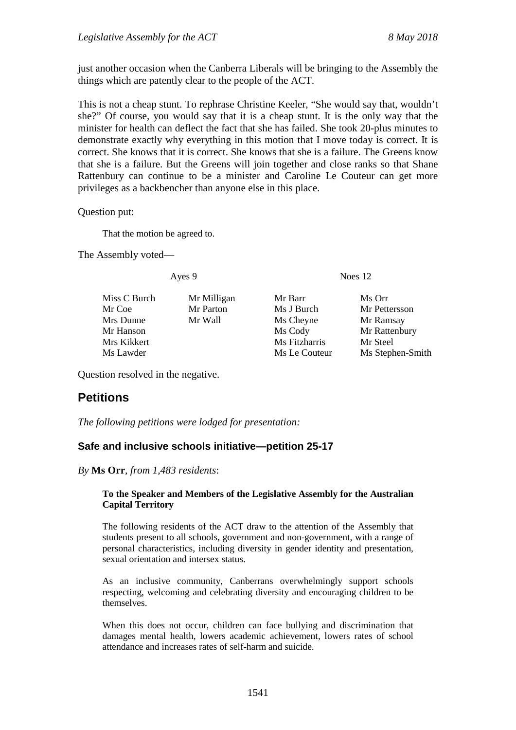just another occasion when the Canberra Liberals will be bringing to the Assembly the things which are patently clear to the people of the ACT.

This is not a cheap stunt. To rephrase Christine Keeler, "She would say that, wouldn't she?" Of course, you would say that it is a cheap stunt. It is the only way that the minister for health can deflect the fact that she has failed. She took 20-plus minutes to demonstrate exactly why everything in this motion that I move today is correct. It is correct. She knows that it is correct. She knows that she is a failure. The Greens know that she is a failure. But the Greens will join together and close ranks so that Shane Rattenbury can continue to be a minister and Caroline Le Couteur can get more privileges as a backbencher than anyone else in this place.

Question put:

> That the motion be agreed to.

The Assembly voted—

| Ayes 9 | | Noes 12 | |
|---|---|---|---|
| Miss C Burch | Mr Milligan | Mr Barr | Ms Orr |
| Mr Coe | Mr Parton | Ms J Burch | Mr Pettersson |
| Mrs Dunne | Mr Wall | Ms Cheyne | Mr Ramsay |
| Mr Hanson | | Ms Cody | Mr Rattenbury |
| Mrs Kikkert | | Ms Fitzharris | Mr Steel |
| Ms Lawder | | Ms Le Couteur | Ms Stephen-Smith |

Question resolved in the negative.

## Petitions

*The following petitions were lodged for presentation:*

### Safe and inclusive schools initiative—petition 25-17

*By* **Ms Orr**, *from 1,483 residents*:

> **To the Speaker and Members of the Legislative Assembly for the Australian Capital Territory**
>
> The following residents of the ACT draw to the attention of the Assembly that students present to all schools, government and non-government, with a range of personal characteristics, including diversity in gender identity and presentation, sexual orientation and intersex status.
>
> As an inclusive community, Canberrans overwhelmingly support schools respecting, welcoming and celebrating diversity and encouraging children to be themselves.
>
> When this does not occur, children can face bullying and discrimination that damages mental health, lowers academic achievement, lowers rates of school attendance and increases rates of self-harm and suicide.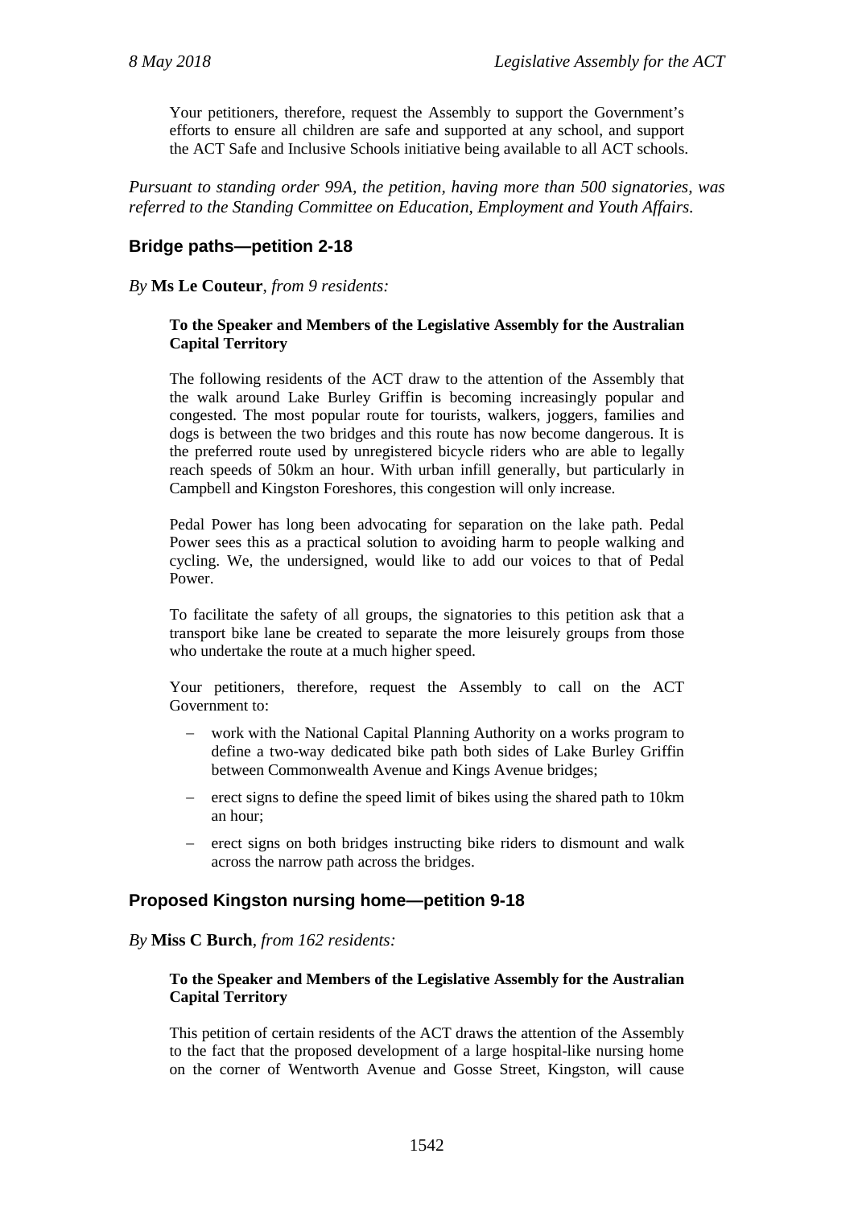Your petitioners, therefore, request the Assembly to support the Government's efforts to ensure all children are safe and supported at any school, and support the ACT Safe and Inclusive Schools initiative being available to all ACT schools.

*Pursuant to standing order 99A, the petition, having more than 500 signatories, was referred to the Standing Committee on Education, Employment and Youth Affairs.*

## Bridge paths—petition 2-18

*By* **Ms Le Couteur**, *from 9 residents:*

**To the Speaker and Members of the Legislative Assembly for the Australian Capital Territory**

The following residents of the ACT draw to the attention of the Assembly that the walk around Lake Burley Griffin is becoming increasingly popular and congested. The most popular route for tourists, walkers, joggers, families and dogs is between the two bridges and this route has now become dangerous. It is the preferred route used by unregistered bicycle riders who are able to legally reach speeds of 50km an hour. With urban infill generally, but particularly in Campbell and Kingston Foreshores, this congestion will only increase.

Pedal Power has long been advocating for separation on the lake path. Pedal Power sees this as a practical solution to avoiding harm to people walking and cycling. We, the undersigned, would like to add our voices to that of Pedal Power.

To facilitate the safety of all groups, the signatories to this petition ask that a transport bike lane be created to separate the more leisurely groups from those who undertake the route at a much higher speed.

Your petitioners, therefore, request the Assembly to call on the ACT Government to:

- work with the National Capital Planning Authority on a works program to define a two-way dedicated bike path both sides of Lake Burley Griffin between Commonwealth Avenue and Kings Avenue bridges;
- erect signs to define the speed limit of bikes using the shared path to 10km an hour;
- erect signs on both bridges instructing bike riders to dismount and walk across the narrow path across the bridges.

## Proposed Kingston nursing home—petition 9-18

*By* **Miss C Burch**, *from 162 residents:*

**To the Speaker and Members of the Legislative Assembly for the Australian Capital Territory**

This petition of certain residents of the ACT draws the attention of the Assembly to the fact that the proposed development of a large hospital-like nursing home on the corner of Wentworth Avenue and Gosse Street, Kingston, will cause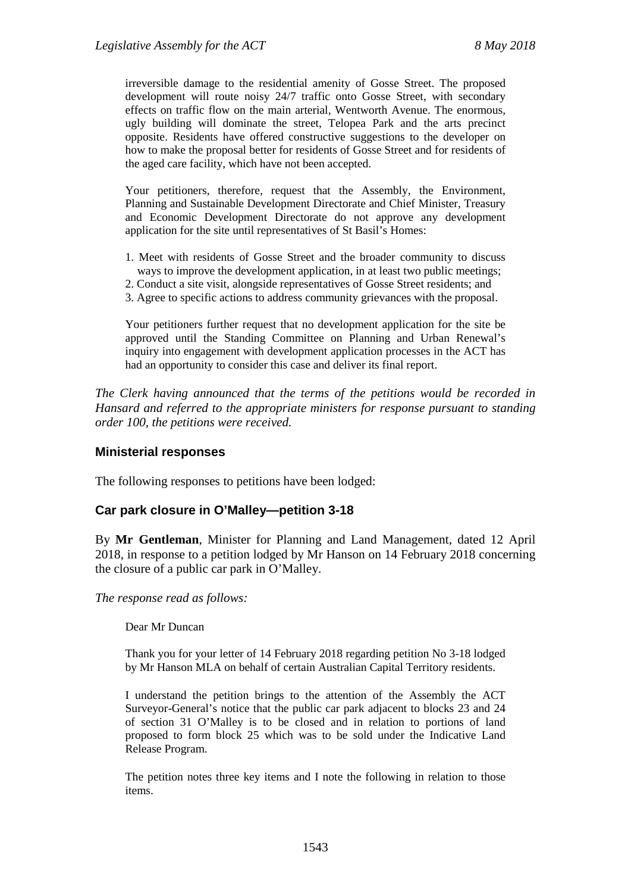irreversible damage to the residential amenity of Gosse Street. The proposed development will route noisy 24/7 traffic onto Gosse Street, with secondary effects on traffic flow on the main arterial, Wentworth Avenue. The enormous, ugly building will dominate the street, Telopea Park and the arts precinct opposite. Residents have offered constructive suggestions to the developer on how to make the proposal better for residents of Gosse Street and for residents of the aged care facility, which have not been accepted.

Your petitioners, therefore, request that the Assembly, the Environment, Planning and Sustainable Development Directorate and Chief Minister, Treasury and Economic Development Directorate do not approve any development application for the site until representatives of St Basil's Homes:

1. Meet with residents of Gosse Street and the broader community to discuss ways to improve the development application, in at least two public meetings;
2. Conduct a site visit, alongside representatives of Gosse Street residents; and
3. Agree to specific actions to address community grievances with the proposal.

Your petitioners further request that no development application for the site be approved until the Standing Committee on Planning and Urban Renewal's inquiry into engagement with development application processes in the ACT has had an opportunity to consider this case and deliver its final report.

*The Clerk having announced that the terms of the petitions would be recorded in Hansard and referred to the appropriate ministers for response pursuant to standing order 100, the petitions were received.*

### Ministerial responses

The following responses to petitions have been lodged:

### Car park closure in O'Malley—petition 3-18

By **Mr Gentleman**, Minister for Planning and Land Management, dated 12 April 2018, in response to a petition lodged by Mr Hanson on 14 February 2018 concerning the closure of a public car park in O'Malley.

*The response read as follows:*

Dear Mr Duncan

Thank you for your letter of 14 February 2018 regarding petition No 3-18 lodged by Mr Hanson MLA on behalf of certain Australian Capital Territory residents.

I understand the petition brings to the attention of the Assembly the ACT Surveyor-General's notice that the public car park adjacent to blocks 23 and 24 of section 31 O'Malley is to be closed and in relation to portions of land proposed to form block 25 which was to be sold under the Indicative Land Release Program.

The petition notes three key items and I note the following in relation to those items.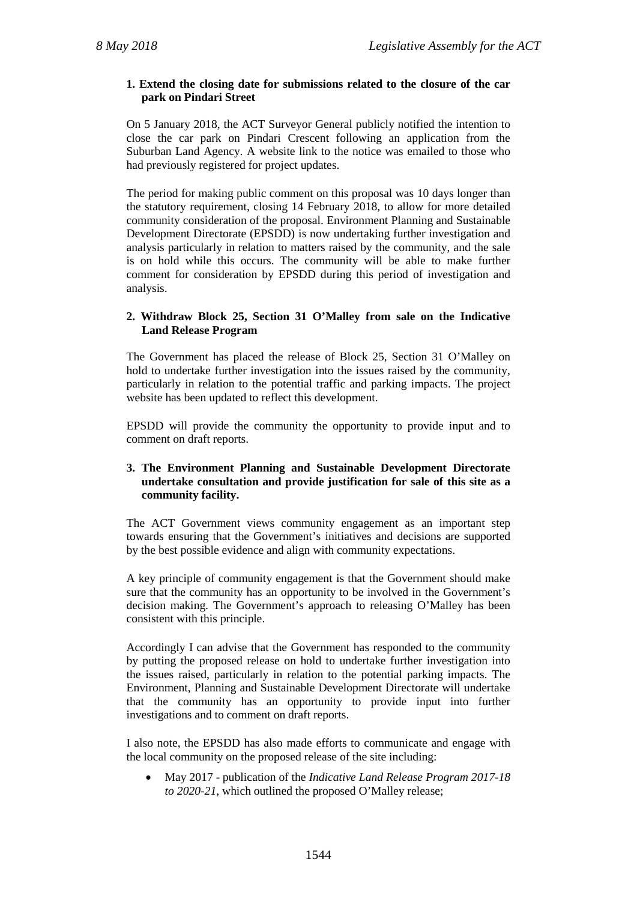**1. Extend the closing date for submissions related to the closure of the car park on Pindari Street**

On 5 January 2018, the ACT Surveyor General publicly notified the intention to close the car park on Pindari Crescent following an application from the Suburban Land Agency. A website link to the notice was emailed to those who had previously registered for project updates.

The period for making public comment on this proposal was 10 days longer than the statutory requirement, closing 14 February 2018, to allow for more detailed community consideration of the proposal. Environment Planning and Sustainable Development Directorate (EPSDD) is now undertaking further investigation and analysis particularly in relation to matters raised by the community, and the sale is on hold while this occurs. The community will be able to make further comment for consideration by EPSDD during this period of investigation and analysis.

**2. Withdraw Block 25, Section 31 O'Malley from sale on the Indicative Land Release Program**

The Government has placed the release of Block 25, Section 31 O'Malley on hold to undertake further investigation into the issues raised by the community, particularly in relation to the potential traffic and parking impacts. The project website has been updated to reflect this development.

EPSDD will provide the community the opportunity to provide input and to comment on draft reports.

**3. The Environment Planning and Sustainable Development Directorate undertake consultation and provide justification for sale of this site as a community facility.**

The ACT Government views community engagement as an important step towards ensuring that the Government's initiatives and decisions are supported by the best possible evidence and align with community expectations.

A key principle of community engagement is that the Government should make sure that the community has an opportunity to be involved in the Government's decision making. The Government's approach to releasing O'Malley has been consistent with this principle.

Accordingly I can advise that the Government has responded to the community by putting the proposed release on hold to undertake further investigation into the issues raised, particularly in relation to the potential parking impacts. The Environment, Planning and Sustainable Development Directorate will undertake that the community has an opportunity to provide input into further investigations and to comment on draft reports.

I also note, the EPSDD has also made efforts to communicate and engage with the local community on the proposed release of the site including:

- May 2017 - publication of the *Indicative Land Release Program 2017-18 to 2020-21*, which outlined the proposed O'Malley release;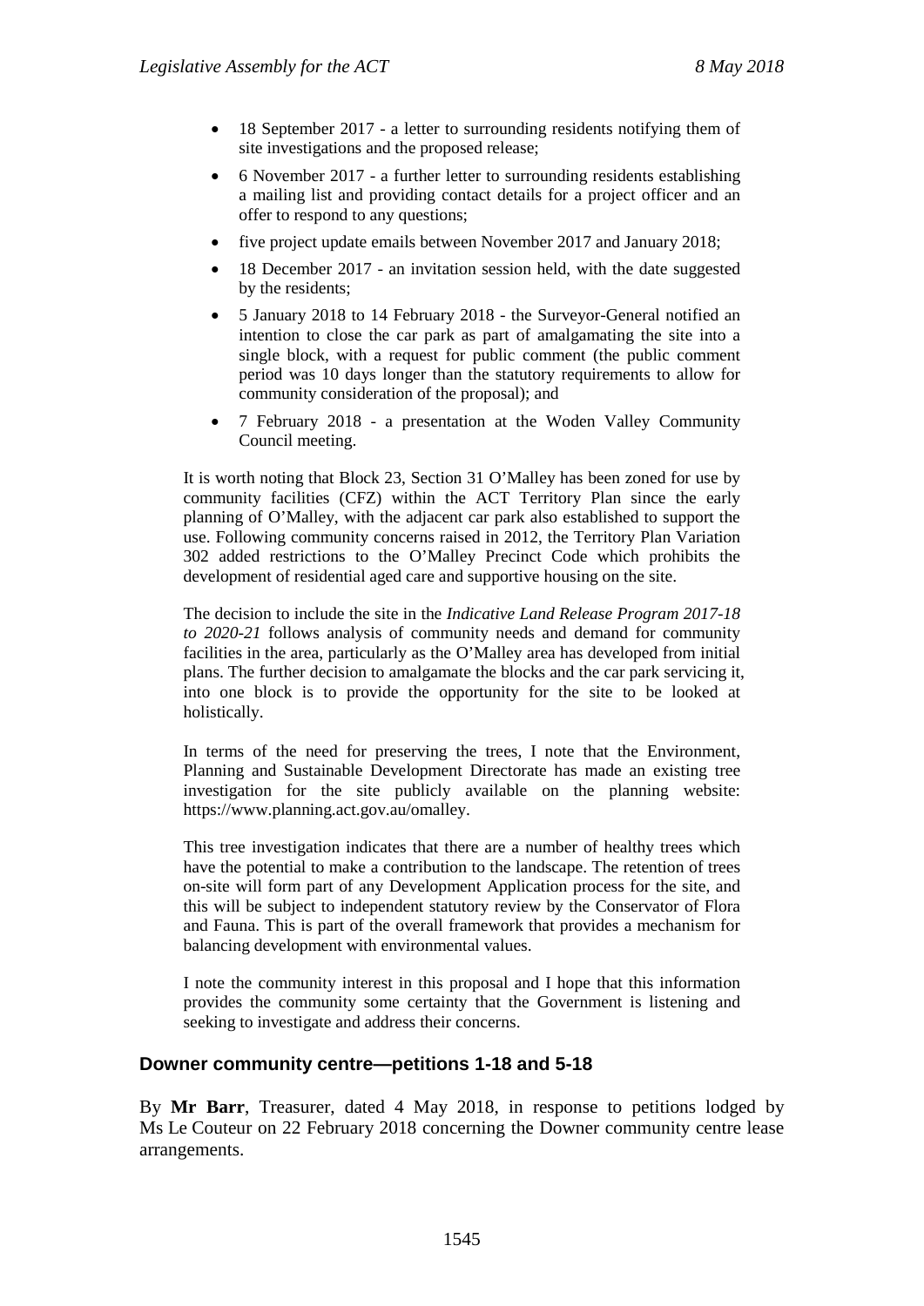- 18 September 2017 - a letter to surrounding residents notifying them of site investigations and the proposed release;
- 6 November 2017 - a further letter to surrounding residents establishing a mailing list and providing contact details for a project officer and an offer to respond to any questions;
- five project update emails between November 2017 and January 2018;
- 18 December 2017 - an invitation session held, with the date suggested by the residents;
- 5 January 2018 to 14 February 2018 - the Surveyor-General notified an intention to close the car park as part of amalgamating the site into a single block, with a request for public comment (the public comment period was 10 days longer than the statutory requirements to allow for community consideration of the proposal); and
- 7 February 2018 - a presentation at the Woden Valley Community Council meeting.

It is worth noting that Block 23, Section 31 O'Malley has been zoned for use by community facilities (CFZ) within the ACT Territory Plan since the early planning of O'Malley, with the adjacent car park also established to support the use. Following community concerns raised in 2012, the Territory Plan Variation 302 added restrictions to the O'Malley Precinct Code which prohibits the development of residential aged care and supportive housing on the site.

The decision to include the site in the *Indicative Land Release Program 2017-18 to 2020-21* follows analysis of community needs and demand for community facilities in the area, particularly as the O'Malley area has developed from initial plans. The further decision to amalgamate the blocks and the car park servicing it, into one block is to provide the opportunity for the site to be looked at holistically.

In terms of the need for preserving the trees, I note that the Environment, Planning and Sustainable Development Directorate has made an existing tree investigation for the site publicly available on the planning website: https://www.planning.act.gov.au/omalley.

This tree investigation indicates that there are a number of healthy trees which have the potential to make a contribution to the landscape. The retention of trees on-site will form part of any Development Application process for the site, and this will be subject to independent statutory review by the Conservator of Flora and Fauna. This is part of the overall framework that provides a mechanism for balancing development with environmental values.

I note the community interest in this proposal and I hope that this information provides the community some certainty that the Government is listening and seeking to investigate and address their concerns.

## Downer community centre—petitions 1-18 and 5-18

By **Mr Barr**, Treasurer, dated 4 May 2018, in response to petitions lodged by Ms Le Couteur on 22 February 2018 concerning the Downer community centre lease arrangements.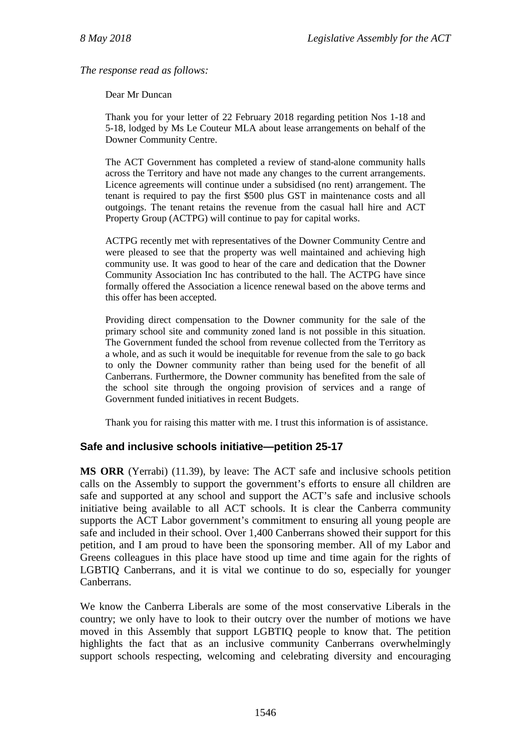*The response read as follows:*

> Dear Mr Duncan
>
> Thank you for your letter of 22 February 2018 regarding petition Nos 1-18 and 5-18, lodged by Ms Le Couteur MLA about lease arrangements on behalf of the Downer Community Centre.
>
> The ACT Government has completed a review of stand-alone community halls across the Territory and have not made any changes to the current arrangements. Licence agreements will continue under a subsidised (no rent) arrangement. The tenant is required to pay the first $500 plus GST in maintenance costs and all outgoings. The tenant retains the revenue from the casual hall hire and ACT Property Group (ACTPG) will continue to pay for capital works.
>
> ACTPG recently met with representatives of the Downer Community Centre and were pleased to see that the property was well maintained and achieving high community use. It was good to hear of the care and dedication that the Downer Community Association Inc has contributed to the hall. The ACTPG have since formally offered the Association a licence renewal based on the above terms and this offer has been accepted.
>
> Providing direct compensation to the Downer community for the sale of the primary school site and community zoned land is not possible in this situation. The Government funded the school from revenue collected from the Territory as a whole, and as such it would be inequitable for revenue from the sale to go back to only the Downer community rather than being used for the benefit of all Canberrans. Furthermore, the Downer community has benefited from the sale of the school site through the ongoing provision of services and a range of Government funded initiatives in recent Budgets.
>
> Thank you for raising this matter with me. I trust this information is of assistance.

## Safe and inclusive schools initiative—petition 25-17

**MS ORR** (Yerrabi) (11.39), by leave: The ACT safe and inclusive schools petition calls on the Assembly to support the government's efforts to ensure all children are safe and supported at any school and support the ACT's safe and inclusive schools initiative being available to all ACT schools. It is clear the Canberra community supports the ACT Labor government's commitment to ensuring all young people are safe and included in their school. Over 1,400 Canberrans showed their support for this petition, and I am proud to have been the sponsoring member. All of my Labor and Greens colleagues in this place have stood up time and time again for the rights of LGBTIQ Canberrans, and it is vital we continue to do so, especially for younger Canberrans.

We know the Canberra Liberals are some of the most conservative Liberals in the country; we only have to look to their outcry over the number of motions we have moved in this Assembly that support LGBTIQ people to know that. The petition highlights the fact that as an inclusive community Canberrans overwhelmingly support schools respecting, welcoming and celebrating diversity and encouraging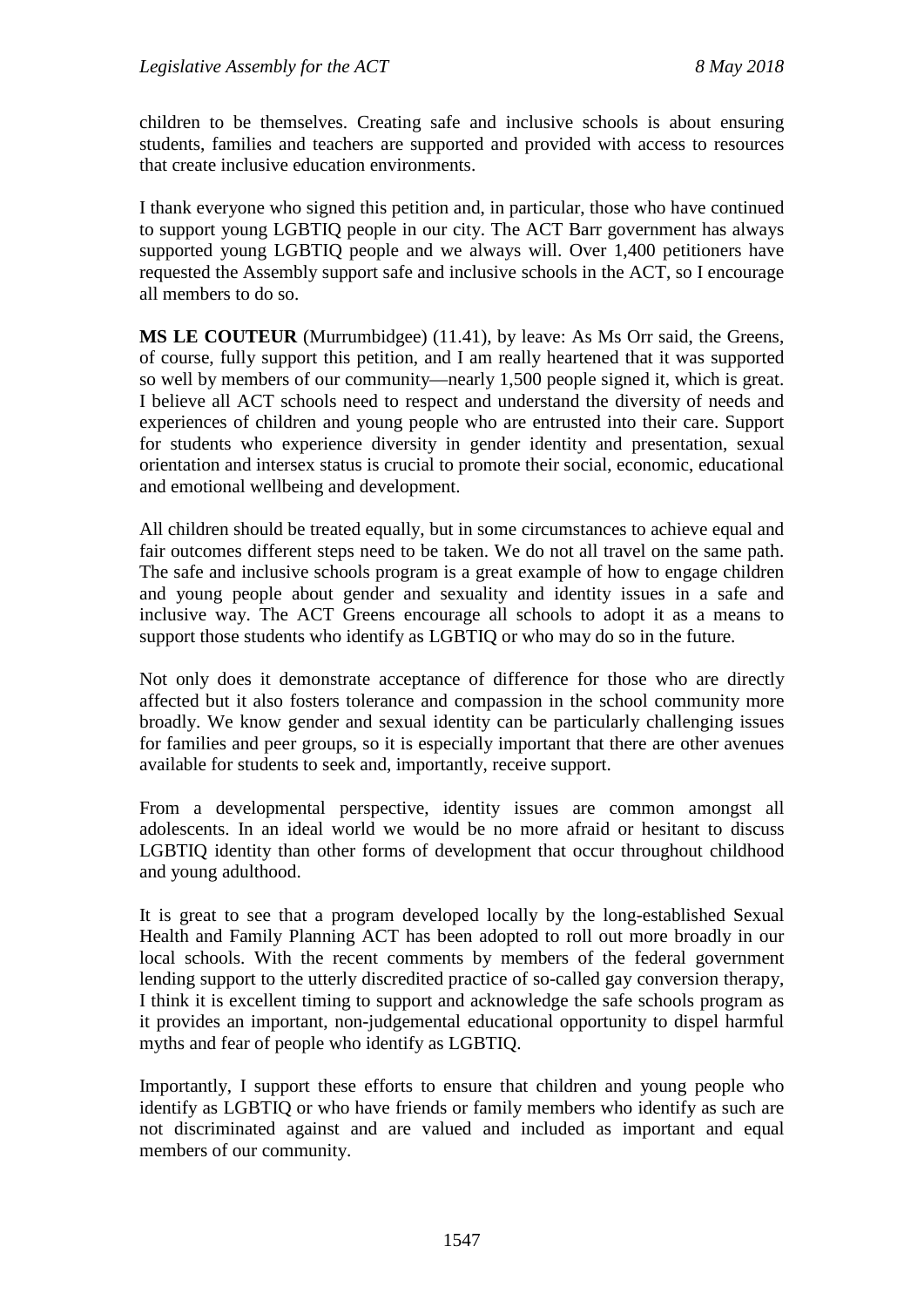children to be themselves. Creating safe and inclusive schools is about ensuring students, families and teachers are supported and provided with access to resources that create inclusive education environments.

I thank everyone who signed this petition and, in particular, those who have continued to support young LGBTIQ people in our city. The ACT Barr government has always supported young LGBTIQ people and we always will. Over 1,400 petitioners have requested the Assembly support safe and inclusive schools in the ACT, so I encourage all members to do so.

**MS LE COUTEUR** (Murrumbidgee) (11.41), by leave: As Ms Orr said, the Greens, of course, fully support this petition, and I am really heartened that it was supported so well by members of our community—nearly 1,500 people signed it, which is great. I believe all ACT schools need to respect and understand the diversity of needs and experiences of children and young people who are entrusted into their care. Support for students who experience diversity in gender identity and presentation, sexual orientation and intersex status is crucial to promote their social, economic, educational and emotional wellbeing and development.

All children should be treated equally, but in some circumstances to achieve equal and fair outcomes different steps need to be taken. We do not all travel on the same path. The safe and inclusive schools program is a great example of how to engage children and young people about gender and sexuality and identity issues in a safe and inclusive way. The ACT Greens encourage all schools to adopt it as a means to support those students who identify as LGBTIQ or who may do so in the future.

Not only does it demonstrate acceptance of difference for those who are directly affected but it also fosters tolerance and compassion in the school community more broadly. We know gender and sexual identity can be particularly challenging issues for families and peer groups, so it is especially important that there are other avenues available for students to seek and, importantly, receive support.

From a developmental perspective, identity issues are common amongst all adolescents. In an ideal world we would be no more afraid or hesitant to discuss LGBTIQ identity than other forms of development that occur throughout childhood and young adulthood.

It is great to see that a program developed locally by the long-established Sexual Health and Family Planning ACT has been adopted to roll out more broadly in our local schools. With the recent comments by members of the federal government lending support to the utterly discredited practice of so-called gay conversion therapy, I think it is excellent timing to support and acknowledge the safe schools program as it provides an important, non-judgemental educational opportunity to dispel harmful myths and fear of people who identify as LGBTIQ.

Importantly, I support these efforts to ensure that children and young people who identify as LGBTIQ or who have friends or family members who identify as such are not discriminated against and are valued and included as important and equal members of our community.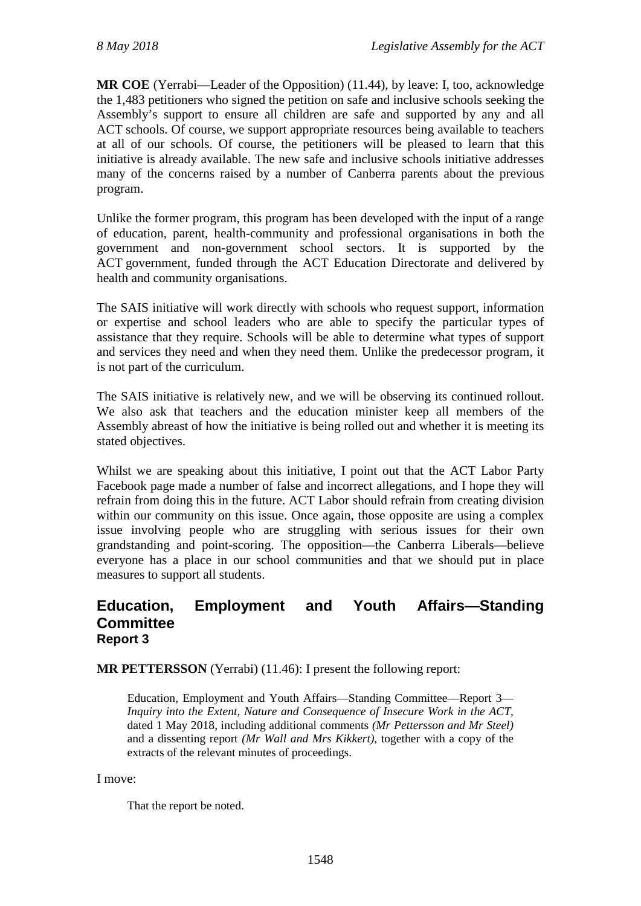**MR COE** (Yerrabi—Leader of the Opposition) (11.44), by leave: I, too, acknowledge the 1,483 petitioners who signed the petition on safe and inclusive schools seeking the Assembly's support to ensure all children are safe and supported by any and all ACT schools. Of course, we support appropriate resources being available to teachers at all of our schools. Of course, the petitioners will be pleased to learn that this initiative is already available. The new safe and inclusive schools initiative addresses many of the concerns raised by a number of Canberra parents about the previous program.

Unlike the former program, this program has been developed with the input of a range of education, parent, health-community and professional organisations in both the government and non-government school sectors. It is supported by the ACT government, funded through the ACT Education Directorate and delivered by health and community organisations.

The SAIS initiative will work directly with schools who request support, information or expertise and school leaders who are able to specify the particular types of assistance that they require. Schools will be able to determine what types of support and services they need and when they need them. Unlike the predecessor program, it is not part of the curriculum.

The SAIS initiative is relatively new, and we will be observing its continued rollout. We also ask that teachers and the education minister keep all members of the Assembly abreast of how the initiative is being rolled out and whether it is meeting its stated objectives.

Whilst we are speaking about this initiative, I point out that the ACT Labor Party Facebook page made a number of false and incorrect allegations, and I hope they will refrain from doing this in the future. ACT Labor should refrain from creating division within our community on this issue. Once again, those opposite are using a complex issue involving people who are struggling with serious issues for their own grandstanding and point-scoring. The opposition—the Canberra Liberals—believe everyone has a place in our school communities and that we should put in place measures to support all students.

## Education, Employment and Youth Affairs—Standing Committee

### Report 3

**MR PETTERSSON** (Yerrabi) (11.46): I present the following report:

> Education, Employment and Youth Affairs—Standing Committee—Report 3—*Inquiry into the Extent, Nature and Consequence of Insecure Work in the ACT*, dated 1 May 2018, including additional comments *(Mr Pettersson and Mr Steel)* and a dissenting report *(Mr Wall and Mrs Kikkert)*, together with a copy of the extracts of the relevant minutes of proceedings.

I move:

> That the report be noted.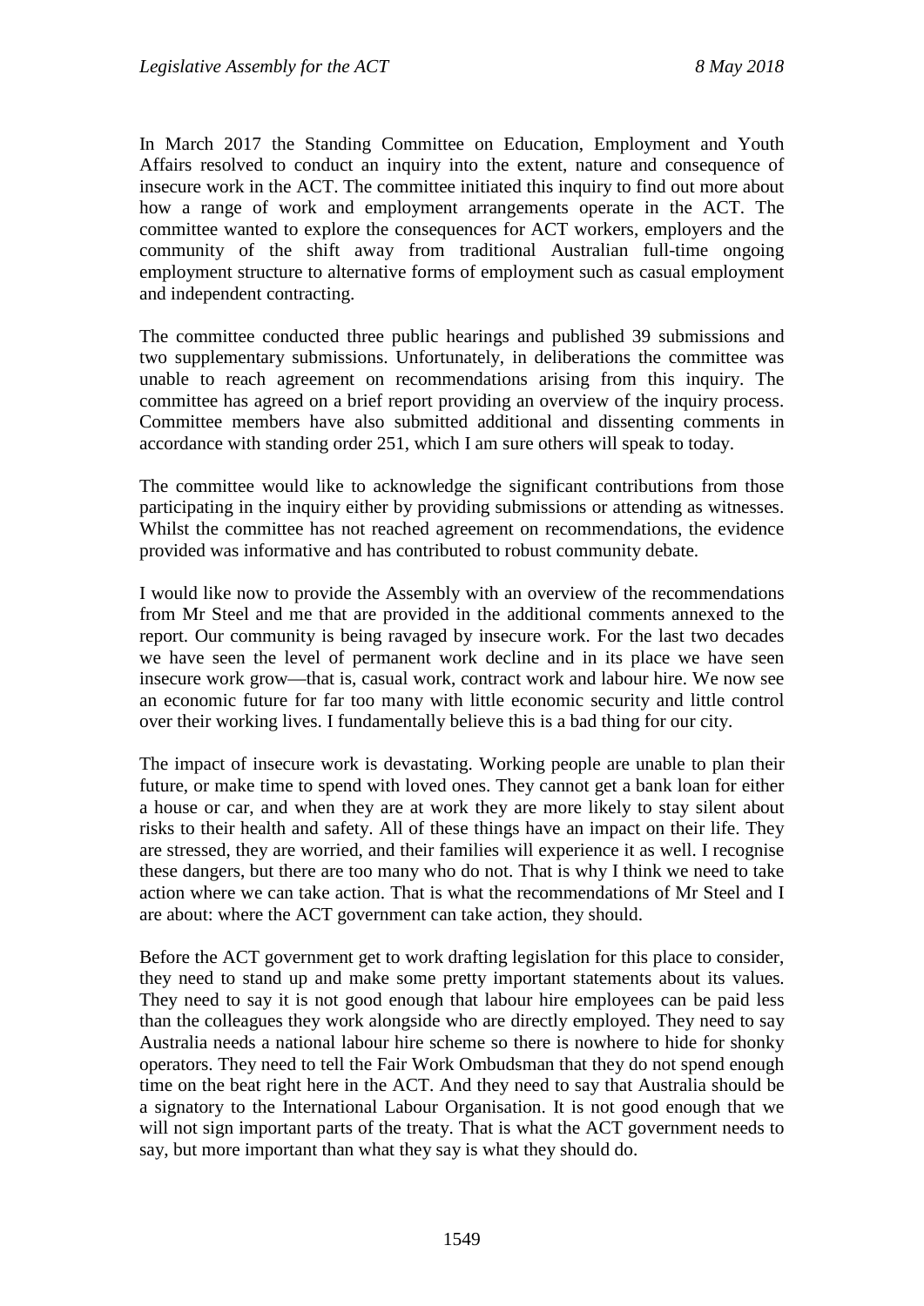In March 2017 the Standing Committee on Education, Employment and Youth Affairs resolved to conduct an inquiry into the extent, nature and consequence of insecure work in the ACT. The committee initiated this inquiry to find out more about how a range of work and employment arrangements operate in the ACT. The committee wanted to explore the consequences for ACT workers, employers and the community of the shift away from traditional Australian full-time ongoing employment structure to alternative forms of employment such as casual employment and independent contracting.

The committee conducted three public hearings and published 39 submissions and two supplementary submissions. Unfortunately, in deliberations the committee was unable to reach agreement on recommendations arising from this inquiry. The committee has agreed on a brief report providing an overview of the inquiry process. Committee members have also submitted additional and dissenting comments in accordance with standing order 251, which I am sure others will speak to today.

The committee would like to acknowledge the significant contributions from those participating in the inquiry either by providing submissions or attending as witnesses. Whilst the committee has not reached agreement on recommendations, the evidence provided was informative and has contributed to robust community debate.

I would like now to provide the Assembly with an overview of the recommendations from Mr Steel and me that are provided in the additional comments annexed to the report. Our community is being ravaged by insecure work. For the last two decades we have seen the level of permanent work decline and in its place we have seen insecure work grow—that is, casual work, contract work and labour hire. We now see an economic future for far too many with little economic security and little control over their working lives. I fundamentally believe this is a bad thing for our city.

The impact of insecure work is devastating. Working people are unable to plan their future, or make time to spend with loved ones. They cannot get a bank loan for either a house or car, and when they are at work they are more likely to stay silent about risks to their health and safety. All of these things have an impact on their life. They are stressed, they are worried, and their families will experience it as well. I recognise these dangers, but there are too many who do not. That is why I think we need to take action where we can take action. That is what the recommendations of Mr Steel and I are about: where the ACT government can take action, they should.

Before the ACT government get to work drafting legislation for this place to consider, they need to stand up and make some pretty important statements about its values. They need to say it is not good enough that labour hire employees can be paid less than the colleagues they work alongside who are directly employed. They need to say Australia needs a national labour hire scheme so there is nowhere to hide for shonky operators. They need to tell the Fair Work Ombudsman that they do not spend enough time on the beat right here in the ACT. And they need to say that Australia should be a signatory to the International Labour Organisation. It is not good enough that we will not sign important parts of the treaty. That is what the ACT government needs to say, but more important than what they say is what they should do.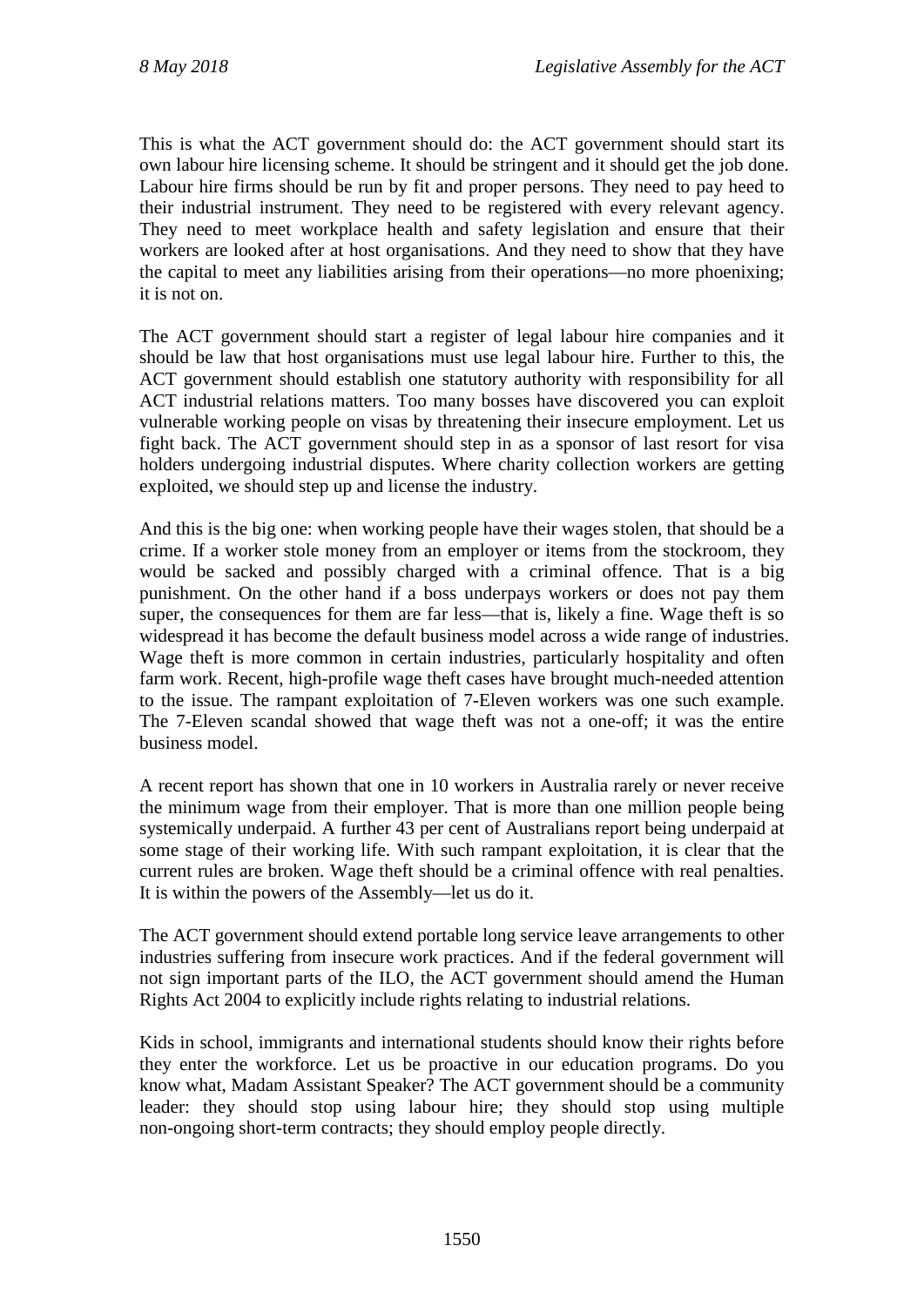This is what the ACT government should do: the ACT government should start its own labour hire licensing scheme. It should be stringent and it should get the job done. Labour hire firms should be run by fit and proper persons. They need to pay heed to their industrial instrument. They need to be registered with every relevant agency. They need to meet workplace health and safety legislation and ensure that their workers are looked after at host organisations. And they need to show that they have the capital to meet any liabilities arising from their operations—no more phoenixing; it is not on.

The ACT government should start a register of legal labour hire companies and it should be law that host organisations must use legal labour hire. Further to this, the ACT government should establish one statutory authority with responsibility for all ACT industrial relations matters. Too many bosses have discovered you can exploit vulnerable working people on visas by threatening their insecure employment. Let us fight back. The ACT government should step in as a sponsor of last resort for visa holders undergoing industrial disputes. Where charity collection workers are getting exploited, we should step up and license the industry.

And this is the big one: when working people have their wages stolen, that should be a crime. If a worker stole money from an employer or items from the stockroom, they would be sacked and possibly charged with a criminal offence. That is a big punishment. On the other hand if a boss underpays workers or does not pay them super, the consequences for them are far less—that is, likely a fine. Wage theft is so widespread it has become the default business model across a wide range of industries. Wage theft is more common in certain industries, particularly hospitality and often farm work. Recent, high-profile wage theft cases have brought much-needed attention to the issue. The rampant exploitation of 7-Eleven workers was one such example. The 7-Eleven scandal showed that wage theft was not a one-off; it was the entire business model.

A recent report has shown that one in 10 workers in Australia rarely or never receive the minimum wage from their employer. That is more than one million people being systemically underpaid. A further 43 per cent of Australians report being underpaid at some stage of their working life. With such rampant exploitation, it is clear that the current rules are broken. Wage theft should be a criminal offence with real penalties. It is within the powers of the Assembly—let us do it.

The ACT government should extend portable long service leave arrangements to other industries suffering from insecure work practices. And if the federal government will not sign important parts of the ILO, the ACT government should amend the Human Rights Act 2004 to explicitly include rights relating to industrial relations.

Kids in school, immigrants and international students should know their rights before they enter the workforce. Let us be proactive in our education programs. Do you know what, Madam Assistant Speaker? The ACT government should be a community leader: they should stop using labour hire; they should stop using multiple non-ongoing short-term contracts; they should employ people directly.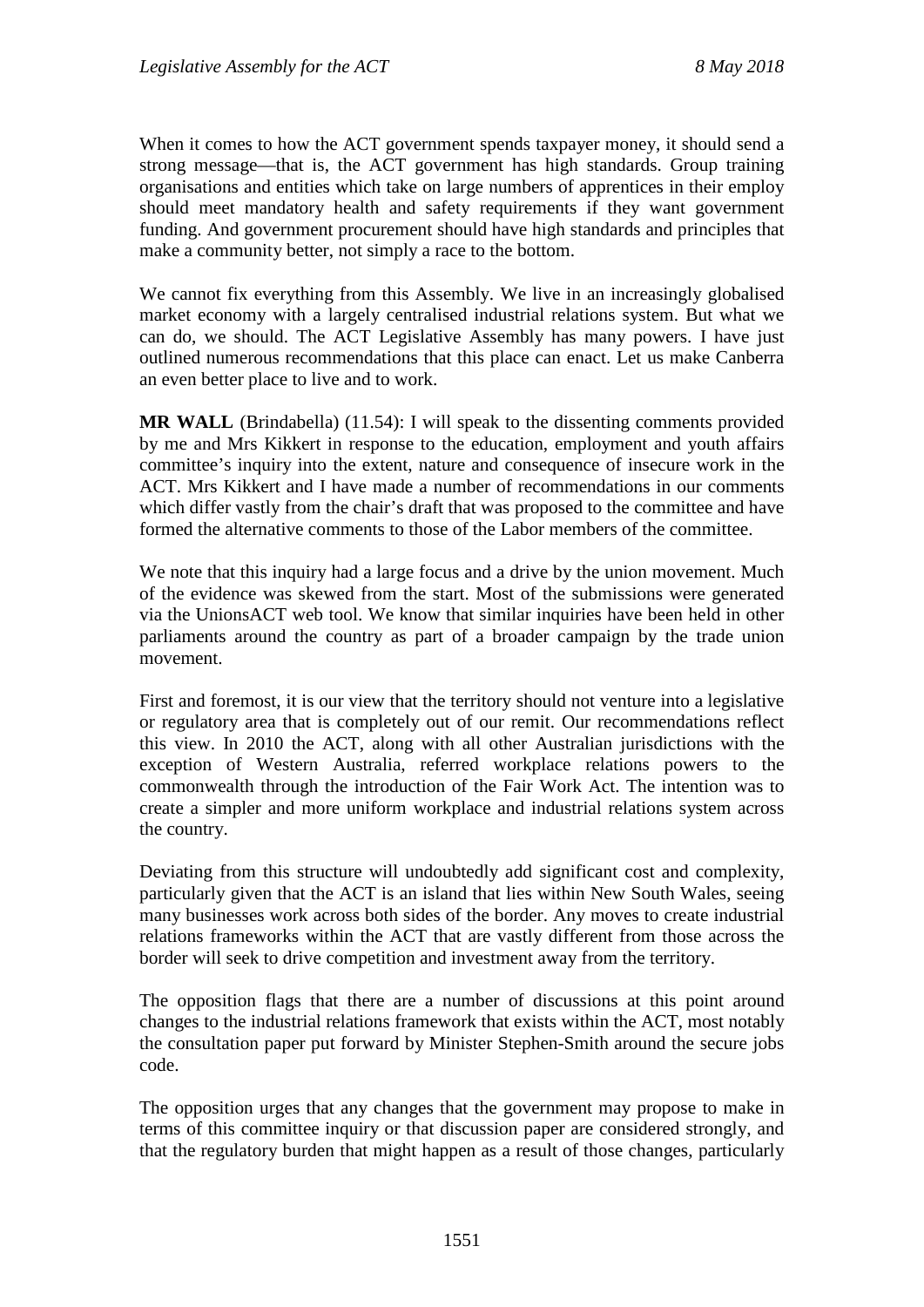When it comes to how the ACT government spends taxpayer money, it should send a strong message—that is, the ACT government has high standards. Group training organisations and entities which take on large numbers of apprentices in their employ should meet mandatory health and safety requirements if they want government funding. And government procurement should have high standards and principles that make a community better, not simply a race to the bottom.

We cannot fix everything from this Assembly. We live in an increasingly globalised market economy with a largely centralised industrial relations system. But what we can do, we should. The ACT Legislative Assembly has many powers. I have just outlined numerous recommendations that this place can enact. Let us make Canberra an even better place to live and to work.

**MR WALL** (Brindabella) (11.54): I will speak to the dissenting comments provided by me and Mrs Kikkert in response to the education, employment and youth affairs committee's inquiry into the extent, nature and consequence of insecure work in the ACT. Mrs Kikkert and I have made a number of recommendations in our comments which differ vastly from the chair's draft that was proposed to the committee and have formed the alternative comments to those of the Labor members of the committee.

We note that this inquiry had a large focus and a drive by the union movement. Much of the evidence was skewed from the start. Most of the submissions were generated via the UnionsACT web tool. We know that similar inquiries have been held in other parliaments around the country as part of a broader campaign by the trade union movement.

First and foremost, it is our view that the territory should not venture into a legislative or regulatory area that is completely out of our remit. Our recommendations reflect this view. In 2010 the ACT, along with all other Australian jurisdictions with the exception of Western Australia, referred workplace relations powers to the commonwealth through the introduction of the Fair Work Act. The intention was to create a simpler and more uniform workplace and industrial relations system across the country.

Deviating from this structure will undoubtedly add significant cost and complexity, particularly given that the ACT is an island that lies within New South Wales, seeing many businesses work across both sides of the border. Any moves to create industrial relations frameworks within the ACT that are vastly different from those across the border will seek to drive competition and investment away from the territory.

The opposition flags that there are a number of discussions at this point around changes to the industrial relations framework that exists within the ACT, most notably the consultation paper put forward by Minister Stephen-Smith around the secure jobs code.

The opposition urges that any changes that the government may propose to make in terms of this committee inquiry or that discussion paper are considered strongly, and that the regulatory burden that might happen as a result of those changes, particularly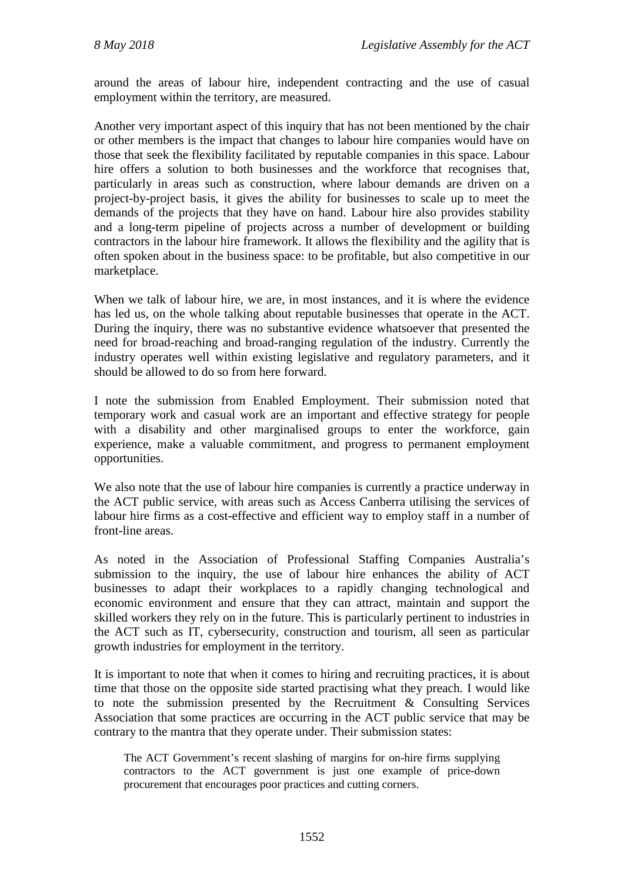around the areas of labour hire, independent contracting and the use of casual employment within the territory, are measured.

Another very important aspect of this inquiry that has not been mentioned by the chair or other members is the impact that changes to labour hire companies would have on those that seek the flexibility facilitated by reputable companies in this space. Labour hire offers a solution to both businesses and the workforce that recognises that, particularly in areas such as construction, where labour demands are driven on a project-by-project basis, it gives the ability for businesses to scale up to meet the demands of the projects that they have on hand. Labour hire also provides stability and a long-term pipeline of projects across a number of development or building contractors in the labour hire framework. It allows the flexibility and the agility that is often spoken about in the business space: to be profitable, but also competitive in our marketplace.

When we talk of labour hire, we are, in most instances, and it is where the evidence has led us, on the whole talking about reputable businesses that operate in the ACT. During the inquiry, there was no substantive evidence whatsoever that presented the need for broad-reaching and broad-ranging regulation of the industry. Currently the industry operates well within existing legislative and regulatory parameters, and it should be allowed to do so from here forward.

I note the submission from Enabled Employment. Their submission noted that temporary work and casual work are an important and effective strategy for people with a disability and other marginalised groups to enter the workforce, gain experience, make a valuable commitment, and progress to permanent employment opportunities.

We also note that the use of labour hire companies is currently a practice underway in the ACT public service, with areas such as Access Canberra utilising the services of labour hire firms as a cost-effective and efficient way to employ staff in a number of front-line areas.

As noted in the Association of Professional Staffing Companies Australia's submission to the inquiry, the use of labour hire enhances the ability of ACT businesses to adapt their workplaces to a rapidly changing technological and economic environment and ensure that they can attract, maintain and support the skilled workers they rely on in the future. This is particularly pertinent to industries in the ACT such as IT, cybersecurity, construction and tourism, all seen as particular growth industries for employment in the territory.

It is important to note that when it comes to hiring and recruiting practices, it is about time that those on the opposite side started practising what they preach. I would like to note the submission presented by the Recruitment & Consulting Services Association that some practices are occurring in the ACT public service that may be contrary to the mantra that they operate under. Their submission states:

> The ACT Government's recent slashing of margins for on-hire firms supplying contractors to the ACT government is just one example of price-down procurement that encourages poor practices and cutting corners.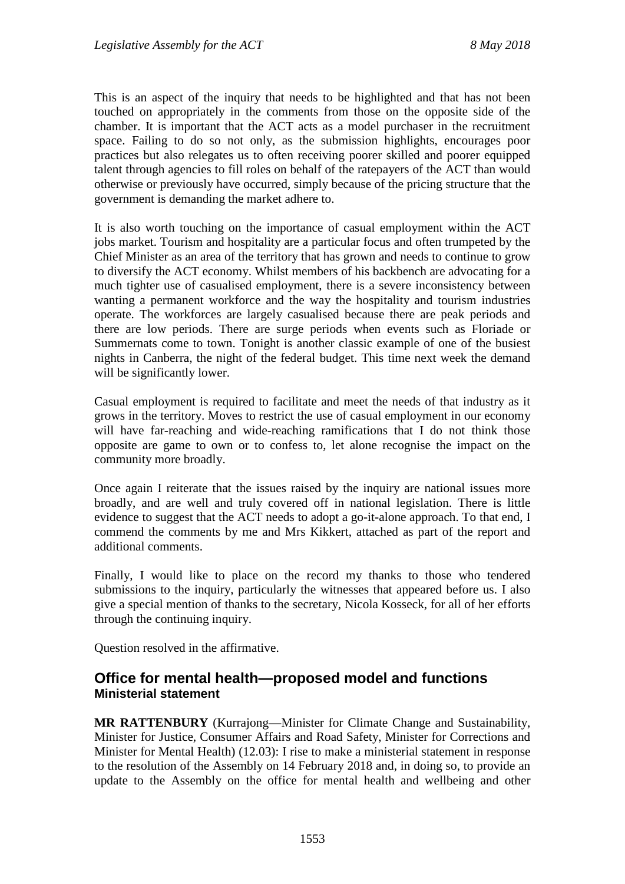This is an aspect of the inquiry that needs to be highlighted and that has not been touched on appropriately in the comments from those on the opposite side of the chamber. It is important that the ACT acts as a model purchaser in the recruitment space. Failing to do so not only, as the submission highlights, encourages poor practices but also relegates us to often receiving poorer skilled and poorer equipped talent through agencies to fill roles on behalf of the ratepayers of the ACT than would otherwise or previously have occurred, simply because of the pricing structure that the government is demanding the market adhere to.

It is also worth touching on the importance of casual employment within the ACT jobs market. Tourism and hospitality are a particular focus and often trumpeted by the Chief Minister as an area of the territory that has grown and needs to continue to grow to diversify the ACT economy. Whilst members of his backbench are advocating for a much tighter use of casualised employment, there is a severe inconsistency between wanting a permanent workforce and the way the hospitality and tourism industries operate. The workforces are largely casualised because there are peak periods and there are low periods. There are surge periods when events such as Floriade or Summernats come to town. Tonight is another classic example of one of the busiest nights in Canberra, the night of the federal budget. This time next week the demand will be significantly lower.

Casual employment is required to facilitate and meet the needs of that industry as it grows in the territory. Moves to restrict the use of casual employment in our economy will have far-reaching and wide-reaching ramifications that I do not think those opposite are game to own or to confess to, let alone recognise the impact on the community more broadly.

Once again I reiterate that the issues raised by the inquiry are national issues more broadly, and are well and truly covered off in national legislation. There is little evidence to suggest that the ACT needs to adopt a go-it-alone approach. To that end, I commend the comments by me and Mrs Kikkert, attached as part of the report and additional comments.

Finally, I would like to place on the record my thanks to those who tendered submissions to the inquiry, particularly the witnesses that appeared before us. I also give a special mention of thanks to the secretary, Nicola Kosseck, for all of her efforts through the continuing inquiry.

Question resolved in the affirmative.

## Office for mental health—proposed model and functions
### Ministerial statement

**MR RATTENBURY** (Kurrajong—Minister for Climate Change and Sustainability, Minister for Justice, Consumer Affairs and Road Safety, Minister for Corrections and Minister for Mental Health) (12.03): I rise to make a ministerial statement in response to the resolution of the Assembly on 14 February 2018 and, in doing so, to provide an update to the Assembly on the office for mental health and wellbeing and other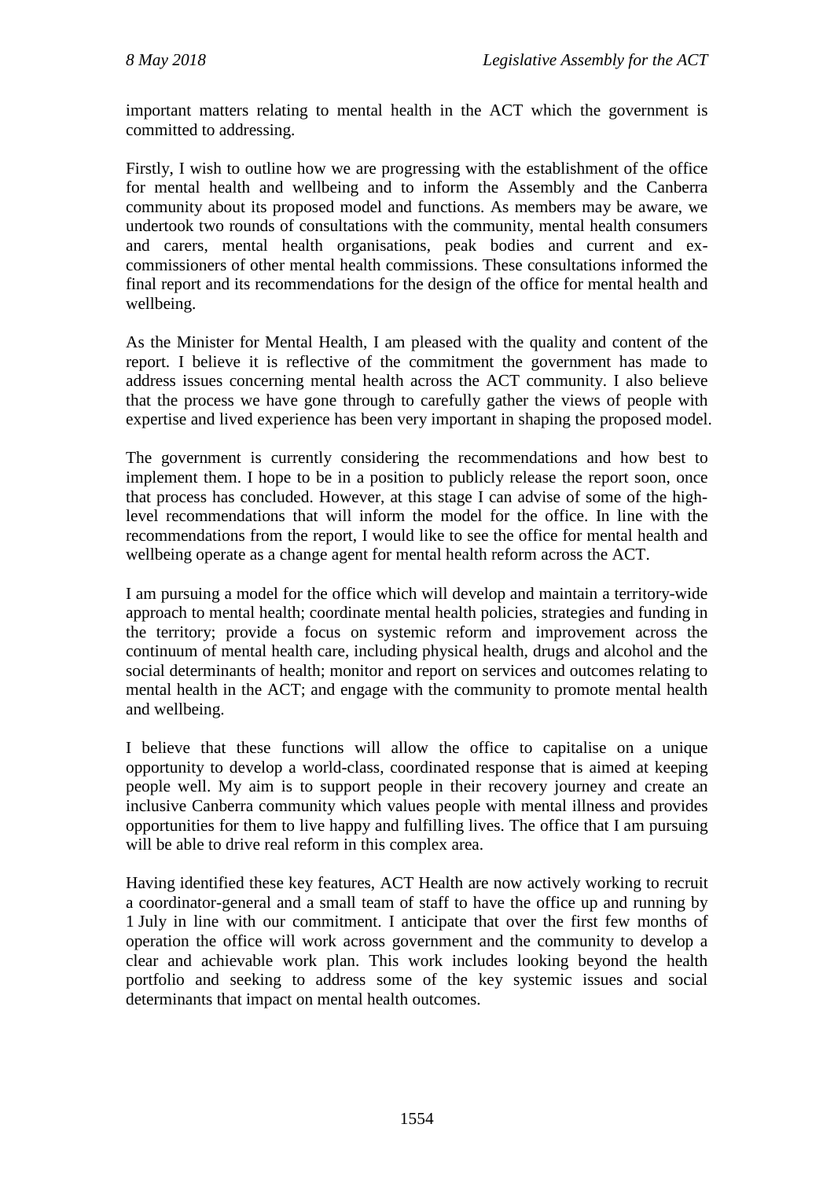important matters relating to mental health in the ACT which the government is committed to addressing.

Firstly, I wish to outline how we are progressing with the establishment of the office for mental health and wellbeing and to inform the Assembly and the Canberra community about its proposed model and functions. As members may be aware, we undertook two rounds of consultations with the community, mental health consumers and carers, mental health organisations, peak bodies and current and ex-commissioners of other mental health commissions. These consultations informed the final report and its recommendations for the design of the office for mental health and wellbeing.

As the Minister for Mental Health, I am pleased with the quality and content of the report. I believe it is reflective of the commitment the government has made to address issues concerning mental health across the ACT community. I also believe that the process we have gone through to carefully gather the views of people with expertise and lived experience has been very important in shaping the proposed model.

The government is currently considering the recommendations and how best to implement them. I hope to be in a position to publicly release the report soon, once that process has concluded. However, at this stage I can advise of some of the high-level recommendations that will inform the model for the office. In line with the recommendations from the report, I would like to see the office for mental health and wellbeing operate as a change agent for mental health reform across the ACT.

I am pursuing a model for the office which will develop and maintain a territory-wide approach to mental health; coordinate mental health policies, strategies and funding in the territory; provide a focus on systemic reform and improvement across the continuum of mental health care, including physical health, drugs and alcohol and the social determinants of health; monitor and report on services and outcomes relating to mental health in the ACT; and engage with the community to promote mental health and wellbeing.

I believe that these functions will allow the office to capitalise on a unique opportunity to develop a world-class, coordinated response that is aimed at keeping people well. My aim is to support people in their recovery journey and create an inclusive Canberra community which values people with mental illness and provides opportunities for them to live happy and fulfilling lives. The office that I am pursuing will be able to drive real reform in this complex area.

Having identified these key features, ACT Health are now actively working to recruit a coordinator-general and a small team of staff to have the office up and running by 1 July in line with our commitment. I anticipate that over the first few months of operation the office will work across government and the community to develop a clear and achievable work plan. This work includes looking beyond the health portfolio and seeking to address some of the key systemic issues and social determinants that impact on mental health outcomes.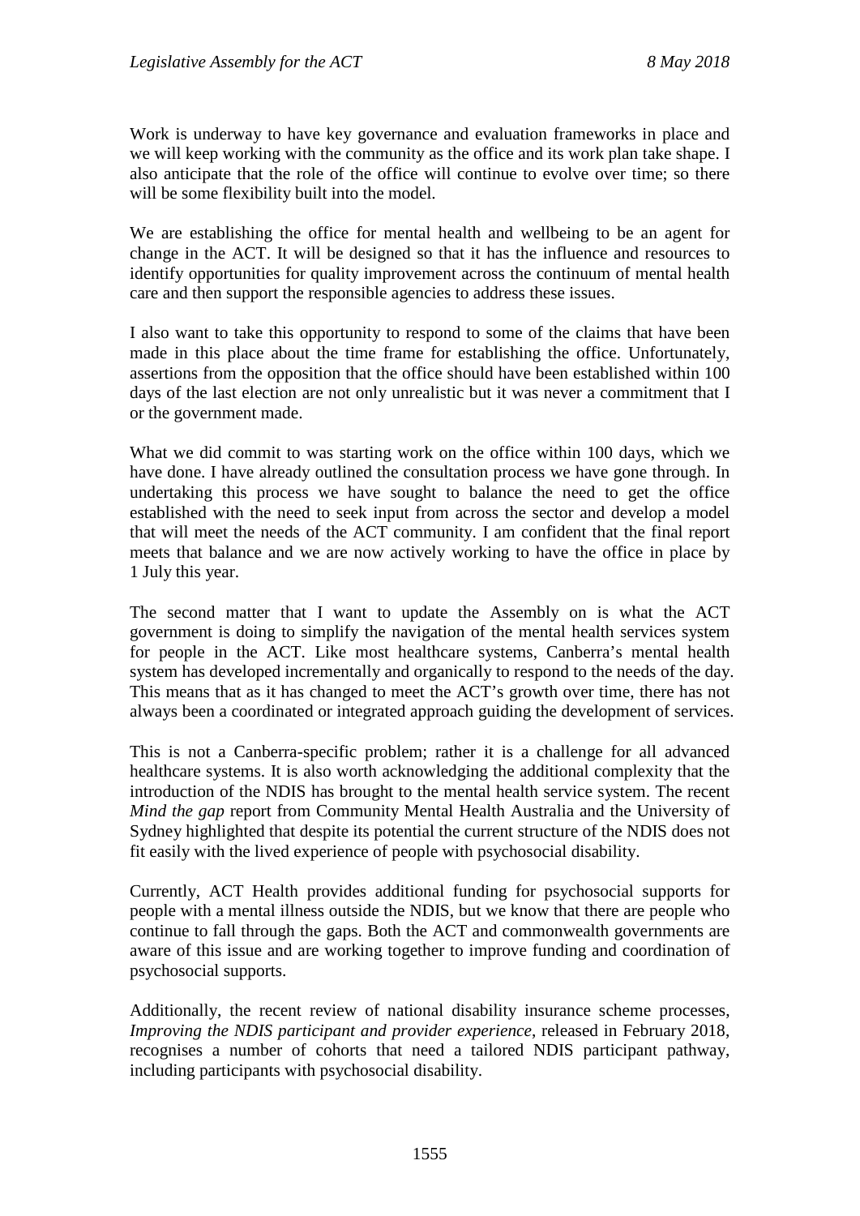Work is underway to have key governance and evaluation frameworks in place and we will keep working with the community as the office and its work plan take shape. I also anticipate that the role of the office will continue to evolve over time; so there will be some flexibility built into the model.

We are establishing the office for mental health and wellbeing to be an agent for change in the ACT. It will be designed so that it has the influence and resources to identify opportunities for quality improvement across the continuum of mental health care and then support the responsible agencies to address these issues.

I also want to take this opportunity to respond to some of the claims that have been made in this place about the time frame for establishing the office. Unfortunately, assertions from the opposition that the office should have been established within 100 days of the last election are not only unrealistic but it was never a commitment that I or the government made.

What we did commit to was starting work on the office within 100 days, which we have done. I have already outlined the consultation process we have gone through. In undertaking this process we have sought to balance the need to get the office established with the need to seek input from across the sector and develop a model that will meet the needs of the ACT community. I am confident that the final report meets that balance and we are now actively working to have the office in place by 1 July this year.

The second matter that I want to update the Assembly on is what the ACT government is doing to simplify the navigation of the mental health services system for people in the ACT. Like most healthcare systems, Canberra's mental health system has developed incrementally and organically to respond to the needs of the day. This means that as it has changed to meet the ACT's growth over time, there has not always been a coordinated or integrated approach guiding the development of services.

This is not a Canberra-specific problem; rather it is a challenge for all advanced healthcare systems. It is also worth acknowledging the additional complexity that the introduction of the NDIS has brought to the mental health service system. The recent *Mind the gap* report from Community Mental Health Australia and the University of Sydney highlighted that despite its potential the current structure of the NDIS does not fit easily with the lived experience of people with psychosocial disability.

Currently, ACT Health provides additional funding for psychosocial supports for people with a mental illness outside the NDIS, but we know that there are people who continue to fall through the gaps. Both the ACT and commonwealth governments are aware of this issue and are working together to improve funding and coordination of psychosocial supports.

Additionally, the recent review of national disability insurance scheme processes, *Improving the NDIS participant and provider experience*, released in February 2018, recognises a number of cohorts that need a tailored NDIS participant pathway, including participants with psychosocial disability.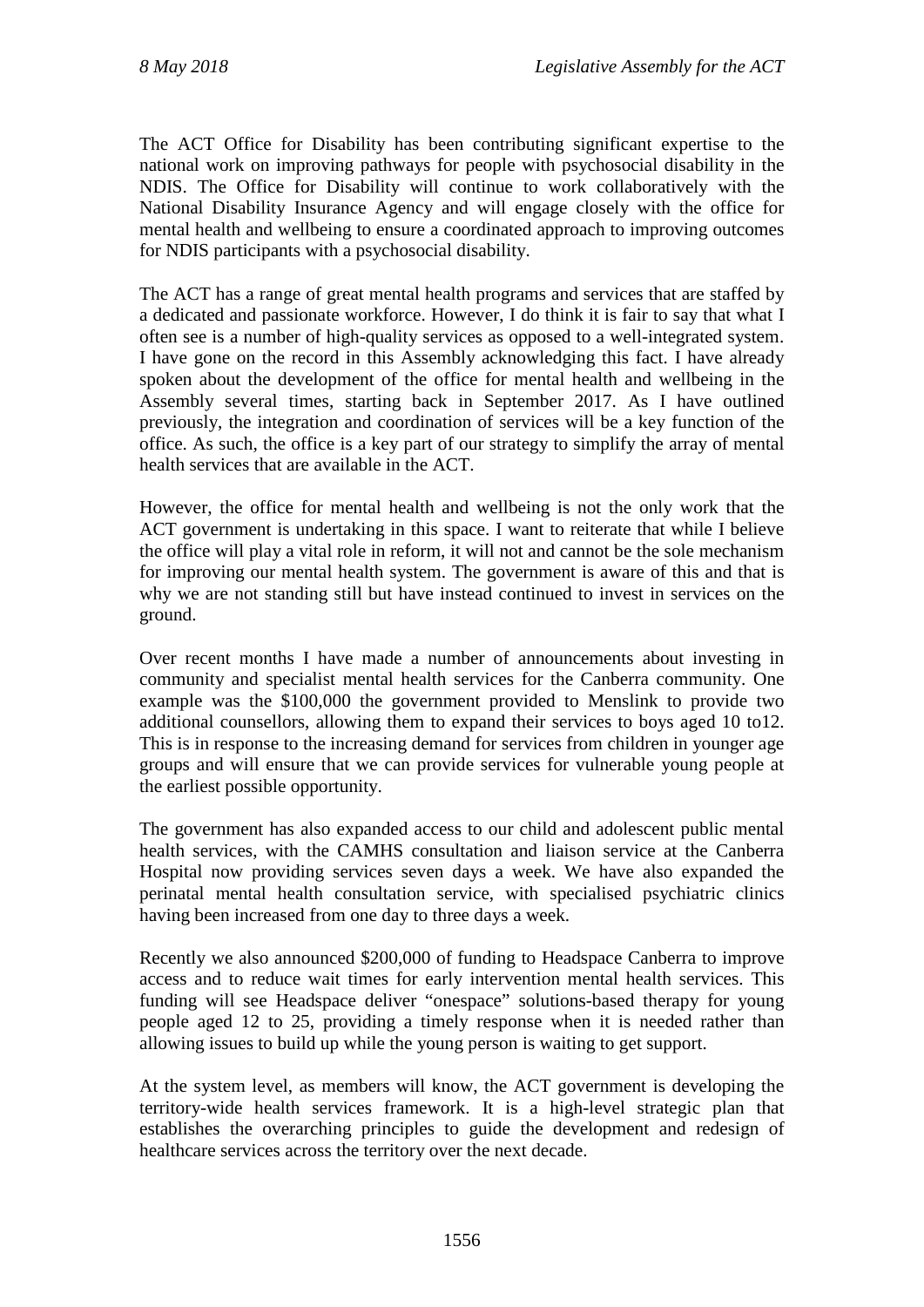The ACT Office for Disability has been contributing significant expertise to the national work on improving pathways for people with psychosocial disability in the NDIS. The Office for Disability will continue to work collaboratively with the National Disability Insurance Agency and will engage closely with the office for mental health and wellbeing to ensure a coordinated approach to improving outcomes for NDIS participants with a psychosocial disability.

The ACT has a range of great mental health programs and services that are staffed by a dedicated and passionate workforce. However, I do think it is fair to say that what I often see is a number of high-quality services as opposed to a well-integrated system. I have gone on the record in this Assembly acknowledging this fact. I have already spoken about the development of the office for mental health and wellbeing in the Assembly several times, starting back in September 2017. As I have outlined previously, the integration and coordination of services will be a key function of the office. As such, the office is a key part of our strategy to simplify the array of mental health services that are available in the ACT.

However, the office for mental health and wellbeing is not the only work that the ACT government is undertaking in this space. I want to reiterate that while I believe the office will play a vital role in reform, it will not and cannot be the sole mechanism for improving our mental health system. The government is aware of this and that is why we are not standing still but have instead continued to invest in services on the ground.

Over recent months I have made a number of announcements about investing in community and specialist mental health services for the Canberra community. One example was the $100,000 the government provided to Menslink to provide two additional counsellors, allowing them to expand their services to boys aged 10 to12. This is in response to the increasing demand for services from children in younger age groups and will ensure that we can provide services for vulnerable young people at the earliest possible opportunity.

The government has also expanded access to our child and adolescent public mental health services, with the CAMHS consultation and liaison service at the Canberra Hospital now providing services seven days a week. We have also expanded the perinatal mental health consultation service, with specialised psychiatric clinics having been increased from one day to three days a week.

Recently we also announced $200,000 of funding to Headspace Canberra to improve access and to reduce wait times for early intervention mental health services. This funding will see Headspace deliver "onespace" solutions-based therapy for young people aged 12 to 25, providing a timely response when it is needed rather than allowing issues to build up while the young person is waiting to get support.

At the system level, as members will know, the ACT government is developing the territory-wide health services framework. It is a high-level strategic plan that establishes the overarching principles to guide the development and redesign of healthcare services across the territory over the next decade.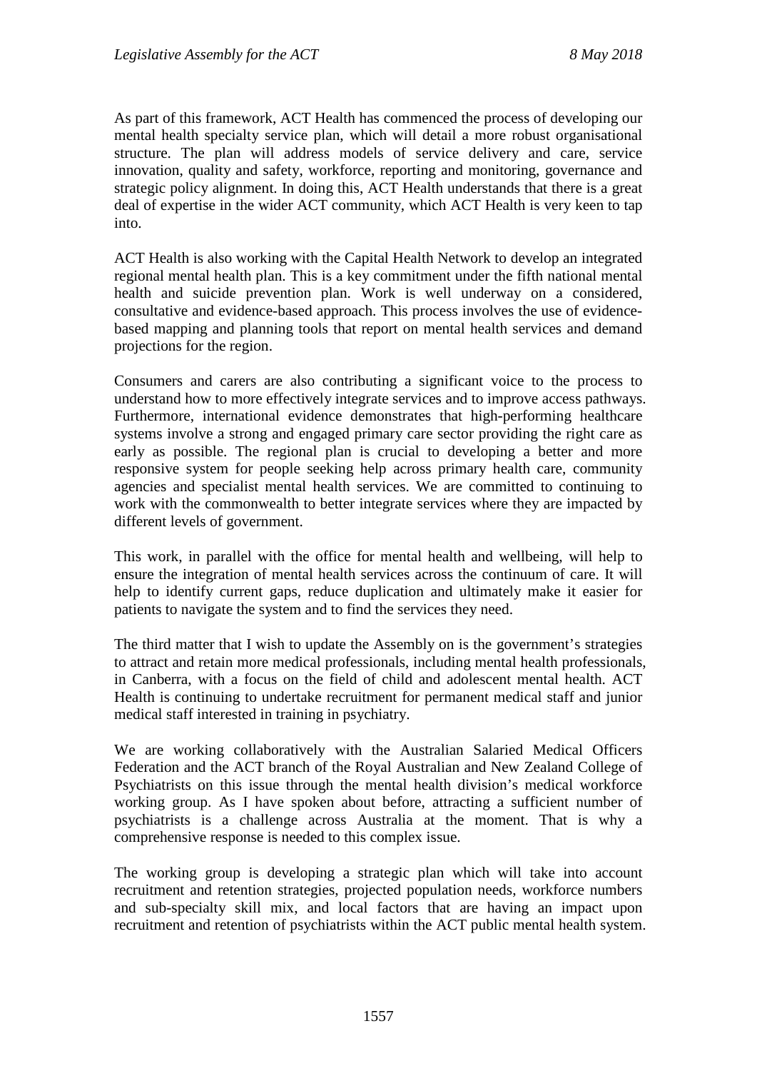As part of this framework, ACT Health has commenced the process of developing our mental health specialty service plan, which will detail a more robust organisational structure. The plan will address models of service delivery and care, service innovation, quality and safety, workforce, reporting and monitoring, governance and strategic policy alignment. In doing this, ACT Health understands that there is a great deal of expertise in the wider ACT community, which ACT Health is very keen to tap into.

ACT Health is also working with the Capital Health Network to develop an integrated regional mental health plan. This is a key commitment under the fifth national mental health and suicide prevention plan. Work is well underway on a considered, consultative and evidence-based approach. This process involves the use of evidence-based mapping and planning tools that report on mental health services and demand projections for the region.

Consumers and carers are also contributing a significant voice to the process to understand how to more effectively integrate services and to improve access pathways. Furthermore, international evidence demonstrates that high-performing healthcare systems involve a strong and engaged primary care sector providing the right care as early as possible. The regional plan is crucial to developing a better and more responsive system for people seeking help across primary health care, community agencies and specialist mental health services. We are committed to continuing to work with the commonwealth to better integrate services where they are impacted by different levels of government.

This work, in parallel with the office for mental health and wellbeing, will help to ensure the integration of mental health services across the continuum of care. It will help to identify current gaps, reduce duplication and ultimately make it easier for patients to navigate the system and to find the services they need.

The third matter that I wish to update the Assembly on is the government's strategies to attract and retain more medical professionals, including mental health professionals, in Canberra, with a focus on the field of child and adolescent mental health. ACT Health is continuing to undertake recruitment for permanent medical staff and junior medical staff interested in training in psychiatry.

We are working collaboratively with the Australian Salaried Medical Officers Federation and the ACT branch of the Royal Australian and New Zealand College of Psychiatrists on this issue through the mental health division's medical workforce working group. As I have spoken about before, attracting a sufficient number of psychiatrists is a challenge across Australia at the moment. That is why a comprehensive response is needed to this complex issue.

The working group is developing a strategic plan which will take into account recruitment and retention strategies, projected population needs, workforce numbers and sub-specialty skill mix, and local factors that are having an impact upon recruitment and retention of psychiatrists within the ACT public mental health system.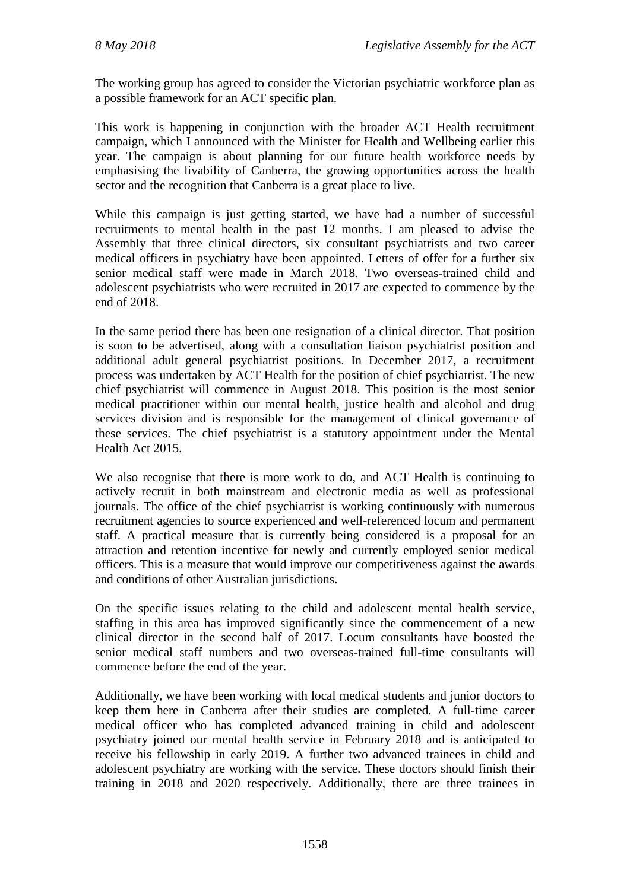The working group has agreed to consider the Victorian psychiatric workforce plan as a possible framework for an ACT specific plan.

This work is happening in conjunction with the broader ACT Health recruitment campaign, which I announced with the Minister for Health and Wellbeing earlier this year. The campaign is about planning for our future health workforce needs by emphasising the livability of Canberra, the growing opportunities across the health sector and the recognition that Canberra is a great place to live.

While this campaign is just getting started, we have had a number of successful recruitments to mental health in the past 12 months. I am pleased to advise the Assembly that three clinical directors, six consultant psychiatrists and two career medical officers in psychiatry have been appointed. Letters of offer for a further six senior medical staff were made in March 2018. Two overseas-trained child and adolescent psychiatrists who were recruited in 2017 are expected to commence by the end of 2018.

In the same period there has been one resignation of a clinical director. That position is soon to be advertised, along with a consultation liaison psychiatrist position and additional adult general psychiatrist positions. In December 2017, a recruitment process was undertaken by ACT Health for the position of chief psychiatrist. The new chief psychiatrist will commence in August 2018. This position is the most senior medical practitioner within our mental health, justice health and alcohol and drug services division and is responsible for the management of clinical governance of these services. The chief psychiatrist is a statutory appointment under the Mental Health Act 2015.

We also recognise that there is more work to do, and ACT Health is continuing to actively recruit in both mainstream and electronic media as well as professional journals. The office of the chief psychiatrist is working continuously with numerous recruitment agencies to source experienced and well-referenced locum and permanent staff. A practical measure that is currently being considered is a proposal for an attraction and retention incentive for newly and currently employed senior medical officers. This is a measure that would improve our competitiveness against the awards and conditions of other Australian jurisdictions.

On the specific issues relating to the child and adolescent mental health service, staffing in this area has improved significantly since the commencement of a new clinical director in the second half of 2017. Locum consultants have boosted the senior medical staff numbers and two overseas-trained full-time consultants will commence before the end of the year.

Additionally, we have been working with local medical students and junior doctors to keep them here in Canberra after their studies are completed. A full-time career medical officer who has completed advanced training in child and adolescent psychiatry joined our mental health service in February 2018 and is anticipated to receive his fellowship in early 2019. A further two advanced trainees in child and adolescent psychiatry are working with the service. These doctors should finish their training in 2018 and 2020 respectively. Additionally, there are three trainees in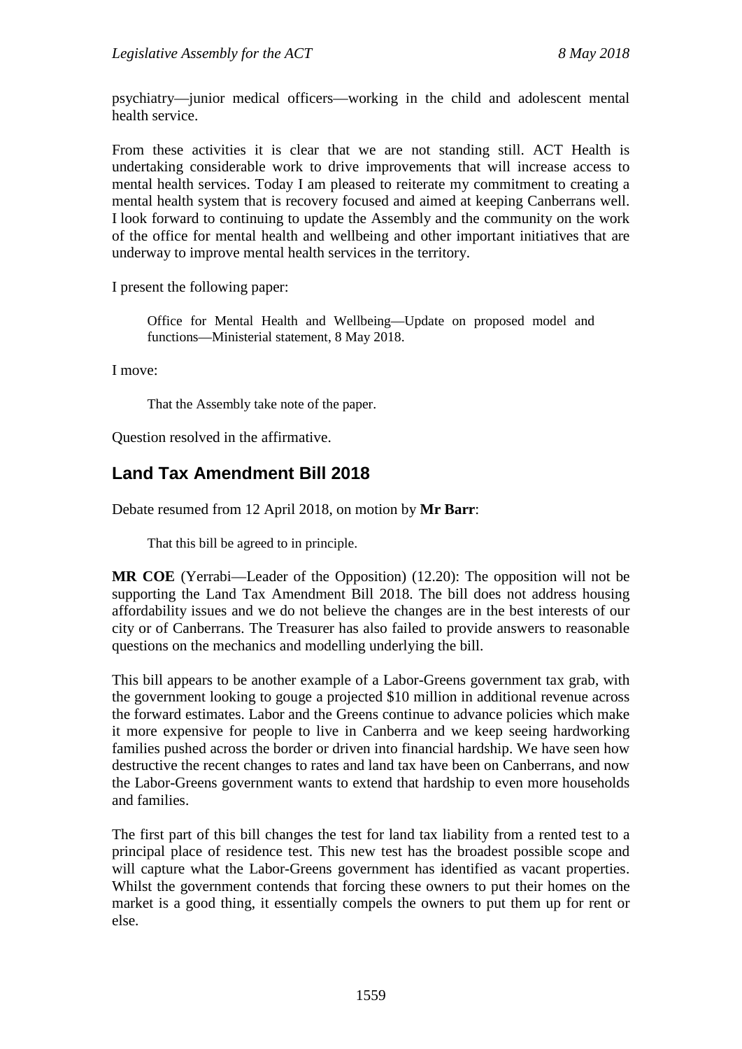psychiatry—junior medical officers—working in the child and adolescent mental health service.

From these activities it is clear that we are not standing still. ACT Health is undertaking considerable work to drive improvements that will increase access to mental health services. Today I am pleased to reiterate my commitment to creating a mental health system that is recovery focused and aimed at keeping Canberrans well. I look forward to continuing to update the Assembly and the community on the work of the office for mental health and wellbeing and other important initiatives that are underway to improve mental health services in the territory.

I present the following paper:

> Office for Mental Health and Wellbeing—Update on proposed model and functions—Ministerial statement, 8 May 2018.

I move:

> That the Assembly take note of the paper.

Question resolved in the affirmative.

## Land Tax Amendment Bill 2018

Debate resumed from 12 April 2018, on motion by **Mr Barr**:

> That this bill be agreed to in principle.

**MR COE** (Yerrabi—Leader of the Opposition) (12.20): The opposition will not be supporting the Land Tax Amendment Bill 2018. The bill does not address housing affordability issues and we do not believe the changes are in the best interests of our city or of Canberrans. The Treasurer has also failed to provide answers to reasonable questions on the mechanics and modelling underlying the bill.

This bill appears to be another example of a Labor-Greens government tax grab, with the government looking to gouge a projected $10 million in additional revenue across the forward estimates. Labor and the Greens continue to advance policies which make it more expensive for people to live in Canberra and we keep seeing hardworking families pushed across the border or driven into financial hardship. We have seen how destructive the recent changes to rates and land tax have been on Canberrans, and now the Labor-Greens government wants to extend that hardship to even more households and families.

The first part of this bill changes the test for land tax liability from a rented test to a principal place of residence test. This new test has the broadest possible scope and will capture what the Labor-Greens government has identified as vacant properties. Whilst the government contends that forcing these owners to put their homes on the market is a good thing, it essentially compels the owners to put them up for rent or else.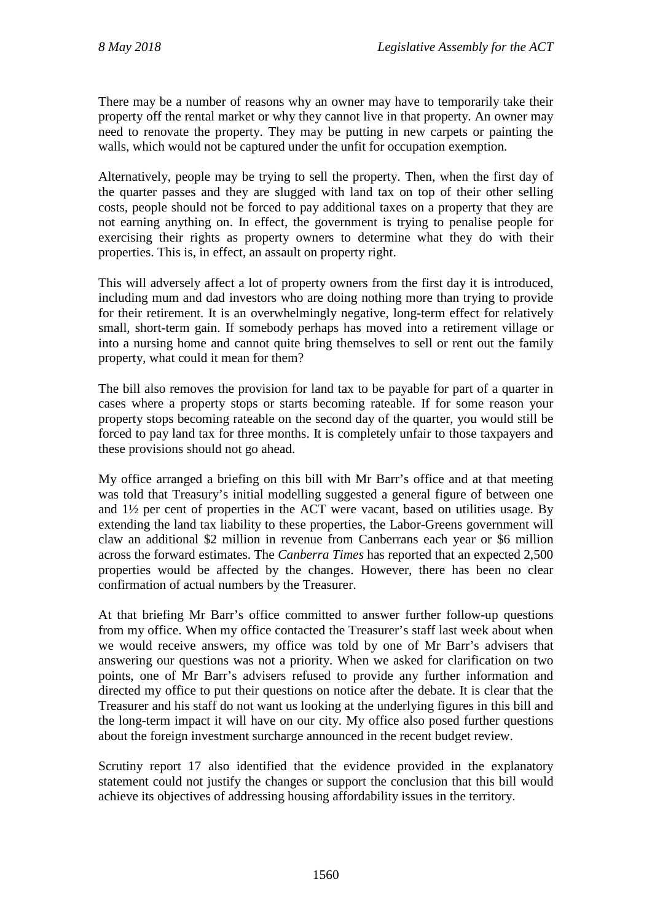There may be a number of reasons why an owner may have to temporarily take their property off the rental market or why they cannot live in that property. An owner may need to renovate the property. They may be putting in new carpets or painting the walls, which would not be captured under the unfit for occupation exemption.

Alternatively, people may be trying to sell the property. Then, when the first day of the quarter passes and they are slugged with land tax on top of their other selling costs, people should not be forced to pay additional taxes on a property that they are not earning anything on. In effect, the government is trying to penalise people for exercising their rights as property owners to determine what they do with their properties. This is, in effect, an assault on property right.

This will adversely affect a lot of property owners from the first day it is introduced, including mum and dad investors who are doing nothing more than trying to provide for their retirement. It is an overwhelmingly negative, long-term effect for relatively small, short-term gain. If somebody perhaps has moved into a retirement village or into a nursing home and cannot quite bring themselves to sell or rent out the family property, what could it mean for them?

The bill also removes the provision for land tax to be payable for part of a quarter in cases where a property stops or starts becoming rateable. If for some reason your property stops becoming rateable on the second day of the quarter, you would still be forced to pay land tax for three months. It is completely unfair to those taxpayers and these provisions should not go ahead.

My office arranged a briefing on this bill with Mr Barr's office and at that meeting was told that Treasury's initial modelling suggested a general figure of between one and 1½ per cent of properties in the ACT were vacant, based on utilities usage. By extending the land tax liability to these properties, the Labor-Greens government will claw an additional $2 million in revenue from Canberrans each year or $6 million across the forward estimates. The *Canberra Times* has reported that an expected 2,500 properties would be affected by the changes. However, there has been no clear confirmation of actual numbers by the Treasurer.

At that briefing Mr Barr's office committed to answer further follow-up questions from my office. When my office contacted the Treasurer's staff last week about when we would receive answers, my office was told by one of Mr Barr's advisers that answering our questions was not a priority. When we asked for clarification on two points, one of Mr Barr's advisers refused to provide any further information and directed my office to put their questions on notice after the debate. It is clear that the Treasurer and his staff do not want us looking at the underlying figures in this bill and the long-term impact it will have on our city. My office also posed further questions about the foreign investment surcharge announced in the recent budget review.

Scrutiny report 17 also identified that the evidence provided in the explanatory statement could not justify the changes or support the conclusion that this bill would achieve its objectives of addressing housing affordability issues in the territory.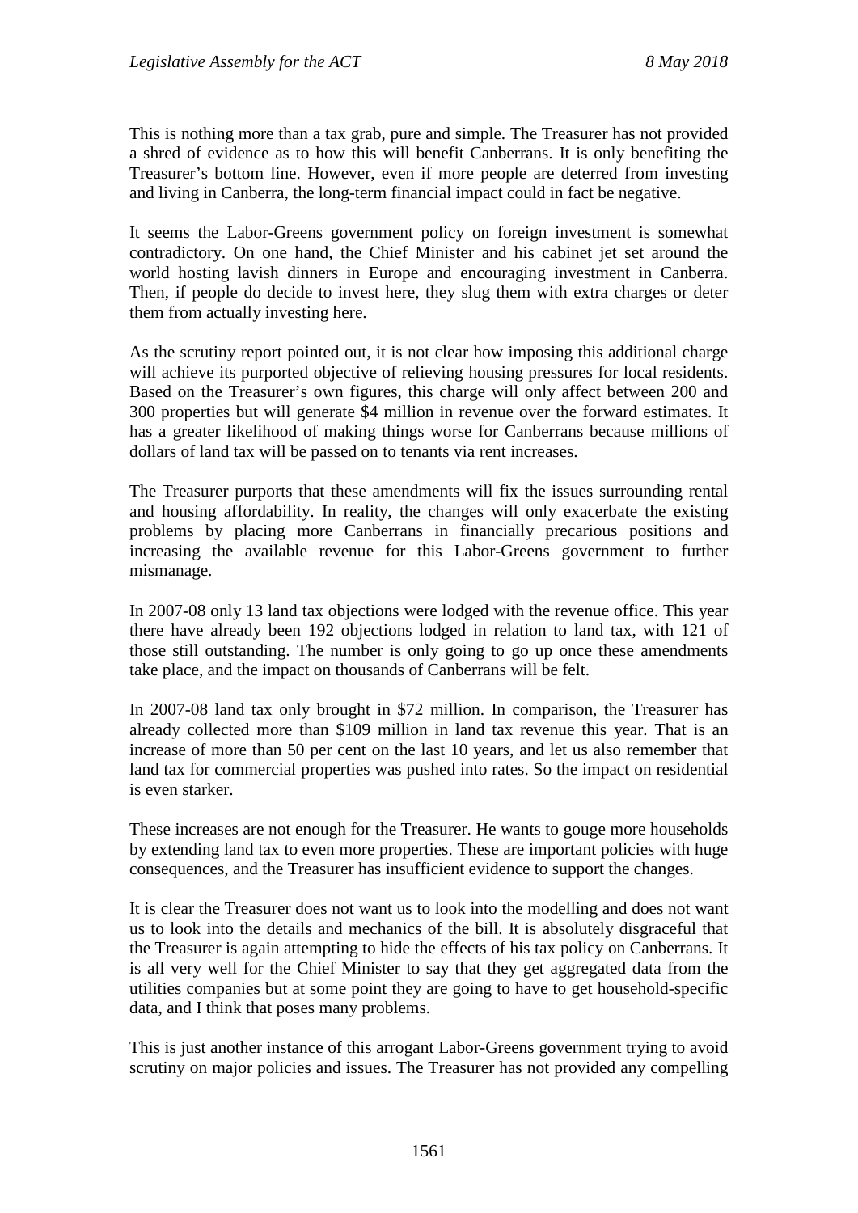This is nothing more than a tax grab, pure and simple. The Treasurer has not provided a shred of evidence as to how this will benefit Canberrans. It is only benefiting the Treasurer's bottom line. However, even if more people are deterred from investing and living in Canberra, the long-term financial impact could in fact be negative.

It seems the Labor-Greens government policy on foreign investment is somewhat contradictory. On one hand, the Chief Minister and his cabinet jet set around the world hosting lavish dinners in Europe and encouraging investment in Canberra. Then, if people do decide to invest here, they slug them with extra charges or deter them from actually investing here.

As the scrutiny report pointed out, it is not clear how imposing this additional charge will achieve its purported objective of relieving housing pressures for local residents. Based on the Treasurer's own figures, this charge will only affect between 200 and 300 properties but will generate $4 million in revenue over the forward estimates. It has a greater likelihood of making things worse for Canberrans because millions of dollars of land tax will be passed on to tenants via rent increases.

The Treasurer purports that these amendments will fix the issues surrounding rental and housing affordability. In reality, the changes will only exacerbate the existing problems by placing more Canberrans in financially precarious positions and increasing the available revenue for this Labor-Greens government to further mismanage.

In 2007-08 only 13 land tax objections were lodged with the revenue office. This year there have already been 192 objections lodged in relation to land tax, with 121 of those still outstanding. The number is only going to go up once these amendments take place, and the impact on thousands of Canberrans will be felt.

In 2007-08 land tax only brought in $72 million. In comparison, the Treasurer has already collected more than $109 million in land tax revenue this year. That is an increase of more than 50 per cent on the last 10 years, and let us also remember that land tax for commercial properties was pushed into rates. So the impact on residential is even starker.

These increases are not enough for the Treasurer. He wants to gouge more households by extending land tax to even more properties. These are important policies with huge consequences, and the Treasurer has insufficient evidence to support the changes.

It is clear the Treasurer does not want us to look into the modelling and does not want us to look into the details and mechanics of the bill. It is absolutely disgraceful that the Treasurer is again attempting to hide the effects of his tax policy on Canberrans. It is all very well for the Chief Minister to say that they get aggregated data from the utilities companies but at some point they are going to have to get household-specific data, and I think that poses many problems.

This is just another instance of this arrogant Labor-Greens government trying to avoid scrutiny on major policies and issues. The Treasurer has not provided any compelling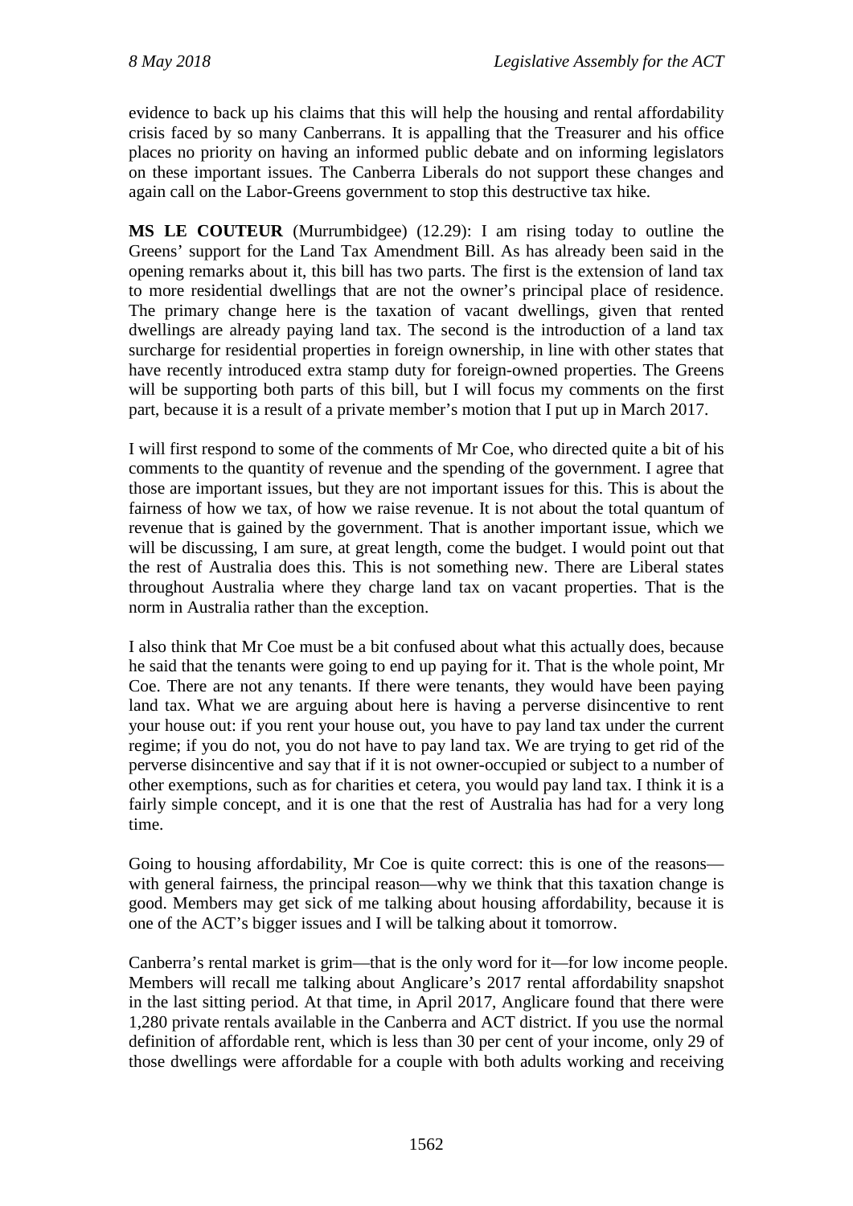evidence to back up his claims that this will help the housing and rental affordability crisis faced by so many Canberrans. It is appalling that the Treasurer and his office places no priority on having an informed public debate and on informing legislators on these important issues. The Canberra Liberals do not support these changes and again call on the Labor-Greens government to stop this destructive tax hike.

**MS LE COUTEUR** (Murrumbidgee) (12.29): I am rising today to outline the Greens' support for the Land Tax Amendment Bill. As has already been said in the opening remarks about it, this bill has two parts. The first is the extension of land tax to more residential dwellings that are not the owner's principal place of residence. The primary change here is the taxation of vacant dwellings, given that rented dwellings are already paying land tax. The second is the introduction of a land tax surcharge for residential properties in foreign ownership, in line with other states that have recently introduced extra stamp duty for foreign-owned properties. The Greens will be supporting both parts of this bill, but I will focus my comments on the first part, because it is a result of a private member's motion that I put up in March 2017.

I will first respond to some of the comments of Mr Coe, who directed quite a bit of his comments to the quantity of revenue and the spending of the government. I agree that those are important issues, but they are not important issues for this. This is about the fairness of how we tax, of how we raise revenue. It is not about the total quantum of revenue that is gained by the government. That is another important issue, which we will be discussing, I am sure, at great length, come the budget. I would point out that the rest of Australia does this. This is not something new. There are Liberal states throughout Australia where they charge land tax on vacant properties. That is the norm in Australia rather than the exception.

I also think that Mr Coe must be a bit confused about what this actually does, because he said that the tenants were going to end up paying for it. That is the whole point, Mr Coe. There are not any tenants. If there were tenants, they would have been paying land tax. What we are arguing about here is having a perverse disincentive to rent your house out: if you rent your house out, you have to pay land tax under the current regime; if you do not, you do not have to pay land tax. We are trying to get rid of the perverse disincentive and say that if it is not owner-occupied or subject to a number of other exemptions, such as for charities et cetera, you would pay land tax. I think it is a fairly simple concept, and it is one that the rest of Australia has had for a very long time.

Going to housing affordability, Mr Coe is quite correct: this is one of the reasons—with general fairness, the principal reason—why we think that this taxation change is good. Members may get sick of me talking about housing affordability, because it is one of the ACT's bigger issues and I will be talking about it tomorrow.

Canberra's rental market is grim—that is the only word for it—for low income people. Members will recall me talking about Anglicare's 2017 rental affordability snapshot in the last sitting period. At that time, in April 2017, Anglicare found that there were 1,280 private rentals available in the Canberra and ACT district. If you use the normal definition of affordable rent, which is less than 30 per cent of your income, only 29 of those dwellings were affordable for a couple with both adults working and receiving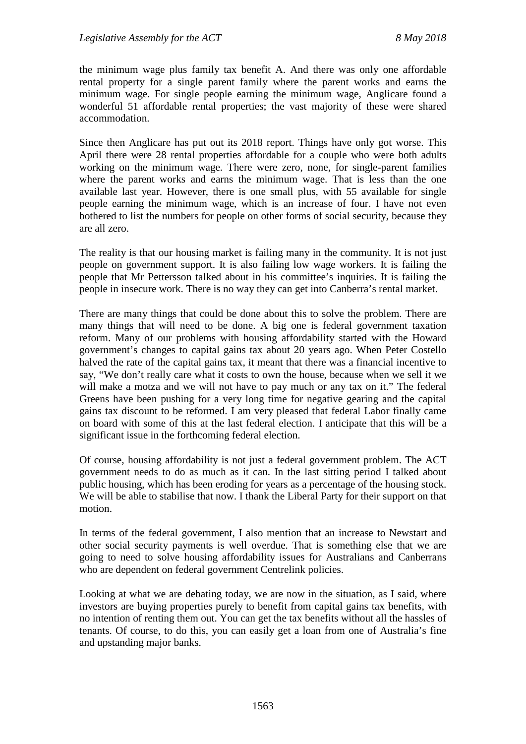the minimum wage plus family tax benefit A. And there was only one affordable rental property for a single parent family where the parent works and earns the minimum wage. For single people earning the minimum wage, Anglicare found a wonderful 51 affordable rental properties; the vast majority of these were shared accommodation.

Since then Anglicare has put out its 2018 report. Things have only got worse. This April there were 28 rental properties affordable for a couple who were both adults working on the minimum wage. There were zero, none, for single-parent families where the parent works and earns the minimum wage. That is less than the one available last year. However, there is one small plus, with 55 available for single people earning the minimum wage, which is an increase of four. I have not even bothered to list the numbers for people on other forms of social security, because they are all zero.

The reality is that our housing market is failing many in the community. It is not just people on government support. It is also failing low wage workers. It is failing the people that Mr Pettersson talked about in his committee's inquiries. It is failing the people in insecure work. There is no way they can get into Canberra's rental market.

There are many things that could be done about this to solve the problem. There are many things that will need to be done. A big one is federal government taxation reform. Many of our problems with housing affordability started with the Howard government's changes to capital gains tax about 20 years ago. When Peter Costello halved the rate of the capital gains tax, it meant that there was a financial incentive to say, "We don't really care what it costs to own the house, because when we sell it we will make a motza and we will not have to pay much or any tax on it." The federal Greens have been pushing for a very long time for negative gearing and the capital gains tax discount to be reformed. I am very pleased that federal Labor finally came on board with some of this at the last federal election. I anticipate that this will be a significant issue in the forthcoming federal election.

Of course, housing affordability is not just a federal government problem. The ACT government needs to do as much as it can. In the last sitting period I talked about public housing, which has been eroding for years as a percentage of the housing stock. We will be able to stabilise that now. I thank the Liberal Party for their support on that motion.

In terms of the federal government, I also mention that an increase to Newstart and other social security payments is well overdue. That is something else that we are going to need to solve housing affordability issues for Australians and Canberrans who are dependent on federal government Centrelink policies.

Looking at what we are debating today, we are now in the situation, as I said, where investors are buying properties purely to benefit from capital gains tax benefits, with no intention of renting them out. You can get the tax benefits without all the hassles of tenants. Of course, to do this, you can easily get a loan from one of Australia's fine and upstanding major banks.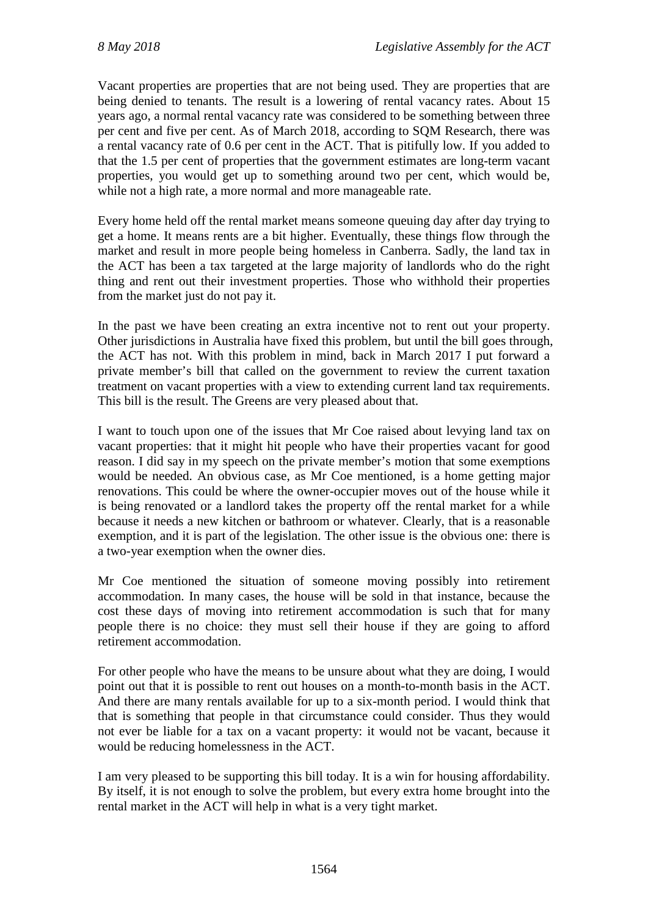Vacant properties are properties that are not being used. They are properties that are being denied to tenants. The result is a lowering of rental vacancy rates. About 15 years ago, a normal rental vacancy rate was considered to be something between three per cent and five per cent. As of March 2018, according to SQM Research, there was a rental vacancy rate of 0.6 per cent in the ACT. That is pitifully low. If you added to that the 1.5 per cent of properties that the government estimates are long-term vacant properties, you would get up to something around two per cent, which would be, while not a high rate, a more normal and more manageable rate.

Every home held off the rental market means someone queuing day after day trying to get a home. It means rents are a bit higher. Eventually, these things flow through the market and result in more people being homeless in Canberra. Sadly, the land tax in the ACT has been a tax targeted at the large majority of landlords who do the right thing and rent out their investment properties. Those who withhold their properties from the market just do not pay it.

In the past we have been creating an extra incentive not to rent out your property. Other jurisdictions in Australia have fixed this problem, but until the bill goes through, the ACT has not. With this problem in mind, back in March 2017 I put forward a private member's bill that called on the government to review the current taxation treatment on vacant properties with a view to extending current land tax requirements. This bill is the result. The Greens are very pleased about that.

I want to touch upon one of the issues that Mr Coe raised about levying land tax on vacant properties: that it might hit people who have their properties vacant for good reason. I did say in my speech on the private member's motion that some exemptions would be needed. An obvious case, as Mr Coe mentioned, is a home getting major renovations. This could be where the owner-occupier moves out of the house while it is being renovated or a landlord takes the property off the rental market for a while because it needs a new kitchen or bathroom or whatever. Clearly, that is a reasonable exemption, and it is part of the legislation. The other issue is the obvious one: there is a two-year exemption when the owner dies.

Mr Coe mentioned the situation of someone moving possibly into retirement accommodation. In many cases, the house will be sold in that instance, because the cost these days of moving into retirement accommodation is such that for many people there is no choice: they must sell their house if they are going to afford retirement accommodation.

For other people who have the means to be unsure about what they are doing, I would point out that it is possible to rent out houses on a month-to-month basis in the ACT. And there are many rentals available for up to a six-month period. I would think that that is something that people in that circumstance could consider. Thus they would not ever be liable for a tax on a vacant property: it would not be vacant, because it would be reducing homelessness in the ACT.

I am very pleased to be supporting this bill today. It is a win for housing affordability. By itself, it is not enough to solve the problem, but every extra home brought into the rental market in the ACT will help in what is a very tight market.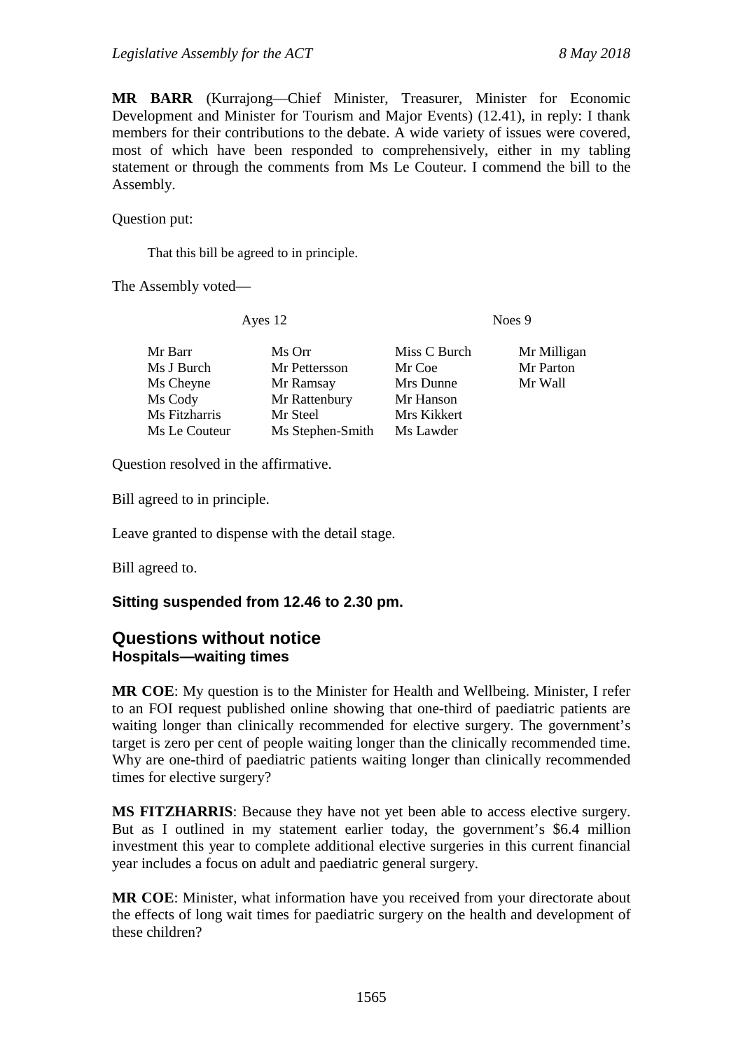**MR BARR** (Kurrajong—Chief Minister, Treasurer, Minister for Economic Development and Minister for Tourism and Major Events) (12.41), in reply: I thank members for their contributions to the debate. A wide variety of issues were covered, most of which have been responded to comprehensively, either in my tabling statement or through the comments from Ms Le Couteur. I commend the bill to the Assembly.

Question put:

> That this bill be agreed to in principle.

The Assembly voted—

| Ayes 12 | | Noes 9 | |
|---|---|---|---|
| Mr Barr | Ms Orr | Miss C Burch | Mr Milligan |
| Ms J Burch | Mr Pettersson | Mr Coe | Mr Parton |
| Ms Cheyne | Mr Ramsay | Mrs Dunne | Mr Wall |
| Ms Cody | Mr Rattenbury | Mr Hanson | |
| Ms Fitzharris | Mr Steel | Mrs Kikkert | |
| Ms Le Couteur | Ms Stephen-Smith | Ms Lawder | |

Question resolved in the affirmative.

Bill agreed to in principle.

Leave granted to dispense with the detail stage.

Bill agreed to.

**Sitting suspended from 12.46 to 2.30 pm.**

## Questions without notice

### Hospitals—waiting times

**MR COE**: My question is to the Minister for Health and Wellbeing. Minister, I refer to an FOI request published online showing that one-third of paediatric patients are waiting longer than clinically recommended for elective surgery. The government's target is zero per cent of people waiting longer than the clinically recommended time. Why are one-third of paediatric patients waiting longer than clinically recommended times for elective surgery?

**MS FITZHARRIS**: Because they have not yet been able to access elective surgery. But as I outlined in my statement earlier today, the government's $6.4 million investment this year to complete additional elective surgeries in this current financial year includes a focus on adult and paediatric general surgery.

**MR COE**: Minister, what information have you received from your directorate about the effects of long wait times for paediatric surgery on the health and development of these children?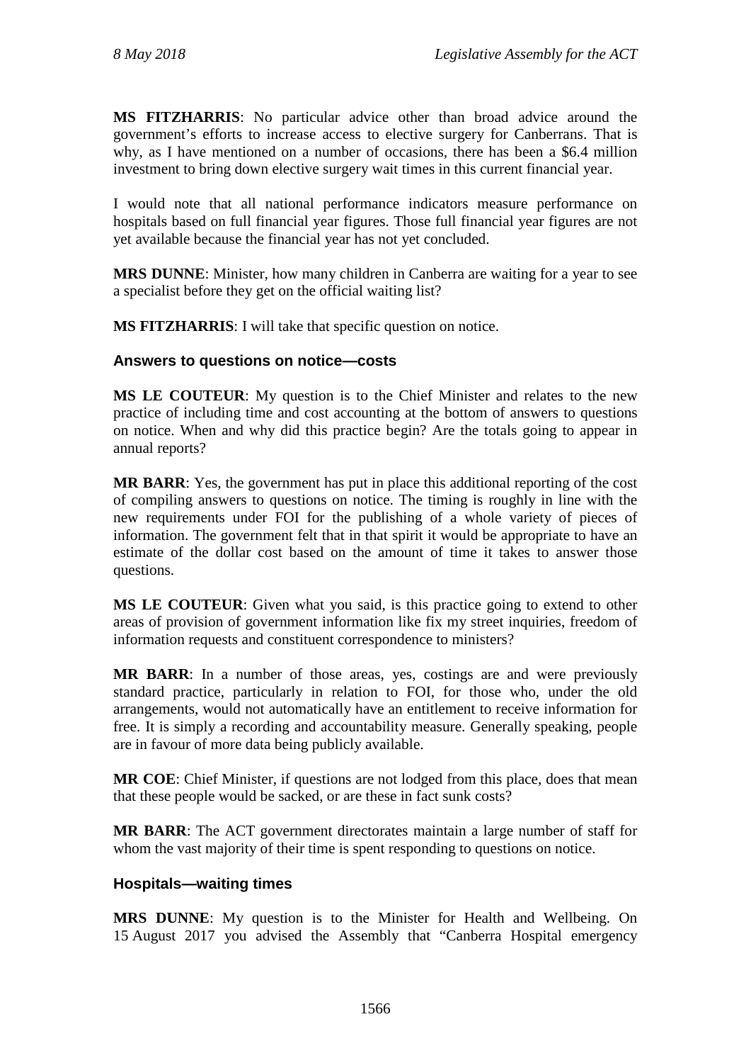**MS FITZHARRIS**: No particular advice other than broad advice around the government's efforts to increase access to elective surgery for Canberrans. That is why, as I have mentioned on a number of occasions, there has been a $6.4 million investment to bring down elective surgery wait times in this current financial year.

I would note that all national performance indicators measure performance on hospitals based on full financial year figures. Those full financial year figures are not yet available because the financial year has not yet concluded.

**MRS DUNNE**: Minister, how many children in Canberra are waiting for a year to see a specialist before they get on the official waiting list?

**MS FITZHARRIS**: I will take that specific question on notice.

### Answers to questions on notice—costs

**MS LE COUTEUR**: My question is to the Chief Minister and relates to the new practice of including time and cost accounting at the bottom of answers to questions on notice. When and why did this practice begin? Are the totals going to appear in annual reports?

**MR BARR**: Yes, the government has put in place this additional reporting of the cost of compiling answers to questions on notice. The timing is roughly in line with the new requirements under FOI for the publishing of a whole variety of pieces of information. The government felt that in that spirit it would be appropriate to have an estimate of the dollar cost based on the amount of time it takes to answer those questions.

**MS LE COUTEUR**: Given what you said, is this practice going to extend to other areas of provision of government information like fix my street inquiries, freedom of information requests and constituent correspondence to ministers?

**MR BARR**: In a number of those areas, yes, costings are and were previously standard practice, particularly in relation to FOI, for those who, under the old arrangements, would not automatically have an entitlement to receive information for free. It is simply a recording and accountability measure. Generally speaking, people are in favour of more data being publicly available.

**MR COE**: Chief Minister, if questions are not lodged from this place, does that mean that these people would be sacked, or are these in fact sunk costs?

**MR BARR**: The ACT government directorates maintain a large number of staff for whom the vast majority of their time is spent responding to questions on notice.

### Hospitals—waiting times

**MRS DUNNE**: My question is to the Minister for Health and Wellbeing. On 15 August 2017 you advised the Assembly that "Canberra Hospital emergency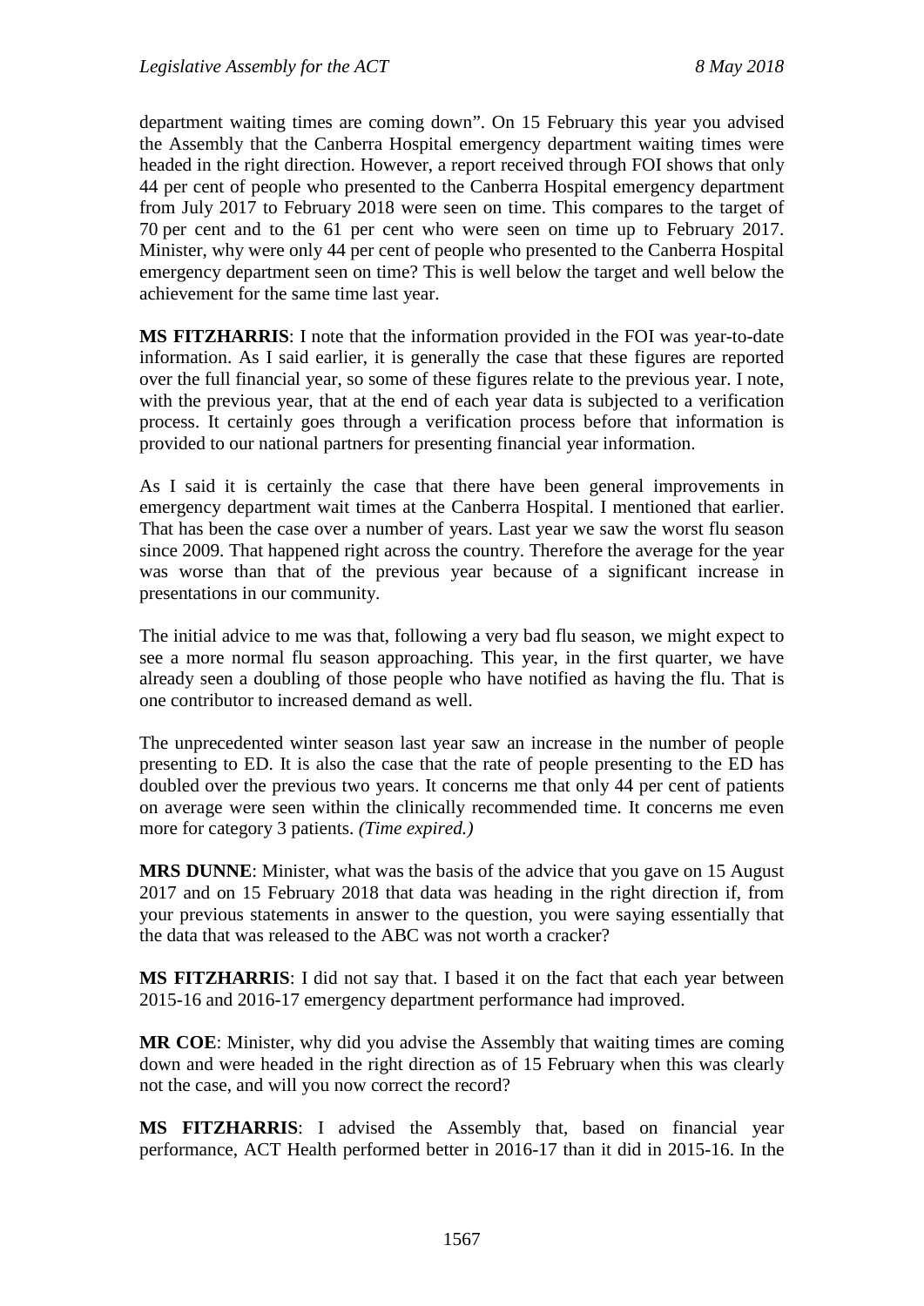department waiting times are coming down". On 15 February this year you advised the Assembly that the Canberra Hospital emergency department waiting times were headed in the right direction. However, a report received through FOI shows that only 44 per cent of people who presented to the Canberra Hospital emergency department from July 2017 to February 2018 were seen on time. This compares to the target of 70 per cent and to the 61 per cent who were seen on time up to February 2017. Minister, why were only 44 per cent of people who presented to the Canberra Hospital emergency department seen on time? This is well below the target and well below the achievement for the same time last year.

**MS FITZHARRIS**: I note that the information provided in the FOI was year-to-date information. As I said earlier, it is generally the case that these figures are reported over the full financial year, so some of these figures relate to the previous year. I note, with the previous year, that at the end of each year data is subjected to a verification process. It certainly goes through a verification process before that information is provided to our national partners for presenting financial year information.

As I said it is certainly the case that there have been general improvements in emergency department wait times at the Canberra Hospital. I mentioned that earlier. That has been the case over a number of years. Last year we saw the worst flu season since 2009. That happened right across the country. Therefore the average for the year was worse than that of the previous year because of a significant increase in presentations in our community.

The initial advice to me was that, following a very bad flu season, we might expect to see a more normal flu season approaching. This year, in the first quarter, we have already seen a doubling of those people who have notified as having the flu. That is one contributor to increased demand as well.

The unprecedented winter season last year saw an increase in the number of people presenting to ED. It is also the case that the rate of people presenting to the ED has doubled over the previous two years. It concerns me that only 44 per cent of patients on average were seen within the clinically recommended time. It concerns me even more for category 3 patients. *(Time expired.)*

**MRS DUNNE**: Minister, what was the basis of the advice that you gave on 15 August 2017 and on 15 February 2018 that data was heading in the right direction if, from your previous statements in answer to the question, you were saying essentially that the data that was released to the ABC was not worth a cracker?

**MS FITZHARRIS**: I did not say that. I based it on the fact that each year between 2015-16 and 2016-17 emergency department performance had improved.

**MR COE**: Minister, why did you advise the Assembly that waiting times are coming down and were headed in the right direction as of 15 February when this was clearly not the case, and will you now correct the record?

**MS FITZHARRIS**: I advised the Assembly that, based on financial year performance, ACT Health performed better in 2016-17 than it did in 2015-16. In the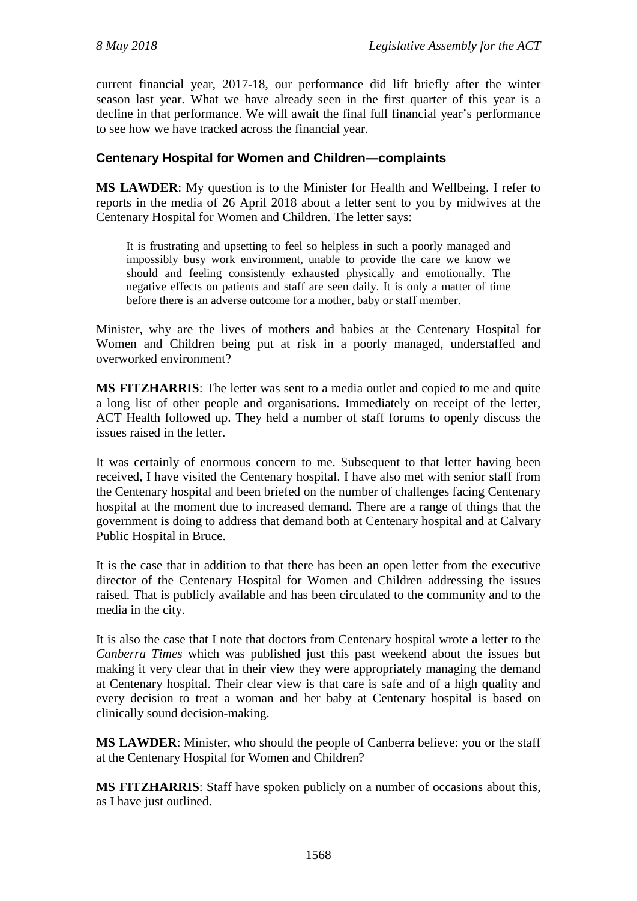current financial year, 2017-18, our performance did lift briefly after the winter season last year. What we have already seen in the first quarter of this year is a decline in that performance. We will await the final full financial year's performance to see how we have tracked across the financial year.

### Centenary Hospital for Women and Children—complaints

**MS LAWDER**: My question is to the Minister for Health and Wellbeing. I refer to reports in the media of 26 April 2018 about a letter sent to you by midwives at the Centenary Hospital for Women and Children. The letter says:

> It is frustrating and upsetting to feel so helpless in such a poorly managed and impossibly busy work environment, unable to provide the care we know we should and feeling consistently exhausted physically and emotionally. The negative effects on patients and staff are seen daily. It is only a matter of time before there is an adverse outcome for a mother, baby or staff member.

Minister, why are the lives of mothers and babies at the Centenary Hospital for Women and Children being put at risk in a poorly managed, understaffed and overworked environment?

**MS FITZHARRIS**: The letter was sent to a media outlet and copied to me and quite a long list of other people and organisations. Immediately on receipt of the letter, ACT Health followed up. They held a number of staff forums to openly discuss the issues raised in the letter.

It was certainly of enormous concern to me. Subsequent to that letter having been received, I have visited the Centenary hospital. I have also met with senior staff from the Centenary hospital and been briefed on the number of challenges facing Centenary hospital at the moment due to increased demand. There are a range of things that the government is doing to address that demand both at Centenary hospital and at Calvary Public Hospital in Bruce.

It is the case that in addition to that there has been an open letter from the executive director of the Centenary Hospital for Women and Children addressing the issues raised. That is publicly available and has been circulated to the community and to the media in the city.

It is also the case that I note that doctors from Centenary hospital wrote a letter to the *Canberra Times* which was published just this past weekend about the issues but making it very clear that in their view they were appropriately managing the demand at Centenary hospital. Their clear view is that care is safe and of a high quality and every decision to treat a woman and her baby at Centenary hospital is based on clinically sound decision-making.

**MS LAWDER**: Minister, who should the people of Canberra believe: you or the staff at the Centenary Hospital for Women and Children?

**MS FITZHARRIS**: Staff have spoken publicly on a number of occasions about this, as I have just outlined.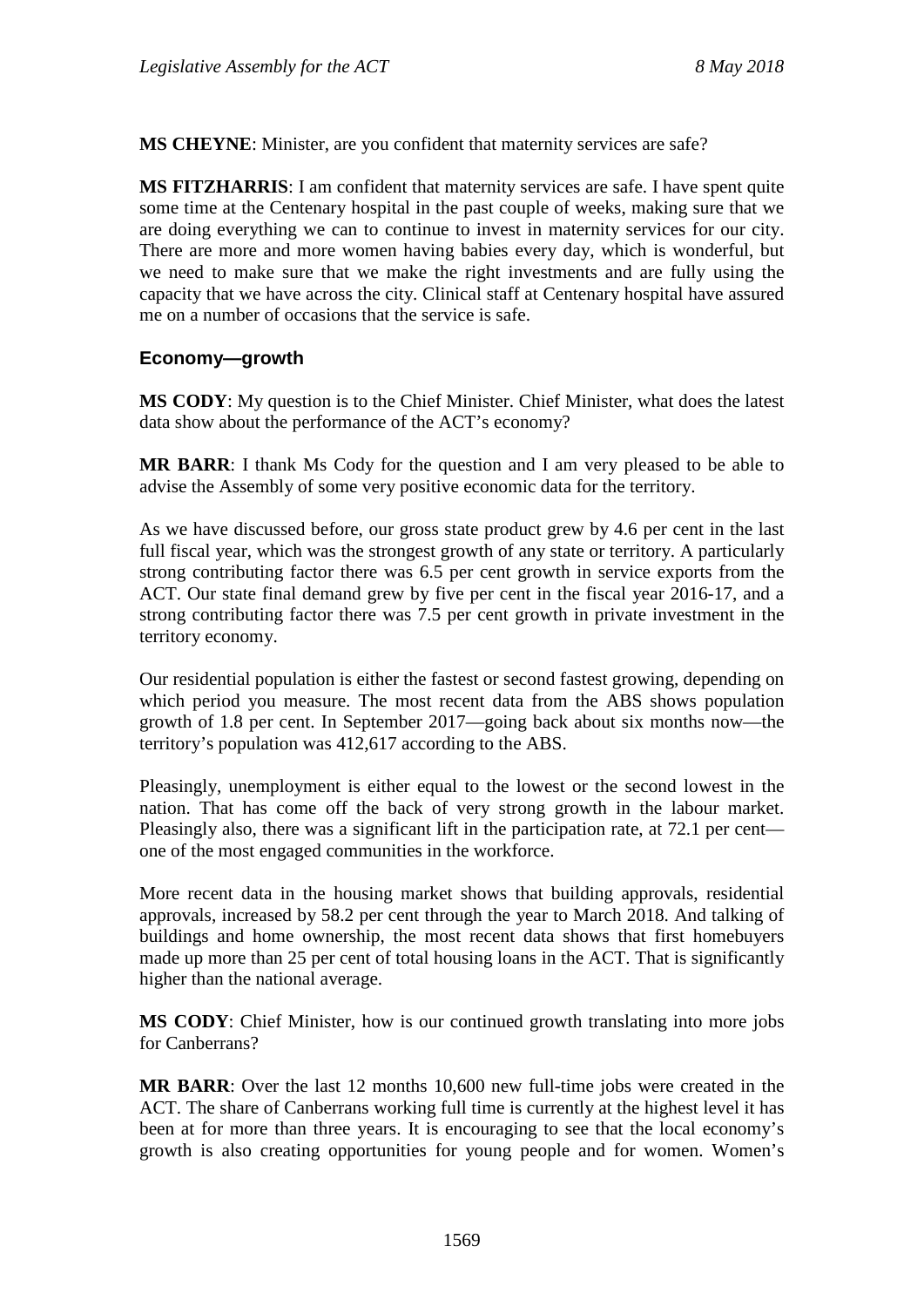**MS CHEYNE**: Minister, are you confident that maternity services are safe?

**MS FITZHARRIS**: I am confident that maternity services are safe. I have spent quite some time at the Centenary hospital in the past couple of weeks, making sure that we are doing everything we can to continue to invest in maternity services for our city. There are more and more women having babies every day, which is wonderful, but we need to make sure that we make the right investments and are fully using the capacity that we have across the city. Clinical staff at Centenary hospital have assured me on a number of occasions that the service is safe.

## Economy—growth

**MS CODY**: My question is to the Chief Minister. Chief Minister, what does the latest data show about the performance of the ACT's economy?

**MR BARR**: I thank Ms Cody for the question and I am very pleased to be able to advise the Assembly some very positive economic data for the territory.

As we have discussed before, our gross state product grew by 4.6 per cent in the last full fiscal year, which was the strongest growth of any state or territory. A particularly strong contributing factor there was 6.5 per cent growth in service exports from the ACT. Our state final demand grew by five per cent in the fiscal year 2016-17, and a strong contributing factor there was 7.5 per cent growth in private investment in the territory economy.

Our residential population is either the fastest or second fastest growing, depending on which period you measure. The most recent data from the ABS shows population growth of 1.8 per cent. In September 2017—going back about six months now—the territory's population was 412,617 according to the ABS.

Pleasingly, unemployment is either equal to the lowest or the second lowest in the nation. That has come off the back of very strong growth in the labour market. Pleasingly also, there was a significant lift in the participation rate, at 72.1 per cent—one of the most engaged communities in the workforce.

More recent data in the housing market shows that building approvals, residential approvals, increased by 58.2 per cent through the year to March 2018. And talking of buildings and home ownership, the most recent data shows that first homebuyers made up more than 25 per cent of total housing loans in the ACT. That is significantly higher than the national average.

**MS CODY**: Chief Minister, how is our continued growth translating into more jobs for Canberrans?

**MR BARR**: Over the last 12 months 10,600 new full-time jobs were created in the ACT. The share of Canberrans working full time is currently at the highest level it has been at for more than three years. It is encouraging to see that the local economy's growth is also creating opportunities for young people and for women. Women's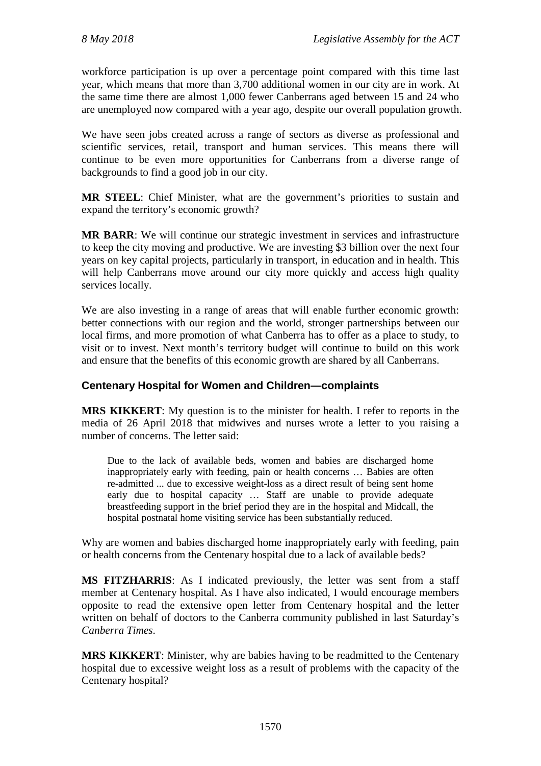workforce participation is up over a percentage point compared with this time last year, which means that more than 3,700 additional women in our city are in work. At the same time there are almost 1,000 fewer Canberrans aged between 15 and 24 who are unemployed now compared with a year ago, despite our overall population growth.

We have seen jobs created across a range of sectors as diverse as professional and scientific services, retail, transport and human services. This means there will continue to be even more opportunities for Canberrans from a diverse range of backgrounds to find a good job in our city.

**MR STEEL**: Chief Minister, what are the government's priorities to sustain and expand the territory's economic growth?

**MR BARR**: We will continue our strategic investment in services and infrastructure to keep the city moving and productive. We are investing $3 billion over the next four years on key capital projects, particularly in transport, in education and in health. This will help Canberrans move around our city more quickly and access high quality services locally.

We are also investing in a range of areas that will enable further economic growth: better connections with our region and the world, stronger partnerships between our local firms, and more promotion of what Canberra has to offer as a place to study, to visit or to invest. Next month's territory budget will continue to build on this work and ensure that the benefits of this economic growth are shared by all Canberrans.

### Centenary Hospital for Women and Children—complaints

**MRS KIKKERT**: My question is to the minister for health. I refer to reports in the media of 26 April 2018 that midwives and nurses wrote a letter to you raising a number of concerns. The letter said:

> Due to the lack of available beds, women and babies are discharged home inappropriately early with feeding, pain or health concerns … Babies are often re-admitted ... due to excessive weight-loss as a direct result of being sent home early due to hospital capacity … Staff are unable to provide adequate breastfeeding support in the brief period they are in the hospital and Midcall, the hospital postnatal home visiting service has been substantially reduced.

Why are women and babies discharged home inappropriately early with feeding, pain or health concerns from the Centenary hospital due to a lack of available beds?

**MS FITZHARRIS**: As I indicated previously, the letter was sent from a staff member at Centenary hospital. As I have also indicated, I would encourage members opposite to read the extensive open letter from Centenary hospital and the letter written on behalf of doctors to the Canberra community published in last Saturday's *Canberra Times*.

**MRS KIKKERT**: Minister, why are babies having to be readmitted to the Centenary hospital due to excessive weight loss as a result of problems with the capacity of the Centenary hospital?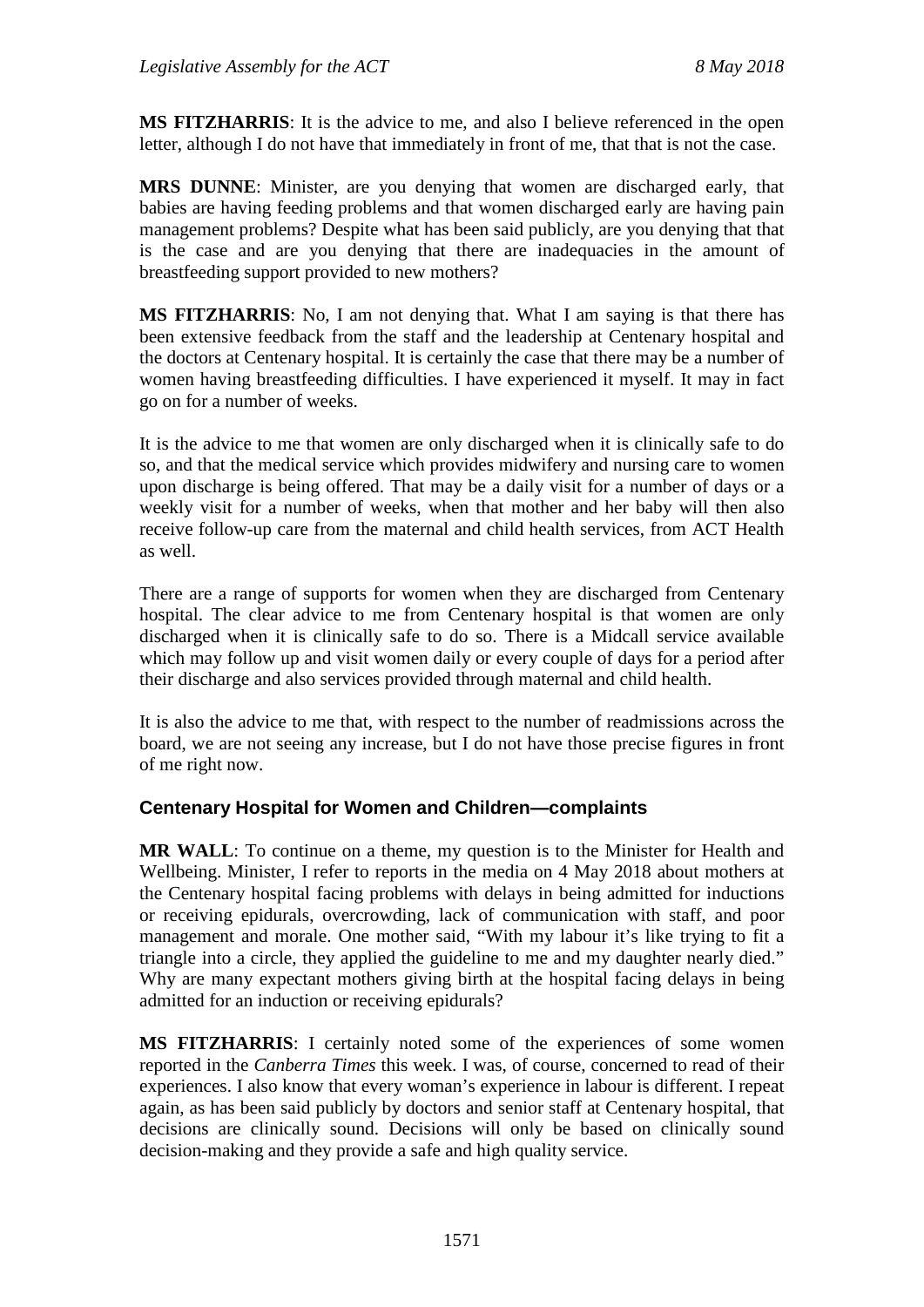**MS FITZHARRIS**: It is the advice to me, and also I believe referenced in the open letter, although I do not have that immediately in front of me, that that is not the case.

**MRS DUNNE**: Minister, are you denying that women are discharged early, that babies are having feeding problems and that women discharged early are having pain management problems? Despite what has been said publicly, are you denying that that is the case and are you denying that there are inadequacies in the amount of breastfeeding support provided to new mothers?

**MS FITZHARRIS**: No, I am not denying that. What I am saying is that there has been extensive feedback from the staff and the leadership at Centenary hospital and the doctors at Centenary hospital. It is certainly the case that there may be a number of women having breastfeeding difficulties. I have experienced it myself. It may in fact go on for a number of weeks.

It is the advice to me that women are only discharged when it is clinically safe to do so, and that the medical service which provides midwifery and nursing care to women upon discharge is being offered. That may be a daily visit for a number of days or a weekly visit for a number of weeks, when that mother and her baby will then also receive follow-up care from the maternal and child health services, from ACT Health as well.

There are a range of supports for women when they are discharged from Centenary hospital. The clear advice to me from Centenary hospital is that women are only discharged when it is clinically safe to do so. There is a Midcall service available which may follow up and visit women daily or every couple of days for a period after their discharge and also services provided through maternal and child health.

It is also the advice to me that, with respect to the number of readmissions across the board, we are not seeing any increase, but I do not have those precise figures in front of me right now.

### Centenary Hospital for Women and Children—complaints

**MR WALL**: To continue on a theme, my question is to the Minister for Health and Wellbeing. Minister, I refer to reports in the media on 4 May 2018 about mothers at the Centenary hospital facing problems with delays in being admitted for inductions or receiving epidurals, overcrowding, lack of communication with staff, and poor management and morale. One mother said, "With my labour it's like trying to fit a triangle into a circle, they applied the guideline to me and my daughter nearly died." Why are many expectant mothers giving birth at the hospital facing delays in being admitted for an induction or receiving epidurals?

**MS FITZHARRIS**: I certainly noted some of the experiences of some women reported in the *Canberra Times* this week. I was, of course, concerned to read of their experiences. I also know that every woman's experience in labour is different. I repeat again, as has been said publicly by doctors and senior staff at Centenary hospital, that decisions are clinically sound. Decisions will only be based on clinically sound decision-making and they provide a safe and high quality service.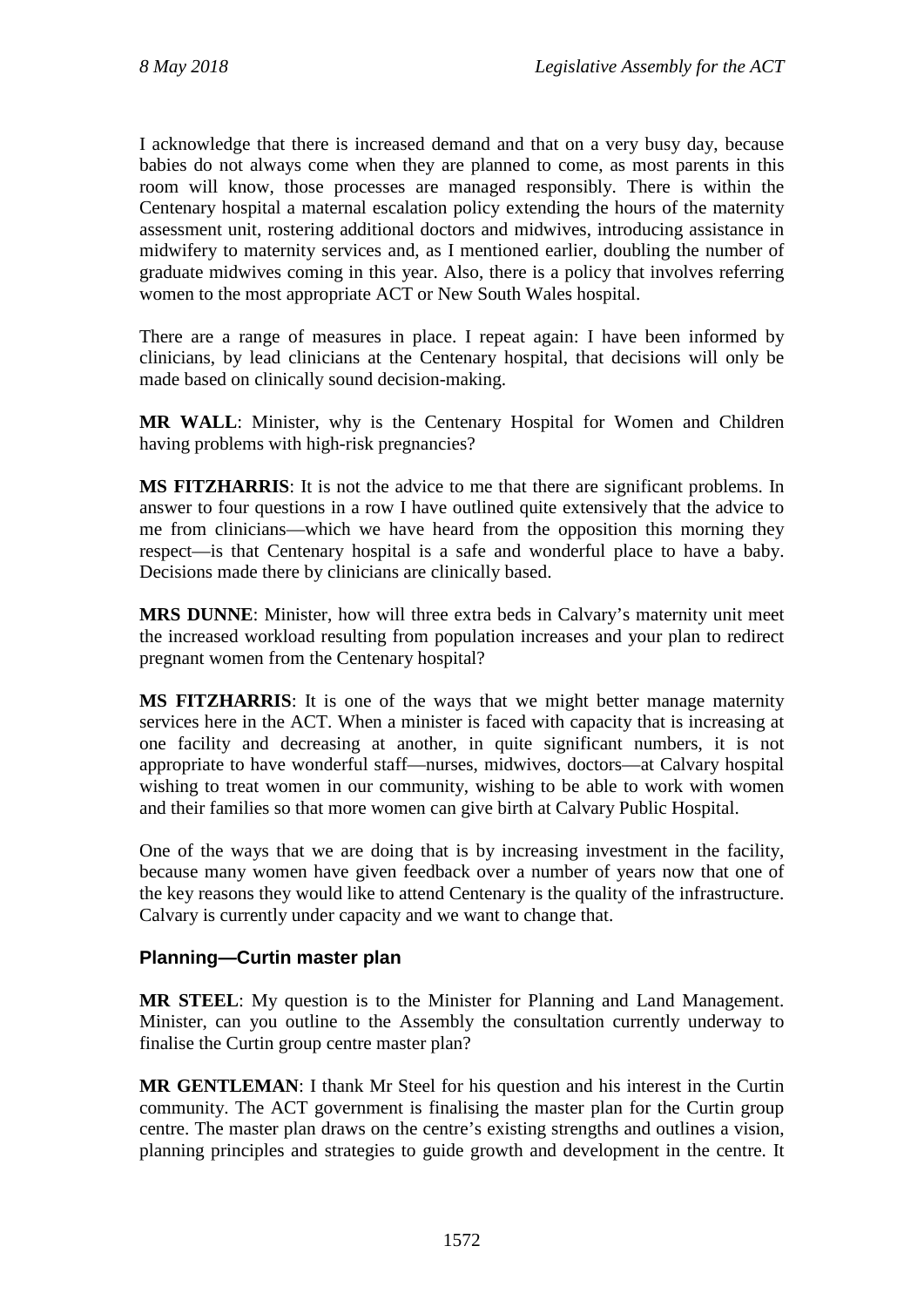I acknowledge that there is increased demand and that on a very busy day, because babies do not always come when they are planned to come, as most parents in this room will know, those processes are managed responsibly. There is within the Centenary hospital a maternal escalation policy extending the hours of the maternity assessment unit, rostering additional doctors and midwives, introducing assistance in midwifery to maternity services and, as I mentioned earlier, doubling the number of graduate midwives coming in this year. Also, there is a policy that involves referring women to the most appropriate ACT or New South Wales hospital.

There are a range of measures in place. I repeat again: I have been informed by clinicians, by lead clinicians at the Centenary hospital, that decisions will only be made based on clinically sound decision-making.

**MR WALL**: Minister, why is the Centenary Hospital for Women and Children having problems with high-risk pregnancies?

**MS FITZHARRIS**: It is not the advice to me that there are significant problems. In answer to four questions in a row I have outlined quite extensively that the advice to me from clinicians—which we have heard from the opposition this morning they respect—is that Centenary hospital is a safe and wonderful place to have a baby. Decisions made there by clinicians are clinically based.

**MRS DUNNE**: Minister, how will three extra beds in Calvary's maternity unit meet the increased workload resulting from population increases and your plan to redirect pregnant women from the Centenary hospital?

**MS FITZHARRIS**: It is one of the ways that we might better manage maternity services here in the ACT. When a minister is faced with capacity that is increasing at one facility and decreasing at another, in quite significant numbers, it is not appropriate to have wonderful staff—nurses, midwives, doctors—at Calvary hospital wishing to treat women in our community, wishing to be able to work with women and their families so that more women can give birth at Calvary Public Hospital.

One of the ways that we are doing that is by increasing investment in the facility, because many women have given feedback over a number of years now that one of the key reasons they would like to attend Centenary is the quality of the infrastructure. Calvary is currently under capacity and we want to change that.

## Planning—Curtin master plan

**MR STEEL**: My question is to the Minister for Planning and Land Management. Minister, can you outline to the Assembly the consultation currently underway to finalise the Curtin group centre master plan?

**MR GENTLEMAN**: I thank Mr Steel for his question and his interest in the Curtin community. The ACT government is finalising the master plan for the Curtin group centre. The master plan draws on the centre's existing strengths and outlines a vision, planning principles and strategies to guide growth and development in the centre. It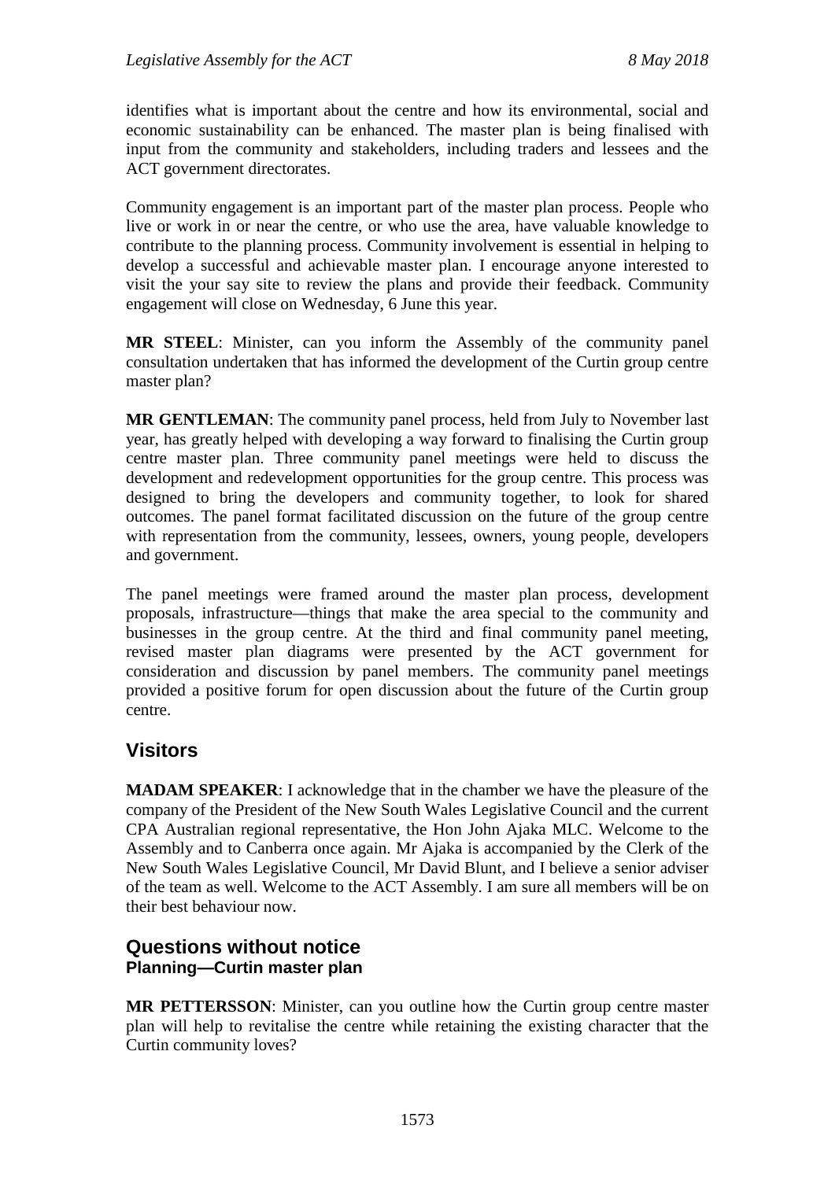identifies what is important about the centre and how its environmental, social and economic sustainability can be enhanced. The master plan is being finalised with input from the community and stakeholders, including traders and lessees and the ACT government directorates.

Community engagement is an important part of the master plan process. People who live or work in or near the centre, or who use the area, have valuable knowledge to contribute to the planning process. Community involvement is essential in helping to develop a successful and achievable master plan. I encourage anyone interested to visit the your say site to review the plans and provide their feedback. Community engagement will close on Wednesday, 6 June this year.

**MR STEEL**: Minister, can you inform the Assembly of the community panel consultation undertaken that has informed the development of the Curtin group centre master plan?

**MR GENTLEMAN**: The community panel process, held from July to November last year, has greatly helped with developing a way forward to finalising the Curtin group centre master plan. Three community panel meetings were held to discuss the development and redevelopment opportunities for the group centre. This process was designed to bring the developers and community together, to look for shared outcomes. The panel format facilitated discussion on the future of the group centre with representation from the community, lessees, owners, young people, developers and government.

The panel meetings were framed around the master plan process, development proposals, infrastructure—things that make the area special to the community and businesses in the group centre. At the third and final community panel meeting, revised master plan diagrams were presented by the ACT government for consideration and discussion by panel members. The community panel meetings provided a positive forum for open discussion about the future of the Curtin group centre.

## Visitors

**MADAM SPEAKER**: I acknowledge that in the chamber we have the pleasure of the company of the President of the New South Wales Legislative Council and the current CPA Australian regional representative, the Hon John Ajaka MLC. Welcome to the Assembly and to Canberra once again. Mr Ajaka is accompanied by the Clerk of the New South Wales Legislative Council, Mr David Blunt, and I believe a senior adviser of the team as well. Welcome to the ACT Assembly. I am sure all members will be on their best behaviour now.

## Questions without notice

### Planning—Curtin master plan

**MR PETTERSSON**: Minister, can you outline how the Curtin group centre master plan will help to revitalise the centre while retaining the existing character that the Curtin community loves?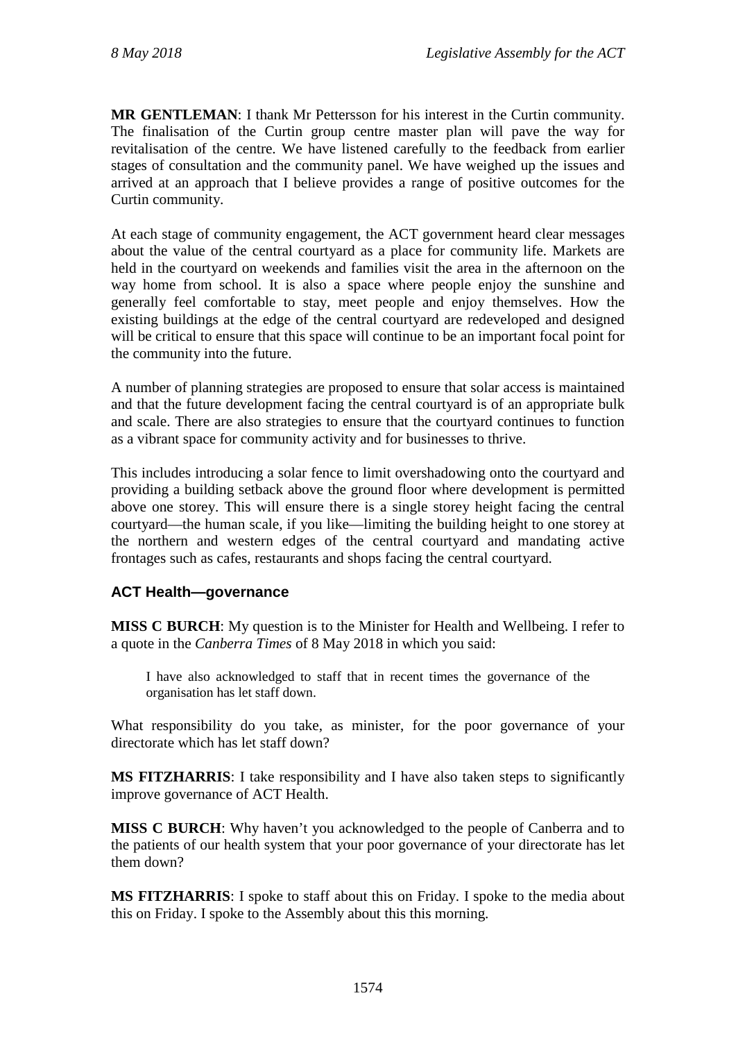**MR GENTLEMAN**: I thank Mr Pettersson for his interest in the Curtin community. The finalisation of the Curtin group centre master plan will pave the way for revitalisation of the centre. We have listened carefully to the feedback from earlier stages of consultation and the community panel. We have weighed up the issues and arrived at an approach that I believe provides a range of positive outcomes for the Curtin community.

At each stage of community engagement, the ACT government heard clear messages about the value of the central courtyard as a place for community life. Markets are held in the courtyard on weekends and families visit the area in the afternoon on the way home from school. It is also a space where people enjoy the sunshine and generally feel comfortable to stay, meet people and enjoy themselves. How the existing buildings at the edge of the central courtyard are redeveloped and designed will be critical to ensure that this space will continue to be an important focal point for the community into the future.

A number of planning strategies are proposed to ensure that solar access is maintained and that the future development facing the central courtyard is of an appropriate bulk and scale. There are also strategies to ensure that the courtyard continues to function as a vibrant space for community activity and for businesses to thrive.

This includes introducing a solar fence to limit overshadowing onto the courtyard and providing a building setback above the ground floor where development is permitted above one storey. This will ensure there is a single storey height facing the central courtyard—the human scale, if you like—limiting the building height to one storey at the northern and western edges of the central courtyard and mandating active frontages such as cafes, restaurants and shops facing the central courtyard.

### ACT Health—governance

**MISS C BURCH**: My question is to the Minister for Health and Wellbeing. I refer to a quote in the *Canberra Times* of 8 May 2018 in which you said:

> I have also acknowledged to staff that in recent times the governance of the organisation has let staff down.

What responsibility do you take, as minister, for the poor governance of your directorate which has let staff down?

**MS FITZHARRIS**: I take responsibility and I have also taken steps to significantly improve governance of ACT Health.

**MISS C BURCH**: Why haven't you acknowledged to the people of Canberra and to the patients of our health system that your poor governance of your directorate has let them down?

**MS FITZHARRIS**: I spoke to staff about this on Friday. I spoke to the media about this on Friday. I spoke to the Assembly about this this morning.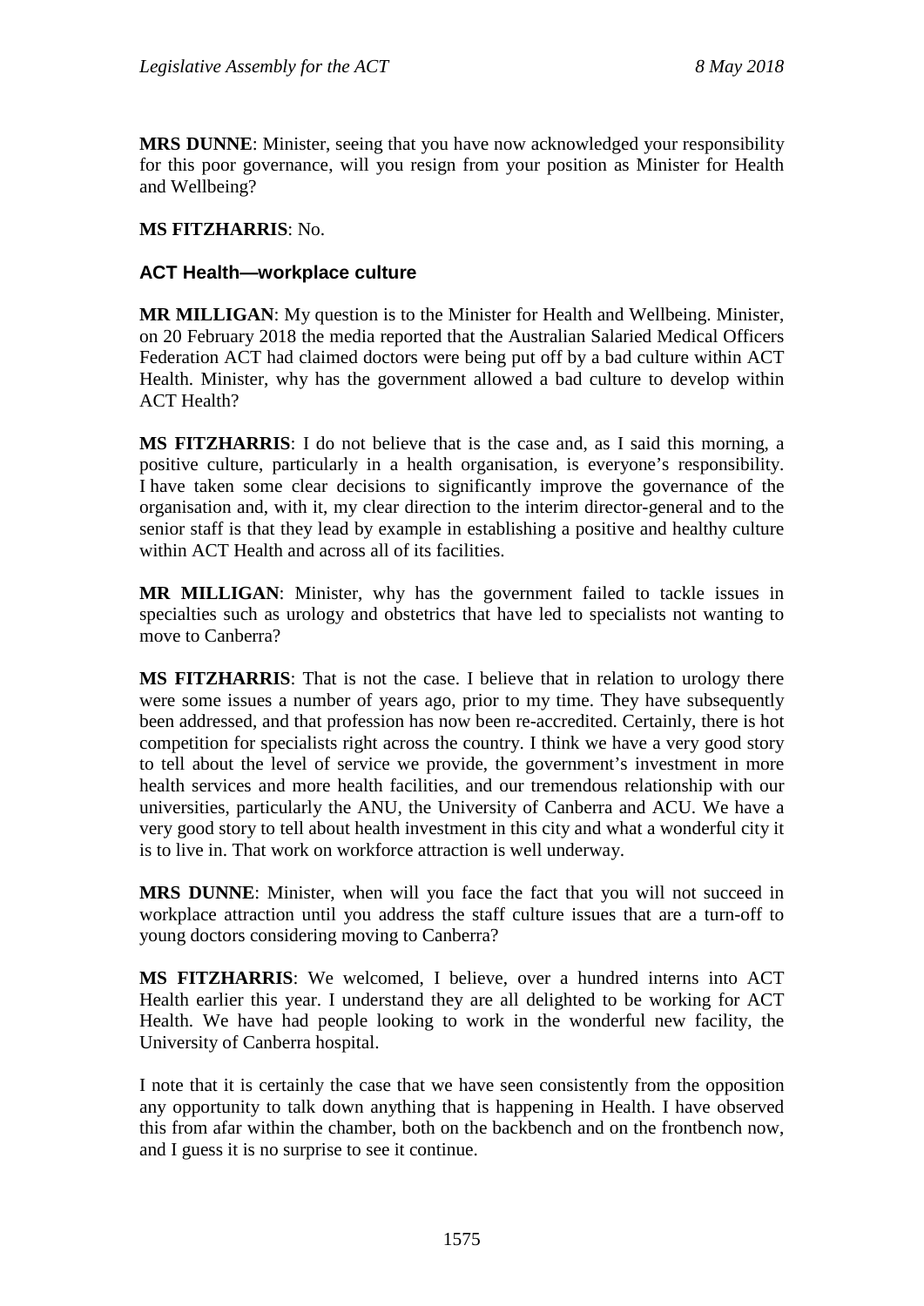**MRS DUNNE**: Minister, seeing that you have now acknowledged your responsibility for this poor governance, will you resign from your position as Minister for Health and Wellbeing?

**MS FITZHARRIS**: No.

### ACT Health—workplace culture

**MR MILLIGAN**: My question is to the Minister for Health and Wellbeing. Minister, on 20 February 2018 the media reported that the Australian Salaried Medical Officers Federation ACT had claimed doctors were being put off by a bad culture within ACT Health. Minister, why has the government allowed a bad culture to develop within ACT Health?

**MS FITZHARRIS**: I do not believe that is the case and, as I said this morning, a positive culture, particularly in a health organisation, is everyone's responsibility. I have taken some clear decisions to significantly improve the governance of the organisation and, with it, my clear direction to the interim director-general and to the senior staff is that they lead by example in establishing a positive and healthy culture within ACT Health and across all of its facilities.

**MR MILLIGAN**: Minister, why has the government failed to tackle issues in specialties such as urology and obstetrics that have led to specialists not wanting to move to Canberra?

**MS FITZHARRIS**: That is not the case. I believe that in relation to urology there were some issues a number of years ago, prior to my time. They have subsequently been addressed, and that profession has now been re-accredited. Certainly, there is hot competition for specialists right across the country. I think we have a very good story to tell about the level of service we provide, the government's investment in more health services and more health facilities, and our tremendous relationship with our universities, particularly the ANU, the University of Canberra and ACU. We have a very good story to tell about health investment in this city and what a wonderful city it is to live in. That work on workforce attraction is well underway.

**MRS DUNNE**: Minister, when will you face the fact that you will not succeed in workplace attraction until you address the staff culture issues that are a turn-off to young doctors considering moving to Canberra?

**MS FITZHARRIS**: We welcomed, I believe, over a hundred interns into ACT Health earlier this year. I understand they are all delighted to be working for ACT Health. We have had people looking to work in the wonderful new facility, the University of Canberra hospital.

I note that it is certainly the case that we have seen consistently from the opposition any opportunity to talk down anything that is happening in Health. I have observed this from afar within the chamber, both on the backbench and on the frontbench now, and I guess it is no surprise to see it continue.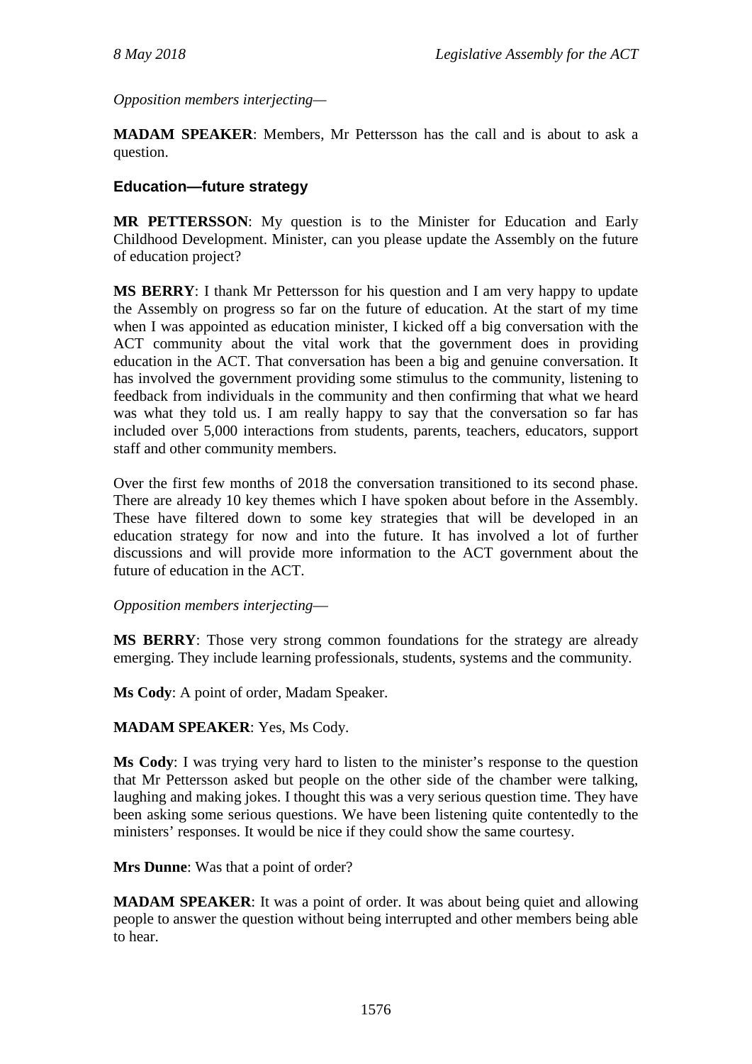*Opposition members interjecting—*

**MADAM SPEAKER**: Members, Mr Pettersson has the call and is about to ask a question.

### Education—future strategy

**MR PETTERSSON**: My question is to the Minister for Education and Early Childhood Development. Minister, can you please update the Assembly on the future of education project?

**MS BERRY**: I thank Mr Pettersson for his question and I am very happy to update the Assembly on progress so far on the future of education. At the start of my time when I was appointed as education minister, I kicked off a big conversation with the ACT community about the vital work that the government does in providing education in the ACT. That conversation has been a big and genuine conversation. It has involved the government providing some stimulus to the community, listening to feedback from individuals in the community and then confirming that what we heard was what they told us. I am really happy to say that the conversation so far has included over 5,000 interactions from students, parents, teachers, educators, support staff and other community members.

Over the first few months of 2018 the conversation transitioned to its second phase. There are already 10 key themes which I have spoken about before in the Assembly. These have filtered down to some key strategies that will be developed in an education strategy for now and into the future. It has involved a lot of further discussions and will provide more information to the ACT government about the future of education in the ACT.

*Opposition members interjecting—*

**MS BERRY**: Those very strong common foundations for the strategy are already emerging. They include learning professionals, students, systems and the community.

**Ms Cody**: A point of order, Madam Speaker.

**MADAM SPEAKER**: Yes, Ms Cody.

**Ms Cody**: I was trying very hard to listen to the minister's response to the question that Mr Pettersson asked but people on the other side of the chamber were talking, laughing and making jokes. I thought this was a very serious question time. They have been asking some serious questions. We have been listening quite contentedly to the ministers' responses. It would be nice if they could show the same courtesy.

**Mrs Dunne**: Was that a point of order?

**MADAM SPEAKER**: It was a point of order. It was about being quiet and allowing people to answer the question without being interrupted and other members being able to hear.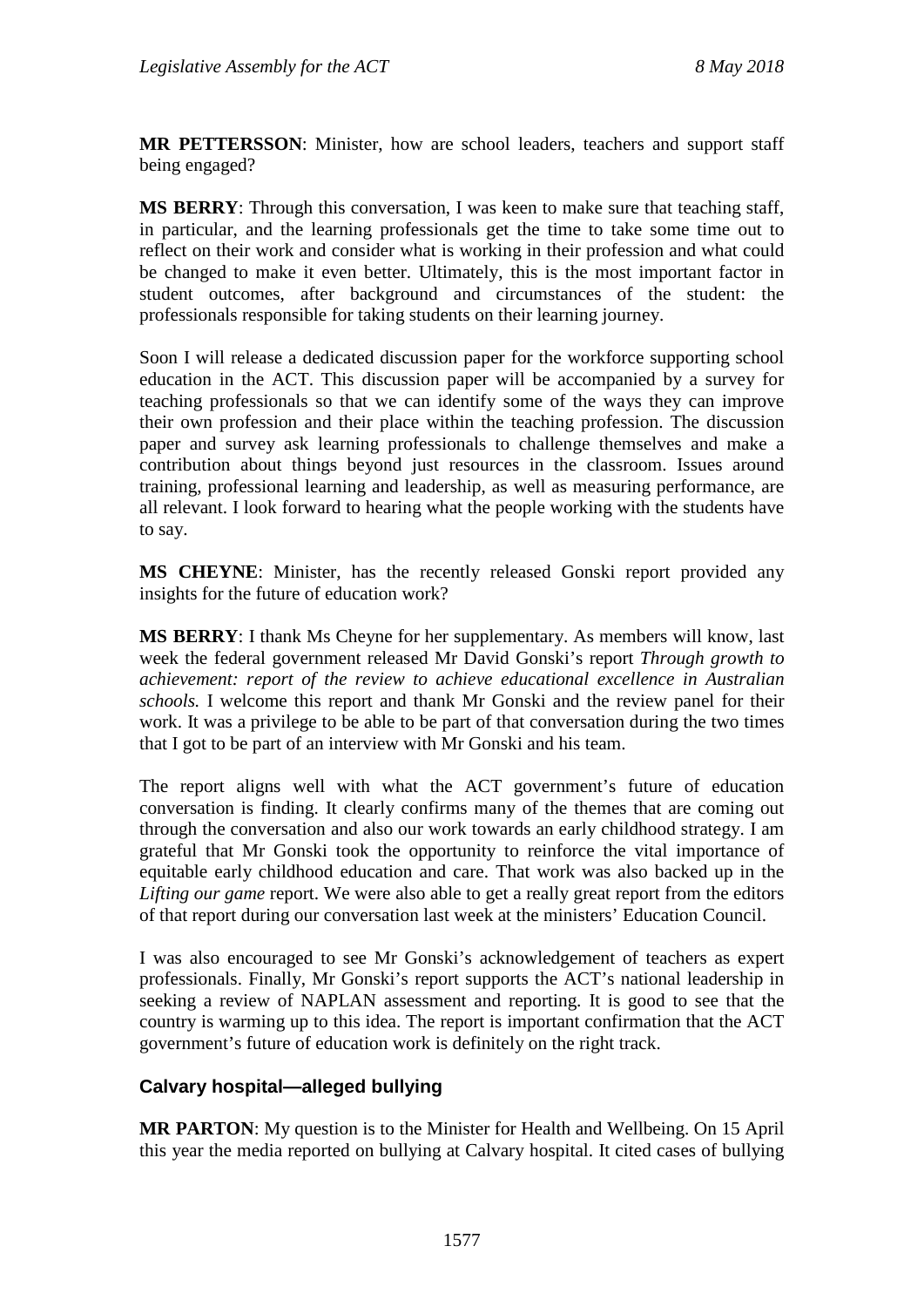**MR PETTERSSON**: Minister, how are school leaders, teachers and support staff being engaged?

**MS BERRY**: Through this conversation, I was keen to make sure that teaching staff, in particular, and the learning professionals get the time to take some time out to reflect on their work and consider what is working in their profession and what could be changed to make it even better. Ultimately, this is the most important factor in student outcomes, after background and circumstances of the student: the professionals responsible for taking students on their learning journey.

Soon I will release a dedicated discussion paper for the workforce supporting school education in the ACT. This discussion paper will be accompanied by a survey for teaching professionals so that we can identify some of the ways they can improve their own profession and their place within the teaching profession. The discussion paper and survey ask learning professionals to challenge themselves and make a contribution about things beyond just resources in the classroom. Issues around training, professional learning and leadership, as well as measuring performance, are all relevant. I look forward to hearing what the people working with the students have to say.

**MS CHEYNE**: Minister, has the recently released Gonski report provided any insights for the future of education work?

**MS BERRY**: I thank Ms Cheyne for her supplementary. As members will know, last week the federal government released Mr David Gonski's report *Through growth to achievement: report of the review to achieve educational excellence in Australian schools.* I welcome this report and thank Mr Gonski and the review panel for their work. It was a privilege to be able to be part of that conversation during the two times that I got to be part of an interview with Mr Gonski and his team.

The report aligns well with what the ACT government's future of education conversation is finding. It clearly confirms many of the themes that are coming out through the conversation and also our work towards an early childhood strategy. I am grateful that Mr Gonski took the opportunity to reinforce the vital importance of equitable early childhood education and care. That work was also backed up in the *Lifting our game* report. We were also able to get a really great report from the editors of that report during our conversation last week at the ministers' Education Council.

I was also encouraged to see Mr Gonski's acknowledgement of teachers as expert professionals. Finally, Mr Gonski's report supports the ACT's national leadership in seeking a review of NAPLAN assessment and reporting. It is good to see that the country is warming up to this idea. The report is important confirmation that the ACT government's future of education work is definitely on the right track.

### Calvary hospital—alleged bullying

**MR PARTON**: My question is to the Minister for Health and Wellbeing. On 15 April this year the media reported on bullying at Calvary hospital. It cited cases of bullying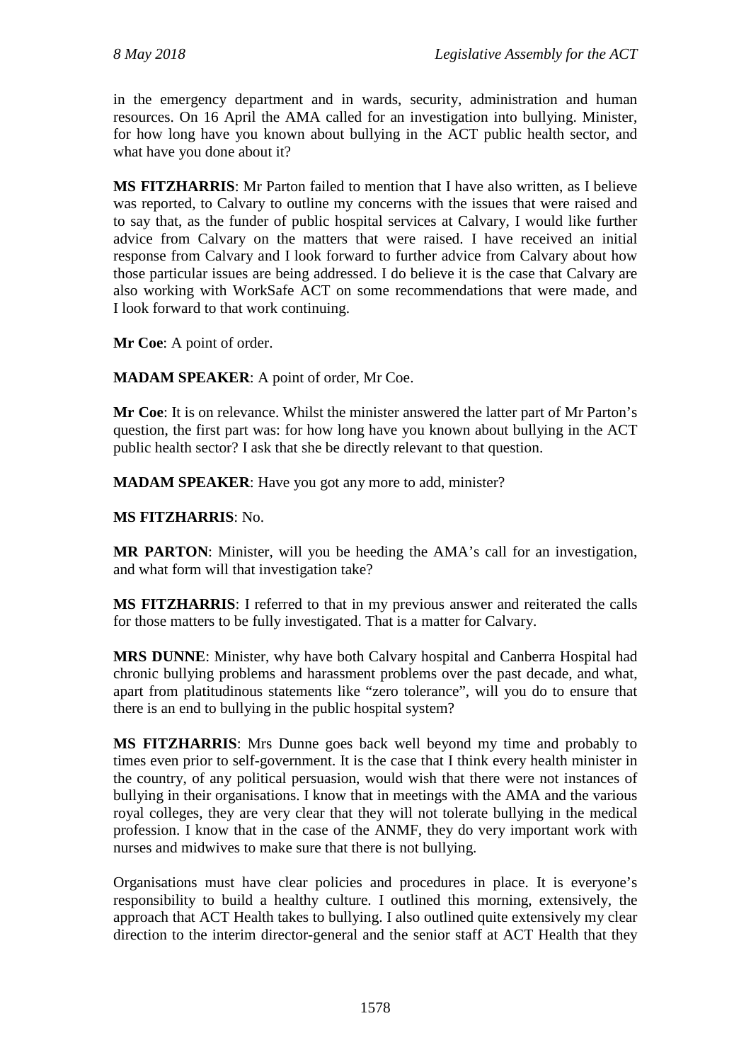in the emergency department and in wards, security, administration and human resources. On 16 April the AMA called for an investigation into bullying. Minister, for how long have you known about bullying in the ACT public health sector, and what have you done about it?

**MS FITZHARRIS**: Mr Parton failed to mention that I have also written, as I believe was reported, to Calvary to outline my concerns with the issues that were raised and to say that, as the funder of public hospital services at Calvary, I would like further advice from Calvary on the matters that were raised. I have received an initial response from Calvary and I look forward to further advice from Calvary about how those particular issues are being addressed. I do believe it is the case that Calvary are also working with WorkSafe ACT on some recommendations that were made, and I look forward to that work continuing.

**Mr Coe**: A point of order.

**MADAM SPEAKER**: A point of order, Mr Coe.

**Mr Coe**: It is on relevance. Whilst the minister answered the latter part of Mr Parton's question, the first part was: for how long have you known about bullying in the ACT public health sector? I ask that she be directly relevant to that question.

**MADAM SPEAKER**: Have you got any more to add, minister?

**MS FITZHARRIS**: No.

**MR PARTON**: Minister, will you be heeding the AMA's call for an investigation, and what form will that investigation take?

**MS FITZHARRIS**: I referred to that in my previous answer and reiterated the calls for those matters to be fully investigated. That is a matter for Calvary.

**MRS DUNNE**: Minister, why have both Calvary hospital and Canberra Hospital had chronic bullying problems and harassment problems over the past decade, and what, apart from platitudinous statements like "zero tolerance", will you do to ensure that there is an end to bullying in the public hospital system?

**MS FITZHARRIS**: Mrs Dunne goes back well beyond my time and probably to times even prior to self-government. It is the case that I think every health minister in the country, of any political persuasion, would wish that there were not instances of bullying in their organisations. I know that in meetings with the AMA and the various royal colleges, they are very clear that they will not tolerate bullying in the medical profession. I know that in the case of the ANMF, they do very important work with nurses and midwives to make sure that there is not bullying.

Organisations must have clear policies and procedures in place. It is everyone's responsibility to build a healthy culture. I outlined this morning, extensively, the approach that ACT Health takes to bullying. I also outlined quite extensively my clear direction to the interim director-general and the senior staff at ACT Health that they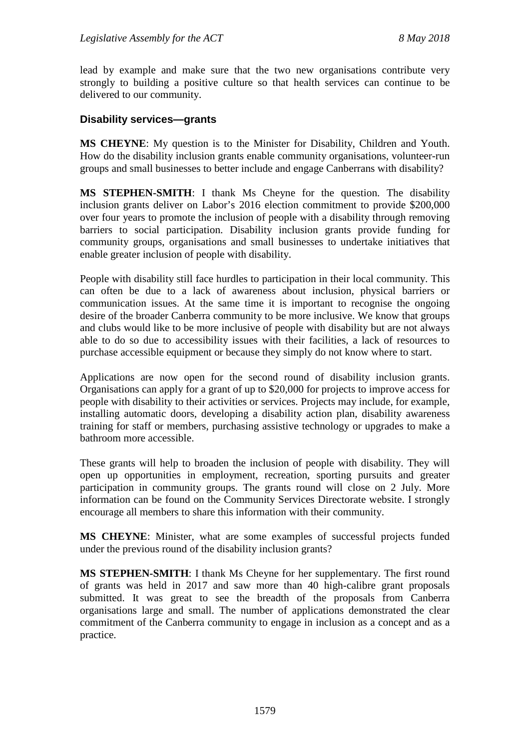lead by example and make sure that the two new organisations contribute very strongly to building a positive culture so that health services can continue to be delivered to our community.

### Disability services—grants

**MS CHEYNE**: My question is to the Minister for Disability, Children and Youth. How do the disability inclusion grants enable community organisations, volunteer-run groups and small businesses to better include and engage Canberrans with disability?

**MS STEPHEN-SMITH**: I thank Ms Cheyne for the question. The disability inclusion grants deliver on Labor's 2016 election commitment to provide $200,000 over four years to promote the inclusion of people with a disability through removing barriers to social participation. Disability inclusion grants provide funding for community groups, organisations and small businesses to undertake initiatives that enable greater inclusion of people with disability.

People with disability still face hurdles to participation in their local community. This can often be due to a lack of awareness about inclusion, physical barriers or communication issues. At the same time it is important to recognise the ongoing desire of the broader Canberra community to be more inclusive. We know that groups and clubs would like to be more inclusive of people with disability but are not always able to do so due to accessibility issues with their facilities, a lack of resources to purchase accessible equipment or because they simply do not know where to start.

Applications are now open for the second round of disability inclusion grants. Organisations can apply for a grant of up to $20,000 for projects to improve access for people with disability to their activities or services. Projects may include, for example, installing automatic doors, developing a disability action plan, disability awareness training for staff or members, purchasing assistive technology or upgrades to make a bathroom more accessible.

These grants will help to broaden the inclusion of people with disability. They will open up opportunities in employment, recreation, sporting pursuits and greater participation in community groups. The grants round will close on 2 July. More information can be found on the Community Services Directorate website. I strongly encourage all members to share this information with their community.

**MS CHEYNE**: Minister, what are some examples of successful projects funded under the previous round of the disability inclusion grants?

**MS STEPHEN-SMITH**: I thank Ms Cheyne for her supplementary. The first round of grants was held in 2017 and saw more than 40 high-calibre grant proposals submitted. It was great to see the breadth of the proposals from Canberra organisations large and small. The number of applications demonstrated the clear commitment of the Canberra community to engage in inclusion as a concept and as a practice.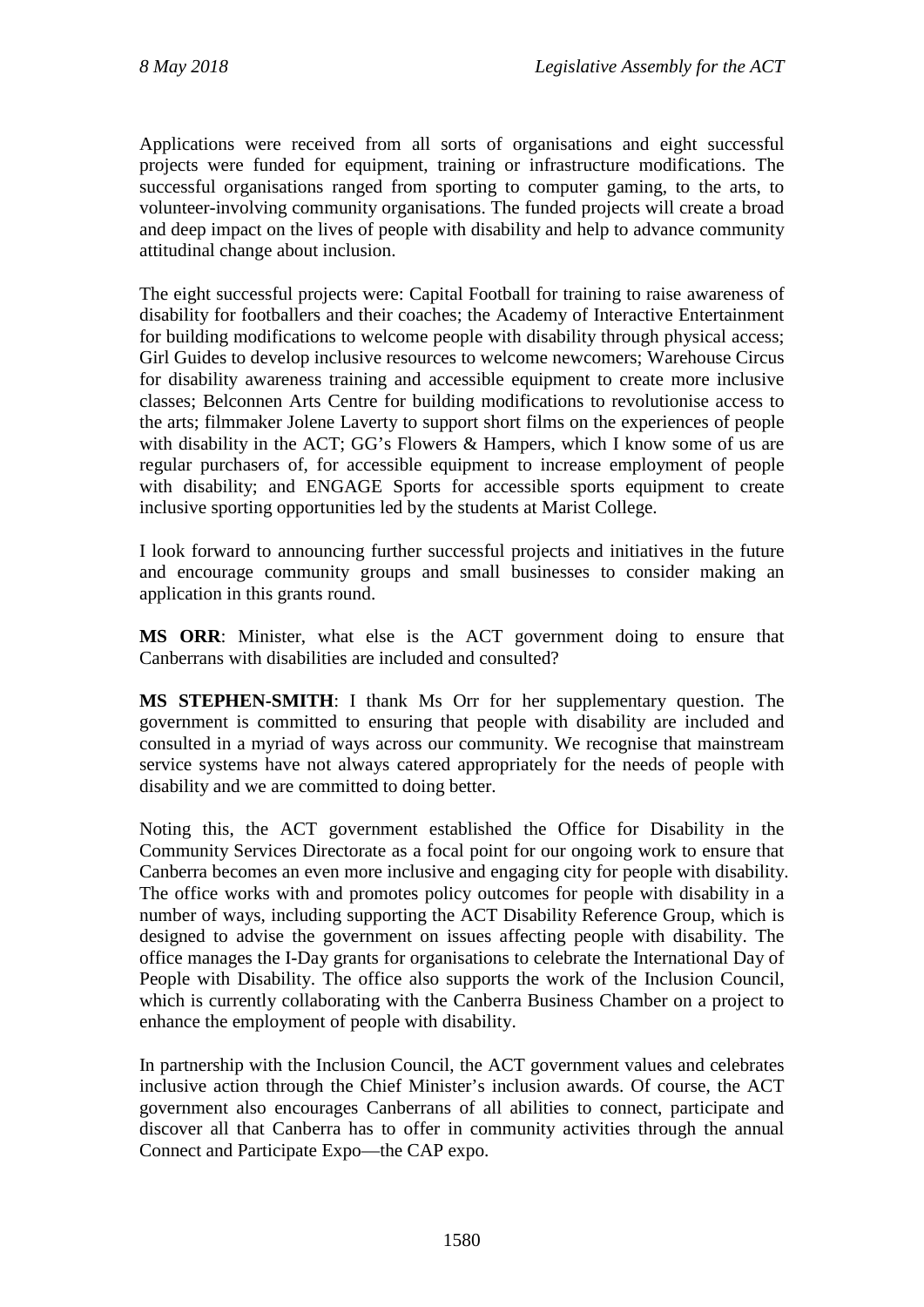Applications were received from all sorts of organisations and eight successful projects were funded for equipment, training or infrastructure modifications. The successful organisations ranged from sporting to computer gaming, to the arts, to volunteer-involving community organisations. The funded projects will create a broad and deep impact on the lives of people with disability and help to advance community attitudinal change about inclusion.

The eight successful projects were: Capital Football for training to raise awareness of disability for footballers and their coaches; the Academy of Interactive Entertainment for building modifications to welcome people with disability through physical access; Girl Guides to develop inclusive resources to welcome newcomers; Warehouse Circus for disability awareness training and accessible equipment to create more inclusive classes; Belconnen Arts Centre for building modifications to revolutionise access to the arts; filmmaker Jolene Laverty to support short films on the experiences of people with disability in the ACT; GG's Flowers & Hampers, which I know some of us are regular purchasers of, for accessible equipment to increase employment of people with disability; and ENGAGE Sports for accessible sports equipment to create inclusive sporting opportunities led by the students at Marist College.

I look forward to announcing further successful projects and initiatives in the future and encourage community groups and small businesses to consider making an application in this grants round.

**MS ORR**: Minister, what else is the ACT government doing to ensure that Canberrans with disabilities are included and consulted?

**MS STEPHEN-SMITH**: I thank Ms Orr for her supplementary question. The government is committed to ensuring that people with disability are included and consulted in a myriad of ways across our community. We recognise that mainstream service systems have not always catered appropriately for the needs of people with disability and we are committed to doing better.

Noting this, the ACT government established the Office for Disability in the Community Services Directorate as a focal point for our ongoing work to ensure that Canberra becomes an even more inclusive and engaging city for people with disability. The office works with and promotes policy outcomes for people with disability in a number of ways, including supporting the ACT Disability Reference Group, which is designed to advise the government on issues affecting people with disability. The office manages the I-Day grants for organisations to celebrate the International Day of People with Disability. The office also supports the work of the Inclusion Council, which is currently collaborating with the Canberra Business Chamber on a project to enhance the employment of people with disability.

In partnership with the Inclusion Council, the ACT government values and celebrates inclusive action through the Chief Minister's inclusion awards. Of course, the ACT government also encourages Canberrans of all abilities to connect, participate and discover all that Canberra has to offer in community activities through the annual Connect and Participate Expo—the CAP expo.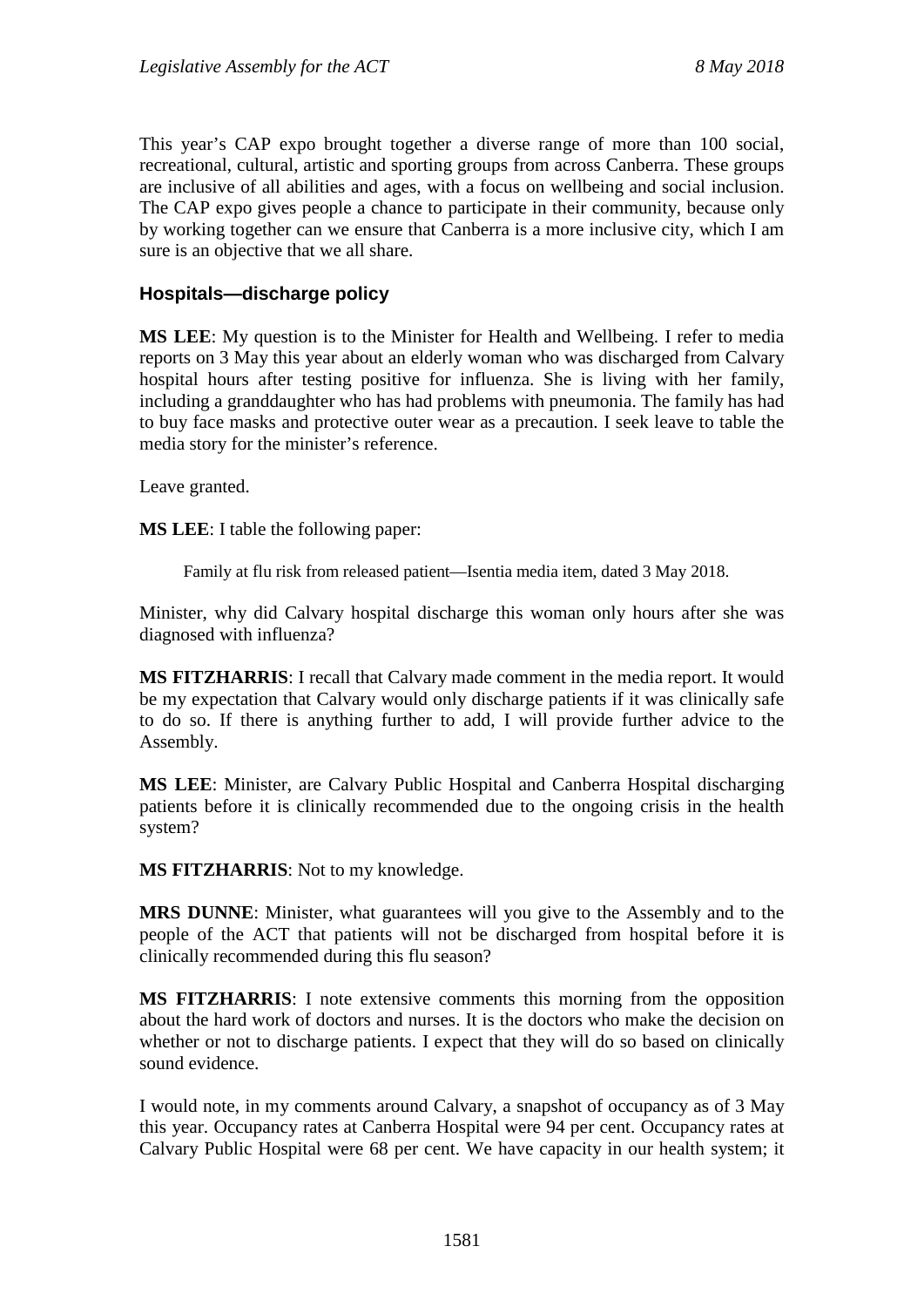This year's CAP expo brought together a diverse range of more than 100 social, recreational, cultural, artistic and sporting groups from across Canberra. These groups are inclusive of all abilities and ages, with a focus on wellbeing and social inclusion. The CAP expo gives people a chance to participate in their community, because only by working together can we ensure that Canberra is a more inclusive city, which I am sure is an objective that we all share.

### Hospitals—discharge policy

**MS LEE**: My question is to the Minister for Health and Wellbeing. I refer to media reports on 3 May this year about an elderly woman who was discharged from Calvary hospital hours after testing positive for influenza. She is living with her family, including a granddaughter who has had problems with pneumonia. The family has had to buy face masks and protective outer wear as a precaution. I seek leave to table the media story for the minister's reference.

Leave granted.

**MS LEE**: I table the following paper:

> Family at flu risk from released patient—Isentia media item, dated 3 May 2018.

Minister, why did Calvary hospital discharge this woman only hours after she was diagnosed with influenza?

**MS FITZHARRIS**: I recall that Calvary made comment in the media report. It would be my expectation that Calvary would only discharge patients if it was clinically safe to do so. If there is anything further to add, I will provide further advice to the Assembly.

**MS LEE**: Minister, are Calvary Public Hospital and Canberra Hospital discharging patients before it is clinically recommended due to the ongoing crisis in the health system?

**MS FITZHARRIS**: Not to my knowledge.

**MRS DUNNE**: Minister, what guarantees will you give to the Assembly and to the people of the ACT that patients will not be discharged from hospital before it is clinically recommended during this flu season?

**MS FITZHARRIS**: I note extensive comments this morning from the opposition about the hard work of doctors and nurses. It is the doctors who make the decision on whether or not to discharge patients. I expect that they will do so based on clinically sound evidence.

I would note, in my comments around Calvary, a snapshot of occupancy as of 3 May this year. Occupancy rates at Canberra Hospital were 94 per cent. Occupancy rates at Calvary Public Hospital were 68 per cent. We have capacity in our health system; it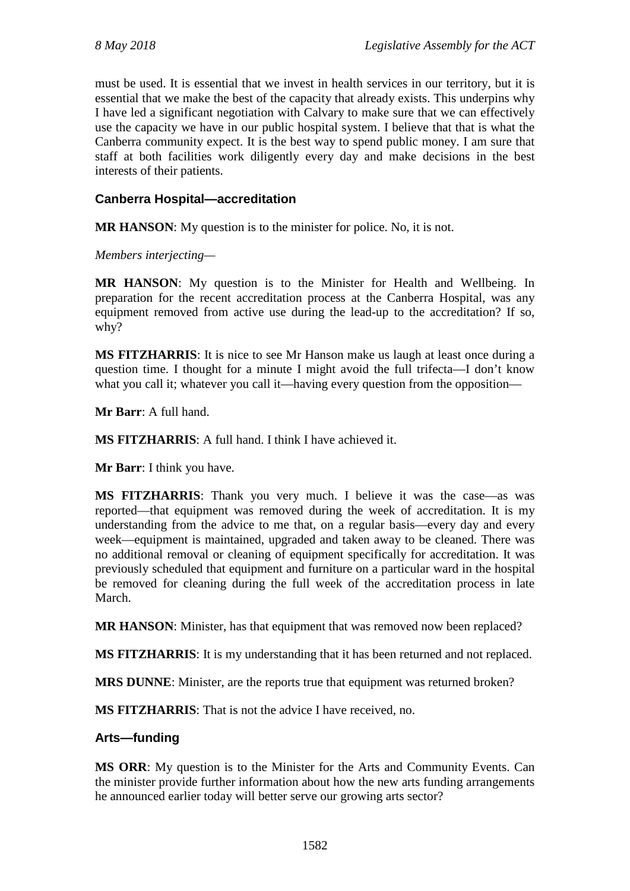must be used. It is essential that we invest in health services in our territory, but it is essential that we make the best of the capacity that already exists. This underpins why I have led a significant negotiation with Calvary to make sure that we can effectively use the capacity we have in our public hospital system. I believe that that is what the Canberra community expect. It is the best way to spend public money. I am sure that staff at both facilities work diligently every day and make decisions in the best interests of their patients.

### Canberra Hospital—accreditation

**MR HANSON**: My question is to the minister for police. No, it is not.

*Members interjecting*—

**MR HANSON**: My question is to the Minister for Health and Wellbeing. In preparation for the recent accreditation process at the Canberra Hospital, was any equipment removed from active use during the lead-up to the accreditation? If so, why?

**MS FITZHARRIS**: It is nice to see Mr Hanson make us laugh at least once during a question time. I thought for a minute I might avoid the full trifecta—I don't know what you call it; whatever you call it—having every question from the opposition—

**Mr Barr**: A full hand.

**MS FITZHARRIS**: A full hand. I think I have achieved it.

**Mr Barr**: I think you have.

**MS FITZHARRIS**: Thank you very much. I believe it was the case—as was reported—that equipment was removed during the week of accreditation. It is my understanding from the advice to me that, on a regular basis—every day and every week—equipment is maintained, upgraded and taken away to be cleaned. There was no additional removal or cleaning of equipment specifically for accreditation. It was previously scheduled that equipment and furniture on a particular ward in the hospital be removed for cleaning during the full week of the accreditation process in late March.

**MR HANSON**: Minister, has that equipment that was removed now been replaced?

**MS FITZHARRIS**: It is my understanding that it has been returned and not replaced.

**MRS DUNNE**: Minister, are the reports true that equipment was returned broken?

**MS FITZHARRIS**: That is not the advice I have received, no.

### Arts—funding

**MS ORR**: My question is to the Minister for the Arts and Community Events. Can the minister provide further information about how the new arts funding arrangements he announced earlier today will better serve our growing arts sector?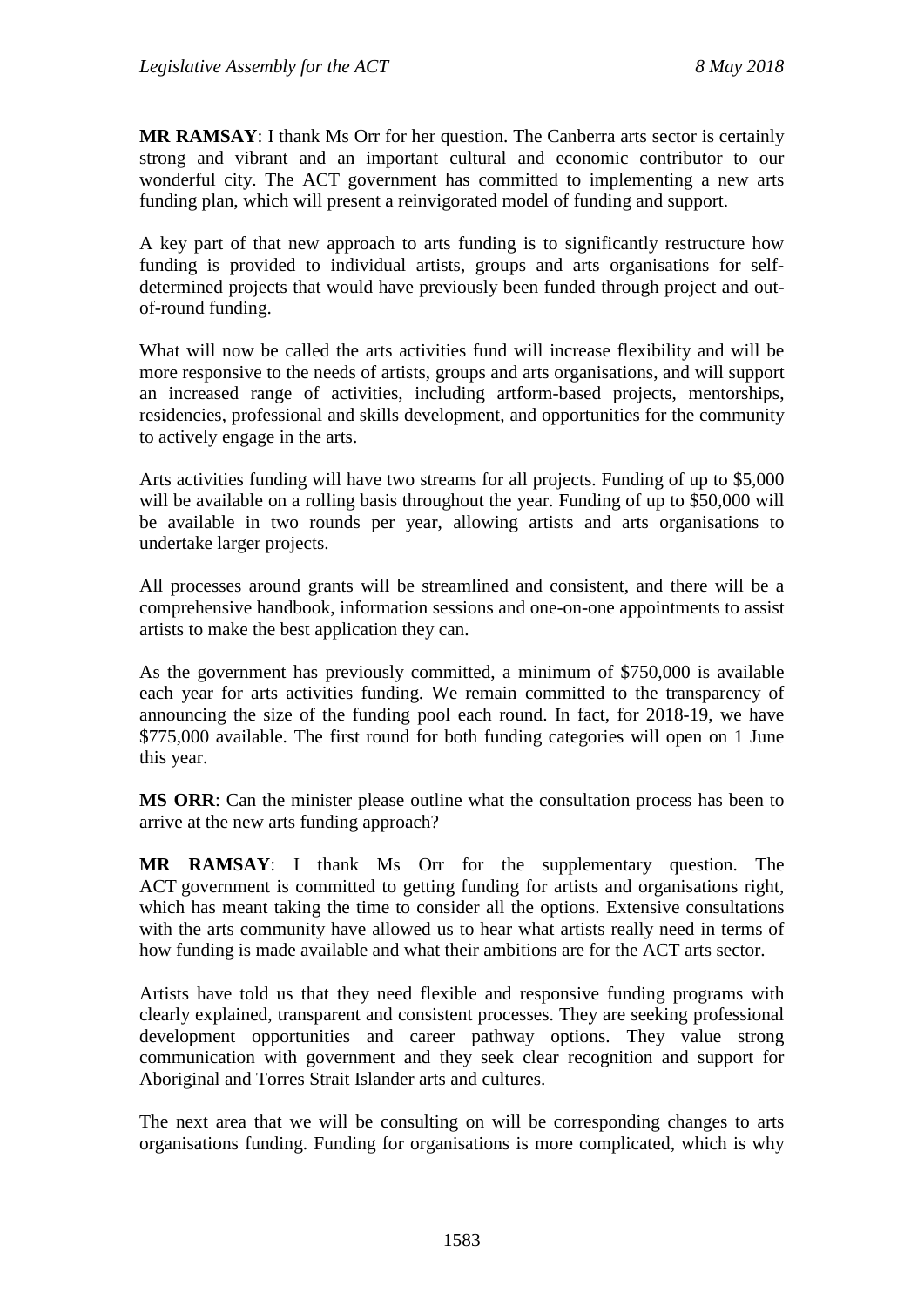**MR RAMSAY**: I thank Ms Orr for her question. The Canberra arts sector is certainly strong and vibrant and an important cultural and economic contributor to our wonderful city. The ACT government has committed to implementing a new arts funding plan, which will present a reinvigorated model of funding and support.

A key part of that new approach to arts funding is to significantly restructure how funding is provided to individual artists, groups and arts organisations for self-determined projects that would have previously been funded through project and out-of-round funding.

What will now be called the arts activities fund will increase flexibility and will be more responsive to the needs of artists, groups and arts organisations, and will support an increased range of activities, including artform-based projects, mentorships, residencies, professional and skills development, and opportunities for the community to actively engage in the arts.

Arts activities funding will have two streams for all projects. Funding of up to $5,000 will be available on a rolling basis throughout the year. Funding of up to $50,000 will be available in two rounds per year, allowing artists and arts organisations to undertake larger projects.

All processes around grants will be streamlined and consistent, and there will be a comprehensive handbook, information sessions and one-on-one appointments to assist artists to make the best application they can.

As the government has previously committed, a minimum of $750,000 is available each year for arts activities funding. We remain committed to the transparency of announcing the size of the funding pool each round. In fact, for 2018-19, we have $775,000 available. The first round for both funding categories will open on 1 June this year.

**MS ORR**: Can the minister please outline what the consultation process has been to arrive at the new arts funding approach?

**MR RAMSAY**: I thank Ms Orr for the supplementary question. The ACT government is committed to getting funding for artists and organisations right, which has meant taking the time to consider all the options. Extensive consultations with the arts community have allowed us to hear what artists really need in terms of how funding is made available and what their ambitions are for the ACT arts sector.

Artists have told us that they need flexible and responsive funding programs with clearly explained, transparent and consistent processes. They are seeking professional development opportunities and career pathway options. They value strong communication with government and they seek clear recognition and support for Aboriginal and Torres Strait Islander arts and cultures.

The next area that we will be consulting on will be corresponding changes to arts organisations funding. Funding for organisations is more complicated, which is why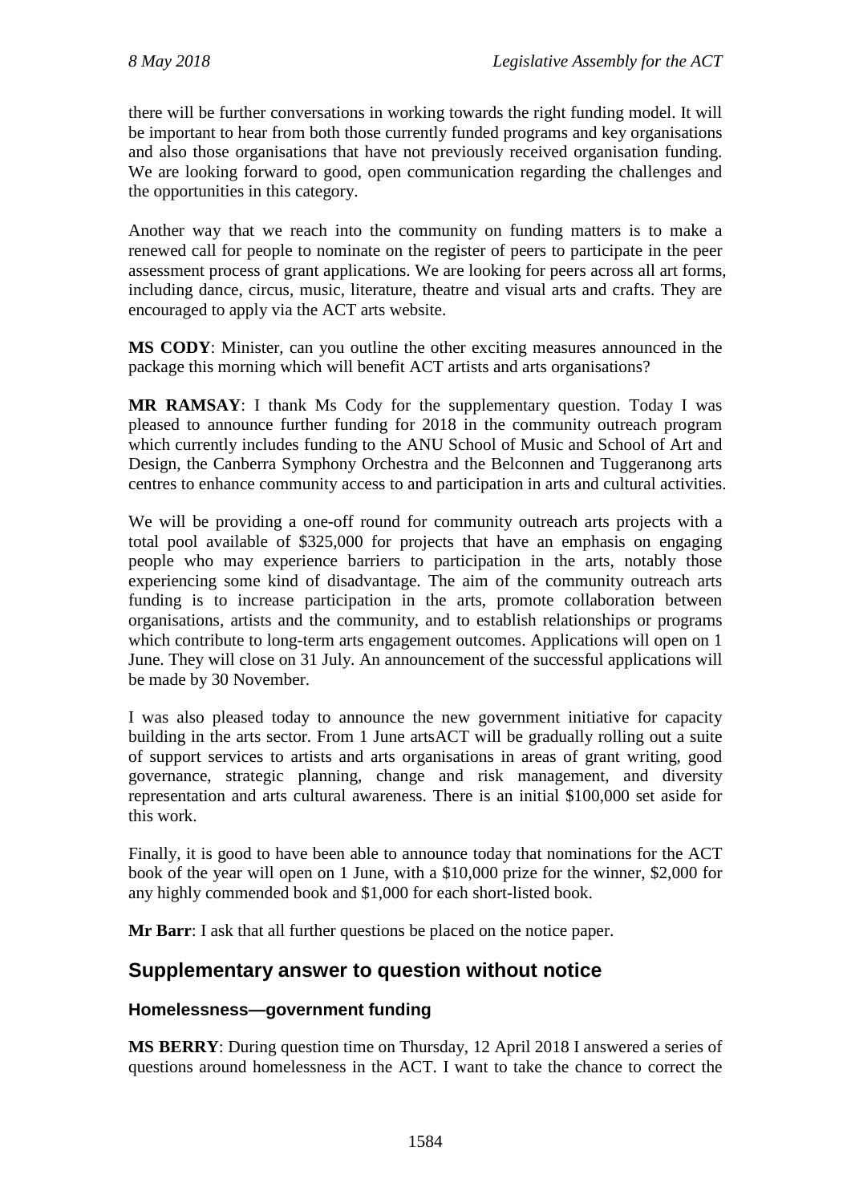there will be further conversations in working towards the right funding model. It will be important to hear from both those currently funded programs and key organisations and also those organisations that have not previously received organisation funding. We are looking forward to good, open communication regarding the challenges and the opportunities in this category.

Another way that we reach into the community on funding matters is to make a renewed call for people to nominate on the register of peers to participate in the peer assessment process of grant applications. We are looking for peers across all art forms, including dance, circus, music, literature, theatre and visual arts and crafts. They are encouraged to apply via the ACT arts website.

**MS CODY**: Minister, can you outline the other exciting measures announced in the package this morning which will benefit ACT artists and arts organisations?

**MR RAMSAY**: I thank Ms Cody for the supplementary question. Today I was pleased to announce further funding for 2018 in the community outreach program which currently includes funding to the ANU School of Music and School of Art and Design, the Canberra Symphony Orchestra and the Belconnen and Tuggeranong arts centres to enhance community access to and participation in arts and cultural activities.

We will be providing a one-off round for community outreach arts projects with a total pool available of $325,000 for projects that have an emphasis on engaging people who may experience barriers to participation in the arts, notably those experiencing some kind of disadvantage. The aim of the community outreach arts funding is to increase participation in the arts, promote collaboration between organisations, artists and the community, and to establish relationships or programs which contribute to long-term arts engagement outcomes. Applications will open on 1 June. They will close on 31 July. An announcement of the successful applications will be made by 30 November.

I was also pleased today to announce the new government initiative for capacity building in the arts sector. From 1 June artsACT will be gradually rolling out a suite of support services to artists and arts organisations in areas of grant writing, good governance, strategic planning, change and risk management, and diversity representation and arts cultural awareness. There is an initial $100,000 set aside for this work.

Finally, it is good to have been able to announce today that nominations for the ACT book of the year will open on 1 June, with a $10,000 prize for the winner, $2,000 for any highly commended book and $1,000 for each short-listed book.

**Mr Barr**: I ask that all further questions be placed on the notice paper.

## Supplementary answer to question without notice

### Homelessness—government funding

**MS BERRY**: During question time on Thursday, 12 April 2018 I answered a series of questions around homelessness in the ACT. I want to take the chance to correct the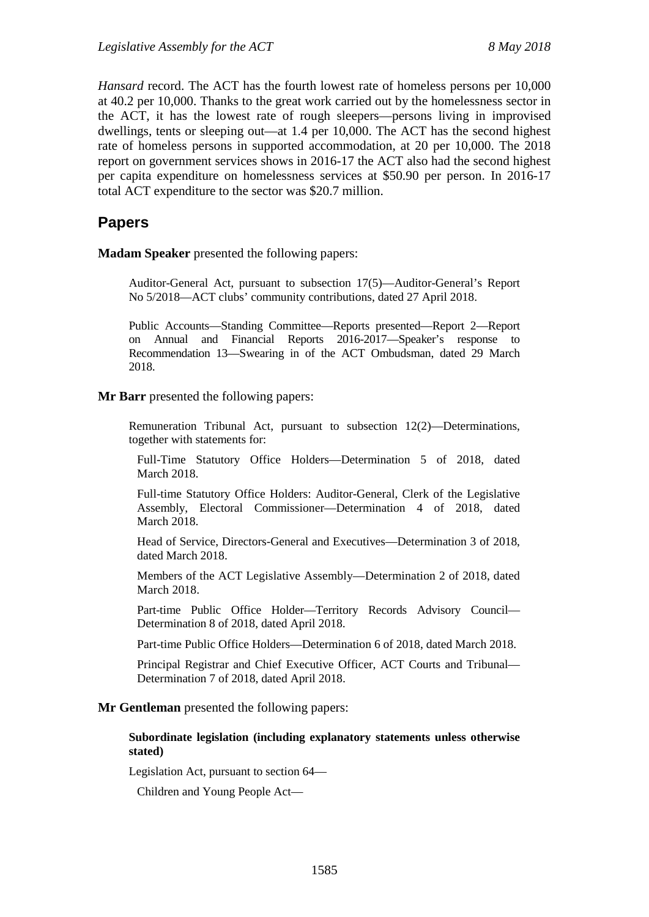*Hansard* record. The ACT has the fourth lowest rate of homeless persons per 10,000 at 40.2 per 10,000. Thanks to the great work carried out by the homelessness sector in the ACT, it has the lowest rate of rough sleepers—persons living in improvised dwellings, tents or sleeping out—at 1.4 per 10,000. The ACT has the second highest rate of homeless persons in supported accommodation, at 20 per 10,000. The 2018 report on government services shows in 2016-17 the ACT also had the second highest per capita expenditure on homelessness services at $50.90 per person. In 2016-17 total ACT expenditure to the sector was $20.7 million.

## Papers

**Madam Speaker** presented the following papers:

> Auditor-General Act, pursuant to subsection 17(5)—Auditor-General's Report No 5/2018—ACT clubs' community contributions, dated 27 April 2018.
>
> Public Accounts—Standing Committee—Reports presented—Report 2—Report on Annual and Financial Reports 2016-2017—Speaker's response to Recommendation 13—Swearing in of the ACT Ombudsman, dated 29 March 2018.

**Mr Barr** presented the following papers:

> Remuneration Tribunal Act, pursuant to subsection 12(2)—Determinations, together with statements for:
>
> Full-Time Statutory Office Holders—Determination 5 of 2018, dated March 2018.
>
> Full-time Statutory Office Holders: Auditor-General, Clerk of the Legislative Assembly, Electoral Commissioner—Determination 4 of 2018, dated March 2018.
>
> Head of Service, Directors-General and Executives—Determination 3 of 2018, dated March 2018.
>
> Members of the ACT Legislative Assembly—Determination 2 of 2018, dated March 2018.
>
> Part-time Public Office Holder—Territory Records Advisory Council—Determination 8 of 2018, dated April 2018.
>
> Part-time Public Office Holders—Determination 6 of 2018, dated March 2018.
>
> Principal Registrar and Chief Executive Officer, ACT Courts and Tribunal—Determination 7 of 2018, dated April 2018.

**Mr Gentleman** presented the following papers:

> **Subordinate legislation (including explanatory statements unless otherwise stated)**
>
> Legislation Act, pursuant to section 64—
>
> Children and Young People Act—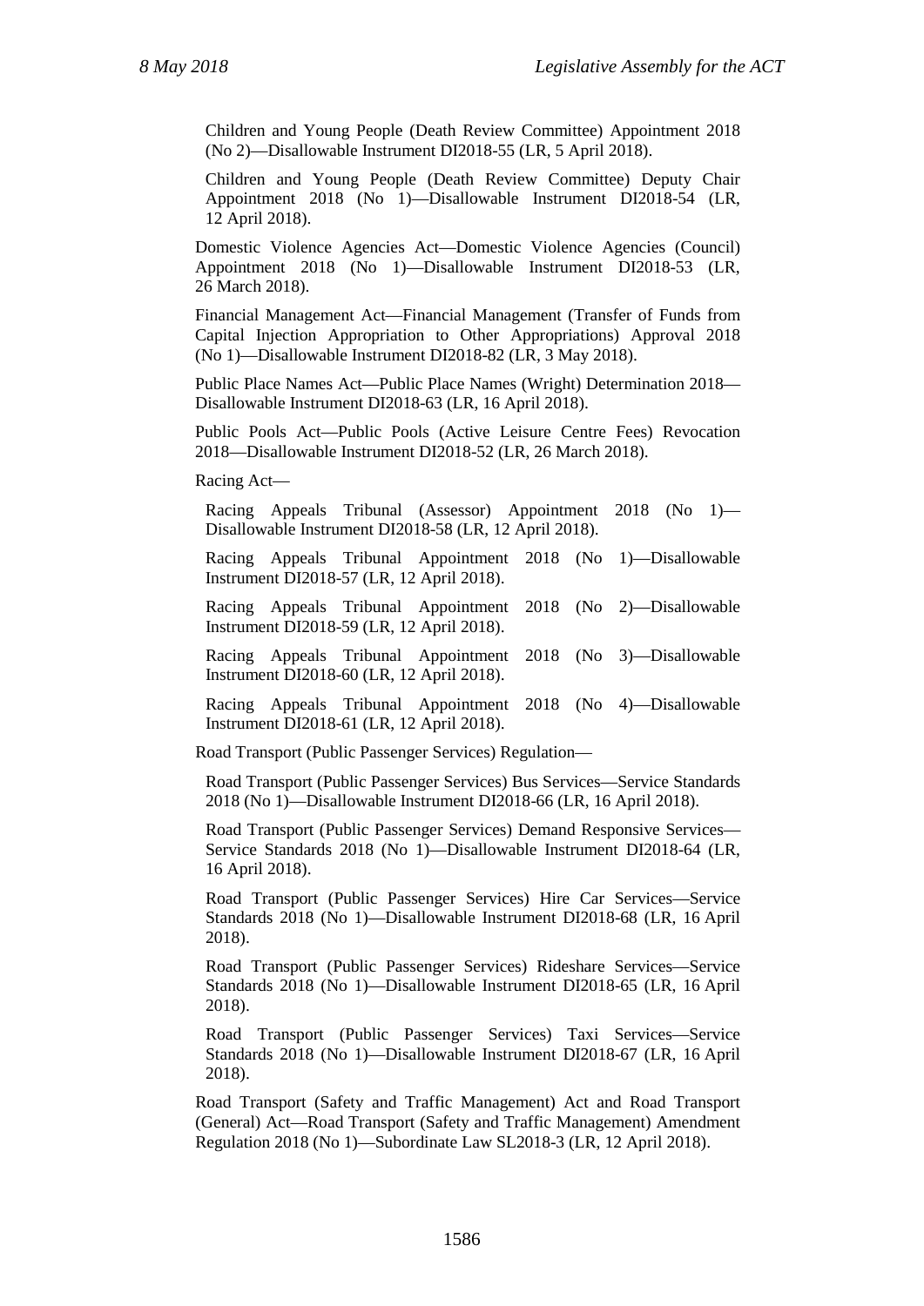Children and Young People (Death Review Committee) Appointment 2018 (No 2)—Disallowable Instrument DI2018-55 (LR, 5 April 2018).

Children and Young People (Death Review Committee) Deputy Chair Appointment 2018 (No 1)—Disallowable Instrument DI2018-54 (LR, 12 April 2018).

Domestic Violence Agencies Act—Domestic Violence Agencies (Council) Appointment 2018 (No 1)—Disallowable Instrument DI2018-53 (LR, 26 March 2018).

Financial Management Act—Financial Management (Transfer of Funds from Capital Injection Appropriation to Other Appropriations) Approval 2018 (No 1)—Disallowable Instrument DI2018-82 (LR, 3 May 2018).

Public Place Names Act—Public Place Names (Wright) Determination 2018—Disallowable Instrument DI2018-63 (LR, 16 April 2018).

Public Pools Act—Public Pools (Active Leisure Centre Fees) Revocation 2018—Disallowable Instrument DI2018-52 (LR, 26 March 2018).

Racing Act—

Racing Appeals Tribunal (Assessor) Appointment 2018 (No 1)—Disallowable Instrument DI2018-58 (LR, 12 April 2018).

Racing Appeals Tribunal Appointment 2018 (No 1)—Disallowable Instrument DI2018-57 (LR, 12 April 2018).

Racing Appeals Tribunal Appointment 2018 (No 2)—Disallowable Instrument DI2018-59 (LR, 12 April 2018).

Racing Appeals Tribunal Appointment 2018 (No 3)—Disallowable Instrument DI2018-60 (LR, 12 April 2018).

Racing Appeals Tribunal Appointment 2018 (No 4)—Disallowable Instrument DI2018-61 (LR, 12 April 2018).

Road Transport (Public Passenger Services) Regulation—

Road Transport (Public Passenger Services) Bus Services—Service Standards 2018 (No 1)—Disallowable Instrument DI2018-66 (LR, 16 April 2018).

Road Transport (Public Passenger Services) Demand Responsive Services—Service Standards 2018 (No 1)—Disallowable Instrument DI2018-64 (LR, 16 April 2018).

Road Transport (Public Passenger Services) Hire Car Services—Service Standards 2018 (No 1)—Disallowable Instrument DI2018-68 (LR, 16 April 2018).

Road Transport (Public Passenger Services) Rideshare Services—Service Standards 2018 (No 1)—Disallowable Instrument DI2018-65 (LR, 16 April 2018).

Road Transport (Public Passenger Services) Taxi Services—Service Standards 2018 (No 1)—Disallowable Instrument DI2018-67 (LR, 16 April 2018).

Road Transport (Safety and Traffic Management) Act and Road Transport (General) Act—Road Transport (Safety and Traffic Management) Amendment Regulation 2018 (No 1)—Subordinate Law SL2018-3 (LR, 12 April 2018).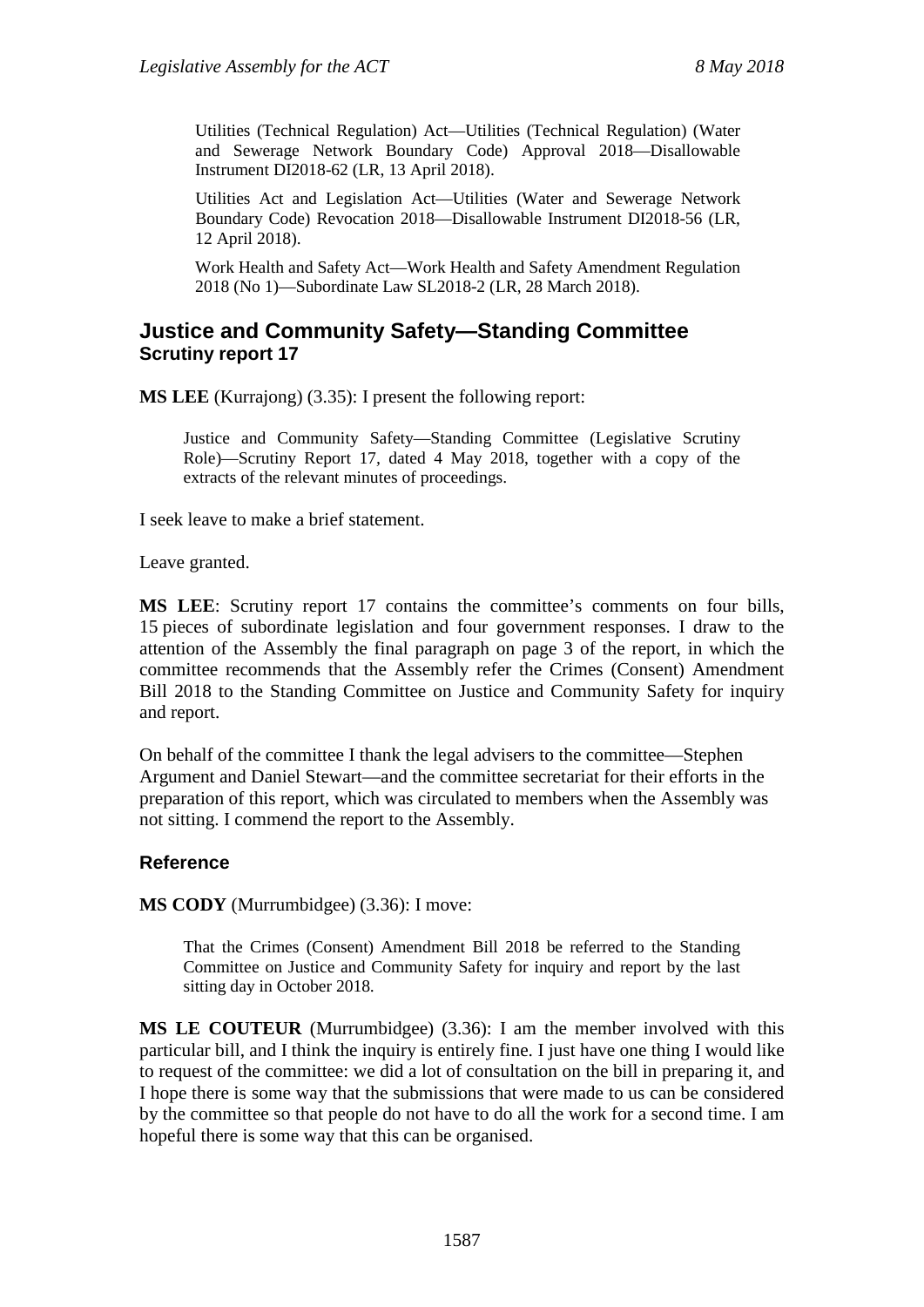Utilities (Technical Regulation) Act—Utilities (Technical Regulation) (Water and Sewerage Network Boundary Code) Approval 2018—Disallowable Instrument DI2018-62 (LR, 13 April 2018).

Utilities Act and Legislation Act—Utilities (Water and Sewerage Network Boundary Code) Revocation 2018—Disallowable Instrument DI2018-56 (LR, 12 April 2018).

Work Health and Safety Act—Work Health and Safety Amendment Regulation 2018 (No 1)—Subordinate Law SL2018-2 (LR, 28 March 2018).

## Justice and Community Safety—Standing Committee
### Scrutiny report 17

**MS LEE** (Kurrajong) (3.35): I present the following report:

> Justice and Community Safety—Standing Committee (Legislative Scrutiny Role)—Scrutiny Report 17, dated 4 May 2018, together with a copy of the extracts of the relevant minutes of proceedings.

I seek leave to make a brief statement.

Leave granted.

**MS LEE**: Scrutiny report 17 contains the committee's comments on four bills, 15 pieces of subordinate legislation and four government responses. I draw to the attention of the Assembly the final paragraph on page 3 of the report, in which the committee recommends that the Assembly refer the Crimes (Consent) Amendment Bill 2018 to the Standing Committee on Justice and Community Safety for inquiry and report.

On behalf of the committee I thank the legal advisers to the committee—Stephen Argument and Daniel Stewart—and the committee secretariat for their efforts in the preparation of this report, which was circulated to members when the Assembly was not sitting. I commend the report to the Assembly.

### Reference

**MS CODY** (Murrumbidgee) (3.36): I move:

> That the Crimes (Consent) Amendment Bill 2018 be referred to the Standing Committee on Justice and Community Safety for inquiry and report by the last sitting day in October 2018.

**MS LE COUTEUR** (Murrumbidgee) (3.36): I am the member involved with this particular bill, and I think the inquiry is entirely fine. I just have one thing I would like to request of the committee: we did a lot of consultation on the bill in preparing it, and I hope there is some way that the submissions that were made to us can be considered by the committee so that people do not have to do all the work for a second time. I am hopeful there is some way that this can be organised.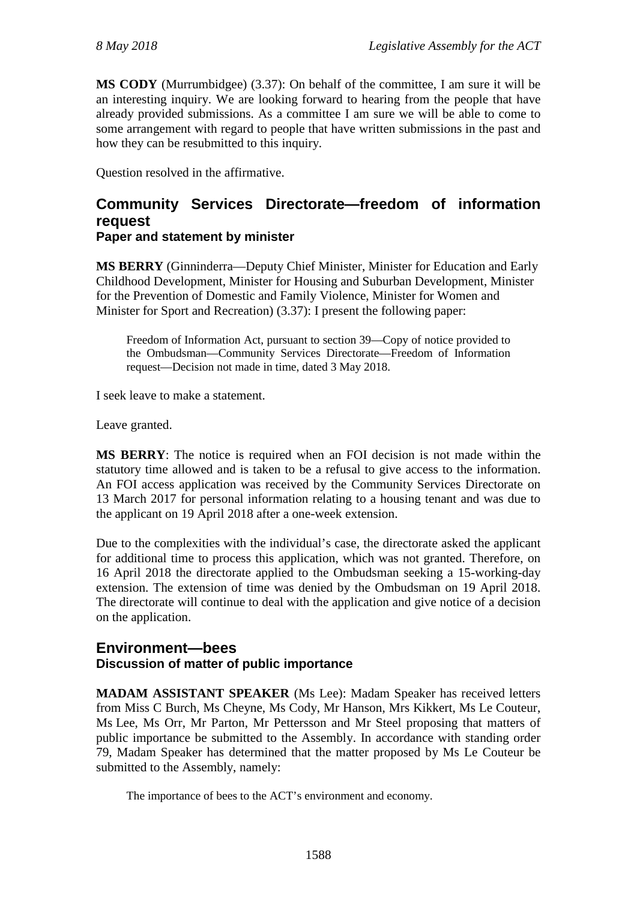**MS CODY** (Murrumbidgee) (3.37): On behalf of the committee, I am sure it will be an interesting inquiry. We are looking forward to hearing from the people that have already provided submissions. As a committee I am sure we will be able to come to some arrangement with regard to people that have written submissions in the past and how they can be resubmitted to this inquiry.

Question resolved in the affirmative.

## Community Services Directorate—freedom of information request

### Paper and statement by minister

**MS BERRY** (Ginninderra—Deputy Chief Minister, Minister for Education and Early Childhood Development, Minister for Housing and Suburban Development, Minister for the Prevention of Domestic and Family Violence, Minister for Women and Minister for Sport and Recreation) (3.37): I present the following paper:

> Freedom of Information Act, pursuant to section 39—Copy of notice provided to the Ombudsman—Community Services Directorate—Freedom of Information request—Decision not made in time, dated 3 May 2018.

I seek leave to make a statement.

Leave granted.

**MS BERRY**: The notice is required when an FOI decision is not made within the statutory time allowed and is taken to be a refusal to give access to the information. An FOI access application was received by the Community Services Directorate on 13 March 2017 for personal information relating to a housing tenant and was due to the applicant on 19 April 2018 after a one-week extension.

Due to the complexities with the individual's case, the directorate asked the applicant for additional time to process this application, which was not granted. Therefore, on 16 April 2018 the directorate applied to the Ombudsman seeking a 15-working-day extension. The extension of time was denied by the Ombudsman on 19 April 2018. The directorate will continue to deal with the application and give notice of a decision on the application.

## Environment—bees

### Discussion of matter of public importance

**MADAM ASSISTANT SPEAKER** (Ms Lee): Madam Speaker has received letters from Miss C Burch, Ms Cheyne, Ms Cody, Mr Hanson, Mrs Kikkert, Ms Le Couteur, Ms Lee, Ms Orr, Mr Parton, Mr Pettersson and Mr Steel proposing that matters of public importance be submitted to the Assembly. In accordance with standing order 79, Madam Speaker has determined that the matter proposed by Ms Le Couteur be submitted to the Assembly, namely:

> The importance of bees to the ACT's environment and economy.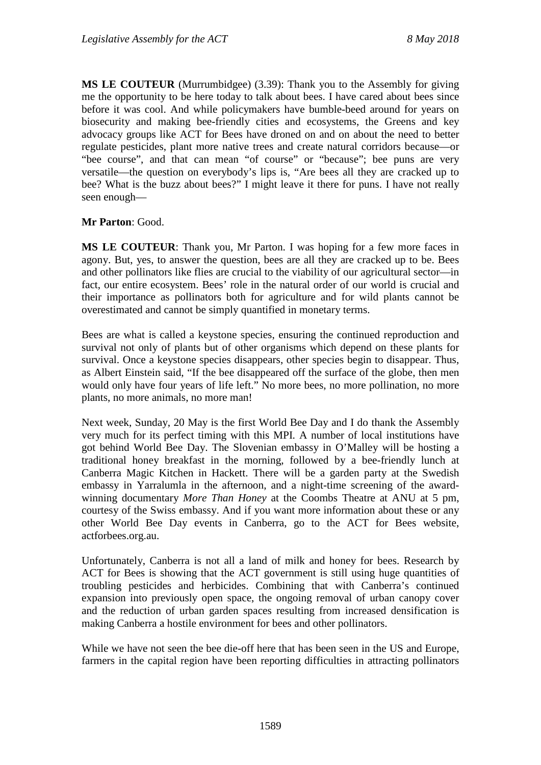**MS LE COUTEUR** (Murrumbidgee) (3.39): Thank you to the Assembly for giving me the opportunity to be here today to talk about bees. I have cared about bees since before it was cool. And while policymakers have bumble-beed around for years on biosecurity and making bee-friendly cities and ecosystems, the Greens and key advocacy groups like ACT for Bees have droned on and on about the need to better regulate pesticides, plant more native trees and create natural corridors because—or "bee course", and that can mean "of course" or "because"; bee puns are very versatile—the question on everybody's lips is, "Are bees all they are cracked up to bee? What is the buzz about bees?" I might leave it there for puns. I have not really seen enough—

**Mr Parton**: Good.

**MS LE COUTEUR**: Thank you, Mr Parton. I was hoping for a few more faces in agony. But, yes, to answer the question, bees are all they are cracked up to be. Bees and other pollinators like flies are crucial to the viability of our agricultural sector—in fact, our entire ecosystem. Bees' role in the natural order of our world is crucial and their importance as pollinators both for agriculture and for wild plants cannot be overestimated and cannot be simply quantified in monetary terms.

Bees are what is called a keystone species, ensuring the continued reproduction and survival not only of plants but of other organisms which depend on these plants for survival. Once a keystone species disappears, other species begin to disappear. Thus, as Albert Einstein said, "If the bee disappeared off the surface of the globe, then men would only have four years of life left." No more bees, no more pollination, no more plants, no more animals, no more man!

Next week, Sunday, 20 May is the first World Bee Day and I do thank the Assembly very much for its perfect timing with this MPI. A number of local institutions have got behind World Bee Day. The Slovenian embassy in O'Malley will be hosting a traditional honey breakfast in the morning, followed by a bee-friendly lunch at Canberra Magic Kitchen in Hackett. There will be a garden party at the Swedish embassy in Yarralumla in the afternoon, and a night-time screening of the award-winning documentary *More Than Honey* at the Coombs Theatre at ANU at 5 pm, courtesy of the Swiss embassy. And if you want more information about these or any other World Bee Day events in Canberra, go to the ACT for Bees website, actforbees.org.au.

Unfortunately, Canberra is not all a land of milk and honey for bees. Research by ACT for Bees is showing that the ACT government is still using huge quantities of troubling pesticides and herbicides. Combining that with Canberra's continued expansion into previously open space, the ongoing removal of urban canopy cover and the reduction of urban garden spaces resulting from increased densification is making Canberra a hostile environment for bees and other pollinators.

While we have not seen the bee die-off here that has been seen in the US and Europe, farmers in the capital region have been reporting difficulties in attracting pollinators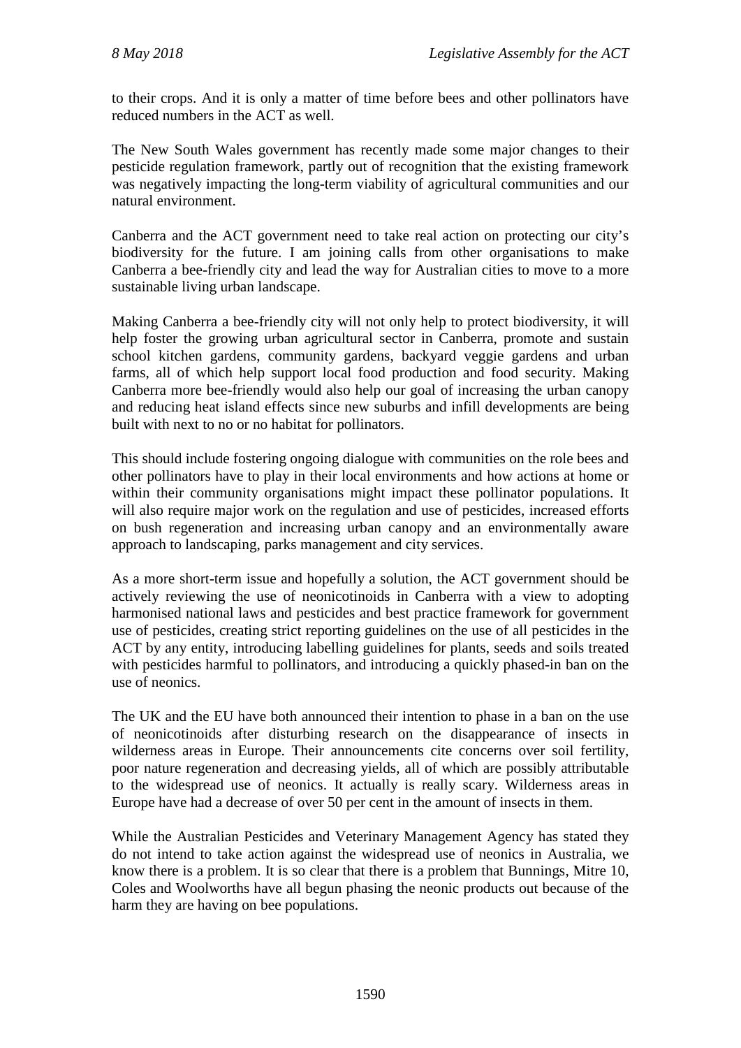to their crops. And it is only a matter of time before bees and other pollinators have reduced numbers in the ACT as well.

The New South Wales government has recently made some major changes to their pesticide regulation framework, partly out of recognition that the existing framework was negatively impacting the long-term viability of agricultural communities and our natural environment.

Canberra and the ACT government need to take real action on protecting our city's biodiversity for the future. I am joining calls from other organisations to make Canberra a bee-friendly city and lead the way for Australian cities to move to a more sustainable living urban landscape.

Making Canberra a bee-friendly city will not only help to protect biodiversity, it will help foster the growing urban agricultural sector in Canberra, promote and sustain school kitchen gardens, community gardens, backyard veggie gardens and urban farms, all of which help support local food production and food security. Making Canberra more bee-friendly would also help our goal of increasing the urban canopy and reducing heat island effects since new suburbs and infill developments are being built with next to no or no habitat for pollinators.

This should include fostering ongoing dialogue with communities on the role bees and other pollinators have to play in their local environments and how actions at home or within their community organisations might impact these pollinator populations. It will also require major work on the regulation and use of pesticides, increased efforts on bush regeneration and increasing urban canopy and an environmentally aware approach to landscaping, parks management and city services.

As a more short-term issue and hopefully a solution, the ACT government should be actively reviewing the use of neonicotinoids in Canberra with a view to adopting harmonised national laws and pesticides and best practice framework for government use of pesticides, creating strict reporting guidelines on the use of all pesticides in the ACT by any entity, introducing labelling guidelines for plants, seeds and soils treated with pesticides harmful to pollinators, and introducing a quickly phased-in ban on the use of neonics.

The UK and the EU have both announced their intention to phase in a ban on the use of neonicotinoids after disturbing research on the disappearance of insects in wilderness areas in Europe. Their announcements cite concerns over soil fertility, poor nature regeneration and decreasing yields, all of which are possibly attributable to the widespread use of neonics. It actually is really scary. Wilderness areas in Europe have had a decrease of over 50 per cent in the amount of insects in them.

While the Australian Pesticides and Veterinary Management Agency has stated they do not intend to take action against the widespread use of neonics in Australia, we know there is a problem. It is so clear that there is a problem that Bunnings, Mitre 10, Coles and Woolworths have all begun phasing the neonic products out because of the harm they are having on bee populations.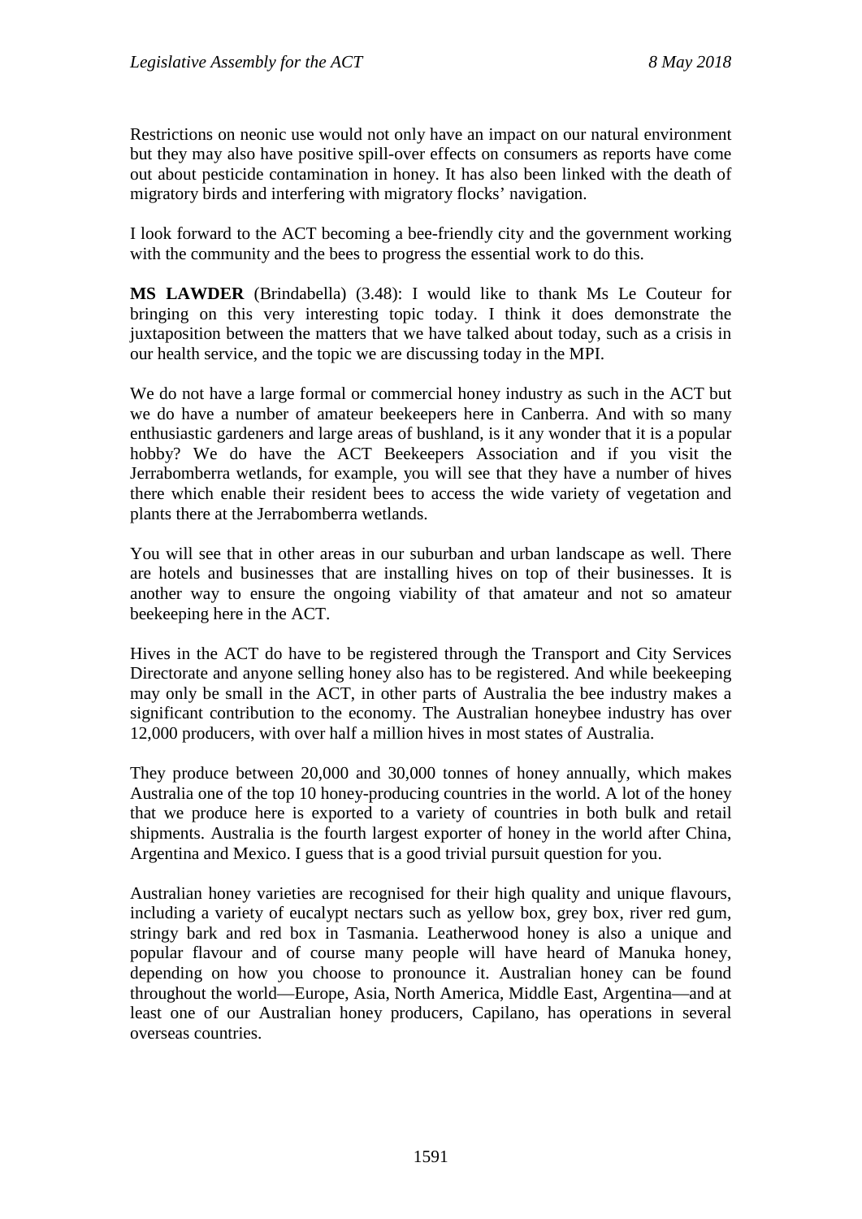Restrictions on neonic use would not only have an impact on our natural environment but they may also have positive spill-over effects on consumers as reports have come out about pesticide contamination in honey. It has also been linked with the death of migratory birds and interfering with migratory flocks' navigation.

I look forward to the ACT becoming a bee-friendly city and the government working with the community and the bees to progress the essential work to do this.

**MS LAWDER** (Brindabella) (3.48): I would like to thank Ms Le Couteur for bringing on this very interesting topic today. I think it does demonstrate the juxtaposition between the matters that we have talked about today, such as a crisis in our health service, and the topic we are discussing today in the MPI.

We do not have a large formal or commercial honey industry as such in the ACT but we do have a number of amateur beekeepers here in Canberra. And with so many enthusiastic gardeners and large areas of bushland, is it any wonder that it is a popular hobby? We do have the ACT Beekeepers Association and if you visit the Jerrabomberra wetlands, for example, you will see that they have a number of hives there which enable their resident bees to access the wide variety of vegetation and plants there at the Jerrabomberra wetlands.

You will see that in other areas in our suburban and urban landscape as well. There are hotels and businesses that are installing hives on top of their businesses. It is another way to ensure the ongoing viability of that amateur and not so amateur beekeeping here in the ACT.

Hives in the ACT do have to be registered through the Transport and City Services Directorate and anyone selling honey also has to be registered. And while beekeeping may only be small in the ACT, in other parts of Australia the bee industry makes a significant contribution to the economy. The Australian honeybee industry has over 12,000 producers, with over half a million hives in most states of Australia.

They produce between 20,000 and 30,000 tonnes of honey annually, which makes Australia one of the top 10 honey-producing countries in the world. A lot of the honey that we produce here is exported to a variety of countries in both bulk and retail shipments. Australia is the fourth largest exporter of honey in the world after China, Argentina and Mexico. I guess that is a good trivial pursuit question for you.

Australian honey varieties are recognised for their high quality and unique flavours, including a variety of eucalypt nectars such as yellow box, grey box, river red gum, stringy bark and red box in Tasmania. Leatherwood honey is also a unique and popular flavour and of course many people will have heard of Manuka honey, depending on how you choose to pronounce it. Australian honey can be found throughout the world—Europe, Asia, North America, Middle East, Argentina—and at least one of our Australian honey producers, Capilano, has operations in several overseas countries.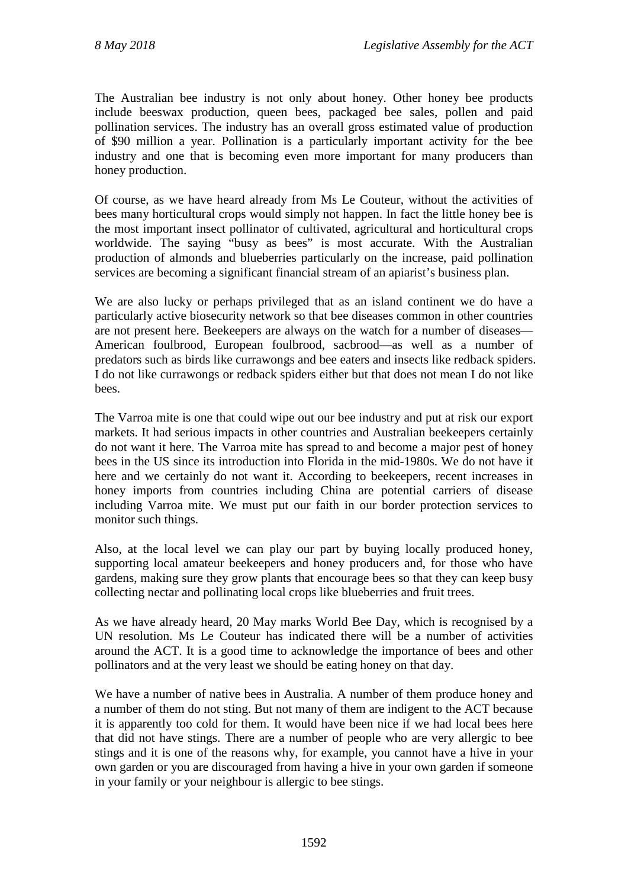The Australian bee industry is not only about honey. Other honey bee products include beeswax production, queen bees, packaged bee sales, pollen and paid pollination services. The industry has an overall gross estimated value of production of $90 million a year. Pollination is a particularly important activity for the bee industry and one that is becoming even more important for many producers than honey production.

Of course, as we have heard already from Ms Le Couteur, without the activities of bees many horticultural crops would simply not happen. In fact the little honey bee is the most important insect pollinator of cultivated, agricultural and horticultural crops worldwide. The saying "busy as bees" is most accurate. With the Australian production of almonds and blueberries particularly on the increase, paid pollination services are becoming a significant financial stream of an apiarist's business plan.

We are also lucky or perhaps privileged that as an island continent we do have a particularly active biosecurity network so that bee diseases common in other countries are not present here. Beekeepers are always on the watch for a number of diseases—American foulbrood, European foulbrood, sacbrood—as well as a number of predators such as birds like currawongs and bee eaters and insects like redback spiders. I do not like currawongs or redback spiders either but that does not mean I do not like bees.

The Varroa mite is one that could wipe out our bee industry and put at risk our export markets. It had serious impacts in other countries and Australian beekeepers certainly do not want it here. The Varroa mite has spread to and become a major pest of honey bees in the US since its introduction into Florida in the mid-1980s. We do not have it here and we certainly do not want it. According to beekeepers, recent increases in honey imports from countries including China are potential carriers of disease including Varroa mite. We must put our faith in our border protection services to monitor such things.

Also, at the local level we can play our part by buying locally produced honey, supporting local amateur beekeepers and honey producers and, for those who have gardens, making sure they grow plants that encourage bees so that they can keep busy collecting nectar and pollinating local crops like blueberries and fruit trees.

As we have already heard, 20 May marks World Bee Day, which is recognised by a UN resolution. Ms Le Couteur has indicated there will be a number of activities around the ACT. It is a good time to acknowledge the importance of bees and other pollinators and at the very least we should be eating honey on that day.

We have a number of native bees in Australia. A number of them produce honey and a number of them do not sting. But not many of them are indigent to the ACT because it is apparently too cold for them. It would have been nice if we had local bees here that did not have stings. There are a number of people who are very allergic to bee stings and it is one of the reasons why, for example, you cannot have a hive in your own garden or you are discouraged from having a hive in your own garden if someone in your family or your neighbour is allergic to bee stings.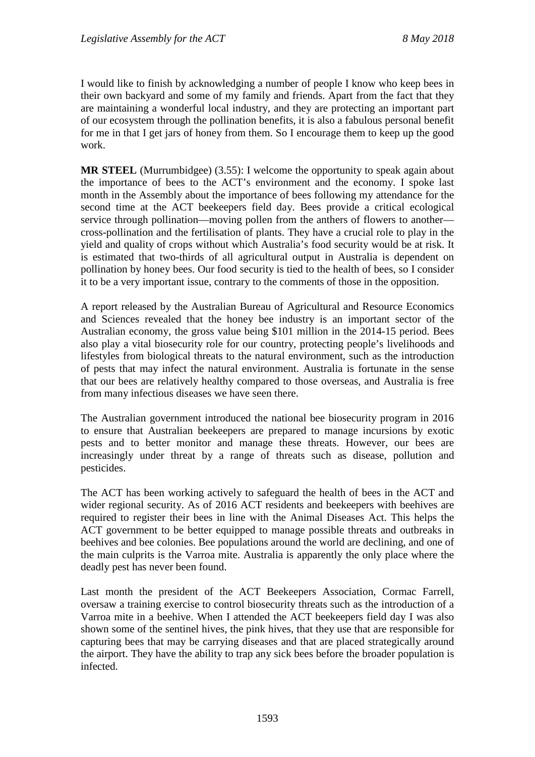I would like to finish by acknowledging a number of people I know who keep bees in their own backyard and some of my family and friends. Apart from the fact that they are maintaining a wonderful local industry, and they are protecting an important part of our ecosystem through the pollination benefits, it is also a fabulous personal benefit for me in that I get jars of honey from them. So I encourage them to keep up the good work.

**MR STEEL** (Murrumbidgee) (3.55): I welcome the opportunity to speak again about the importance of bees to the ACT's environment and the economy. I spoke last month in the Assembly about the importance of bees following my attendance for the second time at the ACT beekeepers field day. Bees provide a critical ecological service through pollination—moving pollen from the anthers of flowers to another—cross-pollination and the fertilisation of plants. They have a crucial role to play in the yield and quality of crops without which Australia's food security would be at risk. It is estimated that two-thirds of all agricultural output in Australia is dependent on pollination by honey bees. Our food security is tied to the health of bees, so I consider it to be a very important issue, contrary to the comments of those in the opposition.

A report released by the Australian Bureau of Agricultural and Resource Economics and Sciences revealed that the honey bee industry is an important sector of the Australian economy, the gross value being $101 million in the 2014-15 period. Bees also play a vital biosecurity role for our country, protecting people's livelihoods and lifestyles from biological threats to the natural environment, such as the introduction of pests that may infect the natural environment. Australia is fortunate in the sense that our bees are relatively healthy compared to those overseas, and Australia is free from many infectious diseases we have seen there.

The Australian government introduced the national bee biosecurity program in 2016 to ensure that Australian beekeepers are prepared to manage incursions by exotic pests and to better monitor and manage these threats. However, our bees are increasingly under threat by a range of threats such as disease, pollution and pesticides.

The ACT has been working actively to safeguard the health of bees in the ACT and wider regional security. As of 2016 ACT residents and beekeepers with beehives are required to register their bees in line with the Animal Diseases Act. This helps the ACT government to be better equipped to manage possible threats and outbreaks in beehives and bee colonies. Bee populations around the world are declining, and one of the main culprits is the Varroa mite. Australia is apparently the only place where the deadly pest has never been found.

Last month the president of the ACT Beekeepers Association, Cormac Farrell, oversaw a training exercise to control biosecurity threats such as the introduction of a Varroa mite in a beehive. When I attended the ACT beekeepers field day I was also shown some of the sentinel hives, the pink hives, that they use that are responsible for capturing bees that may be carrying diseases and that are placed strategically around the airport. They have the ability to trap any sick bees before the broader population is infected.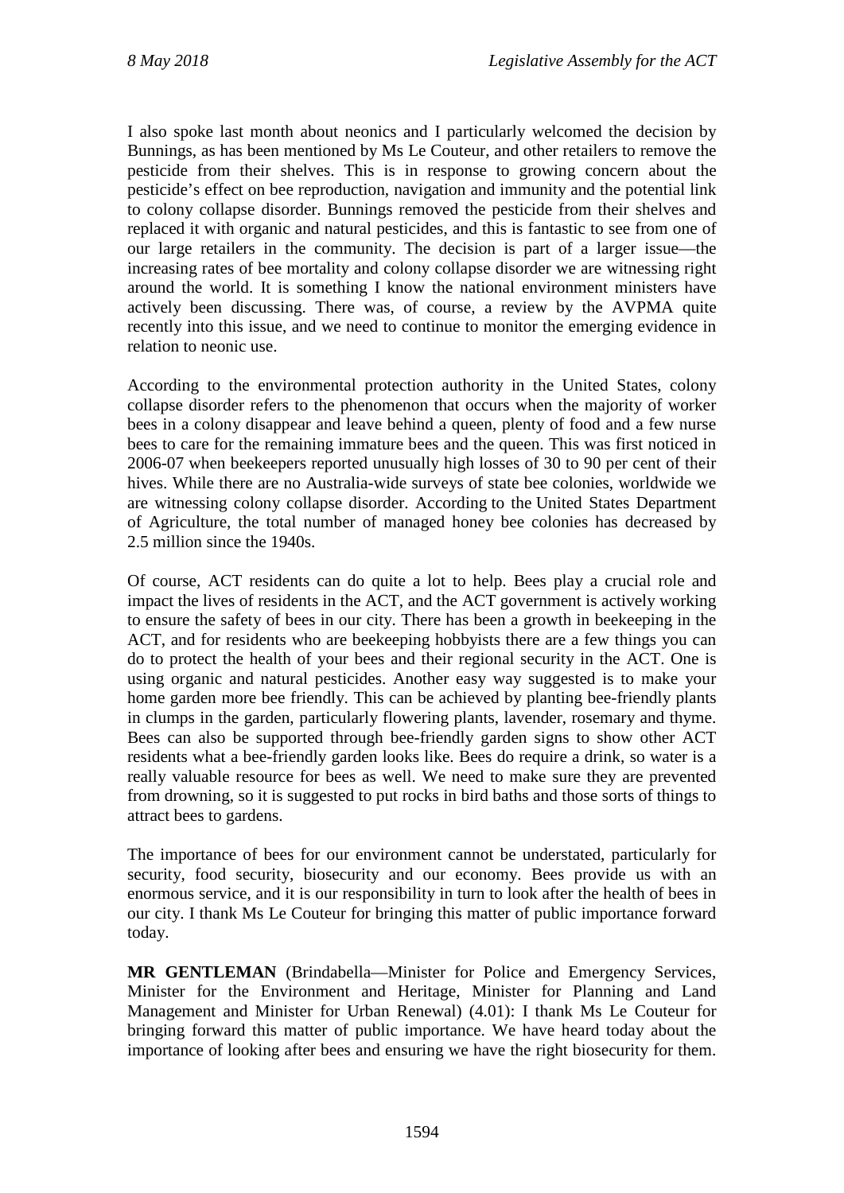I also spoke last month about neonics and I particularly welcomed the decision by Bunnings, as has been mentioned by Ms Le Couteur, and other retailers to remove the pesticide from their shelves. This is in response to growing concern about the pesticide's effect on bee reproduction, navigation and immunity and the potential link to colony collapse disorder. Bunnings removed the pesticide from their shelves and replaced it with organic and natural pesticides, and this is fantastic to see from one of our large retailers in the community. The decision is part of a larger issue—the increasing rates of bee mortality and colony collapse disorder we are witnessing right around the world. It is something I know the national environment ministers have actively been discussing. There was, of course, a review by the AVPMA quite recently into this issue, and we need to continue to monitor the emerging evidence in relation to neonic use.

According to the environmental protection authority in the United States, colony collapse disorder refers to the phenomenon that occurs when the majority of worker bees in a colony disappear and leave behind a queen, plenty of food and a few nurse bees to care for the remaining immature bees and the queen. This was first noticed in 2006-07 when beekeepers reported unusually high losses of 30 to 90 per cent of their hives. While there are no Australia-wide surveys of state bee colonies, worldwide we are witnessing colony collapse disorder. According to the United States Department of Agriculture, the total number of managed honey bee colonies has decreased by 2.5 million since the 1940s.

Of course, ACT residents can do quite a lot to help. Bees play a crucial role and impact the lives of residents in the ACT, and the ACT government is actively working to ensure the safety of bees in our city. There has been a growth in beekeeping in the ACT, and for residents who are beekeeping hobbyists there are a few things you can do to protect the health of your bees and their regional security in the ACT. One is using organic and natural pesticides. Another easy way suggested is to make your home garden more bee friendly. This can be achieved by planting bee-friendly plants in clumps in the garden, particularly flowering plants, lavender, rosemary and thyme. Bees can also be supported through bee-friendly garden signs to show other ACT residents what a bee-friendly garden looks like. Bees do require a drink, so water is a really valuable resource for bees as well. We need to make sure they are prevented from drowning, so it is suggested to put rocks in bird baths and those sorts of things to attract bees to gardens.

The importance of bees for our environment cannot be understated, particularly for security, food security, biosecurity and our economy. Bees provide us with an enormous service, and it is our responsibility in turn to look after the health of bees in our city. I thank Ms Le Couteur for bringing this matter of public importance forward today.

**MR GENTLEMAN** (Brindabella—Minister for Police and Emergency Services, Minister for the Environment and Heritage, Minister for Planning and Land Management and Minister for Urban Renewal) (4.01): I thank Ms Le Couteur for bringing forward this matter of public importance. We have heard today about the importance of looking after bees and ensuring we have the right biosecurity for them.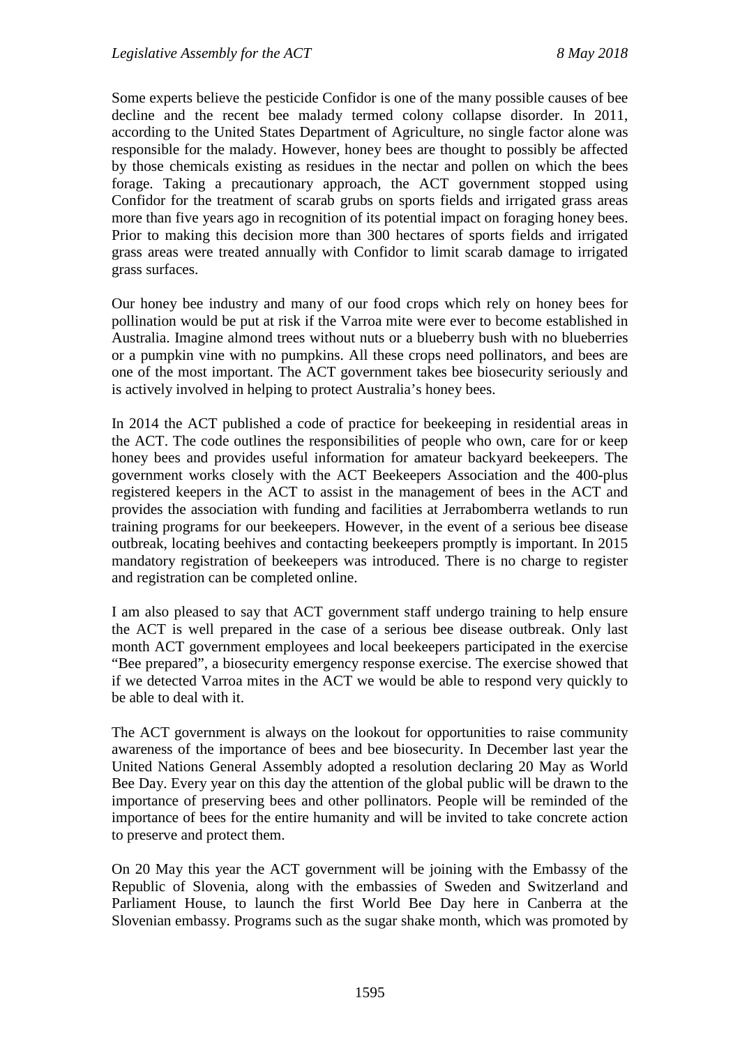Some experts believe the pesticide Confidor is one of the many possible causes of bee decline and the recent bee malady termed colony collapse disorder. In 2011, according to the United States Department of Agriculture, no single factor alone was responsible for the malady. However, honey bees are thought to possibly be affected by those chemicals existing as residues in the nectar and pollen on which the bees forage. Taking a precautionary approach, the ACT government stopped using Confidor for the treatment of scarab grubs on sports fields and irrigated grass areas more than five years ago in recognition of its potential impact on foraging honey bees. Prior to making this decision more than 300 hectares of sports fields and irrigated grass areas were treated annually with Confidor to limit scarab damage to irrigated grass surfaces.

Our honey bee industry and many of our food crops which rely on honey bees for pollination would be put at risk if the Varroa mite were ever to become established in Australia. Imagine almond trees without nuts or a blueberry bush with no blueberries or a pumpkin vine with no pumpkins. All these crops need pollinators, and bees are one of the most important. The ACT government takes bee biosecurity seriously and is actively involved in helping to protect Australia's honey bees.

In 2014 the ACT published a code of practice for beekeeping in residential areas in the ACT. The code outlines the responsibilities of people who own, care for or keep honey bees and provides useful information for amateur backyard beekeepers. The government works closely with the ACT Beekeepers Association and the 400-plus registered keepers in the ACT to assist in the management of bees in the ACT and provides the association with funding and facilities at Jerrabomberra wetlands to run training programs for our beekeepers. However, in the event of a serious bee disease outbreak, locating beehives and contacting beekeepers promptly is important. In 2015 mandatory registration of beekeepers was introduced. There is no charge to register and registration can be completed online.

I am also pleased to say that ACT government staff undergo training to help ensure the ACT is well prepared in the case of a serious bee disease outbreak. Only last month ACT government employees and local beekeepers participated in the exercise "Bee prepared", a biosecurity emergency response exercise. The exercise showed that if we detected Varroa mites in the ACT we would be able to respond very quickly to be able to deal with it.

The ACT government is always on the lookout for opportunities to raise community awareness of the importance of bees and bee biosecurity. In December last year the United Nations General Assembly adopted a resolution declaring 20 May as World Bee Day. Every year on this day the attention of the global public will be drawn to the importance of preserving bees and other pollinators. People will be reminded of the importance of bees for the entire humanity and will be invited to take concrete action to preserve and protect them.

On 20 May this year the ACT government will be joining with the Embassy of the Republic of Slovenia, along with the embassies of Sweden and Switzerland and Parliament House, to launch the first World Bee Day here in Canberra at the Slovenian embassy. Programs such as the sugar shake month, which was promoted by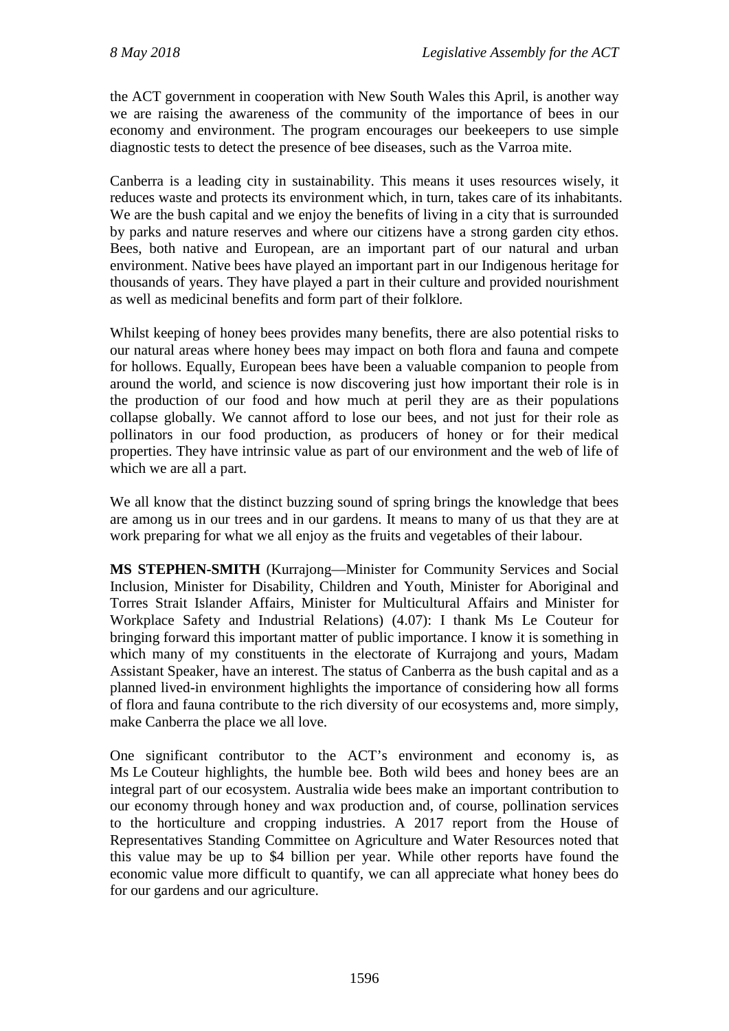the ACT government in cooperation with New South Wales this April, is another way we are raising the awareness of the community of the importance of bees in our economy and environment. The program encourages our beekeepers to use simple diagnostic tests to detect the presence of bee diseases, such as the Varroa mite.

Canberra is a leading city in sustainability. This means it uses resources wisely, it reduces waste and protects its environment which, in turn, takes care of its inhabitants. We are the bush capital and we enjoy the benefits of living in a city that is surrounded by parks and nature reserves and where our citizens have a strong garden city ethos. Bees, both native and European, are an important part of our natural and urban environment. Native bees have played an important part in our Indigenous heritage for thousands of years. They have played a part in their culture and provided nourishment as well as medicinal benefits and form part of their folklore.

Whilst keeping of honey bees provides many benefits, there are also potential risks to our natural areas where honey bees may impact on both flora and fauna and compete for hollows. Equally, European bees have been a valuable companion to people from around the world, and science is now discovering just how important their role is in the production of our food and how much at peril they are as their populations collapse globally. We cannot afford to lose our bees, and not just for their role as pollinators in our food production, as producers of honey or for their medical properties. They have intrinsic value as part of our environment and the web of life of which we are all a part.

We all know that the distinct buzzing sound of spring brings the knowledge that bees are among us in our trees and in our gardens. It means to many of us that they are at work preparing for what we all enjoy as the fruits and vegetables of their labour.

**MS STEPHEN-SMITH** (Kurrajong—Minister for Community Services and Social Inclusion, Minister for Disability, Children and Youth, Minister for Aboriginal and Torres Strait Islander Affairs, Minister for Multicultural Affairs and Minister for Workplace Safety and Industrial Relations) (4.07): I thank Ms Le Couteur for bringing forward this important matter of public importance. I know it is something in which many of my constituents in the electorate of Kurrajong and yours, Madam Assistant Speaker, have an interest. The status of Canberra as the bush capital and as a planned lived-in environment highlights the importance of considering how all forms of flora and fauna contribute to the rich diversity of our ecosystems and, more simply, make Canberra the place we all love.

One significant contributor to the ACT's environment and economy is, as Ms Le Couteur highlights, the humble bee. Both wild bees and honey bees are an integral part of our ecosystem. Australia wide bees make an important contribution to our economy through honey and wax production and, of course, pollination services to the horticulture and cropping industries. A 2017 report from the House of Representatives Standing Committee on Agriculture and Water Resources noted that this value may be up to $4 billion per year. While other reports have found the economic value more difficult to quantify, we can all appreciate what honey bees do for our gardens and our agriculture.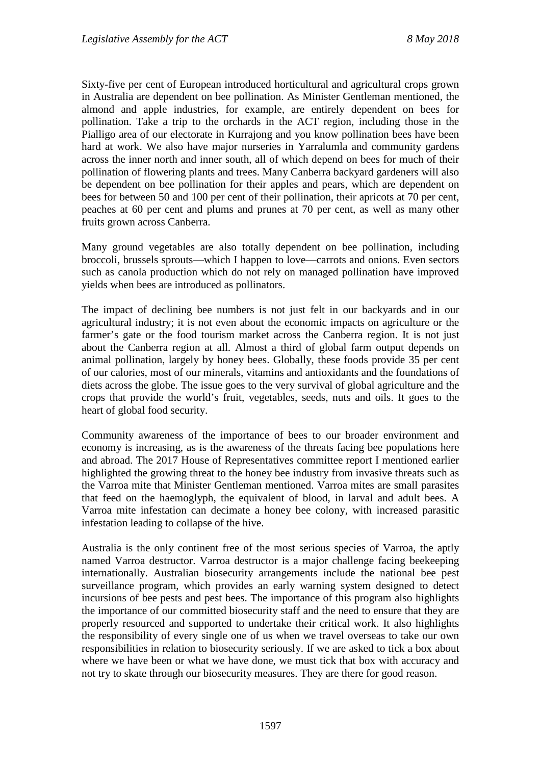Sixty-five per cent of European introduced horticultural and agricultural crops grown in Australia are dependent on bee pollination. As Minister Gentleman mentioned, the almond and apple industries, for example, are entirely dependent on bees for pollination. Take a trip to the orchards in the ACT region, including those in the Pialligo area of our electorate in Kurrajong and you know pollination bees have been hard at work. We also have major nurseries in Yarralumla and community gardens across the inner north and inner south, all of which depend on bees for much of their pollination of flowering plants and trees. Many Canberra backyard gardeners will also be dependent on bee pollination for their apples and pears, which are dependent on bees for between 50 and 100 per cent of their pollination, their apricots at 70 per cent, peaches at 60 per cent and plums and prunes at 70 per cent, as well as many other fruits grown across Canberra.

Many ground vegetables are also totally dependent on bee pollination, including broccoli, brussels sprouts—which I happen to love—carrots and onions. Even sectors such as canola production which do not rely on managed pollination have improved yields when bees are introduced as pollinators.

The impact of declining bee numbers is not just felt in our backyards and in our agricultural industry; it is not even about the economic impacts on agriculture or the farmer's gate or the food tourism market across the Canberra region. It is not just about the Canberra region at all. Almost a third of global farm output depends on animal pollination, largely by honey bees. Globally, these foods provide 35 per cent of our calories, most of our minerals, vitamins and antioxidants and the foundations of diets across the globe. The issue goes to the very survival of global agriculture and the crops that provide the world's fruit, vegetables, seeds, nuts and oils. It goes to the heart of global food security.

Community awareness of the importance of bees to our broader environment and economy is increasing, as is the awareness of the threats facing bee populations here and abroad. The 2017 House of Representatives committee report I mentioned earlier highlighted the growing threat to the honey bee industry from invasive threats such as the Varroa mite that Minister Gentleman mentioned. Varroa mites are small parasites that feed on the haemoglyph, the equivalent of blood, in larval and adult bees. A Varroa mite infestation can decimate a honey bee colony, with increased parasitic infestation leading to collapse of the hive.

Australia is the only continent free of the most serious species of Varroa, the aptly named Varroa destructor. Varroa destructor is a major challenge facing beekeeping internationally. Australian biosecurity arrangements include the national bee pest surveillance program, which provides an early warning system designed to detect incursions of bee pests and pest bees. The importance of this program also highlights the importance of our committed biosecurity staff and the need to ensure that they are properly resourced and supported to undertake their critical work. It also highlights the responsibility of every single one of us when we travel overseas to take our own responsibilities in relation to biosecurity seriously. If we are asked to tick a box about where we have been or what we have done, we must tick that box with accuracy and not try to skate through our biosecurity measures. They are there for good reason.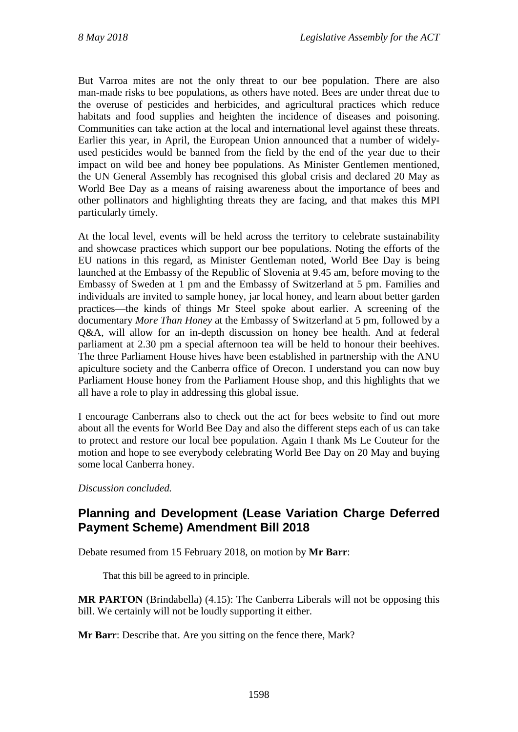But Varroa mites are not the only threat to our bee population. There are also man-made risks to bee populations, as others have noted. Bees are under threat due to the overuse of pesticides and herbicides, and agricultural practices which reduce habitats and food supplies and heighten the incidence of diseases and poisoning. Communities can take action at the local and international level against these threats. Earlier this year, in April, the European Union announced that a number of widely-used pesticides would be banned from the field by the end of the year due to their impact on wild bee and honey bee populations. As Minister Gentlemen mentioned, the UN General Assembly has recognised this global crisis and declared 20 May as World Bee Day as a means of raising awareness about the importance of bees and other pollinators and highlighting threats they are facing, and that makes this MPI particularly timely.

At the local level, events will be held across the territory to celebrate sustainability and showcase practices which support our bee populations. Noting the efforts of the EU nations in this regard, as Minister Gentleman noted, World Bee Day is being launched at the Embassy of the Republic of Slovenia at 9.45 am, before moving to the Embassy of Sweden at 1 pm and the Embassy of Switzerland at 5 pm. Families and individuals are invited to sample honey, jar local honey, and learn about better garden practices—the kinds of things Mr Steel spoke about earlier. A screening of the documentary *More Than Honey* at the Embassy of Switzerland at 5 pm, followed by a Q&A, will allow for an in-depth discussion on honey bee health. And at federal parliament at 2.30 pm a special afternoon tea will be held to honour their beehives. The three Parliament House hives have been established in partnership with the ANU apiculture society and the Canberra office of Orecon. I understand you can now buy Parliament House honey from the Parliament House shop, and this highlights that we all have a role to play in addressing this global issue.

I encourage Canberrans also to check out the act for bees website to find out more about all the events for World Bee Day and also the different steps each of us can take to protect and restore our local bee population. Again I thank Ms Le Couteur for the motion and hope to see everybody celebrating World Bee Day on 20 May and buying some local Canberra honey.

*Discussion concluded.*

## Planning and Development (Lease Variation Charge Deferred Payment Scheme) Amendment Bill 2018

Debate resumed from 15 February 2018, on motion by **Mr Barr**:

> That this bill be agreed to in principle.

**MR PARTON** (Brindabella) (4.15): The Canberra Liberals will not be opposing this bill. We certainly will not be loudly supporting it either.

**Mr Barr**: Describe that. Are you sitting on the fence there, Mark?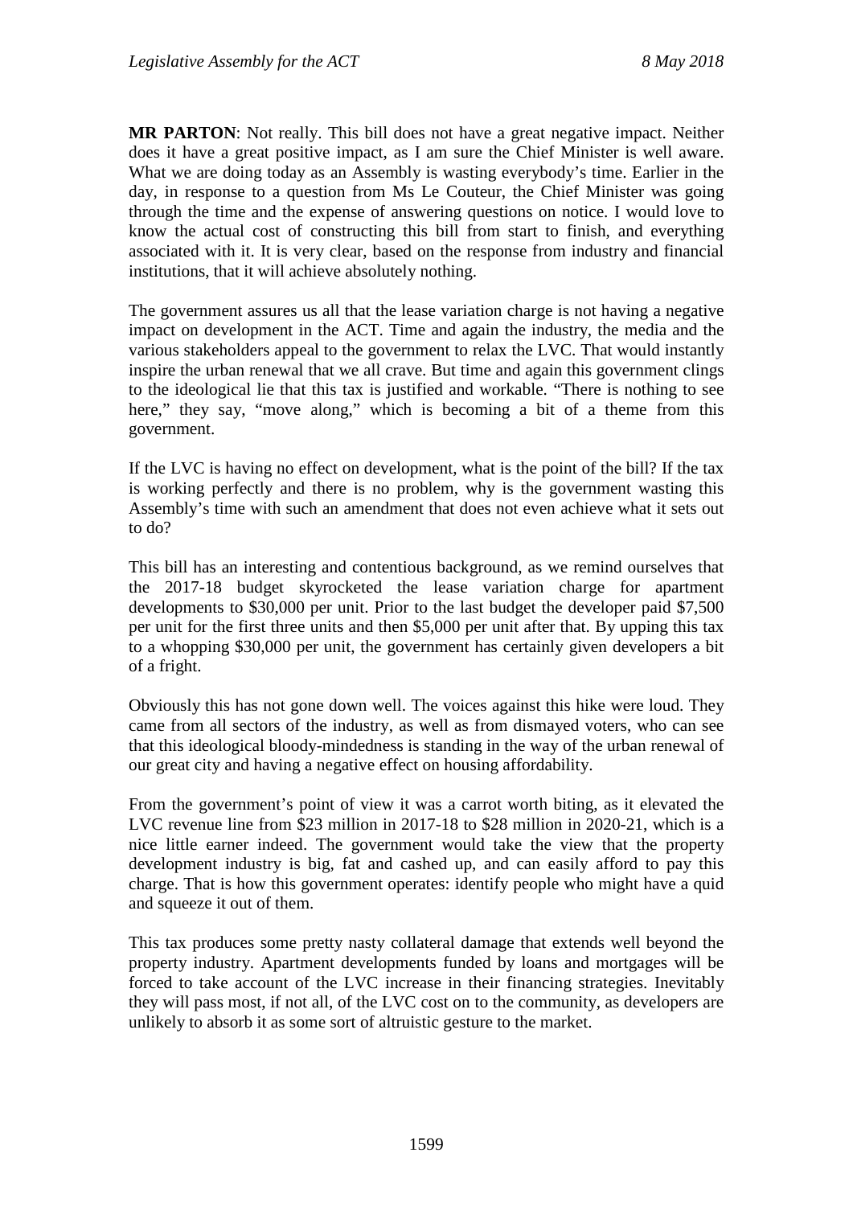**MR PARTON**: Not really. This bill does not have a great negative impact. Neither does it have a great positive impact, as I am sure the Chief Minister is well aware. What we are doing today as an Assembly is wasting everybody's time. Earlier in the day, in response to a question from Ms Le Couteur, the Chief Minister was going through the time and the expense of answering questions on notice. I would love to know the actual cost of constructing this bill from start to finish, and everything associated with it. It is very clear, based on the response from industry and financial institutions, that it will achieve absolutely nothing.

The government assures us all that the lease variation charge is not having a negative impact on development in the ACT. Time and again the industry, the media and the various stakeholders appeal to the government to relax the LVC. That would instantly inspire the urban renewal that we all crave. But time and again this government clings to the ideological lie that this tax is justified and workable. "There is nothing to see here," they say, "move along," which is becoming a bit of a theme from this government.

If the LVC is having no effect on development, what is the point of the bill? If the tax is working perfectly and there is no problem, why is the government wasting this Assembly's time with such an amendment that does not even achieve what it sets out to do?

This bill has an interesting and contentious background, as we remind ourselves that the 2017-18 budget skyrocketed the lease variation charge for apartment developments to $30,000 per unit. Prior to the last budget the developer paid $7,500 per unit for the first three units and then $5,000 per unit after that. By upping this tax to a whopping $30,000 per unit, the government has certainly given developers a bit of a fright.

Obviously this has not gone down well. The voices against this hike were loud. They came from all sectors of the industry, as well as from dismayed voters, who can see that this ideological bloody-mindedness is standing in the way of the urban renewal of our great city and having a negative effect on housing affordability.

From the government's point of view it was a carrot worth biting, as it elevated the LVC revenue line from $23 million in 2017-18 to $28 million in 2020-21, which is a nice little earner indeed. The government would take the view that the property development industry is big, fat and cashed up, and can easily afford to pay this charge. That is how this government operates: identify people who might have a quid and squeeze it out of them.

This tax produces some pretty nasty collateral damage that extends well beyond the property industry. Apartment developments funded by loans and mortgages will be forced to take account of the LVC increase in their financing strategies. Inevitably they will pass most, if not all, of the LVC cost on to the community, as developers are unlikely to absorb it as some sort of altruistic gesture to the market.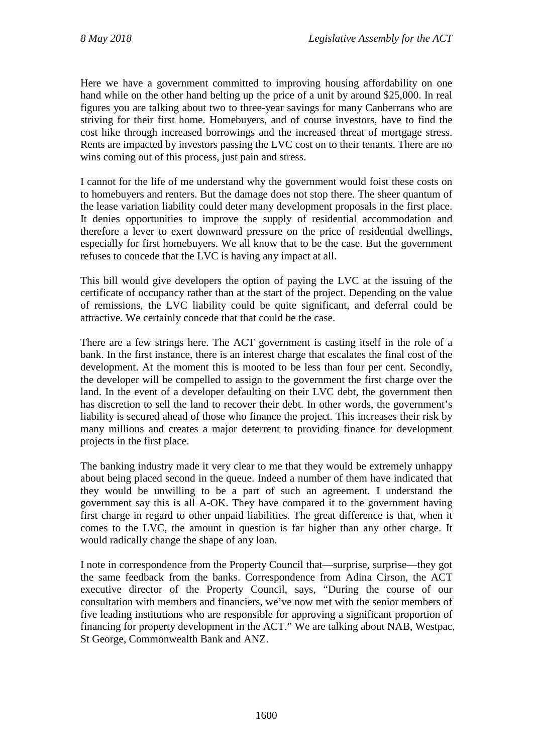Here we have a government committed to improving housing affordability on one hand while on the other hand belting up the price of a unit by around $25,000. In real figures you are talking about two to three-year savings for many Canberrans who are striving for their first home. Homebuyers, and of course investors, have to find the cost hike through increased borrowings and the increased threat of mortgage stress. Rents are impacted by investors passing the LVC cost on to their tenants. There are no wins coming out of this process, just pain and stress.

I cannot for the life of me understand why the government would foist these costs on to homebuyers and renters. But the damage does not stop there. The sheer quantum of the lease variation liability could deter many development proposals in the first place. It denies opportunities to improve the supply of residential accommodation and therefore a lever to exert downward pressure on the price of residential dwellings, especially for first homebuyers. We all know that to be the case. But the government refuses to concede that the LVC is having any impact at all.

This bill would give developers the option of paying the LVC at the issuing of the certificate of occupancy rather than at the start of the project. Depending on the value of remissions, the LVC liability could be quite significant, and deferral could be attractive. We certainly concede that that could be the case.

There are a few strings here. The ACT government is casting itself in the role of a bank. In the first instance, there is an interest charge that escalates the final cost of the development. At the moment this is mooted to be less than four per cent. Secondly, the developer will be compelled to assign to the government the first charge over the land. In the event of a developer defaulting on their LVC debt, the government then has discretion to sell the land to recover their debt. In other words, the government's liability is secured ahead of those who finance the project. This increases their risk by many millions and creates a major deterrent to providing finance for development projects in the first place.

The banking industry made it very clear to me that they would be extremely unhappy about being placed second in the queue. Indeed a number of them have indicated that they would be unwilling to be a part of such an agreement. I understand the government say this is all A-OK. They have compared it to the government having first charge in regard to other unpaid liabilities. The great difference is that, when it comes to the LVC, the amount in question is far higher than any other charge. It would radically change the shape of any loan.

I note in correspondence from the Property Council that—surprise, surprise—they got the same feedback from the banks. Correspondence from Adina Cirson, the ACT executive director of the Property Council, says, "During the course of our consultation with members and financiers, we've now met with the senior members of five leading institutions who are responsible for approving a significant proportion of financing for property development in the ACT." We are talking about NAB, Westpac, St George, Commonwealth Bank and ANZ.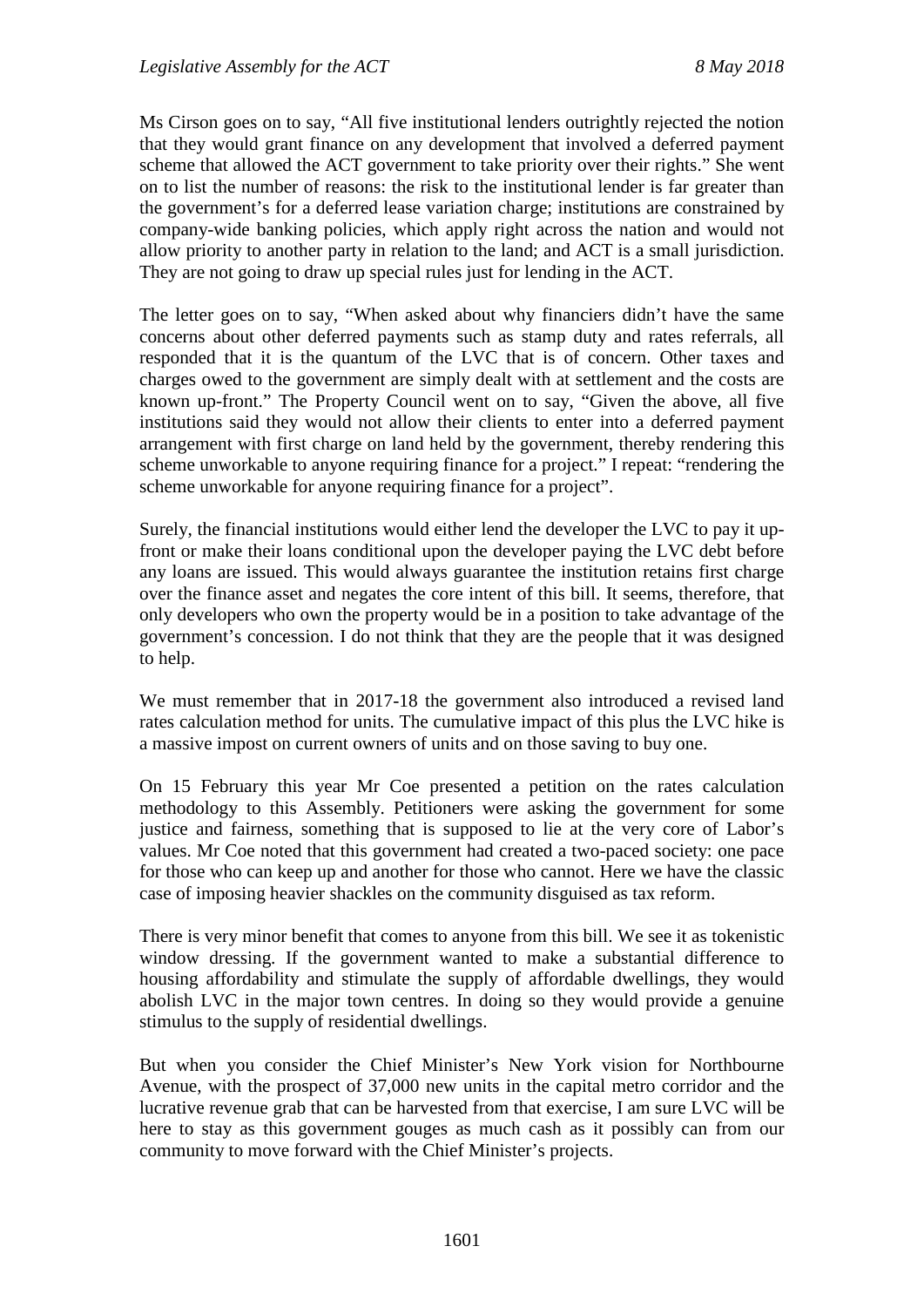Ms Cirson goes on to say, "All five institutional lenders outrightly rejected the notion that they would grant finance on any development that involved a deferred payment scheme that allowed the ACT government to take priority over their rights." She went on to list the number of reasons: the risk to the institutional lender is far greater than the government's for a deferred lease variation charge; institutions are constrained by company-wide banking policies, which apply right across the nation and would not allow priority to another party in relation to the land; and ACT is a small jurisdiction. They are not going to draw up special rules just for lending in the ACT.

The letter goes on to say, "When asked about why financiers didn't have the same concerns about other deferred payments such as stamp duty and rates referrals, all responded that it is the quantum of the LVC that is of concern. Other taxes and charges owed to the government are simply dealt with at settlement and the costs are known up-front." The Property Council went on to say, "Given the above, all five institutions said they would not allow their clients to enter into a deferred payment arrangement with first charge on land held by the government, thereby rendering this scheme unworkable to anyone requiring finance for a project." I repeat: "rendering the scheme unworkable for anyone requiring finance for a project".

Surely, the financial institutions would either lend the developer the LVC to pay it up-front or make their loans conditional upon the developer paying the LVC debt before any loans are issued. This would always guarantee the institution retains first charge over the finance asset and negates the core intent of this bill. It seems, therefore, that only developers who own the property would be in a position to take advantage of the government's concession. I do not think that they are the people that it was designed to help.

We must remember that in 2017-18 the government also introduced a revised land rates calculation method for units. The cumulative impact of this plus the LVC hike is a massive impost on current owners of units and on those saving to buy one.

On 15 February this year Mr Coe presented a petition on the rates calculation methodology to this Assembly. Petitioners were asking the government for some justice and fairness, something that is supposed to lie at the very core of Labor's values. Mr Coe noted that this government had created a two-paced society: one pace for those who can keep up and another for those who cannot. Here we have the classic case of imposing heavier shackles on the community disguised as tax reform.

There is very minor benefit that comes to anyone from this bill. We see it as tokenistic window dressing. If the government wanted to make a substantial difference to housing affordability and stimulate the supply of affordable dwellings, they would abolish LVC in the major town centres. In doing so they would provide a genuine stimulus to the supply of residential dwellings.

But when you consider the Chief Minister's New York vision for Northbourne Avenue, with the prospect of 37,000 new units in the capital metro corridor and the lucrative revenue grab that can be harvested from that exercise, I am sure LVC will be here to stay as this government gouges as much cash as it possibly can from our community to move forward with the Chief Minister's projects.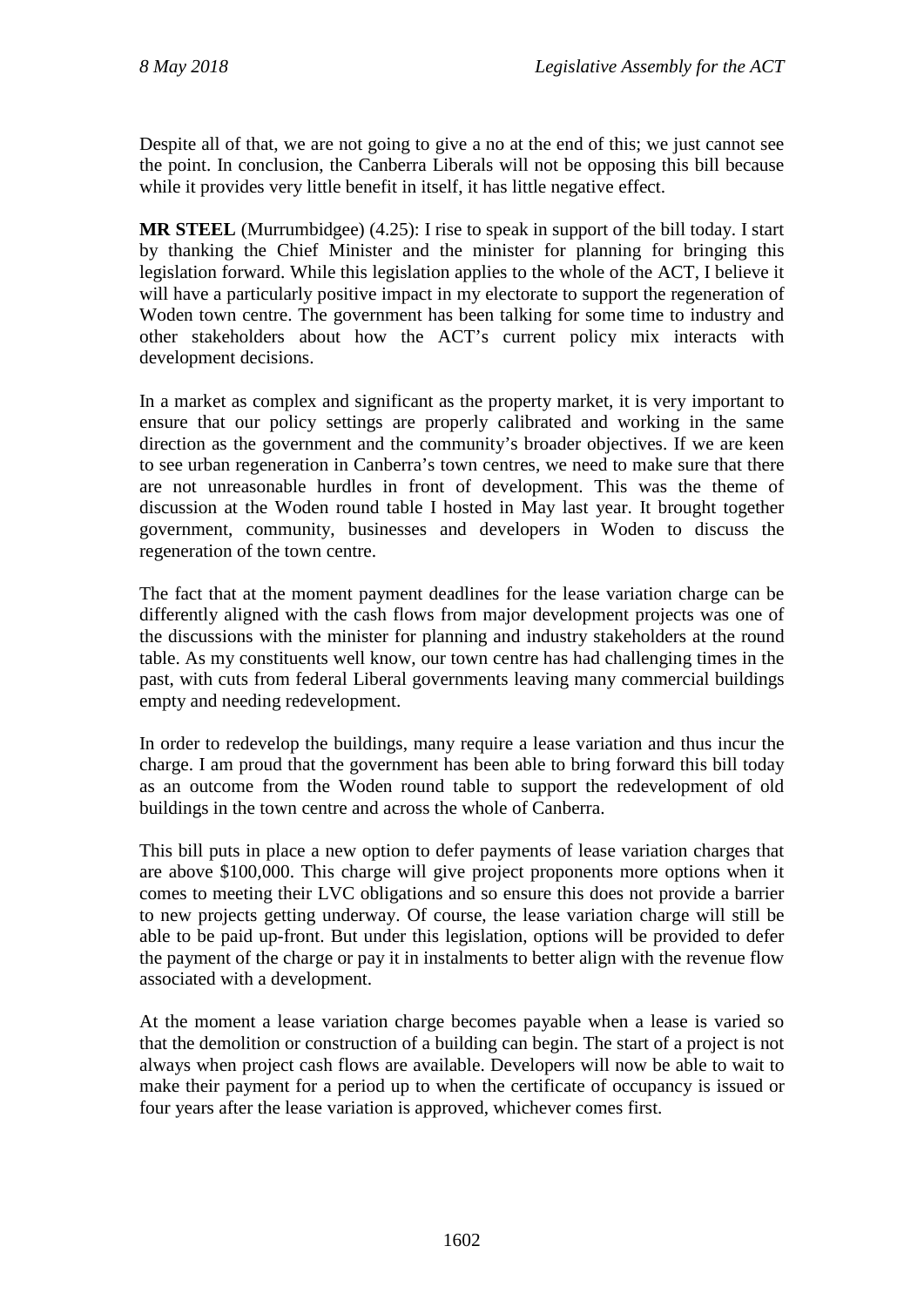Despite all of that, we are not going to give a no at the end of this; we just cannot see the point. In conclusion, the Canberra Liberals will not be opposing this bill because while it provides very little benefit in itself, it has little negative effect.

**MR STEEL** (Murrumbidgee) (4.25): I rise to speak in support of the bill today. I start by thanking the Chief Minister and the minister for planning for bringing this legislation forward. While this legislation applies to the whole of the ACT, I believe it will have a particularly positive impact in my electorate to support the regeneration of Woden town centre. The government has been talking for some time to industry and other stakeholders about how the ACT's current policy mix interacts with development decisions.

In a market as complex and significant as the property market, it is very important to ensure that our policy settings are properly calibrated and working in the same direction as the government and the community's broader objectives. If we are keen to see urban regeneration in Canberra's town centres, we need to make sure that there are not unreasonable hurdles in front of development. This was the theme of discussion at the Woden round table I hosted in May last year. It brought together government, community, businesses and developers in Woden to discuss the regeneration of the town centre.

The fact that at the moment payment deadlines for the lease variation charge can be differently aligned with the cash flows from major development projects was one of the discussions with the minister for planning and industry stakeholders at the round table. As my constituents well know, our town centre has had challenging times in the past, with cuts from federal Liberal governments leaving many commercial buildings empty and needing redevelopment.

In order to redevelop the buildings, many require a lease variation and thus incur the charge. I am proud that the government has been able to bring forward this bill today as an outcome from the Woden round table to support the redevelopment of old buildings in the town centre and across the whole of Canberra.

This bill puts in place a new option to defer payments of lease variation charges that are above $100,000. This charge will give project proponents more options when it comes to meeting their LVC obligations and so ensure this does not provide a barrier to new projects getting underway. Of course, the lease variation charge will still be able to be paid up-front. But under this legislation, options will be provided to defer the payment of the charge or pay it in instalments to better align with the revenue flow associated with a development.

At the moment a lease variation charge becomes payable when a lease is varied so that the demolition or construction of a building can begin. The start of a project is not always when project cash flows are available. Developers will now be able to wait to make their payment for a period up to when the certificate of occupancy is issued or four years after the lease variation is approved, whichever comes first.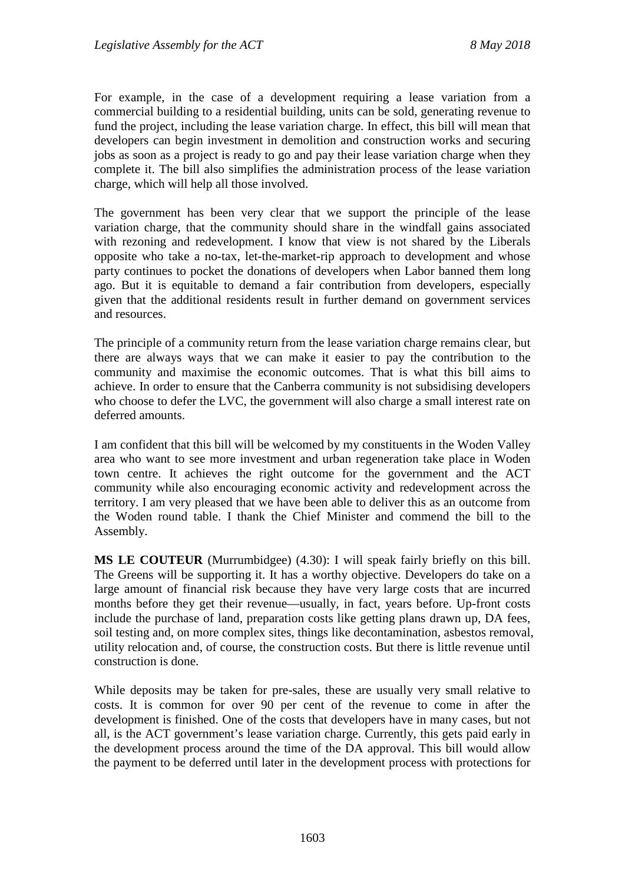For example, in the case of a development requiring a lease variation from a commercial building to a residential building, units can be sold, generating revenue to fund the project, including the lease variation charge. In effect, this bill will mean that developers can begin investment in demolition and construction works and securing jobs as soon as a project is ready to go and pay their lease variation charge when they complete it. The bill also simplifies the administration process of the lease variation charge, which will help all those involved.

The government has been very clear that we support the principle of the lease variation charge, that the community should share in the windfall gains associated with rezoning and redevelopment. I know that view is not shared by the Liberals opposite who take a no-tax, let-the-market-rip approach to development and whose party continues to pocket the donations of developers when Labor banned them long ago. But it is equitable to demand a fair contribution from developers, especially given that the additional residents result in further demand on government services and resources.

The principle of a community return from the lease variation charge remains clear, but there are always ways that we can make it easier to pay the contribution to the community and maximise the economic outcomes. That is what this bill aims to achieve. In order to ensure that the Canberra community is not subsidising developers who choose to defer the LVC, the government will also charge a small interest rate on deferred amounts.

I am confident that this bill will be welcomed by my constituents in the Woden Valley area who want to see more investment and urban regeneration take place in Woden town centre. It achieves the right outcome for the government and the ACT community while also encouraging economic activity and redevelopment across the territory. I am very pleased that we have been able to deliver this as an outcome from the Woden round table. I thank the Chief Minister and commend the bill to the Assembly.

**MS LE COUTEUR** (Murrumbidgee) (4.30): I will speak fairly briefly on this bill. The Greens will be supporting it. It has a worthy objective. Developers do take on a large amount of financial risk because they have very large costs that are incurred months before they get their revenue—usually, in fact, years before. Up-front costs include the purchase of land, preparation costs like getting plans drawn up, DA fees, soil testing and, on more complex sites, things like decontamination, asbestos removal, utility relocation and, of course, the construction costs. But there is little revenue until construction is done.

While deposits may be taken for pre-sales, these are usually very small relative to costs. It is common for over 90 per cent of the revenue to come in after the development is finished. One of the costs that developers have in many cases, but not all, is the ACT government's lease variation charge. Currently, this gets paid early in the development process around the time of the DA approval. This bill would allow the payment to be deferred until later in the development process with protections for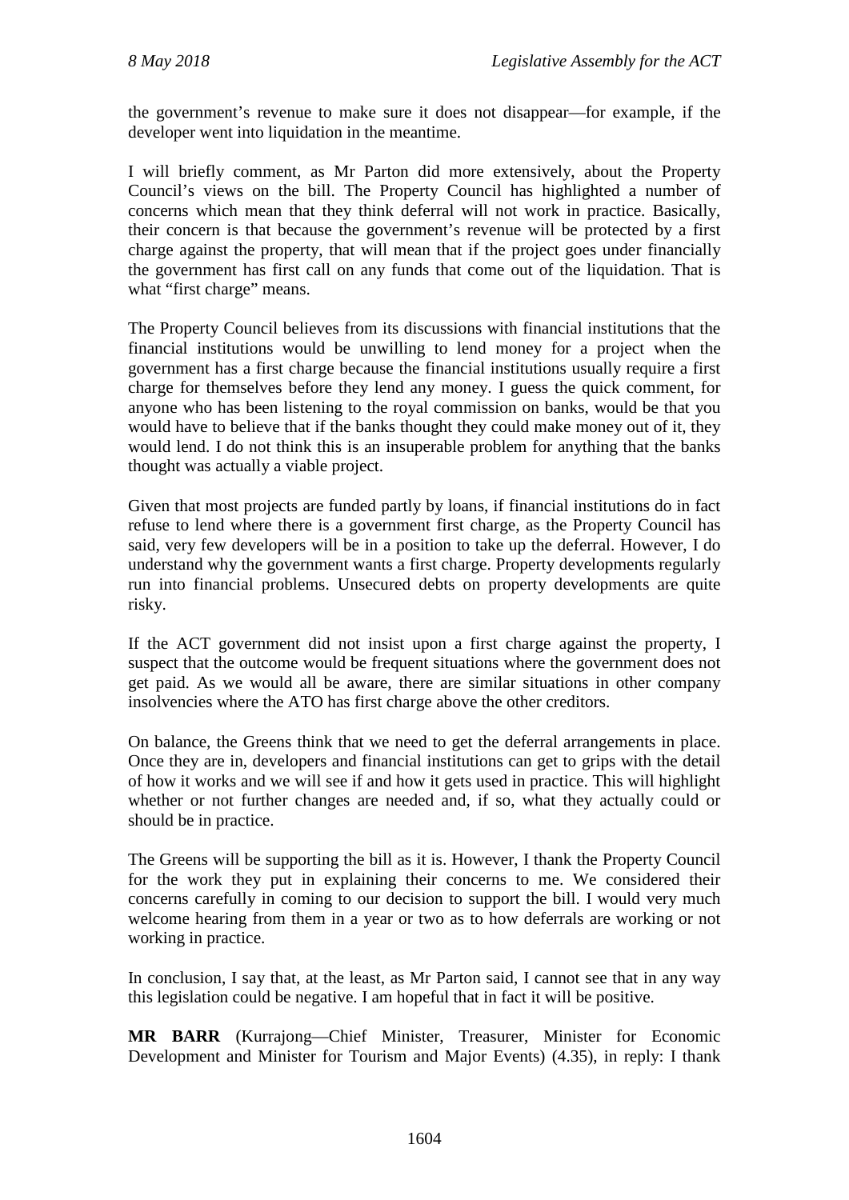the government's revenue to make sure it does not disappear—for example, if the developer went into liquidation in the meantime.

I will briefly comment, as Mr Parton did more extensively, about the Property Council's views on the bill. The Property Council has highlighted a number of concerns which mean that they think deferral will not work in practice. Basically, their concern is that because the government's revenue will be protected by a first charge against the property, that will mean that if the project goes under financially the government has first call on any funds that come out of the liquidation. That is what "first charge" means.

The Property Council believes from its discussions with financial institutions that the financial institutions would be unwilling to lend money for a project when the government has a first charge because the financial institutions usually require a first charge for themselves before they lend any money. I guess the quick comment, for anyone who has been listening to the royal commission on banks, would be that you would have to believe that if the banks thought they could make money out of it, they would lend. I do not think this is an insuperable problem for anything that the banks thought was actually a viable project.

Given that most projects are funded partly by loans, if financial institutions do in fact refuse to lend where there is a government first charge, as the Property Council has said, very few developers will be in a position to take up the deferral. However, I do understand why the government wants a first charge. Property developments regularly run into financial problems. Unsecured debts on property developments are quite risky.

If the ACT government did not insist upon a first charge against the property, I suspect that the outcome would be frequent situations where the government does not get paid. As we would all be aware, there are similar situations in other company insolvencies where the ATO has first charge above the other creditors.

On balance, the Greens think that we need to get the deferral arrangements in place. Once they are in, developers and financial institutions can get to grips with the detail of how it works and we will see if and how it gets used in practice. This will highlight whether or not further changes are needed and, if so, what they actually could or should be in practice.

The Greens will be supporting the bill as it is. However, I thank the Property Council for the work they put in explaining their concerns to me. We considered their concerns carefully in coming to our decision to support the bill. I would very much welcome hearing from them in a year or two as to how deferrals are working or not working in practice.

In conclusion, I say that, at the least, as Mr Parton said, I cannot see that in any way this legislation could be negative. I am hopeful that in fact it will be positive.

**MR BARR** (Kurrajong—Chief Minister, Treasurer, Minister for Economic Development and Minister for Tourism and Major Events) (4.35), in reply: I thank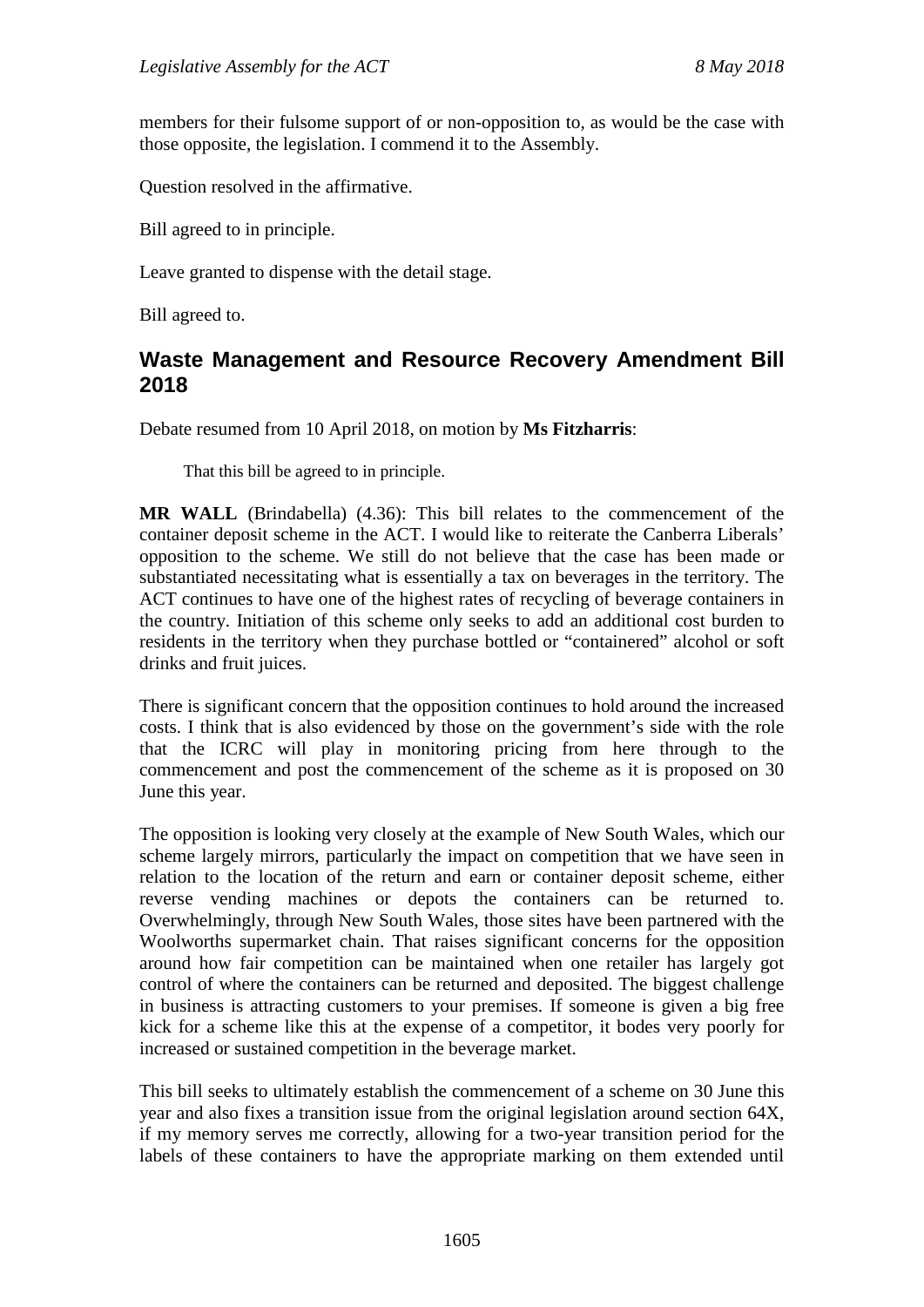members for their fulsome support of or non-opposition to, as would be the case with those opposite, the legislation. I commend it to the Assembly.

Question resolved in the affirmative.

Bill agreed to in principle.

Leave granted to dispense with the detail stage.

Bill agreed to.

## Waste Management and Resource Recovery Amendment Bill 2018

Debate resumed from 10 April 2018, on motion by **Ms Fitzharris**:

> That this bill be agreed to in principle.

**MR WALL** (Brindabella) (4.36): This bill relates to the commencement of the container deposit scheme in the ACT. I would like to reiterate the Canberra Liberals' opposition to the scheme. We still do not believe that the case has been made or substantiated necessitating what is essentially a tax on beverages in the territory. The ACT continues to have one of the highest rates of recycling of beverage containers in the country. Initiation of this scheme only seeks to add an additional cost burden to residents in the territory when they purchase bottled or "containered" alcohol or soft drinks and fruit juices.

There is significant concern that the opposition continues to hold around the increased costs. I think that is also evidenced by those on the government's side with the role that the ICRC will play in monitoring pricing from here through to the commencement and post the commencement of the scheme as it is proposed on 30 June this year.

The opposition is looking very closely at the example of New South Wales, which our scheme largely mirrors, particularly the impact on competition that we have seen in relation to the location of the return and earn or container deposit scheme, either reverse vending machines or depots the containers can be returned to. Overwhelmingly, through New South Wales, those sites have been partnered with the Woolworths supermarket chain. That raises significant concerns for the opposition around how fair competition can be maintained when one retailer has largely got control of where the containers can be returned and deposited. The biggest challenge in business is attracting customers to your premises. If someone is given a big free kick for a scheme like this at the expense of a competitor, it bodes very poorly for increased or sustained competition in the beverage market.

This bill seeks to ultimately establish the commencement of a scheme on 30 June this year and also fixes a transition issue from the original legislation around section 64X, if my memory serves me correctly, allowing for a two-year transition period for the labels of these containers to have the appropriate marking on them extended until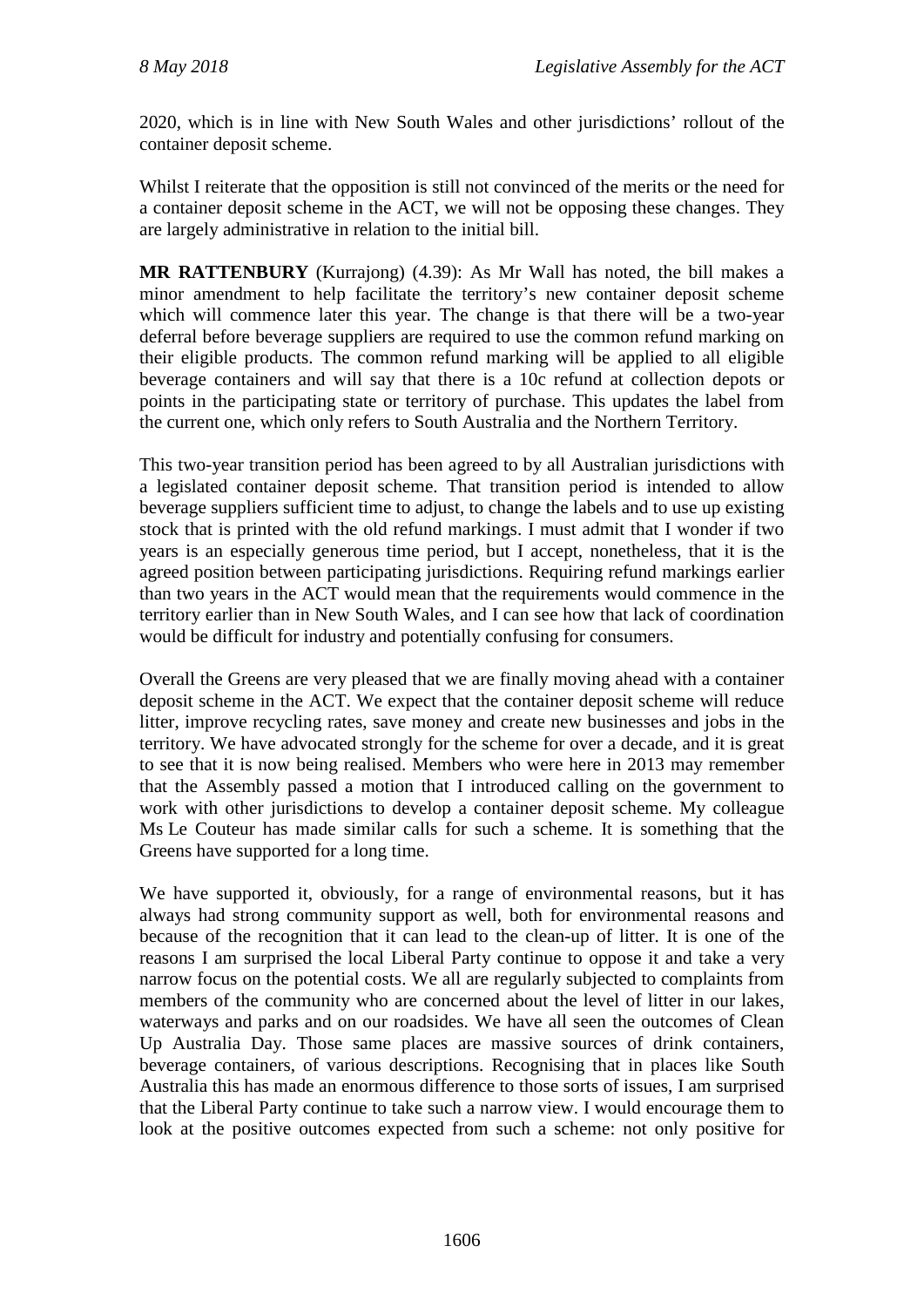2020, which is in line with New South Wales and other jurisdictions' rollout of the container deposit scheme.

Whilst I reiterate that the opposition is still not convinced of the merits or the need for a container deposit scheme in the ACT, we will not be opposing these changes. They are largely administrative in relation to the initial bill.

**MR RATTENBURY** (Kurrajong) (4.39): As Mr Wall has noted, the bill makes a minor amendment to help facilitate the territory's new container deposit scheme which will commence later this year. The change is that there will be a two-year deferral before beverage suppliers are required to use the common refund marking on their eligible products. The common refund marking will be applied to all eligible beverage containers and will say that there is a 10c refund at collection depots or points in the participating state or territory of purchase. This updates the label from the current one, which only refers to South Australia and the Northern Territory.

This two-year transition period has been agreed to by all Australian jurisdictions with a legislated container deposit scheme. That transition period is intended to allow beverage suppliers sufficient time to adjust, to change the labels and to use up existing stock that is printed with the old refund markings. I must admit that I wonder if two years is an especially generous time period, but I accept, nonetheless, that it is the agreed position between participating jurisdictions. Requiring refund markings earlier than two years in the ACT would mean that the requirements would commence in the territory earlier than in New South Wales, and I can see how that lack of coordination would be difficult for industry and potentially confusing for consumers.

Overall the Greens are very pleased that we are finally moving ahead with a container deposit scheme in the ACT. We expect that the container deposit scheme will reduce litter, improve recycling rates, save money and create new businesses and jobs in the territory. We have advocated strongly for the scheme for over a decade, and it is great to see that it is now being realised. Members who were here in 2013 may remember that the Assembly passed a motion that I introduced calling on the government to work with other jurisdictions to develop a container deposit scheme. My colleague Ms Le Couteur has made similar calls for such a scheme. It is something that the Greens have supported for a long time.

We have supported it, obviously, for a range of environmental reasons, but it has always had strong community support as well, both for environmental reasons and because of the recognition that it can lead to the clean-up of litter. It is one of the reasons I am surprised the local Liberal Party continue to oppose it and take a very narrow focus on the potential costs. We all are regularly subjected to complaints from members of the community who are concerned about the level of litter in our lakes, waterways and parks and on our roadsides. We have all seen the outcomes of Clean Up Australia Day. Those same places are massive sources of drink containers, beverage containers, of various descriptions. Recognising that in places like South Australia this has made an enormous difference to those sorts of issues, I am surprised that the Liberal Party continue to take such a narrow view. I would encourage them to look at the positive outcomes expected from such a scheme: not only positive for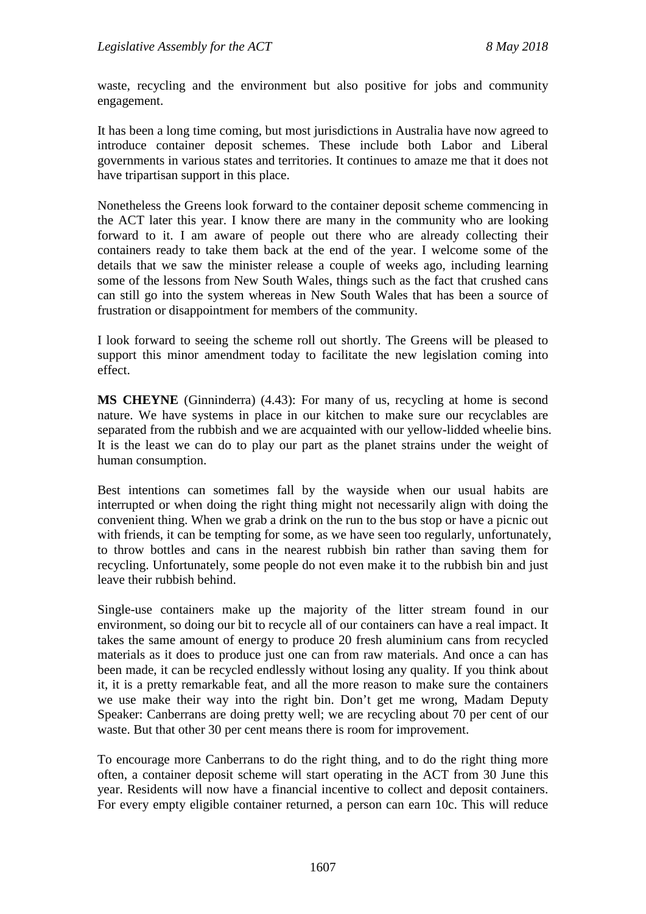waste, recycling and the environment but also positive for jobs and community engagement.

It has been a long time coming, but most jurisdictions in Australia have now agreed to introduce container deposit schemes. These include both Labor and Liberal governments in various states and territories. It continues to amaze me that it does not have tripartisan support in this place.

Nonetheless the Greens look forward to the container deposit scheme commencing in the ACT later this year. I know there are many in the community who are looking forward to it. I am aware of people out there who are already collecting their containers ready to take them back at the end of the year. I welcome some of the details that we saw the minister release a couple of weeks ago, including learning some of the lessons from New South Wales, things such as the fact that crushed cans can still go into the system whereas in New South Wales that has been a source of frustration or disappointment for members of the community.

I look forward to seeing the scheme roll out shortly. The Greens will be pleased to support this minor amendment today to facilitate the new legislation coming into effect.

**MS CHEYNE** (Ginninderra) (4.43): For many of us, recycling at home is second nature. We have systems in place in our kitchen to make sure our recyclables are separated from the rubbish and we are acquainted with our yellow-lidded wheelie bins. It is the least we can do to play our part as the planet strains under the weight of human consumption.

Best intentions can sometimes fall by the wayside when our usual habits are interrupted or when doing the right thing might not necessarily align with doing the convenient thing. When we grab a drink on the run to the bus stop or have a picnic out with friends, it can be tempting for some, as we have seen too regularly, unfortunately, to throw bottles and cans in the nearest rubbish bin rather than saving them for recycling. Unfortunately, some people do not even make it to the rubbish bin and just leave their rubbish behind.

Single-use containers make up the majority of the litter stream found in our environment, so doing our bit to recycle all of our containers can have a real impact. It takes the same amount of energy to produce 20 fresh aluminium cans from recycled materials as it does to produce just one can from raw materials. And once a can has been made, it can be recycled endlessly without losing any quality. If you think about it, it is a pretty remarkable feat, and all the more reason to make sure the containers we use make their way into the right bin. Don't get me wrong, Madam Deputy Speaker: Canberrans are doing pretty well; we are recycling about 70 per cent of our waste. But that other 30 per cent means there is room for improvement.

To encourage more Canberrans to do the right thing, and to do the right thing more often, a container deposit scheme will start operating in the ACT from 30 June this year. Residents will now have a financial incentive to collect and deposit containers. For every empty eligible container returned, a person can earn 10c. This will reduce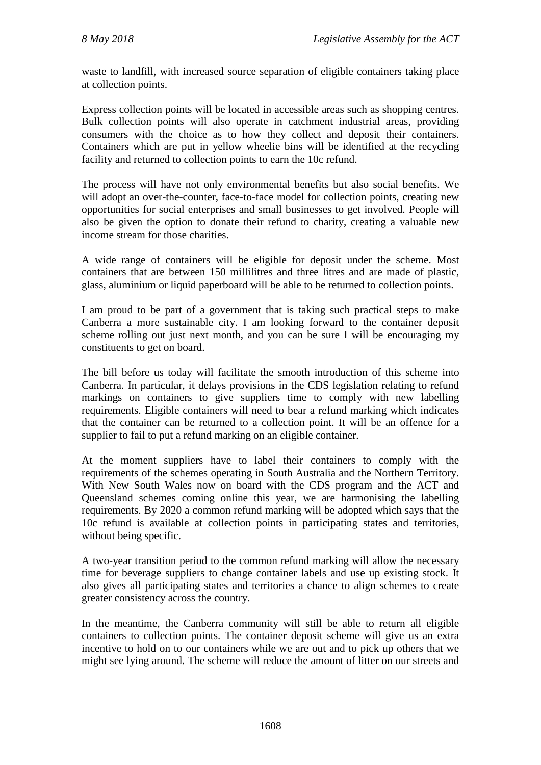waste to landfill, with increased source separation of eligible containers taking place at collection points.

Express collection points will be located in accessible areas such as shopping centres. Bulk collection points will also operate in catchment industrial areas, providing consumers with the choice as to how they collect and deposit their containers. Containers which are put in yellow wheelie bins will be identified at the recycling facility and returned to collection points to earn the 10c refund.

The process will have not only environmental benefits but also social benefits. We will adopt an over-the-counter, face-to-face model for collection points, creating new opportunities for social enterprises and small businesses to get involved. People will also be given the option to donate their refund to charity, creating a valuable new income stream for those charities.

A wide range of containers will be eligible for deposit under the scheme. Most containers that are between 150 millilitres and three litres and are made of plastic, glass, aluminium or liquid paperboard will be able to be returned to collection points.

I am proud to be part of a government that is taking such practical steps to make Canberra a more sustainable city. I am looking forward to the container deposit scheme rolling out just next month, and you can be sure I will be encouraging my constituents to get on board.

The bill before us today will facilitate the smooth introduction of this scheme into Canberra. In particular, it delays provisions in the CDS legislation relating to refund markings on containers to give suppliers time to comply with new labelling requirements. Eligible containers will need to bear a refund marking which indicates that the container can be returned to a collection point. It will be an offence for a supplier to fail to put a refund marking on an eligible container.

At the moment suppliers have to label their containers to comply with the requirements of the schemes operating in South Australia and the Northern Territory. With New South Wales now on board with the CDS program and the ACT and Queensland schemes coming online this year, we are harmonising the labelling requirements. By 2020 a common refund marking will be adopted which says that the 10c refund is available at collection points in participating states and territories, without being specific.

A two-year transition period to the common refund marking will allow the necessary time for beverage suppliers to change container labels and use up existing stock. It also gives all participating states and territories a chance to align schemes to create greater consistency across the country.

In the meantime, the Canberra community will still be able to return all eligible containers to collection points. The container deposit scheme will give us an extra incentive to hold on to our containers while we are out and to pick up others that we might see lying around. The scheme will reduce the amount of litter on our streets and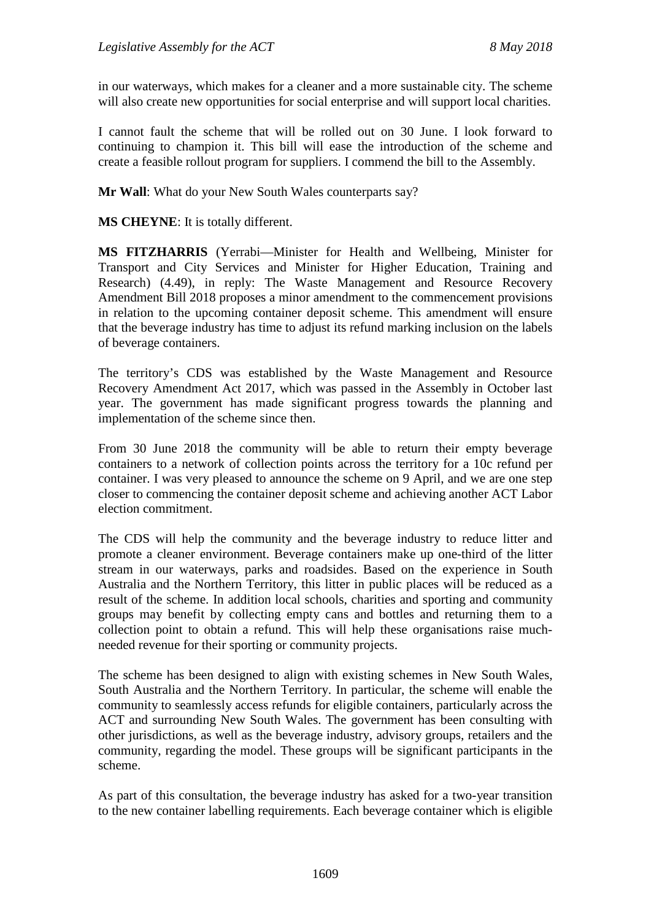in our waterways, which makes for a cleaner and a more sustainable city. The scheme will also create new opportunities for social enterprise and will support local charities.

I cannot fault the scheme that will be rolled out on 30 June. I look forward to continuing to champion it. This bill will ease the introduction of the scheme and create a feasible rollout program for suppliers. I commend the bill to the Assembly.

**Mr Wall**: What do your New South Wales counterparts say?

**MS CHEYNE**: It is totally different.

**MS FITZHARRIS** (Yerrabi—Minister for Health and Wellbeing, Minister for Transport and City Services and Minister for Higher Education, Training and Research) (4.49), in reply: The Waste Management and Resource Recovery Amendment Bill 2018 proposes a minor amendment to the commencement provisions in relation to the upcoming container deposit scheme. This amendment will ensure that the beverage industry has time to adjust its refund marking inclusion on the labels of beverage containers.

The territory's CDS was established by the Waste Management and Resource Recovery Amendment Act 2017, which was passed in the Assembly in October last year. The government has made significant progress towards the planning and implementation of the scheme since then.

From 30 June 2018 the community will be able to return their empty beverage containers to a network of collection points across the territory for a 10c refund per container. I was very pleased to announce the scheme on 9 April, and we are one step closer to commencing the container deposit scheme and achieving another ACT Labor election commitment.

The CDS will help the community and the beverage industry to reduce litter and promote a cleaner environment. Beverage containers make up one-third of the litter stream in our waterways, parks and roadsides. Based on the experience in South Australia and the Northern Territory, this litter in public places will be reduced as a result of the scheme. In addition local schools, charities and sporting and community groups may benefit by collecting empty cans and bottles and returning them to a collection point to obtain a refund. This will help these organisations raise much-needed revenue for their sporting or community projects.

The scheme has been designed to align with existing schemes in New South Wales, South Australia and the Northern Territory. In particular, the scheme will enable the community to seamlessly access refunds for eligible containers, particularly across the ACT and surrounding New South Wales. The government has been consulting with other jurisdictions, as well as the beverage industry, advisory groups, retailers and the community, regarding the model. These groups will be significant participants in the scheme.

As part of this consultation, the beverage industry has asked for a two-year transition to the new container labelling requirements. Each beverage container which is eligible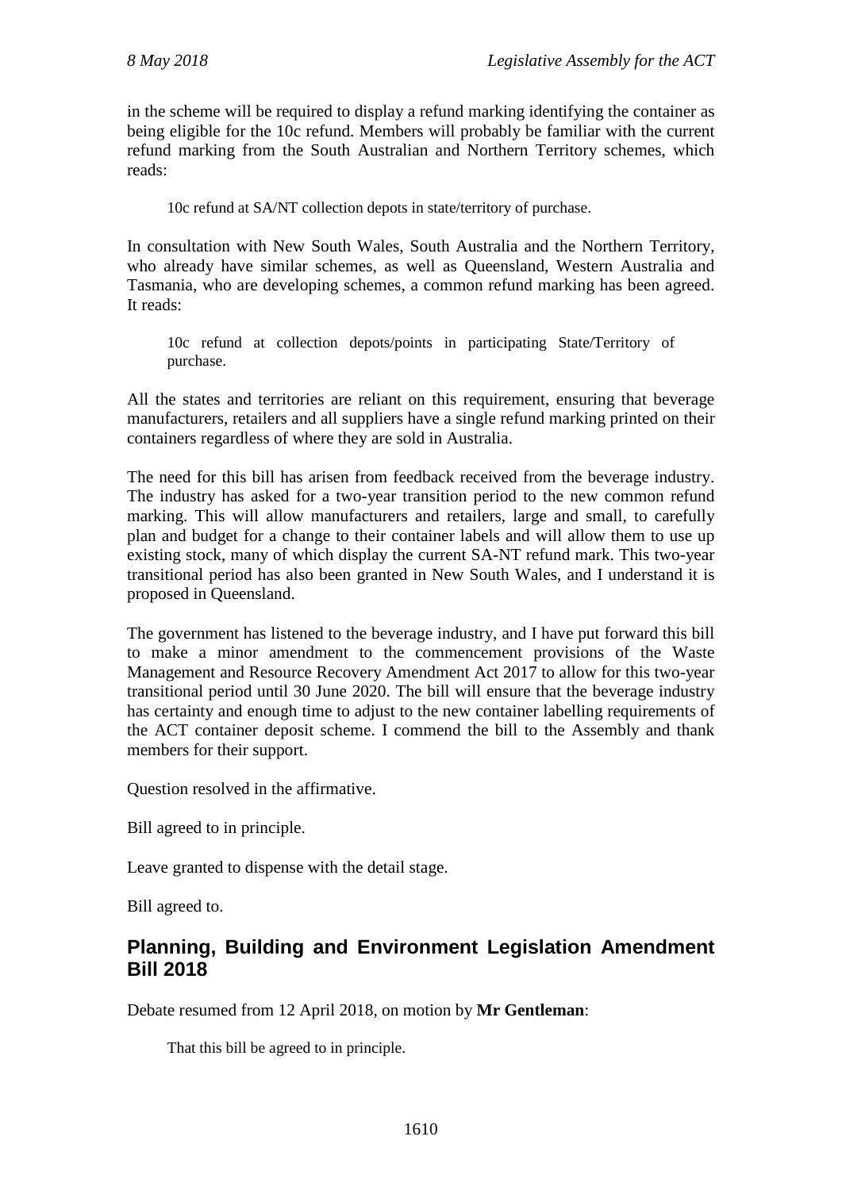in the scheme will be required to display a refund marking identifying the container as being eligible for the 10c refund. Members will probably be familiar with the current refund marking from the South Australian and Northern Territory schemes, which reads:

> 10c refund at SA/NT collection depots in state/territory of purchase.

In consultation with New South Wales, South Australia and the Northern Territory, who already have similar schemes, as well as Queensland, Western Australia and Tasmania, who are developing schemes, a common refund marking has been agreed. It reads:

> 10c refund at collection depots/points in participating State/Territory of purchase.

All the states and territories are reliant on this requirement, ensuring that beverage manufacturers, retailers and all suppliers have a single refund marking printed on their containers regardless of where they are sold in Australia.

The need for this bill has arisen from feedback received from the beverage industry. The industry has asked for a two-year transition period to the new common refund marking. This will allow manufacturers and retailers, large and small, to carefully plan and budget for a change to their container labels and will allow them to use up existing stock, many of which display the current SA-NT refund mark. This two-year transitional period has also been granted in New South Wales, and I understand it is proposed in Queensland.

The government has listened to the beverage industry, and I have put forward this bill to make a minor amendment to the commencement provisions of the Waste Management and Resource Recovery Amendment Act 2017 to allow for this two-year transitional period until 30 June 2020. The bill will ensure that the beverage industry has certainty and enough time to adjust to the new container labelling requirements of the ACT container deposit scheme. I commend the bill to the Assembly and thank members for their support.

Question resolved in the affirmative.

Bill agreed to in principle.

Leave granted to dispense with the detail stage.

Bill agreed to.

## Planning, Building and Environment Legislation Amendment Bill 2018

Debate resumed from 12 April 2018, on motion by **Mr Gentleman**:

> That this bill be agreed to in principle.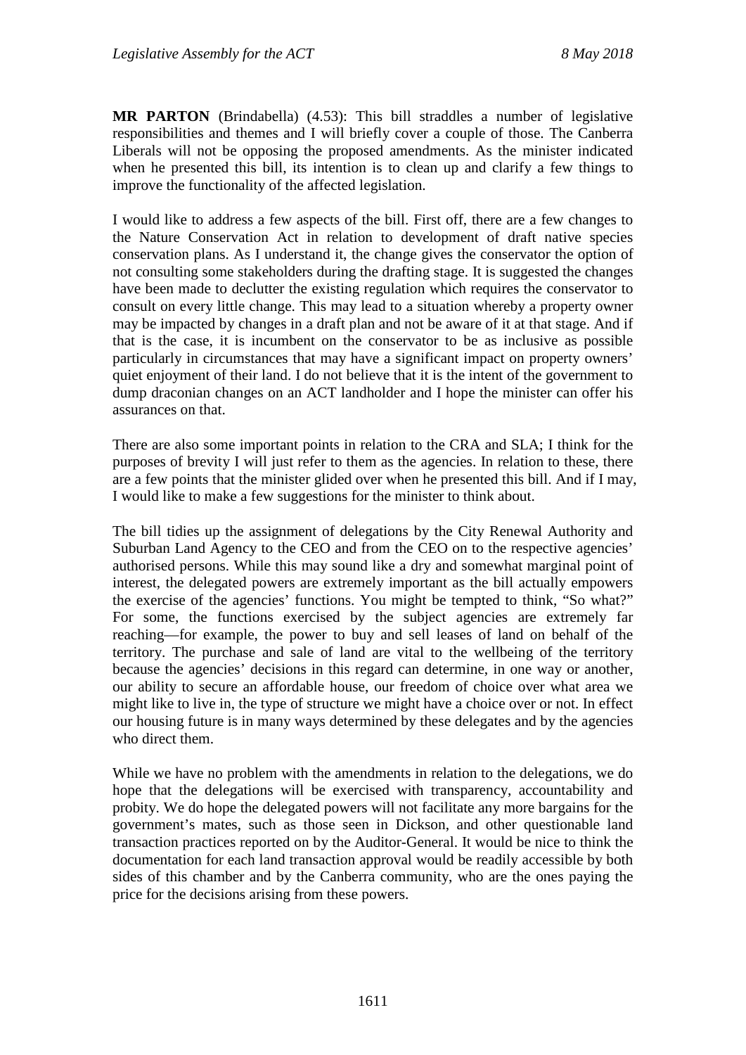**MR PARTON** (Brindabella) (4.53): This bill straddles a number of legislative responsibilities and themes and I will briefly cover a couple of those. The Canberra Liberals will not be opposing the proposed amendments. As the minister indicated when he presented this bill, its intention is to clean up and clarify a few things to improve the functionality of the affected legislation.

I would like to address a few aspects of the bill. First off, there are a few changes to the Nature Conservation Act in relation to development of draft native species conservation plans. As I understand it, the change gives the conservator the option of not consulting some stakeholders during the drafting stage. It is suggested the changes have been made to declutter the existing regulation which requires the conservator to consult on every little change. This may lead to a situation whereby a property owner may be impacted by changes in a draft plan and not be aware of it at that stage. And if that is the case, it is incumbent on the conservator to be as inclusive as possible particularly in circumstances that may have a significant impact on property owners' quiet enjoyment of their land. I do not believe that it is the intent of the government to dump draconian changes on an ACT landholder and I hope the minister can offer his assurances on that.

There are also some important points in relation to the CRA and SLA; I think for the purposes of brevity I will just refer to them as the agencies. In relation to these, there are a few points that the minister glided over when he presented this bill. And if I may, I would like to make a few suggestions for the minister to think about.

The bill tidies up the assignment of delegations by the City Renewal Authority and Suburban Land Agency to the CEO and from the CEO on to the respective agencies' authorised persons. While this may sound like a dry and somewhat marginal point of interest, the delegated powers are extremely important as the bill actually empowers the exercise of the agencies' functions. You might be tempted to think, "So what?" For some, the functions exercised by the subject agencies are extremely far reaching—for example, the power to buy and sell leases of land on behalf of the territory. The purchase and sale of land are vital to the wellbeing of the territory because the agencies' decisions in this regard can determine, in one way or another, our ability to secure an affordable house, our freedom of choice over what area we might like to live in, the type of structure we might have a choice over or not. In effect our housing future is in many ways determined by these delegates and by the agencies who direct them.

While we have no problem with the amendments in relation to the delegations, we do hope that the delegations will be exercised with transparency, accountability and probity. We do hope the delegated powers will not facilitate any more bargains for the government's mates, such as those seen in Dickson, and other questionable land transaction practices reported on by the Auditor-General. It would be nice to think the documentation for each land transaction approval would be readily accessible by both sides of this chamber and by the Canberra community, who are the ones paying the price for the decisions arising from these powers.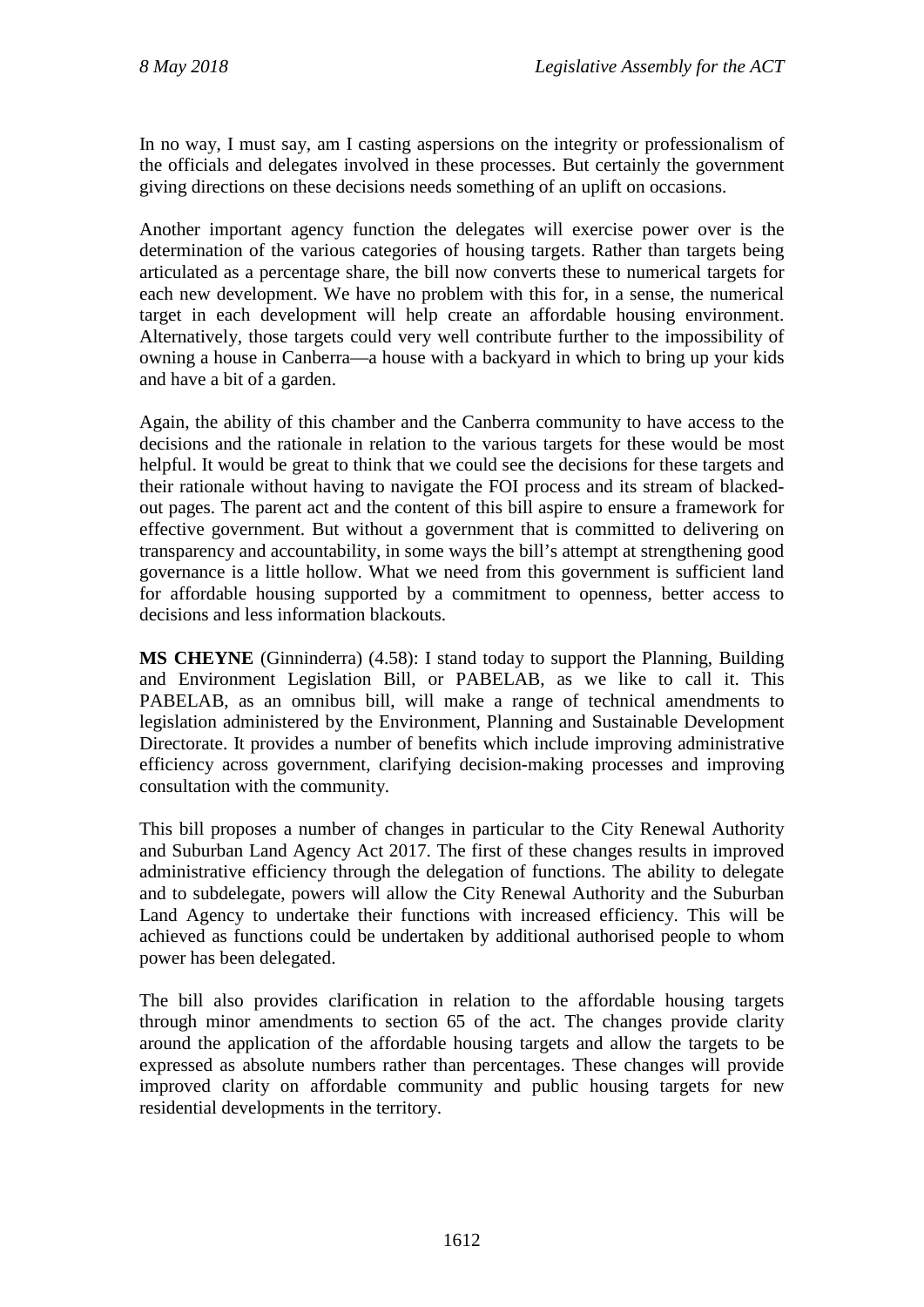In no way, I must say, am I casting aspersions on the integrity or professionalism of the officials and delegates involved in these processes. But certainly the government giving directions on these decisions needs something of an uplift on occasions.

Another important agency function the delegates will exercise power over is the determination of the various categories of housing targets. Rather than targets being articulated as a percentage share, the bill now converts these to numerical targets for each new development. We have no problem with this for, in a sense, the numerical target in each development will help create an affordable housing environment. Alternatively, those targets could very well contribute further to the impossibility of owning a house in Canberra—a house with a backyard in which to bring up your kids and have a bit of a garden.

Again, the ability of this chamber and the Canberra community to have access to the decisions and the rationale in relation to the various targets for these would be most helpful. It would be great to think that we could see the decisions for these targets and their rationale without having to navigate the FOI process and its stream of blacked-out pages. The parent act and the content of this bill aspire to ensure a framework for effective government. But without a government that is committed to delivering on transparency and accountability, in some ways the bill's attempt at strengthening good governance is a little hollow. What we need from this government is sufficient land for affordable housing supported by a commitment to openness, better access to decisions and less information blackouts.

**MS CHEYNE** (Ginninderra) (4.58): I stand today to support the Planning, Building and Environment Legislation Bill, or PABELAB, as we like to call it. This PABELAB, as an omnibus bill, will make a range of technical amendments to legislation administered by the Environment, Planning and Sustainable Development Directorate. It provides a number of benefits which include improving administrative efficiency across government, clarifying decision-making processes and improving consultation with the community.

This bill proposes a number of changes in particular to the City Renewal Authority and Suburban Land Agency Act 2017. The first of these changes results in improved administrative efficiency through the delegation of functions. The ability to delegate and to subdelegate, powers will allow the City Renewal Authority and the Suburban Land Agency to undertake their functions with increased efficiency. This will be achieved as functions could be undertaken by additional authorised people to whom power has been delegated.

The bill also provides clarification in relation to the affordable housing targets through minor amendments to section 65 of the act. The changes provide clarity around the application of the affordable housing targets and allow the targets to be expressed as absolute numbers rather than percentages. These changes will provide improved clarity on affordable community and public housing targets for new residential developments in the territory.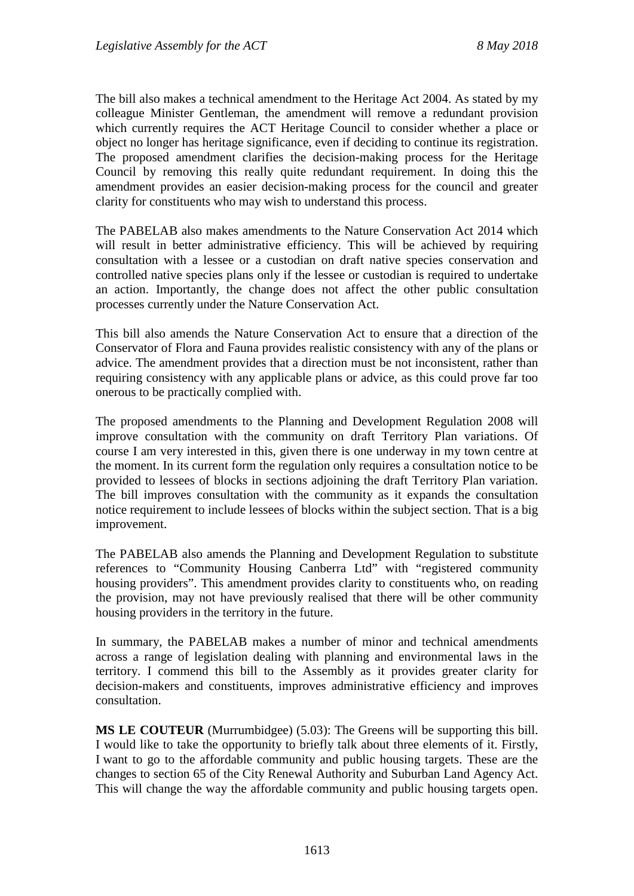The bill also makes a technical amendment to the Heritage Act 2004. As stated by my colleague Minister Gentleman, the amendment will remove a redundant provision which currently requires the ACT Heritage Council to consider whether a place or object no longer has heritage significance, even if deciding to continue its registration. The proposed amendment clarifies the decision-making process for the Heritage Council by removing this really quite redundant requirement. In doing this the amendment provides an easier decision-making process for the council and greater clarity for constituents who may wish to understand this process.

The PABELAB also makes amendments to the Nature Conservation Act 2014 which will result in better administrative efficiency. This will be achieved by requiring consultation with a lessee or a custodian on draft native species conservation and controlled native species plans only if the lessee or custodian is required to undertake an action. Importantly, the change does not affect the other public consultation processes currently under the Nature Conservation Act.

This bill also amends the Nature Conservation Act to ensure that a direction of the Conservator of Flora and Fauna provides realistic consistency with any of the plans or advice. The amendment provides that a direction must be not inconsistent, rather than requiring consistency with any applicable plans or advice, as this could prove far too onerous to be practically complied with.

The proposed amendments to the Planning and Development Regulation 2008 will improve consultation with the community on draft Territory Plan variations. Of course I am very interested in this, given there is one underway in my town centre at the moment. In its current form the regulation only requires a consultation notice to be provided to lessees of blocks in sections adjoining the draft Territory Plan variation. The bill improves consultation with the community as it expands the consultation notice requirement to include lessees of blocks within the subject section. That is a big improvement.

The PABELAB also amends the Planning and Development Regulation to substitute references to "Community Housing Canberra Ltd" with "registered community housing providers". This amendment provides clarity to constituents who, on reading the provision, may not have previously realised that there will be other community housing providers in the territory in the future.

In summary, the PABELAB makes a number of minor and technical amendments across a range of legislation dealing with planning and environmental laws in the territory. I commend this bill to the Assembly as it provides greater clarity for decision-makers and constituents, improves administrative efficiency and improves consultation.

**MS LE COUTEUR** (Murrumbidgee) (5.03): The Greens will be supporting this bill. I would like to take the opportunity to briefly talk about three elements of it. Firstly, I want to go to the affordable community and public housing targets. These are the changes to section 65 of the City Renewal Authority and Suburban Land Agency Act. This will change the way the affordable community and public housing targets open.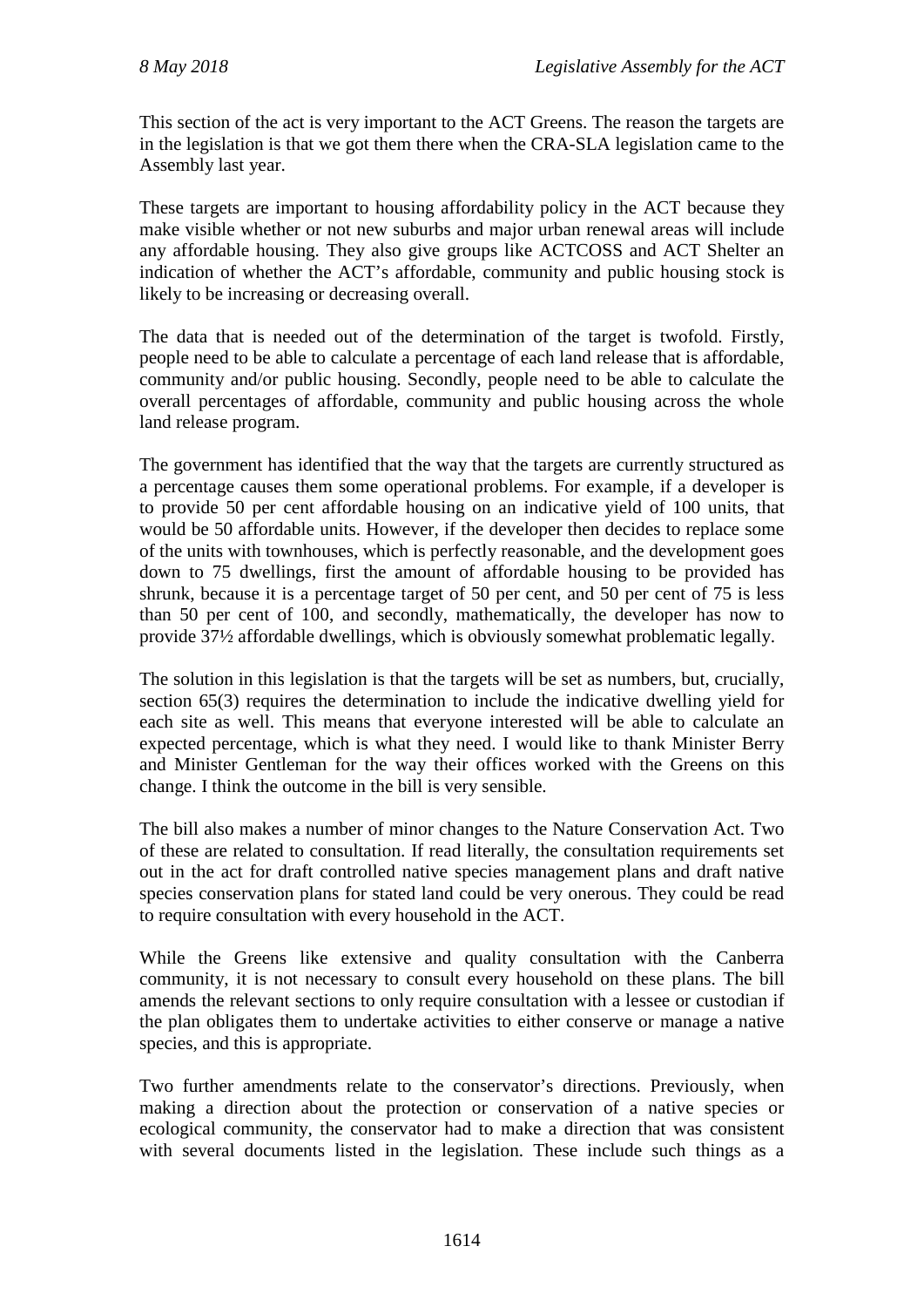This section of the act is very important to the ACT Greens. The reason the targets are in the legislation is that we got them there when the CRA-SLA legislation came to the Assembly last year.

These targets are important to housing affordability policy in the ACT because they make visible whether or not new suburbs and major urban renewal areas will include any affordable housing. They also give groups like ACTCOSS and ACT Shelter an indication of whether the ACT's affordable, community and public housing stock is likely to be increasing or decreasing overall.

The data that is needed out of the determination of the target is twofold. Firstly, people need to be able to calculate a percentage of each land release that is affordable, community and/or public housing. Secondly, people need to be able to calculate the overall percentages of affordable, community and public housing across the whole land release program.

The government has identified that the way that the targets are currently structured as a percentage causes them some operational problems. For example, if a developer is to provide 50 per cent affordable housing on an indicative yield of 100 units, that would be 50 affordable units. However, if the developer then decides to replace some of the units with townhouses, which is perfectly reasonable, and the development goes down to 75 dwellings, first the amount of affordable housing to be provided has shrunk, because it is a percentage target of 50 per cent, and 50 per cent of 75 is less than 50 per cent of 100, and secondly, mathematically, the developer has now to provide 37½ affordable dwellings, which is obviously somewhat problematic legally.

The solution in this legislation is that the targets will be set as numbers, but, crucially, section 65(3) requires the determination to include the indicative dwelling yield for each site as well. This means that everyone interested will be able to calculate an expected percentage, which is what they need. I would like to thank Minister Berry and Minister Gentleman for the way their offices worked with the Greens on this change. I think the outcome in the bill is very sensible.

The bill also makes a number of minor changes to the Nature Conservation Act. Two of these are related to consultation. If read literally, the consultation requirements set out in the act for draft controlled native species management plans and draft native species conservation plans for stated land could be very onerous. They could be read to require consultation with every household in the ACT.

While the Greens like extensive and quality consultation with the Canberra community, it is not necessary to consult every household on these plans. The bill amends the relevant sections to only require consultation with a lessee or custodian if the plan obligates them to undertake activities to either conserve or manage a native species, and this is appropriate.

Two further amendments relate to the conservator's directions. Previously, when making a direction about the protection or conservation of a native species or ecological community, the conservator had to make a direction that was consistent with several documents listed in the legislation. These include such things as a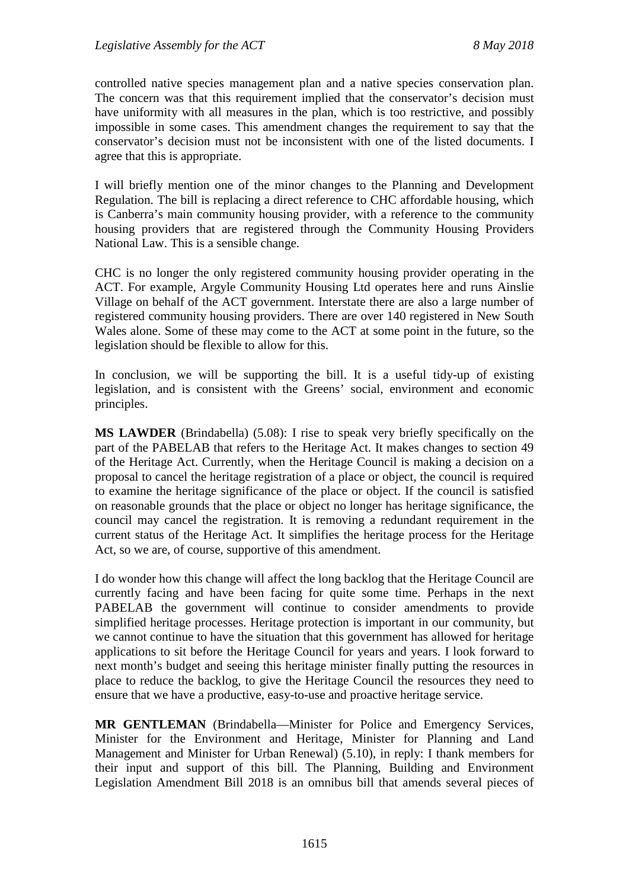controlled native species management plan and a native species conservation plan. The concern was that this requirement implied that the conservator's decision must have uniformity with all measures in the plan, which is too restrictive, and possibly impossible in some cases. This amendment changes the requirement to say that the conservator's decision must not be inconsistent with one of the listed documents. I agree that this is appropriate.

I will briefly mention one of the minor changes to the Planning and Development Regulation. The bill is replacing a direct reference to CHC affordable housing, which is Canberra's main community housing provider, with a reference to the community housing providers that are registered through the Community Housing Providers National Law. This is a sensible change.

CHC is no longer the only registered community housing provider operating in the ACT. For example, Argyle Community Housing Ltd operates here and runs Ainslie Village on behalf of the ACT government. Interstate there are also a large number of registered community housing providers. There are over 140 registered in New South Wales alone. Some of these may come to the ACT at some point in the future, so the legislation should be flexible to allow for this.

In conclusion, we will be supporting the bill. It is a useful tidy-up of existing legislation, and is consistent with the Greens' social, environment and economic principles.

**MS LAWDER** (Brindabella) (5.08): I rise to speak very briefly specifically on the part of the PABELAB that refers to the Heritage Act. It makes changes to section 49 of the Heritage Act. Currently, when the Heritage Council is making a decision on a proposal to cancel the heritage registration of a place or object, the council is required to examine the heritage significance of the place or object. If the council is satisfied on reasonable grounds that the place or object no longer has heritage significance, the council may cancel the registration. It is removing a redundant requirement in the current status of the Heritage Act. It simplifies the heritage process for the Heritage Act, so we are, of course, supportive of this amendment.

I do wonder how this change will affect the long backlog that the Heritage Council are currently facing and have been facing for quite some time. Perhaps in the next PABELAB the government will continue to consider amendments to provide simplified heritage processes. Heritage protection is important in our community, but we cannot continue to have the situation that this government has allowed for heritage applications to sit before the Heritage Council for years and years. I look forward to next month's budget and seeing this heritage minister finally putting the resources in place to reduce the backlog, to give the Heritage Council the resources they need to ensure that we have a productive, easy-to-use and proactive heritage service.

**MR GENTLEMAN** (Brindabella—Minister for Police and Emergency Services, Minister for the Environment and Heritage, Minister for Planning and Land Management and Minister for Urban Renewal) (5.10), in reply: I thank members for their input and support of this bill. The Planning, Building and Environment Legislation Amendment Bill 2018 is an omnibus bill that amends several pieces of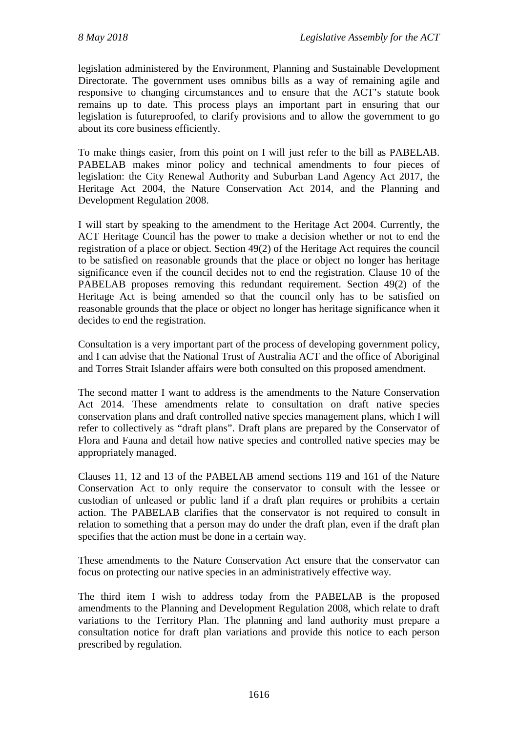legislation administered by the Environment, Planning and Sustainable Development Directorate. The government uses omnibus bills as a way of remaining agile and responsive to changing circumstances and to ensure that the ACT's statute book remains up to date. This process plays an important part in ensuring that our legislation is futureproofed, to clarify provisions and to allow the government to go about its core business efficiently.

To make things easier, from this point on I will just refer to the bill as PABELAB. PABELAB makes minor policy and technical amendments to four pieces of legislation: the City Renewal Authority and Suburban Land Agency Act 2017, the Heritage Act 2004, the Nature Conservation Act 2014, and the Planning and Development Regulation 2008.

I will start by speaking to the amendment to the Heritage Act 2004. Currently, the ACT Heritage Council has the power to make a decision whether or not to end the registration of a place or object. Section 49(2) of the Heritage Act requires the council to be satisfied on reasonable grounds that the place or object no longer has heritage significance even if the council decides not to end the registration. Clause 10 of the PABELAB proposes removing this redundant requirement. Section 49(2) of the Heritage Act is being amended so that the council only has to be satisfied on reasonable grounds that the place or object no longer has heritage significance when it decides to end the registration.

Consultation is a very important part of the process of developing government policy, and I can advise that the National Trust of Australia ACT and the office of Aboriginal and Torres Strait Islander affairs were both consulted on this proposed amendment.

The second matter I want to address is the amendments to the Nature Conservation Act 2014. These amendments relate to consultation on draft native species conservation plans and draft controlled native species management plans, which I will refer to collectively as "draft plans". Draft plans are prepared by the Conservator of Flora and Fauna and detail how native species and controlled native species may be appropriately managed.

Clauses 11, 12 and 13 of the PABELAB amend sections 119 and 161 of the Nature Conservation Act to only require the conservator to consult with the lessee or custodian of unleased or public land if a draft plan requires or prohibits a certain action. The PABELAB clarifies that the conservator is not required to consult in relation to something that a person may do under the draft plan, even if the draft plan specifies that the action must be done in a certain way.

These amendments to the Nature Conservation Act ensure that the conservator can focus on protecting our native species in an administratively effective way.

The third item I wish to address today from the PABELAB is the proposed amendments to the Planning and Development Regulation 2008, which relate to draft variations to the Territory Plan. The planning and land authority must prepare a consultation notice for draft plan variations and provide this notice to each person prescribed by regulation.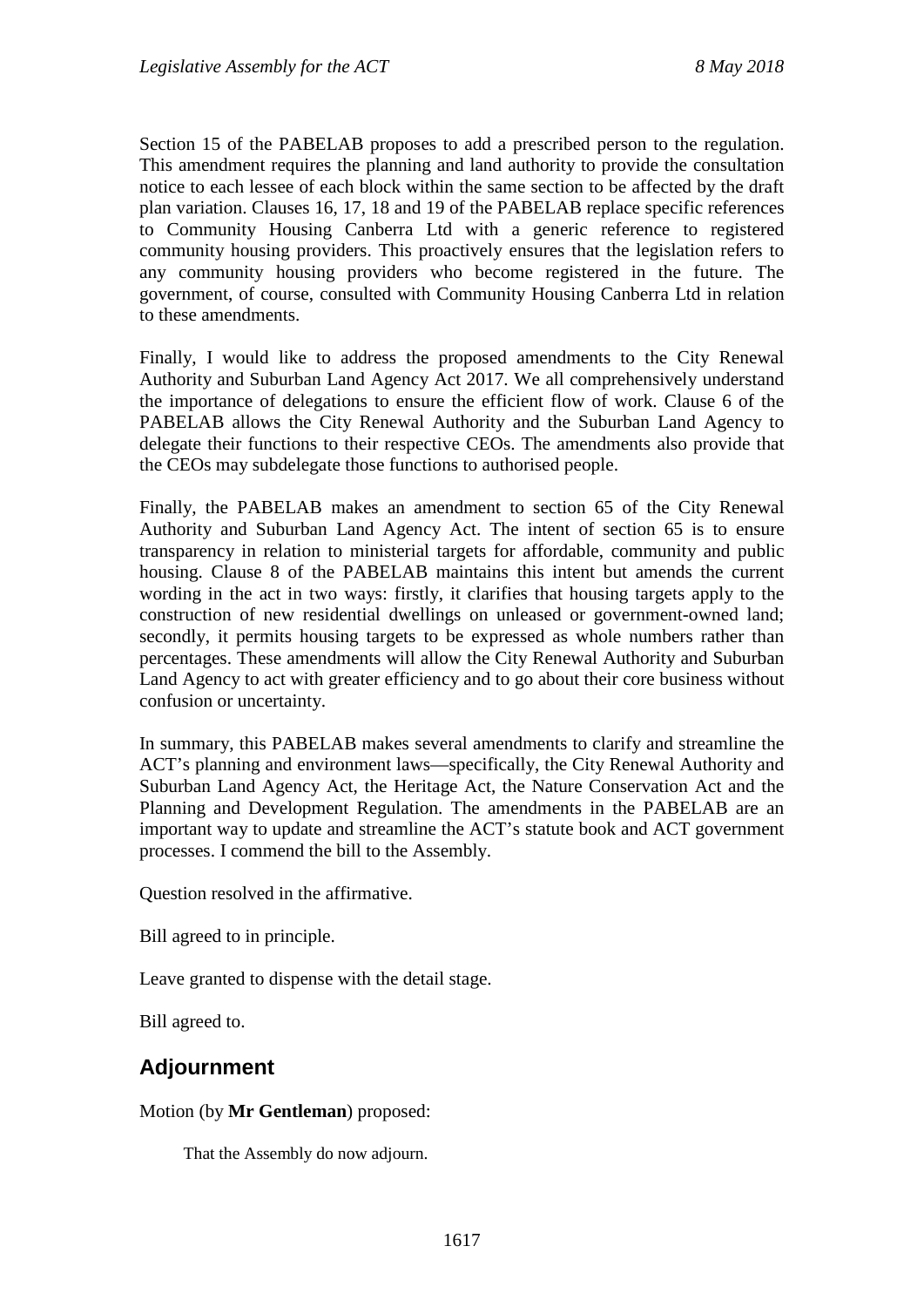Section 15 of the PABELAB proposes to add a prescribed person to the regulation. This amendment requires the planning and land authority to provide the consultation notice to each lessee of each block within the same section to be affected by the draft plan variation. Clauses 16, 17, 18 and 19 of the PABELAB replace specific references to Community Housing Canberra Ltd with a generic reference to registered community housing providers. This proactively ensures that the legislation refers to any community housing providers who become registered in the future. The government, of course, consulted with Community Housing Canberra Ltd in relation to these amendments.

Finally, I would like to address the proposed amendments to the City Renewal Authority and Suburban Land Agency Act 2017. We all comprehensively understand the importance of delegations to ensure the efficient flow of work. Clause 6 of the PABELAB allows the City Renewal Authority and the Suburban Land Agency to delegate their functions to their respective CEOs. The amendments also provide that the CEOs may subdelegate those functions to authorised people.

Finally, the PABELAB makes an amendment to section 65 of the City Renewal Authority and Suburban Land Agency Act. The intent of section 65 is to ensure transparency in relation to ministerial targets for affordable, community and public housing. Clause 8 of the PABELAB maintains this intent but amends the current wording in the act in two ways: firstly, it clarifies that housing targets apply to the construction of new residential dwellings on unleased or government-owned land; secondly, it permits housing targets to be expressed as whole numbers rather than percentages. These amendments will allow the City Renewal Authority and Suburban Land Agency to act with greater efficiency and to go about their core business without confusion or uncertainty.

In summary, this PABELAB makes several amendments to clarify and streamline the ACT's planning and environment laws—specifically, the City Renewal Authority and Suburban Land Agency Act, the Heritage Act, the Nature Conservation Act and the Planning and Development Regulation. The amendments in the PABELAB are an important way to update and streamline the ACT's statute book and ACT government processes. I commend the bill to the Assembly.

Question resolved in the affirmative.

Bill agreed to in principle.

Leave granted to dispense with the detail stage.

Bill agreed to.

## Adjournment

Motion (by **Mr Gentleman**) proposed:

> That the Assembly do now adjourn.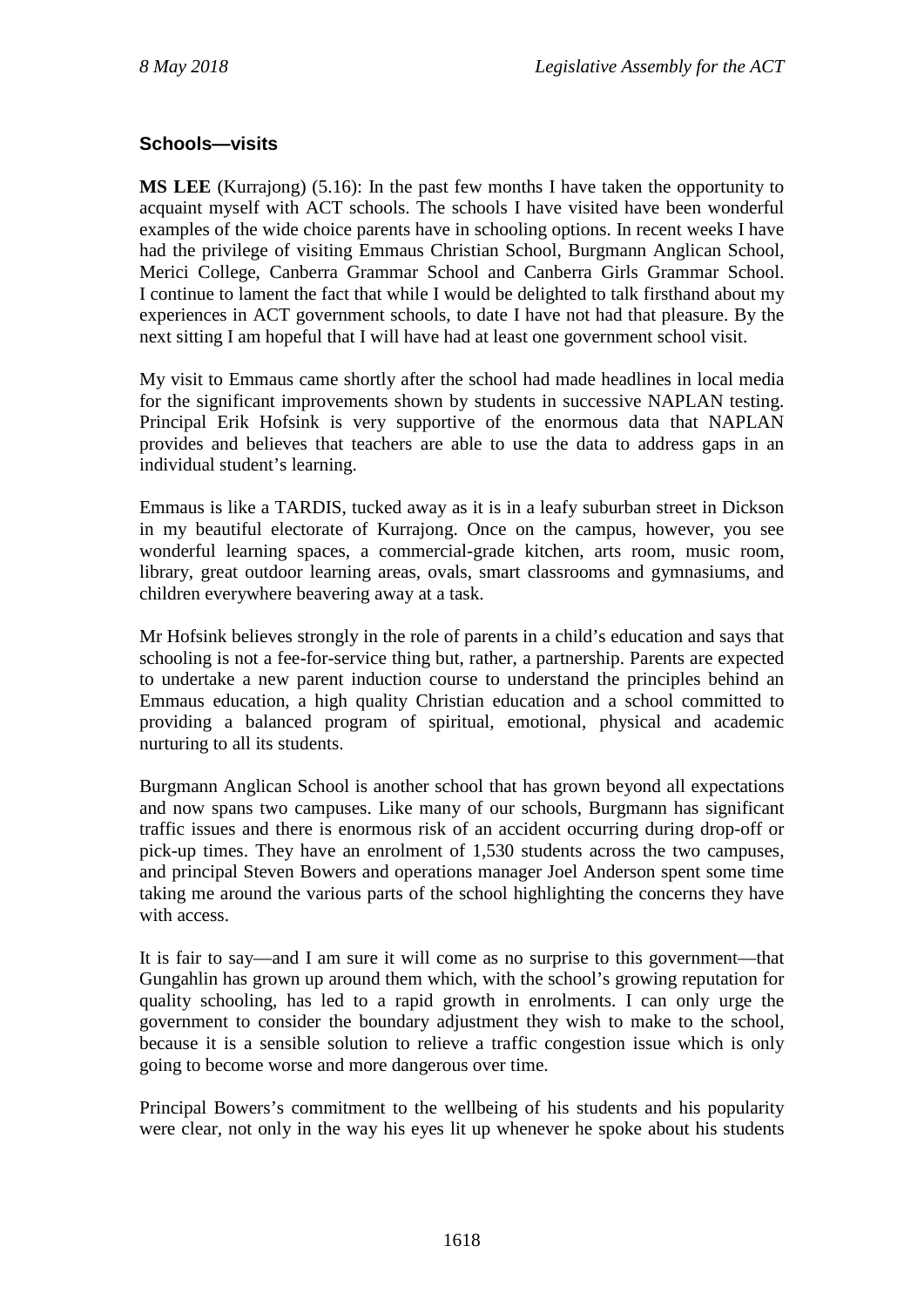## Schools—visits

**MS LEE** (Kurrajong) (5.16): In the past few months I have taken the opportunity to acquaint myself with ACT schools. The schools I have visited have been wonderful examples of the wide choice parents have in schooling options. In recent weeks I have had the privilege of visiting Emmaus Christian School, Burgmann Anglican School, Merici College, Canberra Grammar School and Canberra Girls Grammar School. I continue to lament the fact that while I would be delighted to talk firsthand about my experiences in ACT government schools, to date I have not had that pleasure. By the next sitting I am hopeful that I will have had at least one government school visit.

My visit to Emmaus came shortly after the school had made headlines in local media for the significant improvements shown by students in successive NAPLAN testing. Principal Erik Hofsink is very supportive of the enormous data that NAPLAN provides and believes that teachers are able to use the data to address gaps in an individual student's learning.

Emmaus is like a TARDIS, tucked away as it is in a leafy suburban street in Dickson in my beautiful electorate of Kurrajong. Once on the campus, however, you see wonderful learning spaces, a commercial-grade kitchen, arts room, music room, library, great outdoor learning areas, ovals, smart classrooms and gymnasiums, and children everywhere beavering away at a task.

Mr Hofsink believes strongly in the role of parents in a child's education and says that schooling is not a fee-for-service thing but, rather, a partnership. Parents are expected to undertake a new parent induction course to understand the principles behind an Emmaus education, a high quality Christian education and a school committed to providing a balanced program of spiritual, emotional, physical and academic nurturing to all its students.

Burgmann Anglican School is another school that has grown beyond all expectations and now spans two campuses. Like many of our schools, Burgmann has significant traffic issues and there is enormous risk of an accident occurring during drop-off or pick-up times. They have an enrolment of 1,530 students across the two campuses, and principal Steven Bowers and operations manager Joel Anderson spent some time taking me around the various parts of the school highlighting the concerns they have with access.

It is fair to say—and I am sure it will come as no surprise to this government—that Gungahlin has grown up around them which, with the school's growing reputation for quality schooling, has led to a rapid growth in enrolments. I can only urge the government to consider the boundary adjustment they wish to make to the school, because it is a sensible solution to relieve a traffic congestion issue which is only going to become worse and more dangerous over time.

Principal Bowers's commitment to the wellbeing of his students and his popularity were clear, not only in the way his eyes lit up whenever he spoke about his students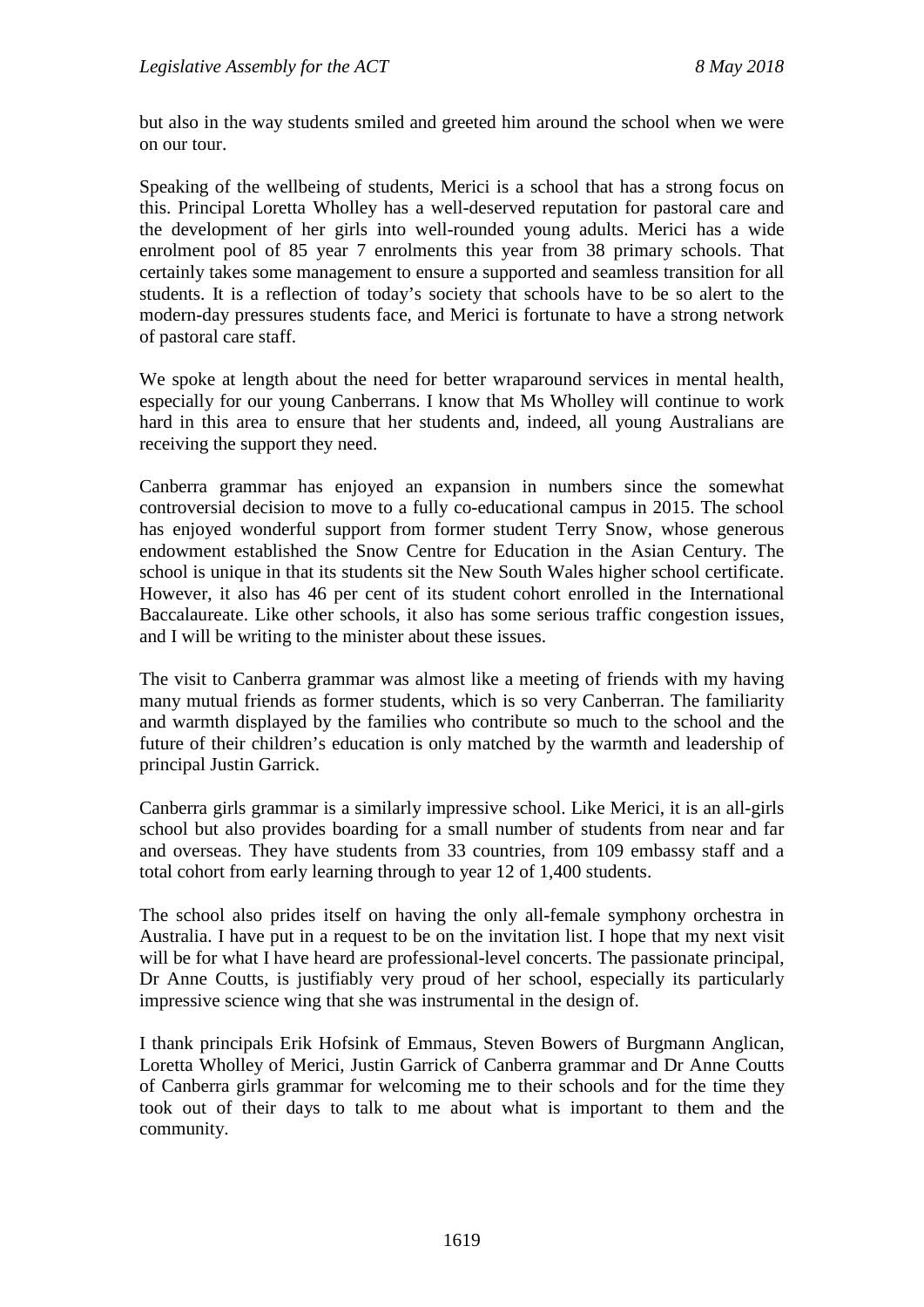but also in the way students smiled and greeted him around the school when we were on our tour.

Speaking of the wellbeing of students, Merici is a school that has a strong focus on this. Principal Loretta Wholley has a well-deserved reputation for pastoral care and the development of her girls into well-rounded young adults. Merici has a wide enrolment pool of 85 year 7 enrolments this year from 38 primary schools. That certainly takes some management to ensure a supported and seamless transition for all students. It is a reflection of today's society that schools have to be so alert to the modern-day pressures students face, and Merici is fortunate to have a strong network of pastoral care staff.

We spoke at length about the need for better wraparound services in mental health, especially for our young Canberrans. I know that Ms Wholley will continue to work hard in this area to ensure that her students and, indeed, all young Australians are receiving the support they need.

Canberra grammar has enjoyed an expansion in numbers since the somewhat controversial decision to move to a fully co-educational campus in 2015. The school has enjoyed wonderful support from former student Terry Snow, whose generous endowment established the Snow Centre for Education in the Asian Century. The school is unique in that its students sit the New South Wales higher school certificate. However, it also has 46 per cent of its student cohort enrolled in the International Baccalaureate. Like other schools, it also has some serious traffic congestion issues, and I will be writing to the minister about these issues.

The visit to Canberra grammar was almost like a meeting of friends with my having many mutual friends as former students, which is so very Canberran. The familiarity and warmth displayed by the families who contribute so much to the school and the future of their children's education is only matched by the warmth and leadership of principal Justin Garrick.

Canberra girls grammar is a similarly impressive school. Like Merici, it is an all-girls school but also provides boarding for a small number of students from near and far and overseas. They have students from 33 countries, from 109 embassy staff and a total cohort from early learning through to year 12 of 1,400 students.

The school also prides itself on having the only all-female symphony orchestra in Australia. I have put in a request to be on the invitation list. I hope that my next visit will be for what I have heard are professional-level concerts. The passionate principal, Dr Anne Coutts, is justifiably very proud of her school, especially its particularly impressive science wing that she was instrumental in the design of.

I thank principals Erik Hofsink of Emmaus, Steven Bowers of Burgmann Anglican, Loretta Wholley of Merici, Justin Garrick of Canberra grammar and Dr Anne Coutts of Canberra girls grammar for welcoming me to their schools and for the time they took out of their days to talk to me about what is important to them and the community.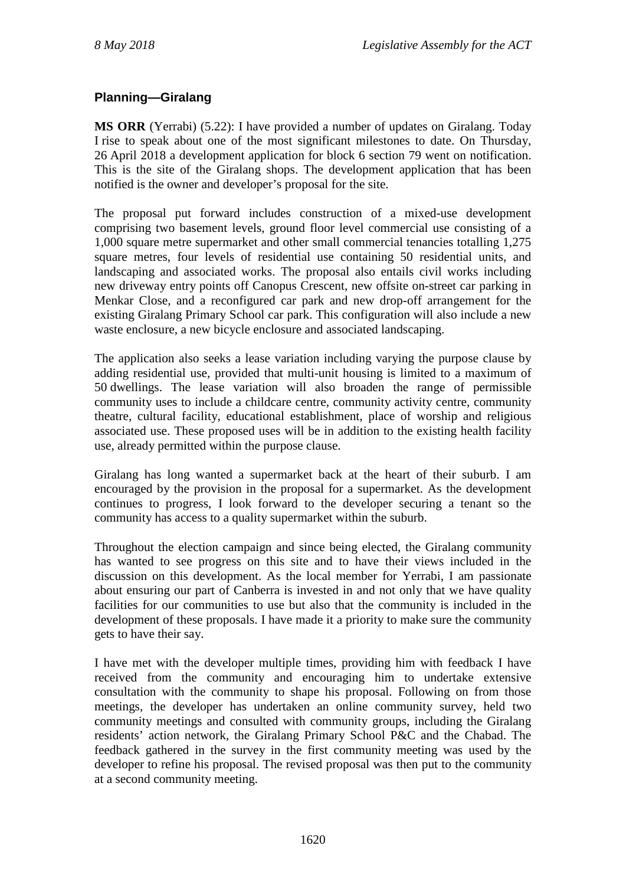## Planning—Giralang

**MS ORR** (Yerrabi) (5.22): I have provided a number of updates on Giralang. Today I rise to speak about one of the most significant milestones to date. On Thursday, 26 April 2018 a development application for block 6 section 79 went on notification. This is the site of the Giralang shops. The development application that has been notified is the owner and developer's proposal for the site.

The proposal put forward includes construction of a mixed-use development comprising two basement levels, ground floor level commercial use consisting of a 1,000 square metre supermarket and other small commercial tenancies totalling 1,275 square metres, four levels of residential use containing 50 residential units, and landscaping and associated works. The proposal also entails civil works including new driveway entry points off Canopus Crescent, new offsite on-street car parking in Menkar Close, and a reconfigured car park and new drop-off arrangement for the existing Giralang Primary School car park. This configuration will also include a new waste enclosure, a new bicycle enclosure and associated landscaping.

The application also seeks a lease variation including varying the purpose clause by adding residential use, provided that multi-unit housing is limited to a maximum of 50 dwellings. The lease variation will also broaden the range of permissible community uses to include a childcare centre, community activity centre, community theatre, cultural facility, educational establishment, place of worship and religious associated use. These proposed uses will be in addition to the existing health facility use, already permitted within the purpose clause.

Giralang has long wanted a supermarket back at the heart of their suburb. I am encouraged by the provision in the proposal for a supermarket. As the development continues to progress, I look forward to the developer securing a tenant so the community has access to a quality supermarket within the suburb.

Throughout the election campaign and since being elected, the Giralang community has wanted to see progress on this site and to have their views included in the discussion on this development. As the local member for Yerrabi, I am passionate about ensuring our part of Canberra is invested in and not only that we have quality facilities for our communities to use but also that the community is included in the development of these proposals. I have made it a priority to make sure the community gets to have their say.

I have met with the developer multiple times, providing him with feedback I have received from the community and encouraging him to undertake extensive consultation with the community to shape his proposal. Following on from those meetings, the developer has undertaken an online community survey, held two community meetings and consulted with community groups, including the Giralang residents' action network, the Giralang Primary School P&C and the Chabad. The feedback gathered in the survey in the first community meeting was used by the developer to refine his proposal. The revised proposal was then put to the community at a second community meeting.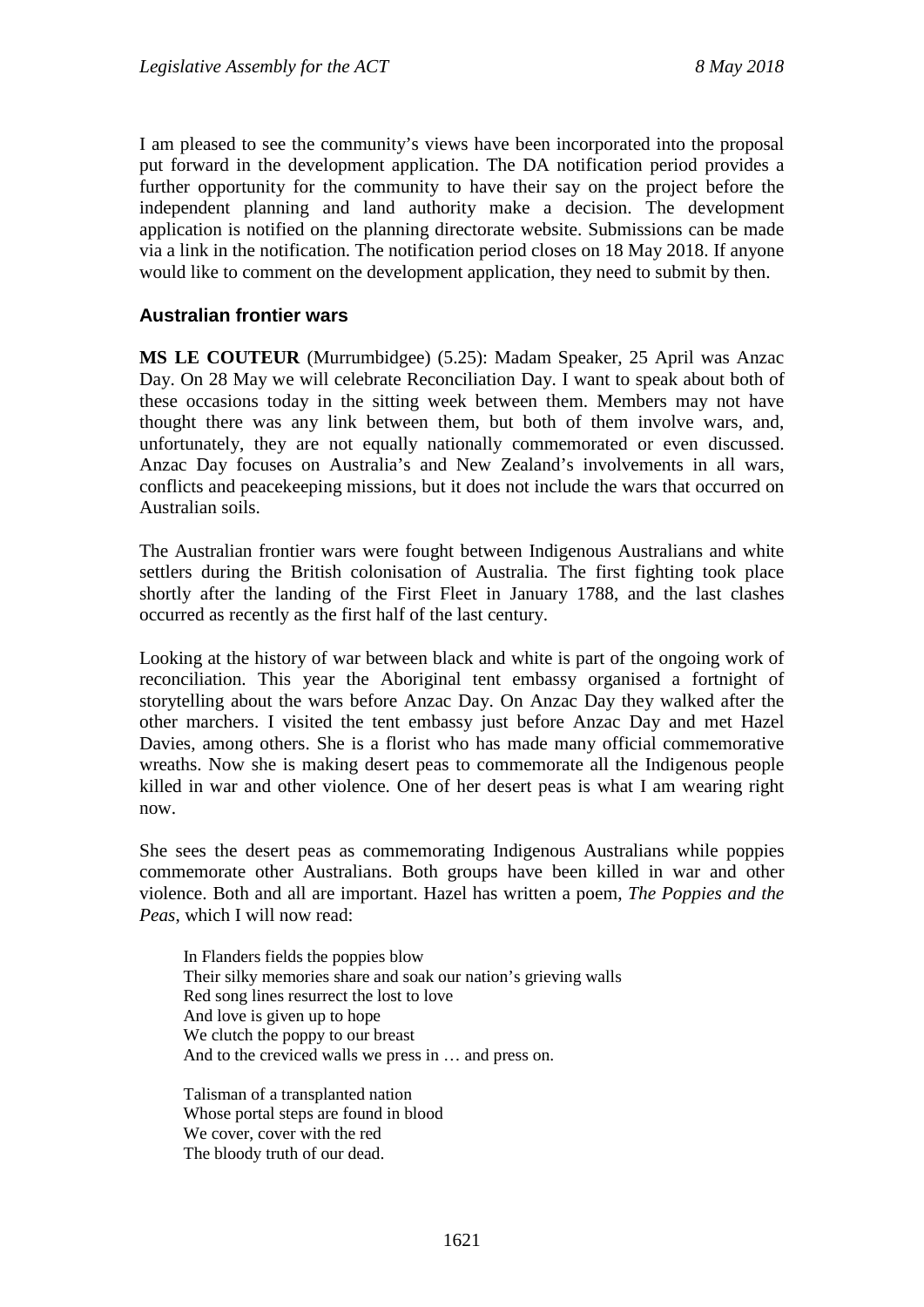I am pleased to see the community's views have been incorporated into the proposal put forward in the development application. The DA notification period provides a further opportunity for the community to have their say on the project before the independent planning and land authority make a decision. The development application is notified on the planning directorate website. Submissions can be made via a link in the notification. The notification period closes on 18 May 2018. If anyone would like to comment on the development application, they need to submit by then.

### Australian frontier wars

**MS LE COUTEUR** (Murrumbidgee) (5.25): Madam Speaker, 25 April was Anzac Day. On 28 May we will celebrate Reconciliation Day. I want to speak about both of these occasions today in the sitting week between them. Members may not have thought there was any link between them, but both of them involve wars, and, unfortunately, they are not equally nationally commemorated or even discussed. Anzac Day focuses on Australia's and New Zealand's involvements in all wars, conflicts and peacekeeping missions, but it does not include the wars that occurred on Australian soils.

The Australian frontier wars were fought between Indigenous Australians and white settlers during the British colonisation of Australia. The first fighting took place shortly after the landing of the First Fleet in January 1788, and the last clashes occurred as recently as the first half of the last century.

Looking at the history of war between black and white is part of the ongoing work of reconciliation. This year the Aboriginal tent embassy organised a fortnight of storytelling about the wars before Anzac Day. On Anzac Day they walked after the other marchers. I visited the tent embassy just before Anzac Day and met Hazel Davies, among others. She is a florist who has made many official commemorative wreaths. Now she is making desert peas to commemorate all the Indigenous people killed in war and other violence. One of her desert peas is what I am wearing right now.

She sees the desert peas as commemorating Indigenous Australians while poppies commemorate other Australians. Both groups have been killed in war and other violence. Both and all are important. Hazel has written a poem, *The Poppies and the Peas*, which I will now read:

> In Flanders fields the poppies blow
> Their silky memories share and soak our nation's grieving walls
> Red song lines resurrect the lost to love
> And love is given up to hope
> We clutch the poppy to our breast
> And to the creviced walls we press in … and press on.
>
> Talisman of a transplanted nation
> Whose portal steps are found in blood
> We cover, cover with the red
> The bloody truth of our dead.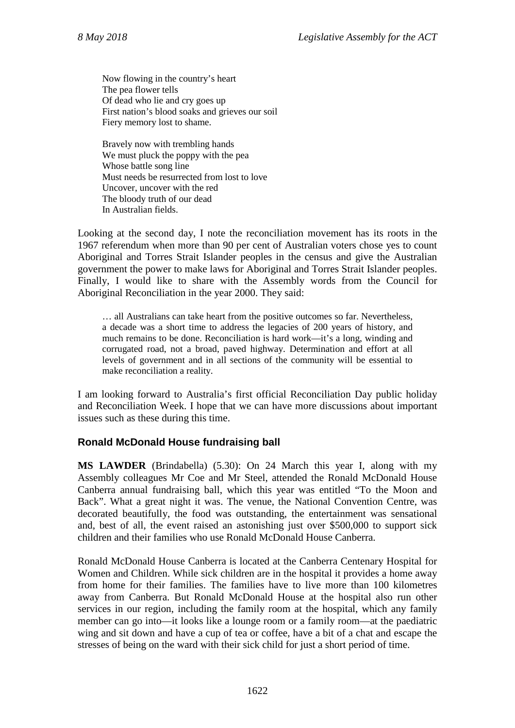Now flowing in the country's heart
The pea flower tells
Of dead who lie and cry goes up
First nation's blood soaks and grieves our soil
Fiery memory lost to shame.

Bravely now with trembling hands
We must pluck the poppy with the pea
Whose battle song line
Must needs be resurrected from lost to love
Uncover, uncover with the red
The bloody truth of our dead
In Australian fields.

Looking at the second day, I note the reconciliation movement has its roots in the 1967 referendum when more than 90 per cent of Australian voters chose yes to count Aboriginal and Torres Strait Islander peoples in the census and give the Australian government the power to make laws for Aboriginal and Torres Strait Islander peoples. Finally, I would like to share with the Assembly words from the Council for Aboriginal Reconciliation in the year 2000. They said:

> … all Australians can take heart from the positive outcomes so far. Nevertheless, a decade was a short time to address the legacies of 200 years of history, and much remains to be done. Reconciliation is hard work—it's a long, winding and corrugated road, not a broad, paved highway. Determination and effort at all levels of government and in all sections of the community will be essential to make reconciliation a reality.

I am looking forward to Australia's first official Reconciliation Day public holiday and Reconciliation Week. I hope that we can have more discussions about important issues such as these during this time.

### Ronald McDonald House fundraising ball

**MS LAWDER** (Brindabella) (5.30): On 24 March this year I, along with my Assembly colleagues Mr Coe and Mr Steel, attended the Ronald McDonald House Canberra annual fundraising ball, which this year was entitled "To the Moon and Back". What a great night it was. The venue, the National Convention Centre, was decorated beautifully, the food was outstanding, the entertainment was sensational and, best of all, the event raised an astonishing just over $500,000 to support sick children and their families who use Ronald McDonald House Canberra.

Ronald McDonald House Canberra is located at the Canberra Centenary Hospital for Women and Children. While sick children are in the hospital it provides a home away from home for their families. The families have to live more than 100 kilometres away from Canberra. But Ronald McDonald House at the hospital also run other services in our region, including the family room at the hospital, which any family member can go into—it looks like a lounge room or a family room—at the paediatric wing and sit down and have a cup of tea or coffee, have a bit of a chat and escape the stresses of being on the ward with their sick child for just a short period of time.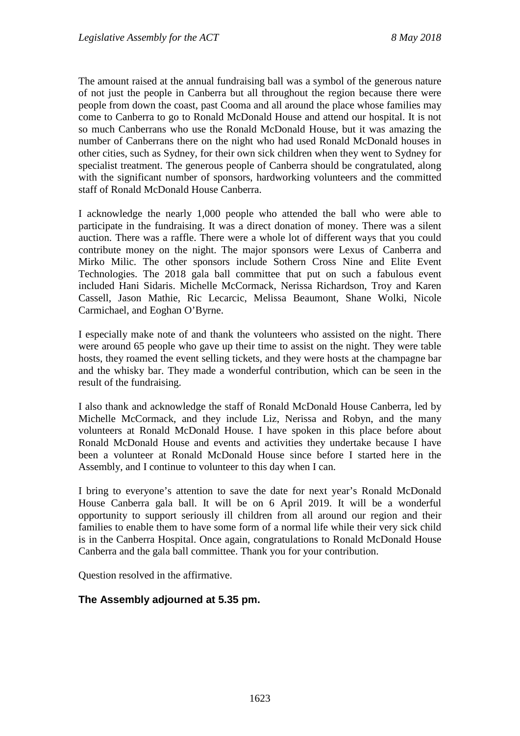The amount raised at the annual fundraising ball was a symbol of the generous nature of not just the people in Canberra but all throughout the region because there were people from down the coast, past Cooma and all around the place whose families may come to Canberra to go to Ronald McDonald House and attend our hospital. It is not so much Canberrans who use the Ronald McDonald House, but it was amazing the number of Canberrans there on the night who had used Ronald McDonald houses in other cities, such as Sydney, for their own sick children when they went to Sydney for specialist treatment. The generous people of Canberra should be congratulated, along with the significant number of sponsors, hardworking volunteers and the committed staff of Ronald McDonald House Canberra.

I acknowledge the nearly 1,000 people who attended the ball who were able to participate in the fundraising. It was a direct donation of money. There was a silent auction. There was a raffle. There were a whole lot of different ways that you could contribute money on the night. The major sponsors were Lexus of Canberra and Mirko Milic. The other sponsors include Sothern Cross Nine and Elite Event Technologies. The 2018 gala ball committee that put on such a fabulous event included Hani Sidaris. Michelle McCormack, Nerissa Richardson, Troy and Karen Cassell, Jason Mathie, Ric Lecarcic, Melissa Beaumont, Shane Wolki, Nicole Carmichael, and Eoghan O'Byrne.

I especially make note of and thank the volunteers who assisted on the night. There were around 65 people who gave up their time to assist on the night. They were table hosts, they roamed the event selling tickets, and they were hosts at the champagne bar and the whisky bar. They made a wonderful contribution, which can be seen in the result of the fundraising.

I also thank and acknowledge the staff of Ronald McDonald House Canberra, led by Michelle McCormack, and they include Liz, Nerissa and Robyn, and the many volunteers at Ronald McDonald House. I have spoken in this place before about Ronald McDonald House and events and activities they undertake because I have been a volunteer at Ronald McDonald House since before I started here in the Assembly, and I continue to volunteer to this day when I can.

I bring to everyone's attention to save the date for next year's Ronald McDonald House Canberra gala ball. It will be on 6 April 2019. It will be a wonderful opportunity to support seriously ill children from all around our region and their families to enable them to have some form of a normal life while their very sick child is in the Canberra Hospital. Once again, congratulations to Ronald McDonald House Canberra and the gala ball committee. Thank you for your contribution.

Question resolved in the affirmative.

**The Assembly adjourned at 5.35 pm.**